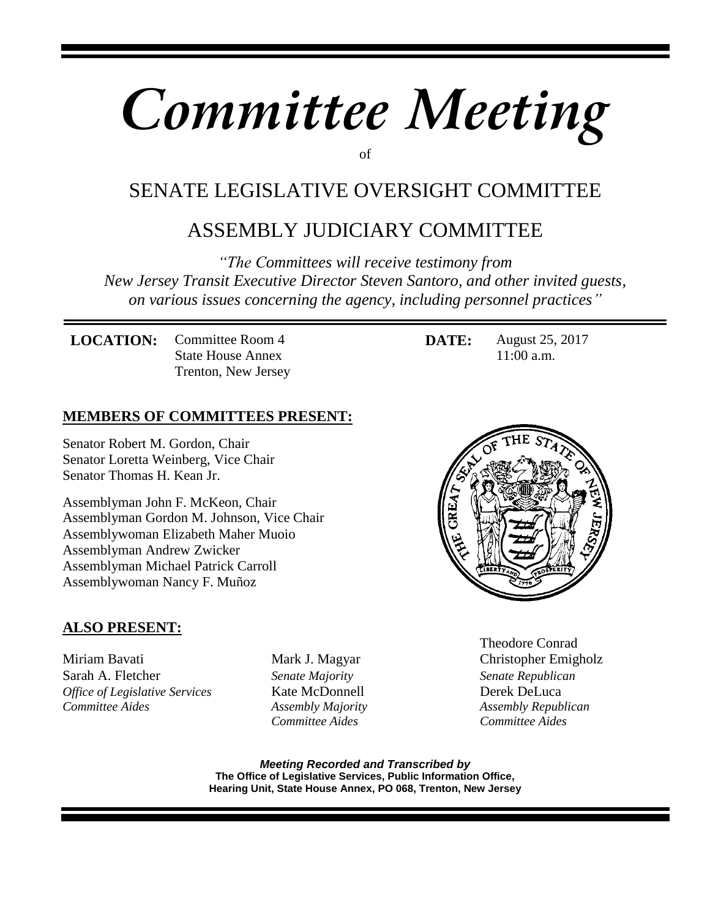# *Committee Meeting*

of

## SENATE LEGISLATIVE OVERSIGHT COMMITTEE

## ASSEMBLY JUDICIARY COMMITTEE

*"The Committees will receive testimony from New Jersey Transit Executive Director Steven Santoro, and other invited guests, on various issues concerning the agency, including personnel practices"*

**LOCATION:** Committee Room 4
State House Annex
Trenton, New Jersey

**DATE:** August 25, 2017
11:00 a.m.

**MEMBERS OF COMMITTEES PRESENT:**

Senator Robert M. Gordon, Chair
Senator Loretta Weinberg, Vice Chair
Senator Thomas H. Kean Jr.

Assemblyman John F. McKeon, Chair
Assemblyman Gordon M. Johnson, Vice Chair
Assemblywoman Elizabeth Maher Muoio
Assemblyman Andrew Zwicker
Assemblyman Michael Patrick Carroll
Assemblywoman Nancy F. Muñoz

**ALSO PRESENT:**

Miriam Bavati
Sarah A. Fletcher
*Office of Legislative Services*
*Committee Aides*

Mark J. Magyar
*Senate Majority*
Kate McDonnell
*Assembly Majority*
*Committee Aides*

Theodore Conrad
Christopher Emigholz
*Senate Republican*
Derek DeLuca
*Assembly Republican*
*Committee Aides*

***Meeting Recorded and Transcribed by***
**The Office of Legislative Services, Public Information Office,**
**Hearing Unit, State House Annex, PO 068, Trenton, New Jersey**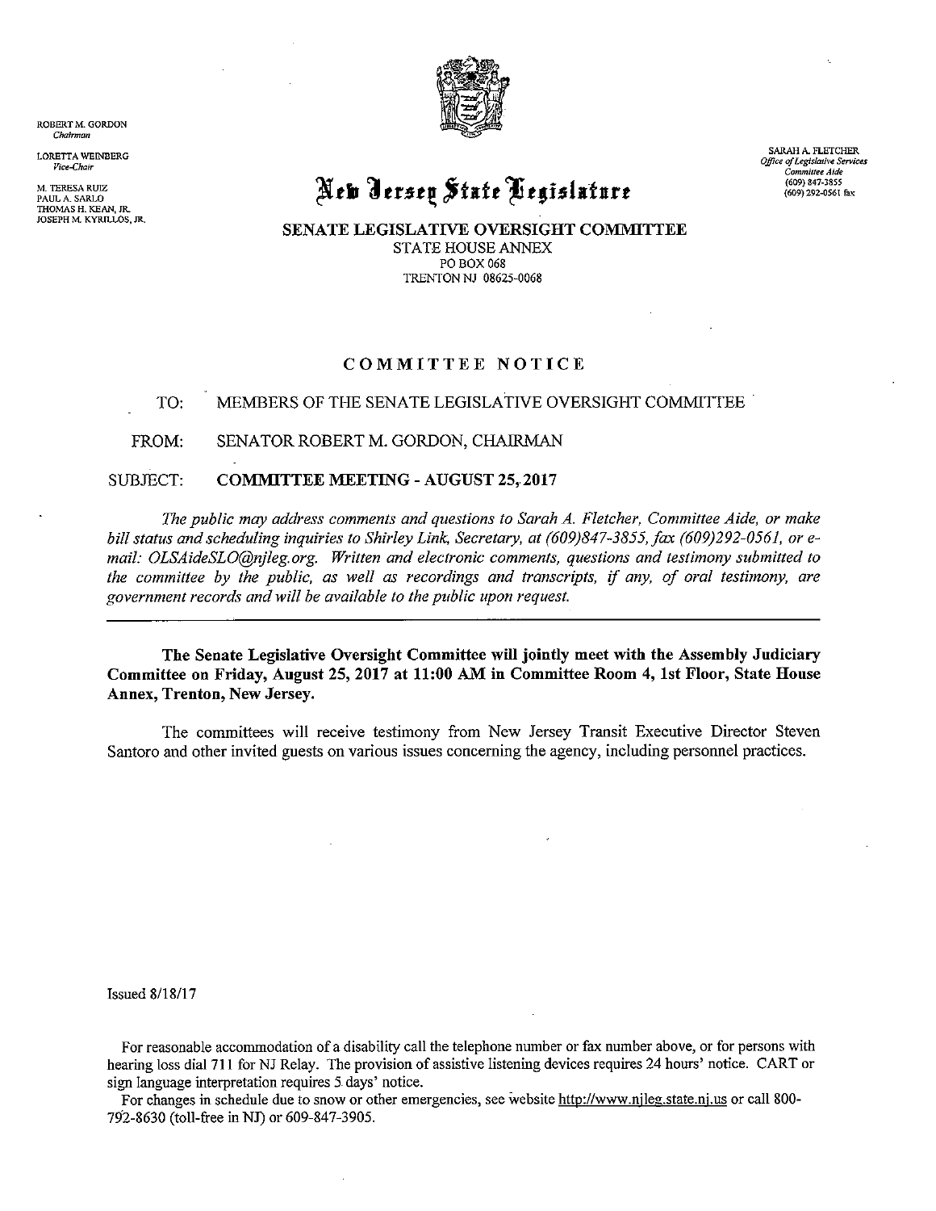ROBERT M. GORDON
*Chairman*

LORETTA WEINBERG
*Vice-Chair*

M. TERESA RUIZ
PAUL A. SARLO
THOMAS H. KEAN, JR.
JOSEPH M. KYRILLOS, JR.

# New Jersey State Legislature

SARAH A. FLETCHER
*Office of Legislative Services*
*Committee Aide*
(609) 847-3855
(609) 292-0561 fax

**SENATE LEGISLATIVE OVERSIGHT COMMITTEE**
STATE HOUSE ANNEX
PO BOX 068
TRENTON NJ 08625-0068

## COMMITTEE NOTICE

TO: MEMBERS OF THE SENATE LEGISLATIVE OVERSIGHT COMMITTEE

FROM: SENATOR ROBERT M. GORDON, CHAIRMAN

SUBJECT: **COMMITTEE MEETING - AUGUST 25, 2017**

*The public may address comments and questions to Sarah A. Fletcher, Committee Aide, or make bill status and scheduling inquiries to Shirley Link, Secretary, at (609)847-3855, fax (609)292-0561, or e-mail: OLSAideSLO@njleg.org. Written and electronic comments, questions and testimony submitted to the committee by the public, as well as recordings and transcripts, if any, of oral testimony, are government records and will be available to the public upon request.*

---

**The Senate Legislative Oversight Committee will jointly meet with the Assembly Judiciary Committee on Friday, August 25, 2017 at 11:00 AM in Committee Room 4, 1st Floor, State House Annex, Trenton, New Jersey.**

The committees will receive testimony from New Jersey Transit Executive Director Steven Santoro and other invited guests on various issues concerning the agency, including personnel practices.

Issued 8/18/17

For reasonable accommodation of a disability call the telephone number or fax number above, or for persons with hearing loss dial 711 for NJ Relay. The provision of assistive listening devices requires 24 hours' notice. CART or sign language interpretation requires 5 days' notice.

For changes in schedule due to snow or other emergencies, see website http://www.njleg.state.nj.us or call 800-792-8630 (toll-free in NJ) or 609-847-3905.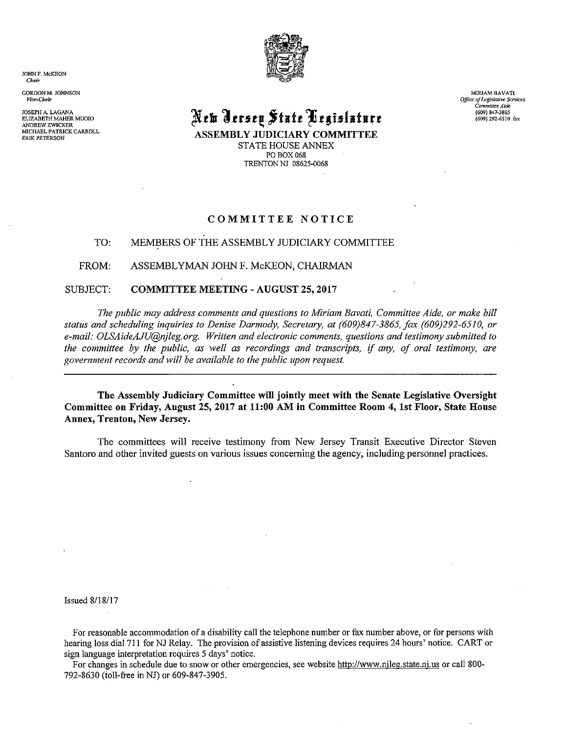JOHN F. McKEON
*Chair*

GORDON M. JOHNSON
*Vice-Chair*

JOSEPH A. LAGANA
ELIZABETH MAHER MUOIO
ANDREW ZWICKER
MICHAEL PATRICK CARROLL
ERIK PETERSON

# New Jersey State Legislature

## ASSEMBLY JUDICIARY COMMITTEE

STATE HOUSE ANNEX
PO BOX 068
TRENTON NJ 08625-0068

MIRIAM BAVATI
*Office of Legislative Services*
*Committee Aide*
(609) 847-3865
(609) 292-6510 fax

## COMMITTEE NOTICE

TO: MEMBERS OF THE ASSEMBLY JUDICIARY COMMITTEE

FROM: ASSEMBLYMAN JOHN F. McKEON, CHAIRMAN

SUBJECT: **COMMITTEE MEETING - AUGUST 25, 2017**

*The public may address comments and questions to Miriam Bavati, Committee Aide, or make bill status and scheduling inquiries to Denise Darmody, Secretary, at (609)847-3865, fax (609)292-6510, or e-mail: OLSAideAJU@njleg.org. Written and electronic comments, questions and testimony submitted to the committee by the public, as well as recordings and transcripts, if any, of oral testimony, are government records and will be available to the public upon request.*

---

**The Assembly Judiciary Committee will jointly meet with the Senate Legislative Oversight Committee on Friday, August 25, 2017 at 11:00 AM in Committee Room 4, 1st Floor, State House Annex, Trenton, New Jersey.**

The committees will receive testimony from New Jersey Transit Executive Director Steven Santoro and other invited guests on various issues concerning the agency, including personnel practices.

Issued 8/18/17

For reasonable accommodation of a disability call the telephone number or fax number above, or for persons with hearing loss dial 711 for NJ Relay. The provision of assistive listening devices requires 24 hours' notice. CART or sign language interpretation requires 5 days' notice.

For changes in schedule due to snow or other emergencies, see website http://www.njleg.state.nj.us or call 800-792-8630 (toll-free in NJ) or 609-847-3905.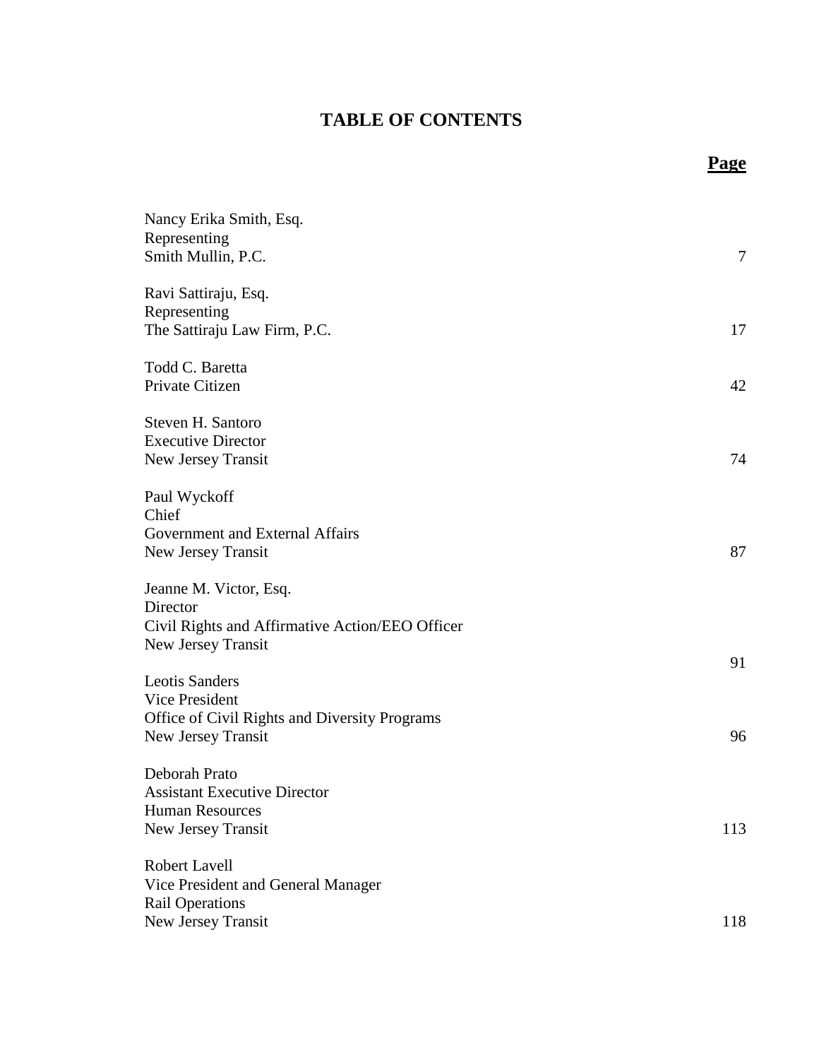# TABLE OF CONTENTS

| | **Page** |
|---|---|
| Nancy Erika Smith, Esq.<br>Representing<br>Smith Mullin, P.C. | 7 |
| Ravi Sattiraju, Esq.<br>Representing<br>The Sattiraju Law Firm, P.C. | 17 |
| Todd C. Baretta<br>Private Citizen | 42 |
| Steven H. Santoro<br>Executive Director<br>New Jersey Transit | 74 |
| Paul Wyckoff<br>Chief<br>Government and External Affairs<br>New Jersey Transit | 87 |
| Jeanne M. Victor, Esq.<br>Director<br>Civil Rights and Affirmative Action/EEO Officer<br>New Jersey Transit | 91 |
| Leotis Sanders<br>Vice President<br>Office of Civil Rights and Diversity Programs<br>New Jersey Transit | 96 |
| Deborah Prato<br>Assistant Executive Director<br>Human Resources<br>New Jersey Transit | 113 |
| Robert Lavell<br>Vice President and General Manager<br>Rail Operations<br>New Jersey Transit | 118 |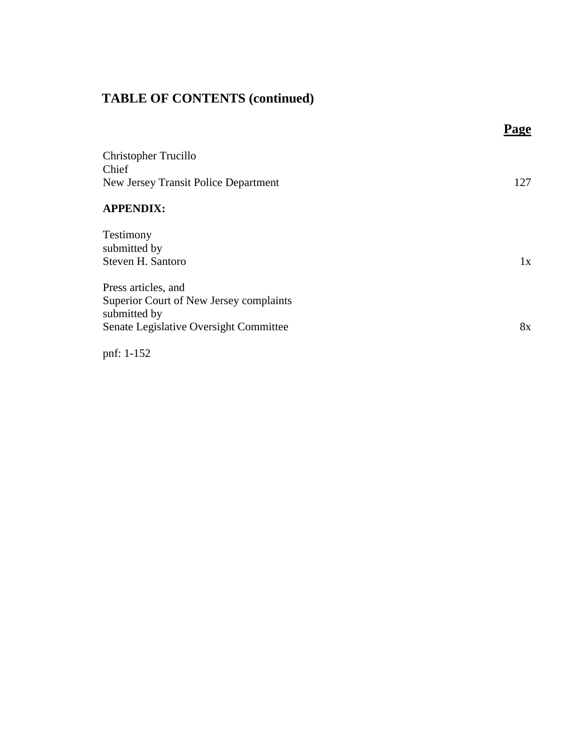# TABLE OF CONTENTS (continued)

| | **Page** |
|---|---|
| Christopher Trucillo<br>Chief<br>New Jersey Transit Police Department | 127 |
| **APPENDIX:** | |
| Testimony<br>submitted by<br>Steven H. Santoro | 1x |
| Press articles, and<br>Superior Court of New Jersey complaints<br>submitted by<br>Senate Legislative Oversight Committee | 8x |

pnf: 1-152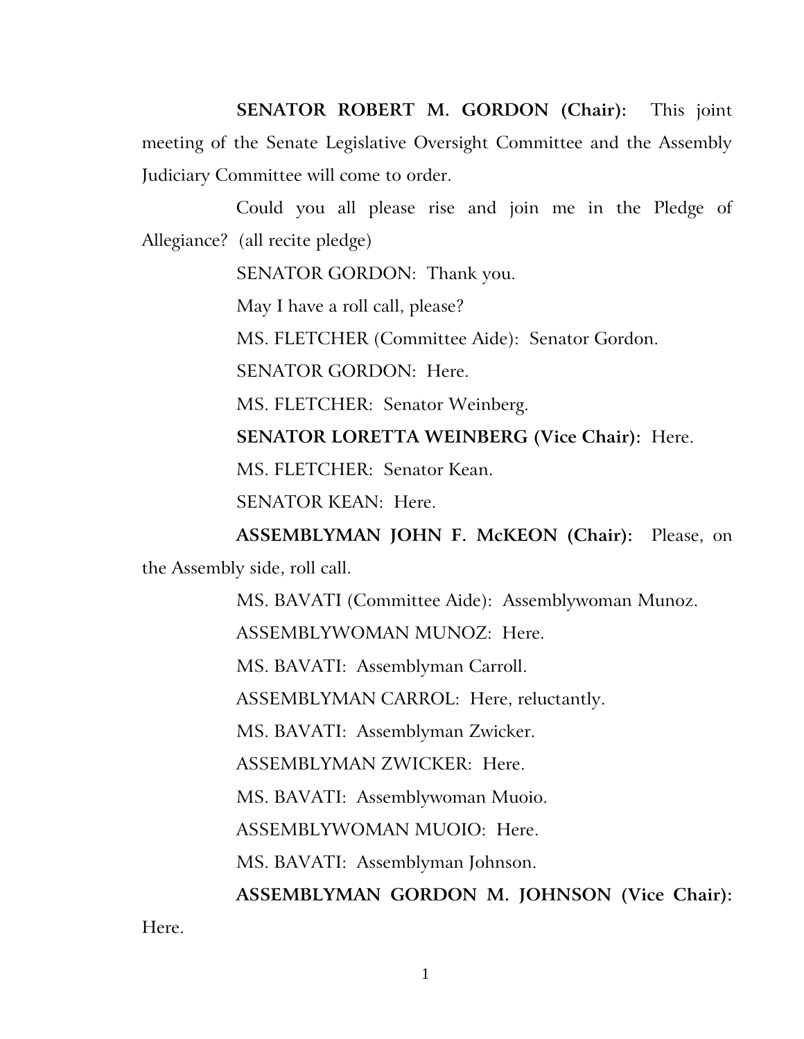**SENATOR ROBERT M. GORDON (Chair):** This joint meeting of the Senate Legislative Oversight Committee and the Assembly Judiciary Committee will come to order.

Could you all please rise and join me in the Pledge of Allegiance? (all recite pledge)

SENATOR GORDON: Thank you.

May I have a roll call, please?

MS. FLETCHER (Committee Aide): Senator Gordon.

SENATOR GORDON: Here.

MS. FLETCHER: Senator Weinberg.

**SENATOR LORETTA WEINBERG (Vice Chair):** Here.

MS. FLETCHER: Senator Kean.

SENATOR KEAN: Here.

**ASSEMBLYMAN JOHN F. McKEON (Chair):** Please, on the Assembly side, roll call.

MS. BAVATI (Committee Aide): Assemblywoman Munoz.

ASSEMBLYWOMAN MUNOZ: Here.

MS. BAVATI: Assemblyman Carroll.

ASSEMBLYMAN CARROL: Here, reluctantly.

MS. BAVATI: Assemblyman Zwicker.

ASSEMBLYMAN ZWICKER: Here.

MS. BAVATI: Assemblywoman Muoio.

ASSEMBLYWOMAN MUOIO: Here.

MS. BAVATI: Assemblyman Johnson.

**ASSEMBLYMAN GORDON M. JOHNSON (Vice Chair):** Here.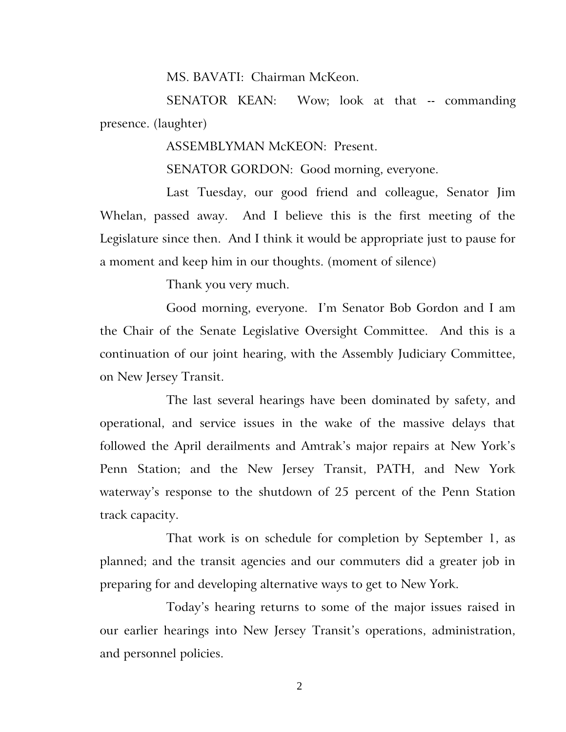MS. BAVATI: Chairman McKeon.

SENATOR KEAN: Wow; look at that -- commanding presence. (laughter)

ASSEMBLYMAN McKEON: Present.

SENATOR GORDON: Good morning, everyone.

Last Tuesday, our good friend and colleague, Senator Jim Whelan, passed away. And I believe this is the first meeting of the Legislature since then. And I think it would be appropriate just to pause for a moment and keep him in our thoughts. (moment of silence)

Thank you very much.

Good morning, everyone. I'm Senator Bob Gordon and I am the Chair of the Senate Legislative Oversight Committee. And this is a continuation of our joint hearing, with the Assembly Judiciary Committee, on New Jersey Transit.

The last several hearings have been dominated by safety, and operational, and service issues in the wake of the massive delays that followed the April derailments and Amtrak's major repairs at New York's Penn Station; and the New Jersey Transit, PATH, and New York waterway's response to the shutdown of 25 percent of the Penn Station track capacity.

That work is on schedule for completion by September 1, as planned; and the transit agencies and our commuters did a greater job in preparing for and developing alternative ways to get to New York.

Today's hearing returns to some of the major issues raised in our earlier hearings into New Jersey Transit's operations, administration, and personnel policies.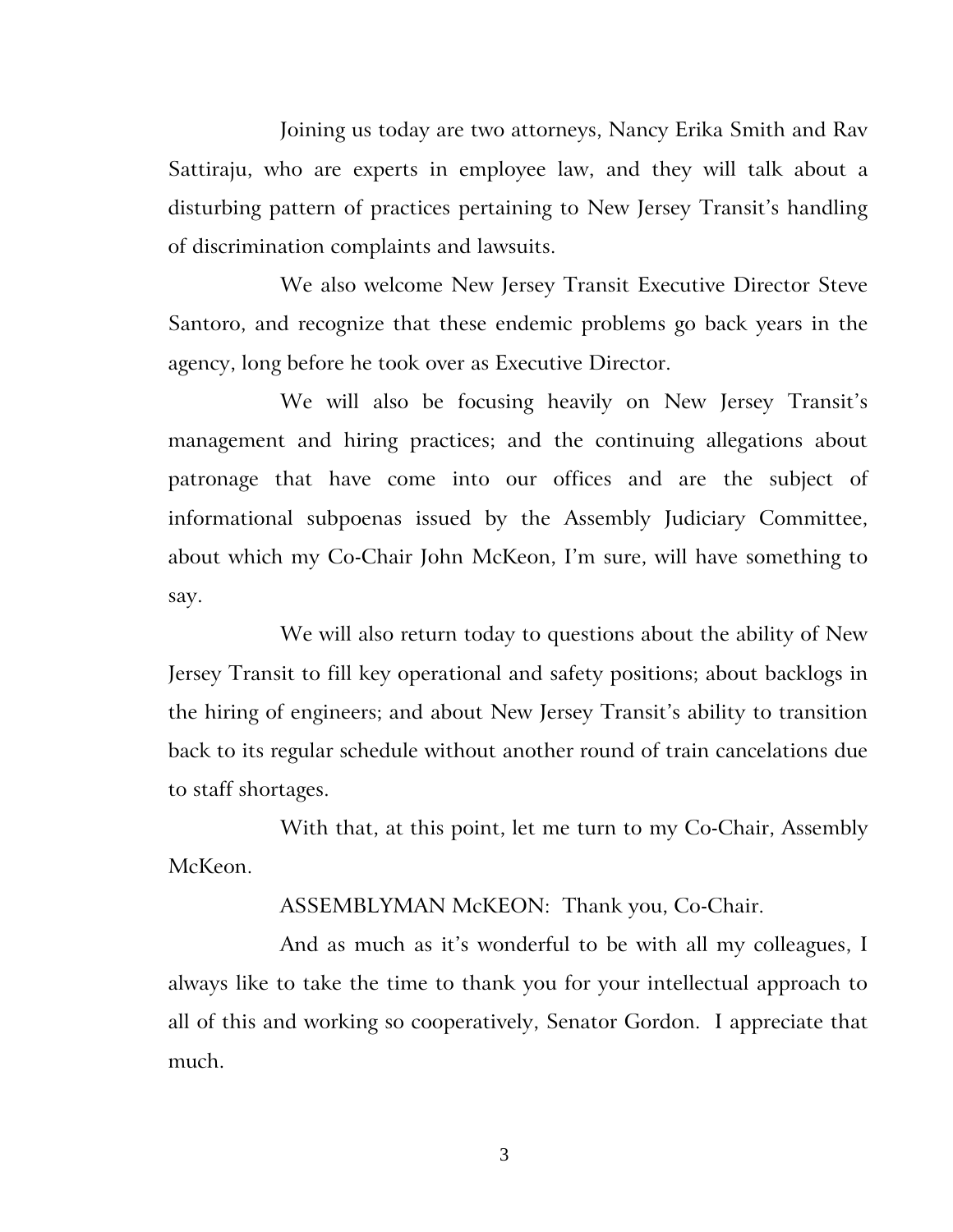Joining us today are two attorneys, Nancy Erika Smith and Rav Sattiraju, who are experts in employee law, and they will talk about a disturbing pattern of practices pertaining to New Jersey Transit's handling of discrimination complaints and lawsuits.

We also welcome New Jersey Transit Executive Director Steve Santoro, and recognize that these endemic problems go back years in the agency, long before he took over as Executive Director.

We will also be focusing heavily on New Jersey Transit's management and hiring practices; and the continuing allegations about patronage that have come into our offices and are the subject of informational subpoenas issued by the Assembly Judiciary Committee, about which my Co-Chair John McKeon, I'm sure, will have something to say.

We will also return today to questions about the ability of New Jersey Transit to fill key operational and safety positions; about backlogs in the hiring of engineers; and about New Jersey Transit's ability to transition back to its regular schedule without another round of train cancelations due to staff shortages.

With that, at this point, let me turn to my Co-Chair, Assembly McKeon.

ASSEMBLYMAN McKEON: Thank you, Co-Chair.

And as much as it's wonderful to be with all my colleagues, I always like to take the time to thank you for your intellectual approach to all of this and working so cooperatively, Senator Gordon. I appreciate that much.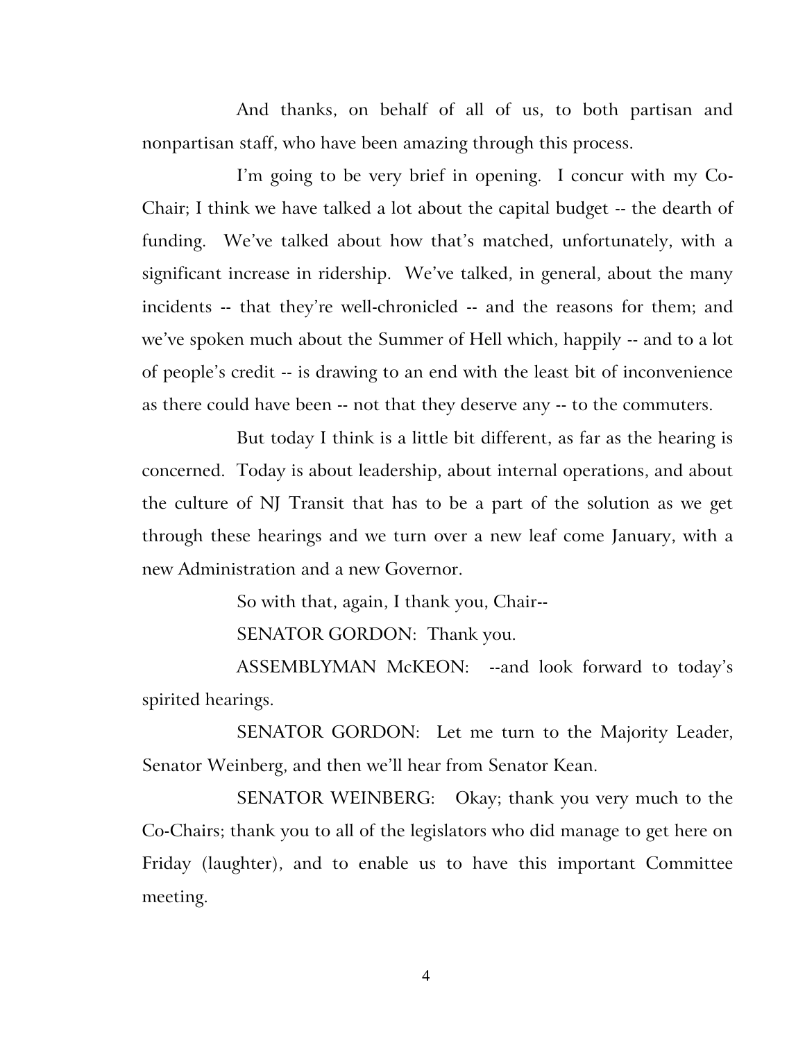And thanks, on behalf of all of us, to both partisan and nonpartisan staff, who have been amazing through this process.

I'm going to be very brief in opening. I concur with my Co-Chair; I think we have talked a lot about the capital budget -- the dearth of funding. We've talked about how that's matched, unfortunately, with a significant increase in ridership. We've talked, in general, about the many incidents -- that they're well-chronicled -- and the reasons for them; and we've spoken much about the Summer of Hell which, happily -- and to a lot of people's credit -- is drawing to an end with the least bit of inconvenience as there could have been -- not that they deserve any -- to the commuters.

But today I think is a little bit different, as far as the hearing is concerned. Today is about leadership, about internal operations, and about the culture of NJ Transit that has to be a part of the solution as we get through these hearings and we turn over a new leaf come January, with a new Administration and a new Governor.

So with that, again, I thank you, Chair--

SENATOR GORDON: Thank you.

ASSEMBLYMAN McKEON: --and look forward to today's spirited hearings.

SENATOR GORDON: Let me turn to the Majority Leader, Senator Weinberg, and then we'll hear from Senator Kean.

SENATOR WEINBERG: Okay; thank you very much to the Co-Chairs; thank you to all of the legislators who did manage to get here on Friday (laughter), and to enable us to have this important Committee meeting.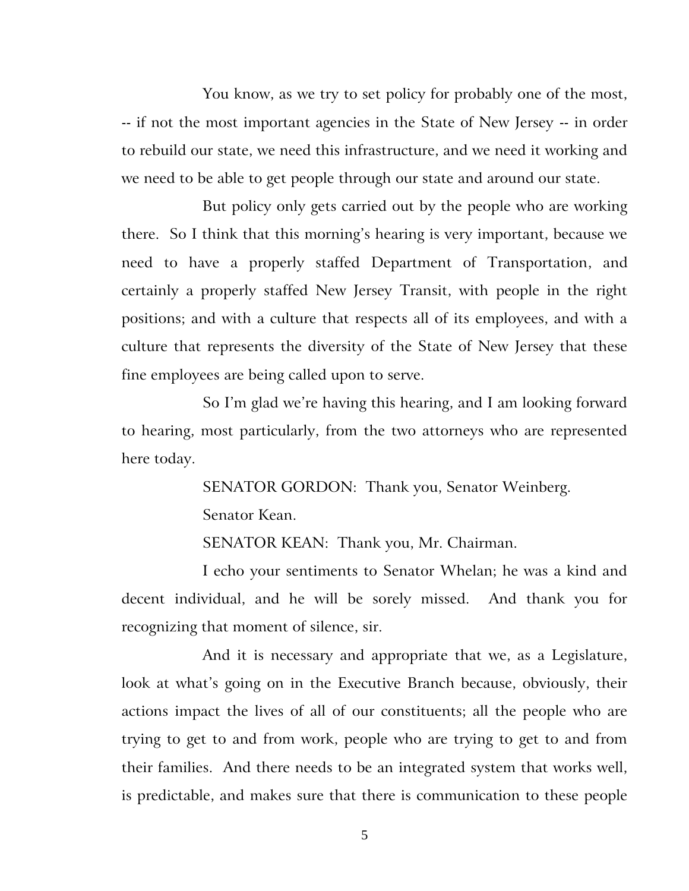You know, as we try to set policy for probably one of the most, -- if not the most important agencies in the State of New Jersey -- in order to rebuild our state, we need this infrastructure, and we need it working and we need to be able to get people through our state and around our state.

But policy only gets carried out by the people who are working there. So I think that this morning's hearing is very important, because we need to have a properly staffed Department of Transportation, and certainly a properly staffed New Jersey Transit, with people in the right positions; and with a culture that respects all of its employees, and with a culture that represents the diversity of the State of New Jersey that these fine employees are being called upon to serve.

So I'm glad we're having this hearing, and I am looking forward to hearing, most particularly, from the two attorneys who are represented here today.

SENATOR GORDON: Thank you, Senator Weinberg.

Senator Kean.

SENATOR KEAN: Thank you, Mr. Chairman.

I echo your sentiments to Senator Whelan; he was a kind and decent individual, and he will be sorely missed. And thank you for recognizing that moment of silence, sir.

And it is necessary and appropriate that we, as a Legislature, look at what's going on in the Executive Branch because, obviously, their actions impact the lives of all of our constituents; all the people who are trying to get to and from work, people who are trying to get to and from their families. And there needs to be an integrated system that works well, is predictable, and makes sure that there is communication to these people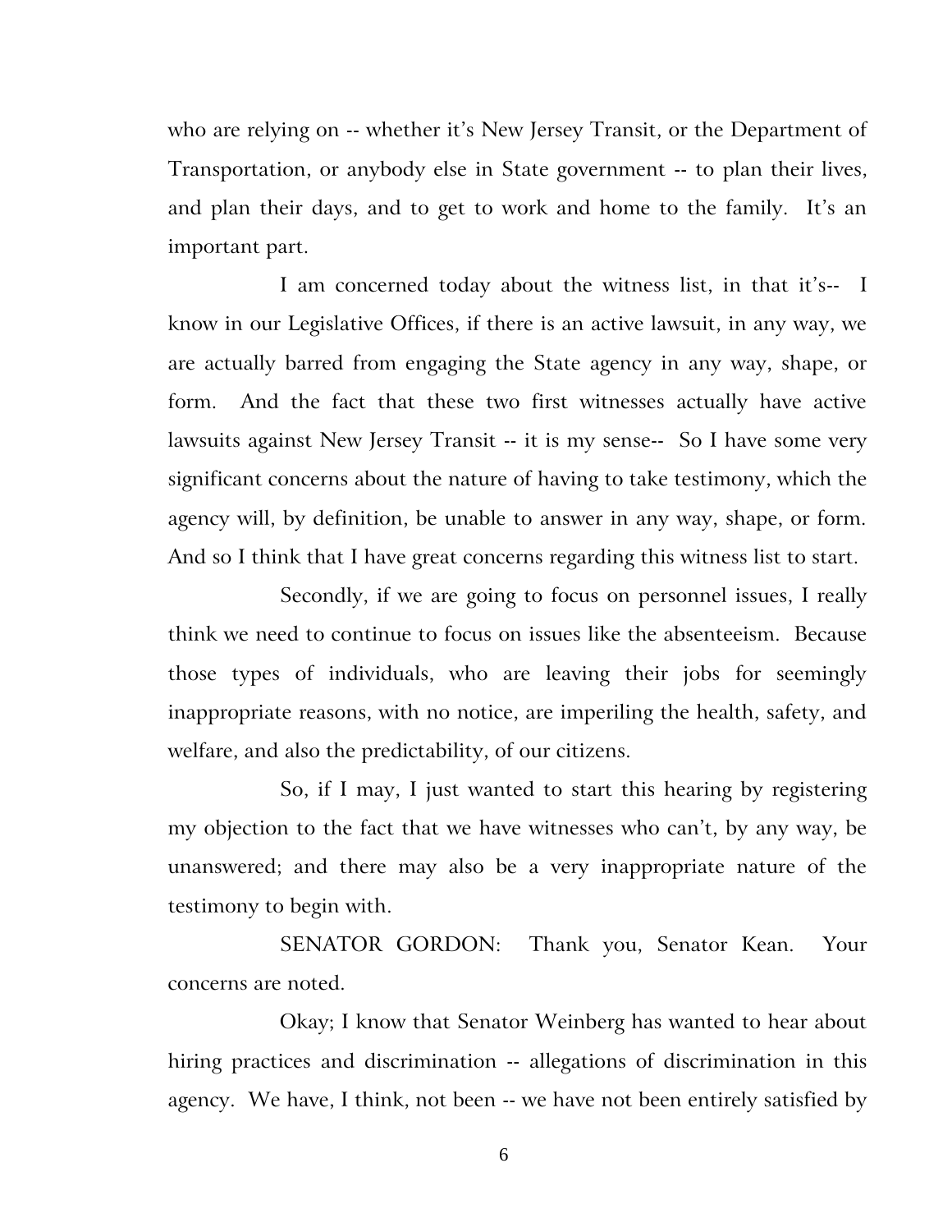who are relying on -- whether it's New Jersey Transit, or the Department of Transportation, or anybody else in State government -- to plan their lives, and plan their days, and to get to work and home to the family. It's an important part.

I am concerned today about the witness list, in that it's-- I know in our Legislative Offices, if there is an active lawsuit, in any way, we are actually barred from engaging the State agency in any way, shape, or form. And the fact that these two first witnesses actually have active lawsuits against New Jersey Transit -- it is my sense-- So I have some very significant concerns about the nature of having to take testimony, which the agency will, by definition, be unable to answer in any way, shape, or form. And so I think that I have great concerns regarding this witness list to start.

Secondly, if we are going to focus on personnel issues, I really think we need to continue to focus on issues like the absenteeism. Because those types of individuals, who are leaving their jobs for seemingly inappropriate reasons, with no notice, are imperiling the health, safety, and welfare, and also the predictability, of our citizens.

So, if I may, I just wanted to start this hearing by registering my objection to the fact that we have witnesses who can't, by any way, be unanswered; and there may also be a very inappropriate nature of the testimony to begin with.

SENATOR GORDON: Thank you, Senator Kean. Your concerns are noted.

Okay; I know that Senator Weinberg has wanted to hear about hiring practices and discrimination -- allegations of discrimination in this agency. We have, I think, not been -- we have not been entirely satisfied by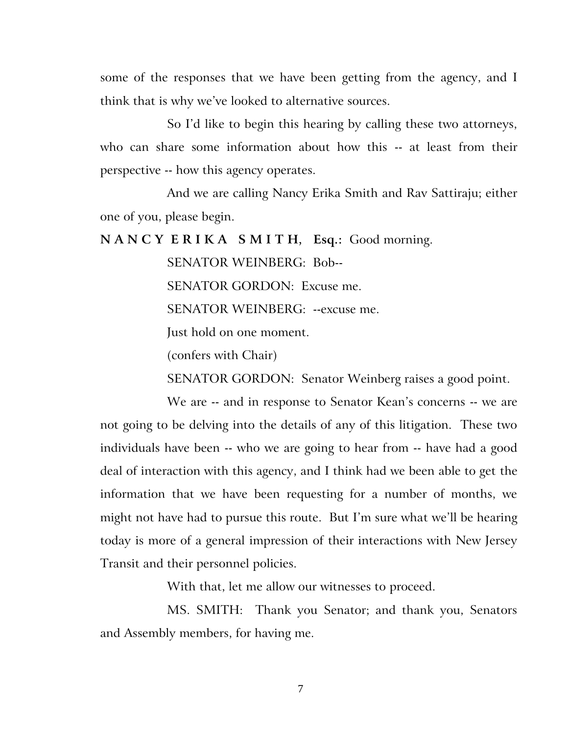some of the responses that we have been getting from the agency, and I think that is why we've looked to alternative sources.

So I'd like to begin this hearing by calling these two attorneys, who can share some information about how this -- at least from their perspective -- how this agency operates.

And we are calling Nancy Erika Smith and Rav Sattiraju; either one of you, please begin.

**N A N C Y E R I K A S M I T H, Esq.:** Good morning.

SENATOR WEINBERG: Bob--

SENATOR GORDON: Excuse me.

SENATOR WEINBERG: --excuse me.

Just hold on one moment.

(confers with Chair)

SENATOR GORDON: Senator Weinberg raises a good point.

We are -- and in response to Senator Kean's concerns -- we are not going to be delving into the details of any of this litigation. These two individuals have been -- who we are going to hear from -- have had a good deal of interaction with this agency, and I think had we been able to get the information that we have been requesting for a number of months, we might not have had to pursue this route. But I'm sure what we'll be hearing today is more of a general impression of their interactions with New Jersey Transit and their personnel policies.

With that, let me allow our witnesses to proceed.

MS. SMITH: Thank you Senator; and thank you, Senators and Assembly members, for having me.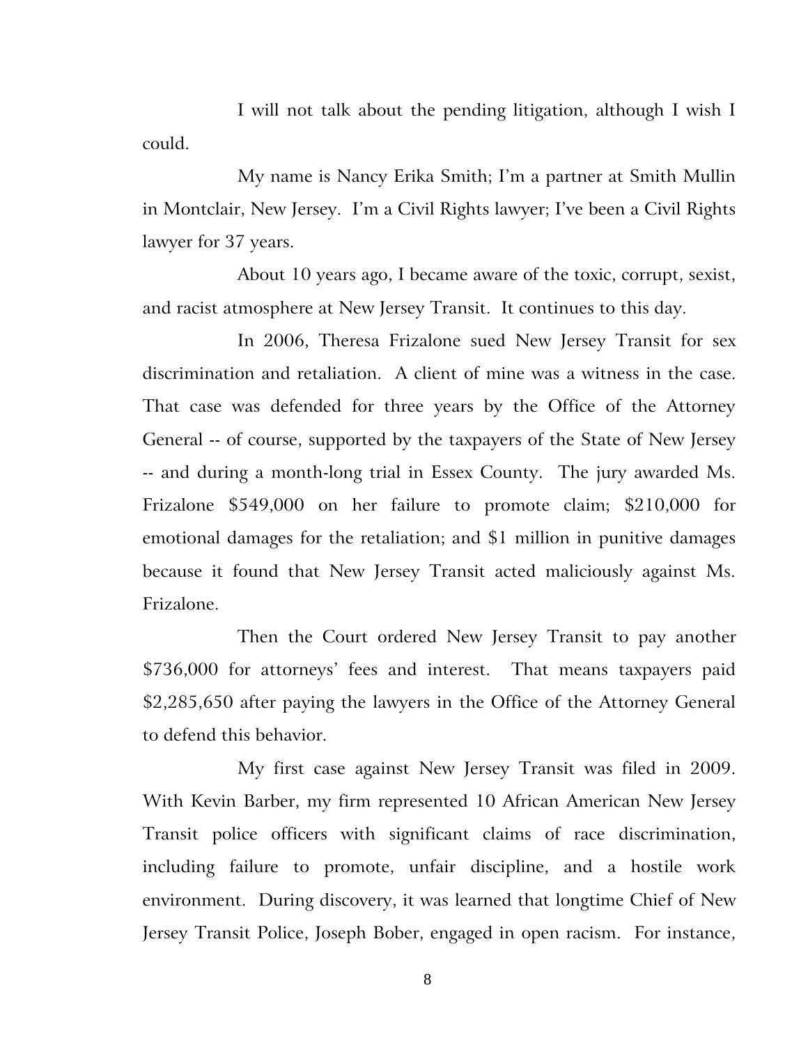I will not talk about the pending litigation, although I wish I could.

My name is Nancy Erika Smith; I'm a partner at Smith Mullin in Montclair, New Jersey. I'm a Civil Rights lawyer; I've been a Civil Rights lawyer for 37 years.

About 10 years ago, I became aware of the toxic, corrupt, sexist, and racist atmosphere at New Jersey Transit. It continues to this day.

In 2006, Theresa Frizalone sued New Jersey Transit for sex discrimination and retaliation. A client of mine was a witness in the case. That case was defended for three years by the Office of the Attorney General -- of course, supported by the taxpayers of the State of New Jersey -- and during a month-long trial in Essex County. The jury awarded Ms. Frizalone $549,000 on her failure to promote claim; $210,000 for emotional damages for the retaliation; and $1 million in punitive damages because it found that New Jersey Transit acted maliciously against Ms. Frizalone.

Then the Court ordered New Jersey Transit to pay another $736,000 for attorneys' fees and interest. That means taxpayers paid $2,285,650 after paying the lawyers in the Office of the Attorney General to defend this behavior.

My first case against New Jersey Transit was filed in 2009. With Kevin Barber, my firm represented 10 African American New Jersey Transit police officers with significant claims of race discrimination, including failure to promote, unfair discipline, and a hostile work environment. During discovery, it was learned that longtime Chief of New Jersey Transit Police, Joseph Bober, engaged in open racism. For instance,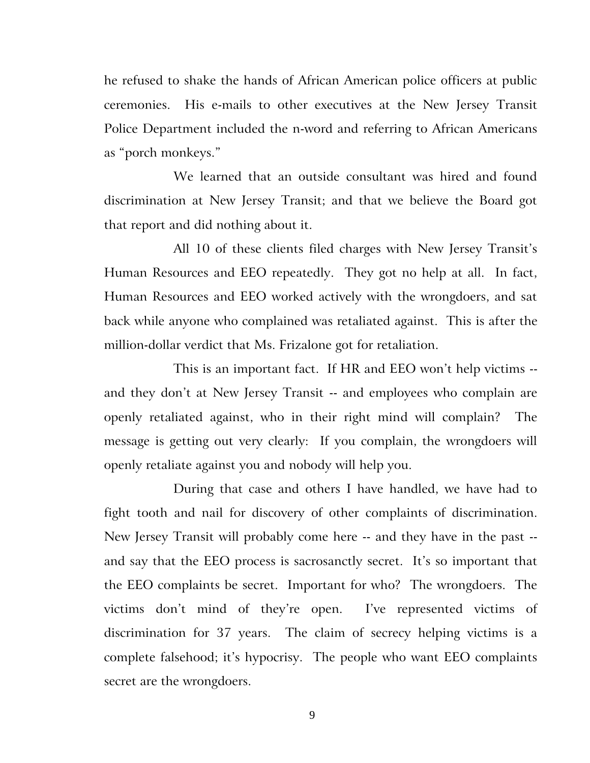he refused to shake the hands of African American police officers at public ceremonies. His e-mails to other executives at the New Jersey Transit Police Department included the n-word and referring to African Americans as "porch monkeys."

We learned that an outside consultant was hired and found discrimination at New Jersey Transit; and that we believe the Board got that report and did nothing about it.

All 10 of these clients filed charges with New Jersey Transit's Human Resources and EEO repeatedly. They got no help at all. In fact, Human Resources and EEO worked actively with the wrongdoers, and sat back while anyone who complained was retaliated against. This is after the million-dollar verdict that Ms. Frizalone got for retaliation.

This is an important fact. If HR and EEO won't help victims -- and they don't at New Jersey Transit -- and employees who complain are openly retaliated against, who in their right mind will complain? The message is getting out very clearly: If you complain, the wrongdoers will openly retaliate against you and nobody will help you.

During that case and others I have handled, we have had to fight tooth and nail for discovery of other complaints of discrimination. New Jersey Transit will probably come here -- and they have in the past -- and say that the EEO process is sacrosanctly secret. It's so important that the EEO complaints be secret. Important for who? The wrongdoers. The victims don't mind of they're open. I've represented victims of discrimination for 37 years. The claim of secrecy helping victims is a complete falsehood; it's hypocrisy. The people who want EEO complaints secret are the wrongdoers.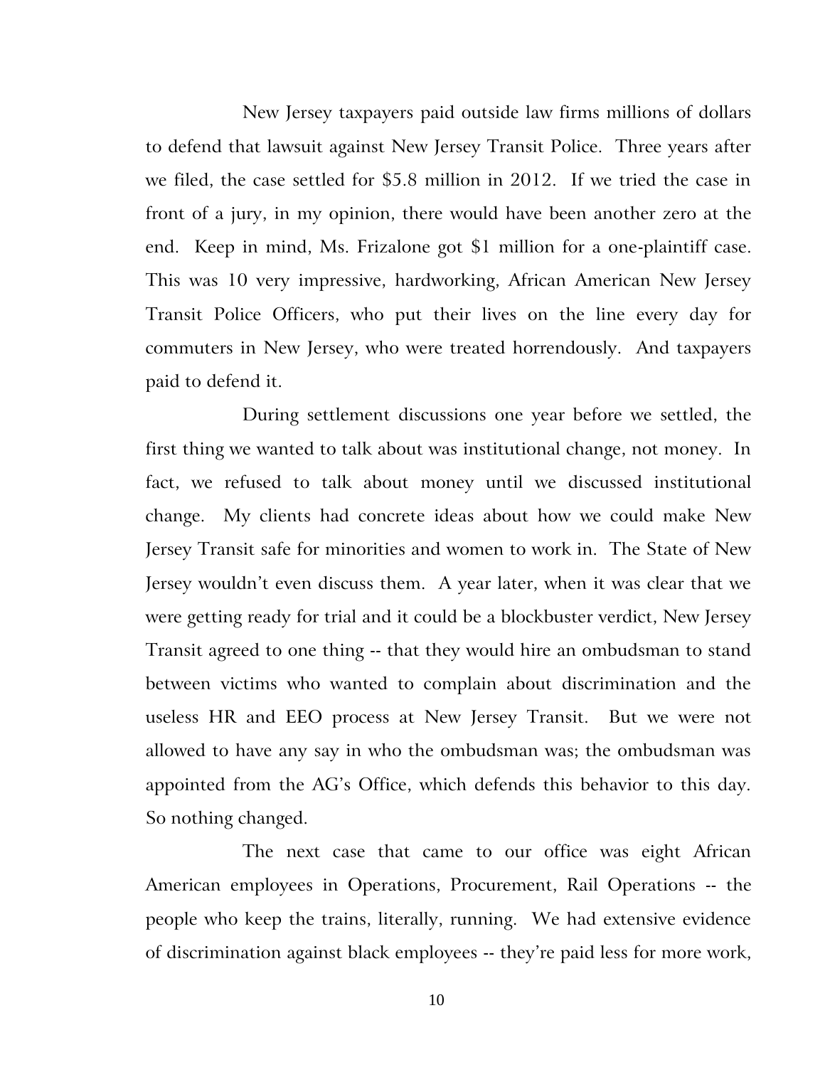New Jersey taxpayers paid outside law firms millions of dollars to defend that lawsuit against New Jersey Transit Police. Three years after we filed, the case settled for $5.8 million in 2012. If we tried the case in front of a jury, in my opinion, there would have been another zero at the end. Keep in mind, Ms. Frizalone got $1 million for a one-plaintiff case. This was 10 very impressive, hardworking, African American New Jersey Transit Police Officers, who put their lives on the line every day for commuters in New Jersey, who were treated horrendously. And taxpayers paid to defend it.

During settlement discussions one year before we settled, the first thing we wanted to talk about was institutional change, not money. In fact, we refused to talk about money until we discussed institutional change. My clients had concrete ideas about how we could make New Jersey Transit safe for minorities and women to work in. The State of New Jersey wouldn't even discuss them. A year later, when it was clear that we were getting ready for trial and it could be a blockbuster verdict, New Jersey Transit agreed to one thing -- that they would hire an ombudsman to stand between victims who wanted to complain about discrimination and the useless HR and EEO process at New Jersey Transit. But we were not allowed to have any say in who the ombudsman was; the ombudsman was appointed from the AG's Office, which defends this behavior to this day. So nothing changed.

The next case that came to our office was eight African American employees in Operations, Procurement, Rail Operations -- the people who keep the trains, literally, running. We had extensive evidence of discrimination against black employees -- they're paid less for more work,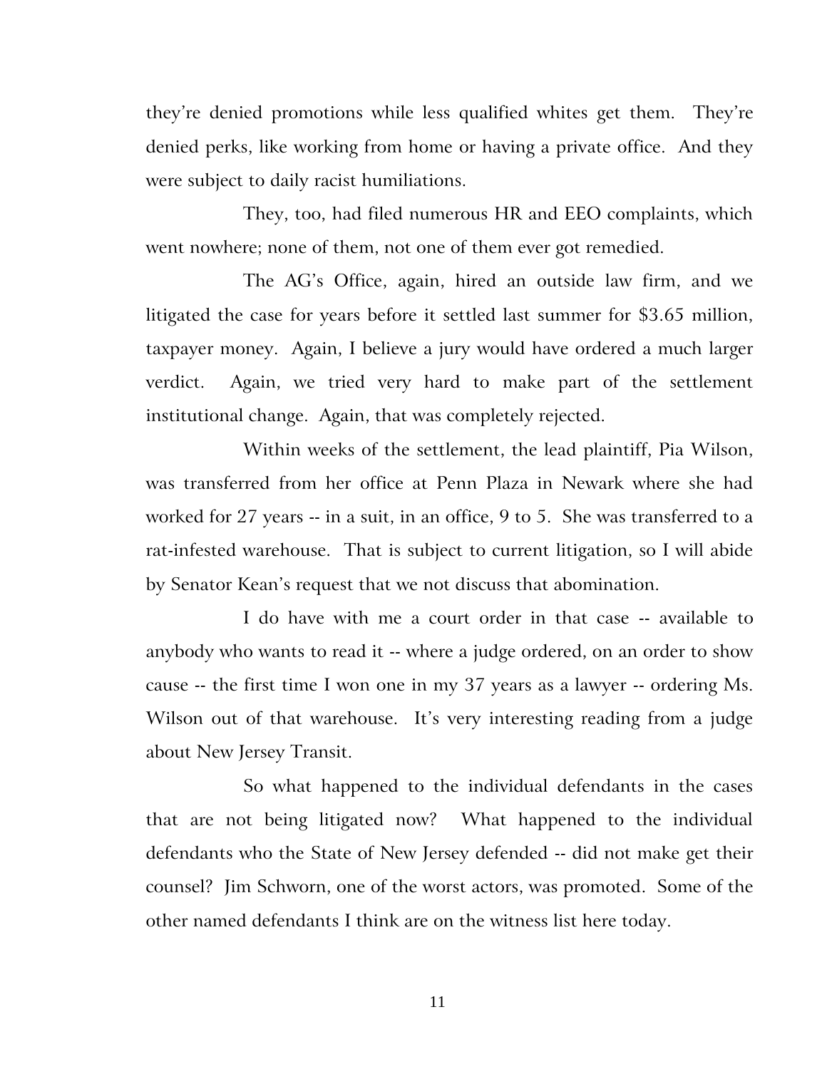they're denied promotions while less qualified whites get them. They're denied perks, like working from home or having a private office. And they were subject to daily racist humiliations.

They, too, had filed numerous HR and EEO complaints, which went nowhere; none of them, not one of them ever got remedied.

The AG's Office, again, hired an outside law firm, and we litigated the case for years before it settled last summer for $3.65 million, taxpayer money. Again, I believe a jury would have ordered a much larger verdict. Again, we tried very hard to make part of the settlement institutional change. Again, that was completely rejected.

Within weeks of the settlement, the lead plaintiff, Pia Wilson, was transferred from her office at Penn Plaza in Newark where she had worked for 27 years -- in a suit, in an office, 9 to 5. She was transferred to a rat-infested warehouse. That is subject to current litigation, so I will abide by Senator Kean's request that we not discuss that abomination.

I do have with me a court order in that case -- available to anybody who wants to read it -- where a judge ordered, on an order to show cause -- the first time I won one in my 37 years as a lawyer -- ordering Ms. Wilson out of that warehouse. It's very interesting reading from a judge about New Jersey Transit.

So what happened to the individual defendants in the cases that are not being litigated now? What happened to the individual defendants who the State of New Jersey defended -- did not make get their counsel? Jim Schworn, one of the worst actors, was promoted. Some of the other named defendants I think are on the witness list here today.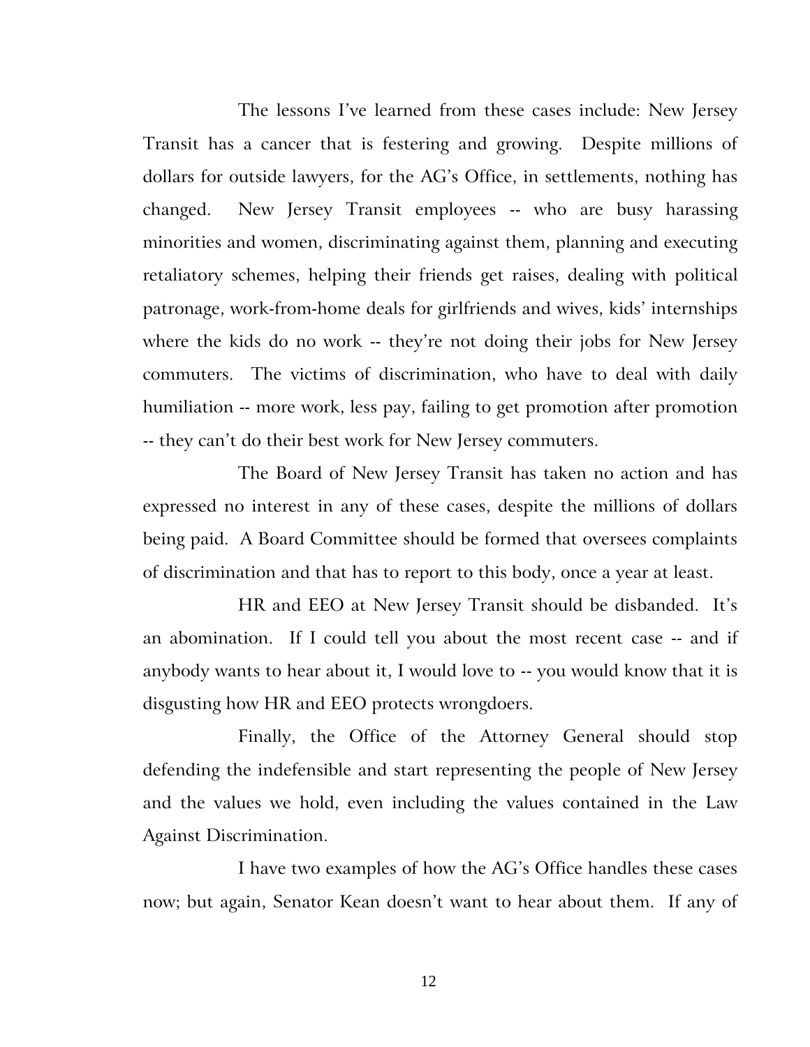The lessons I've learned from these cases include: New Jersey Transit has a cancer that is festering and growing. Despite millions of dollars for outside lawyers, for the AG's Office, in settlements, nothing has changed. New Jersey Transit employees -- who are busy harassing minorities and women, discriminating against them, planning and executing retaliatory schemes, helping their friends get raises, dealing with political patronage, work-from-home deals for girlfriends and wives, kids' internships where the kids do no work -- they're not doing their jobs for New Jersey commuters. The victims of discrimination, who have to deal with daily humiliation -- more work, less pay, failing to get promotion after promotion -- they can't do their best work for New Jersey commuters.

The Board of New Jersey Transit has taken no action and has expressed no interest in any of these cases, despite the millions of dollars being paid. A Board Committee should be formed that oversees complaints of discrimination and that has to report to this body, once a year at least.

HR and EEO at New Jersey Transit should be disbanded. It's an abomination. If I could tell you about the most recent case -- and if anybody wants to hear about it, I would love to -- you would know that it is disgusting how HR and EEO protects wrongdoers.

Finally, the Office of the Attorney General should stop defending the indefensible and start representing the people of New Jersey and the values we hold, even including the values contained in the Law Against Discrimination.

I have two examples of how the AG's Office handles these cases now; but again, Senator Kean doesn't want to hear about them. If any of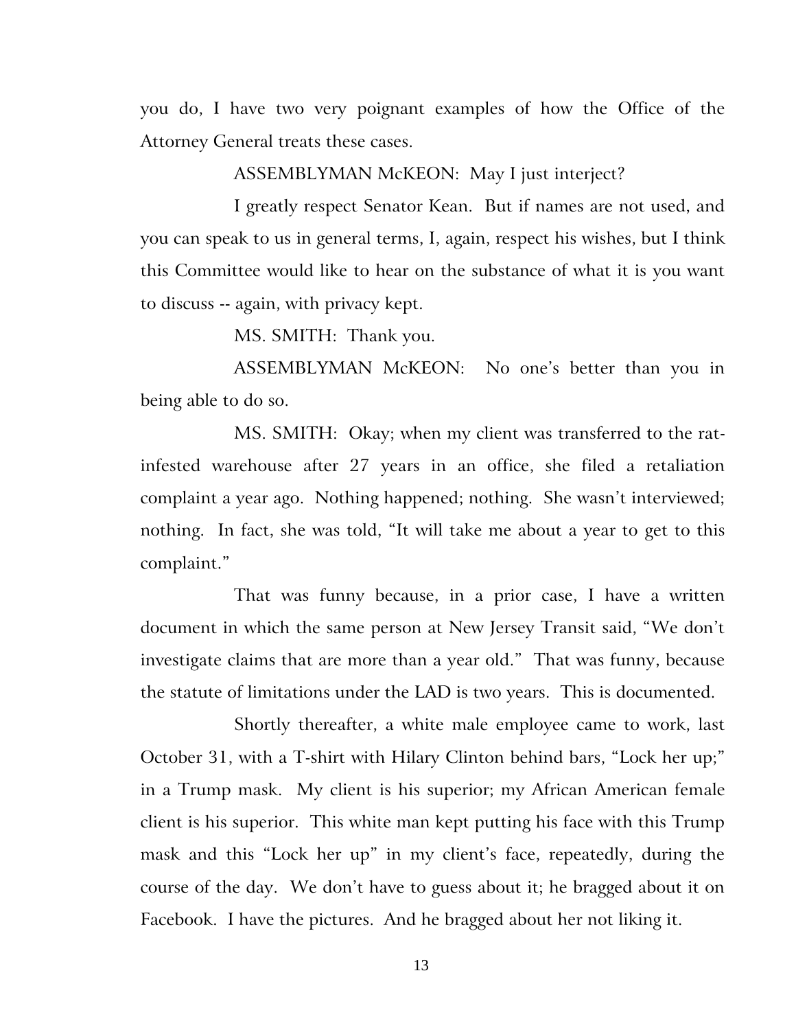you do, I have two very poignant examples of how the Office of the Attorney General treats these cases.

ASSEMBLYMAN McKEON: May I just interject?

I greatly respect Senator Kean. But if names are not used, and you can speak to us in general terms, I, again, respect his wishes, but I think this Committee would like to hear on the substance of what it is you want to discuss -- again, with privacy kept.

MS. SMITH: Thank you.

ASSEMBLYMAN McKEON: No one's better than you in being able to do so.

MS. SMITH: Okay; when my client was transferred to the rat-infested warehouse after 27 years in an office, she filed a retaliation complaint a year ago. Nothing happened; nothing. She wasn't interviewed; nothing. In fact, she was told, "It will take me about a year to get to this complaint."

That was funny because, in a prior case, I have a written document in which the same person at New Jersey Transit said, "We don't investigate claims that are more than a year old." That was funny, because the statute of limitations under the LAD is two years. This is documented.

Shortly thereafter, a white male employee came to work, last October 31, with a T-shirt with Hilary Clinton behind bars, "Lock her up;" in a Trump mask. My client is his superior; my African American female client is his superior. This white man kept putting his face with this Trump mask and this "Lock her up" in my client's face, repeatedly, during the course of the day. We don't have to guess about it; he bragged about it on Facebook. I have the pictures. And he bragged about her not liking it.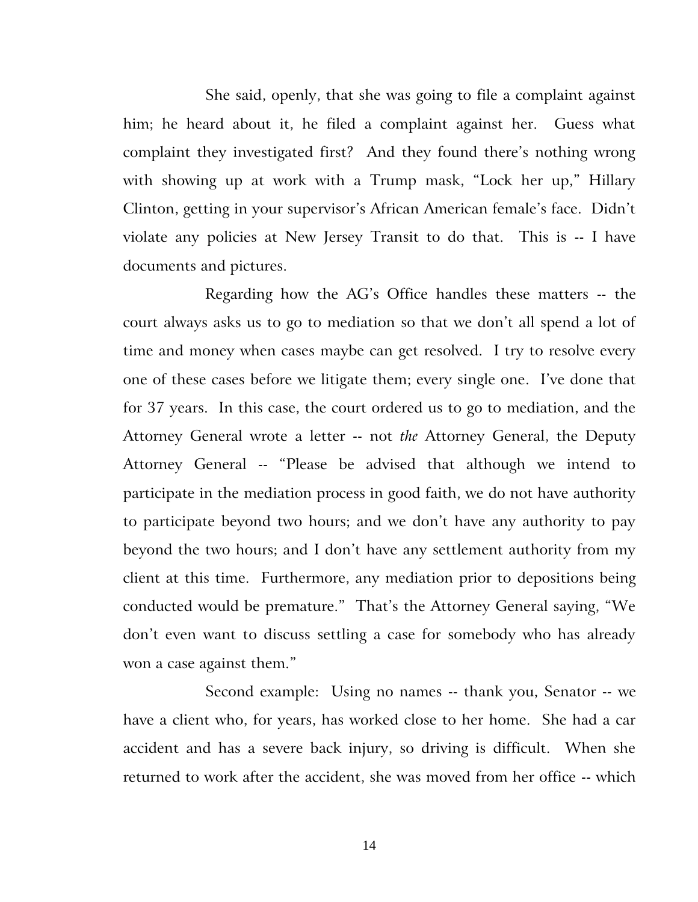She said, openly, that she was going to file a complaint against him; he heard about it, he filed a complaint against her. Guess what complaint they investigated first? And they found there's nothing wrong with showing up at work with a Trump mask, "Lock her up," Hillary Clinton, getting in your supervisor's African American female's face. Didn't violate any policies at New Jersey Transit to do that. This is -- I have documents and pictures.

Regarding how the AG's Office handles these matters -- the court always asks us to go to mediation so that we don't all spend a lot of time and money when cases maybe can get resolved. I try to resolve every one of these cases before we litigate them; every single one. I've done that for 37 years. In this case, the court ordered us to go to mediation, and the Attorney General wrote a letter -- not *the* Attorney General, the Deputy Attorney General -- "Please be advised that although we intend to participate in the mediation process in good faith, we do not have authority to participate beyond two hours; and we don't have any authority to pay beyond the two hours; and I don't have any settlement authority from my client at this time. Furthermore, any mediation prior to depositions being conducted would be premature." That's the Attorney General saying, "We don't even want to discuss settling a case for somebody who has already won a case against them."

Second example: Using no names -- thank you, Senator -- we have a client who, for years, has worked close to her home. She had a car accident and has a severe back injury, so driving is difficult. When she returned to work after the accident, she was moved from her office -- which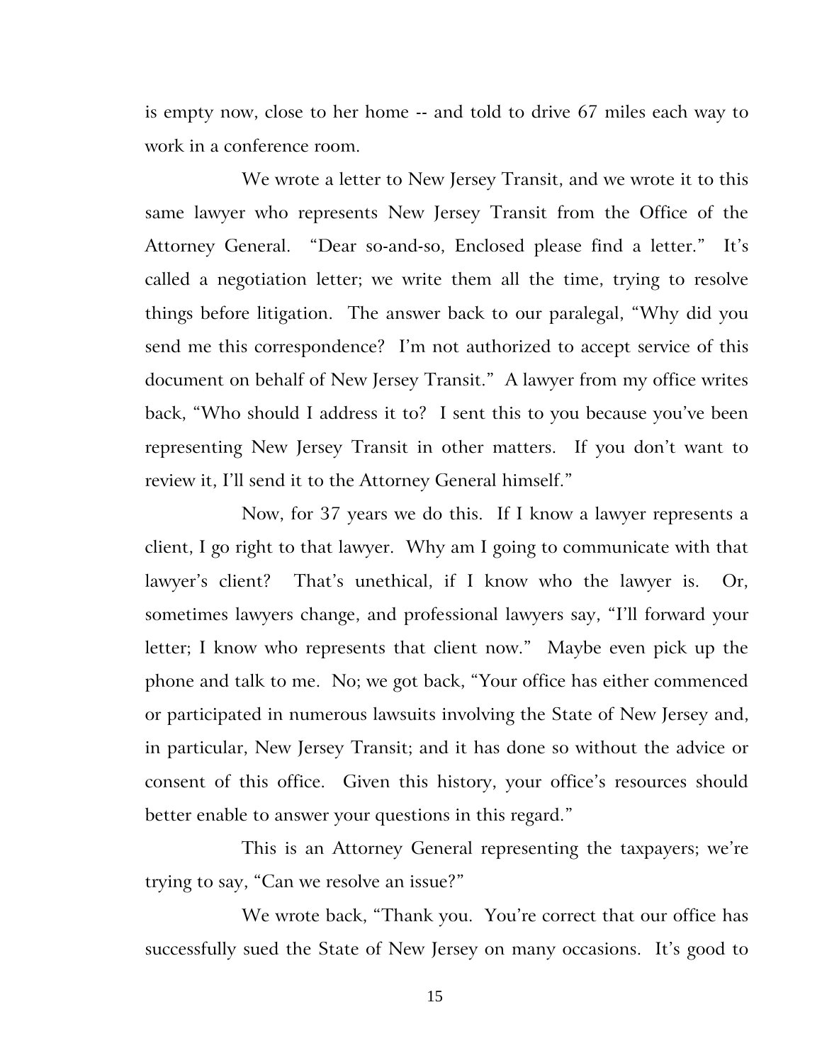is empty now, close to her home -- and told to drive 67 miles each way to work in a conference room.

We wrote a letter to New Jersey Transit, and we wrote it to this same lawyer who represents New Jersey Transit from the Office of the Attorney General. "Dear so-and-so, Enclosed please find a letter." It's called a negotiation letter; we write them all the time, trying to resolve things before litigation. The answer back to our paralegal, "Why did you send me this correspondence? I'm not authorized to accept service of this document on behalf of New Jersey Transit." A lawyer from my office writes back, "Who should I address it to? I sent this to you because you've been representing New Jersey Transit in other matters. If you don't want to review it, I'll send it to the Attorney General himself."

Now, for 37 years we do this. If I know a lawyer represents a client, I go right to that lawyer. Why am I going to communicate with that lawyer's client? That's unethical, if I know who the lawyer is. Or, sometimes lawyers change, and professional lawyers say, "I'll forward your letter; I know who represents that client now." Maybe even pick up the phone and talk to me. No; we got back, "Your office has either commenced or participated in numerous lawsuits involving the State of New Jersey and, in particular, New Jersey Transit; and it has done so without the advice or consent of this office. Given this history, your office's resources should better enable to answer your questions in this regard."

This is an Attorney General representing the taxpayers; we're trying to say, "Can we resolve an issue?"

We wrote back, "Thank you. You're correct that our office has successfully sued the State of New Jersey on many occasions. It's good to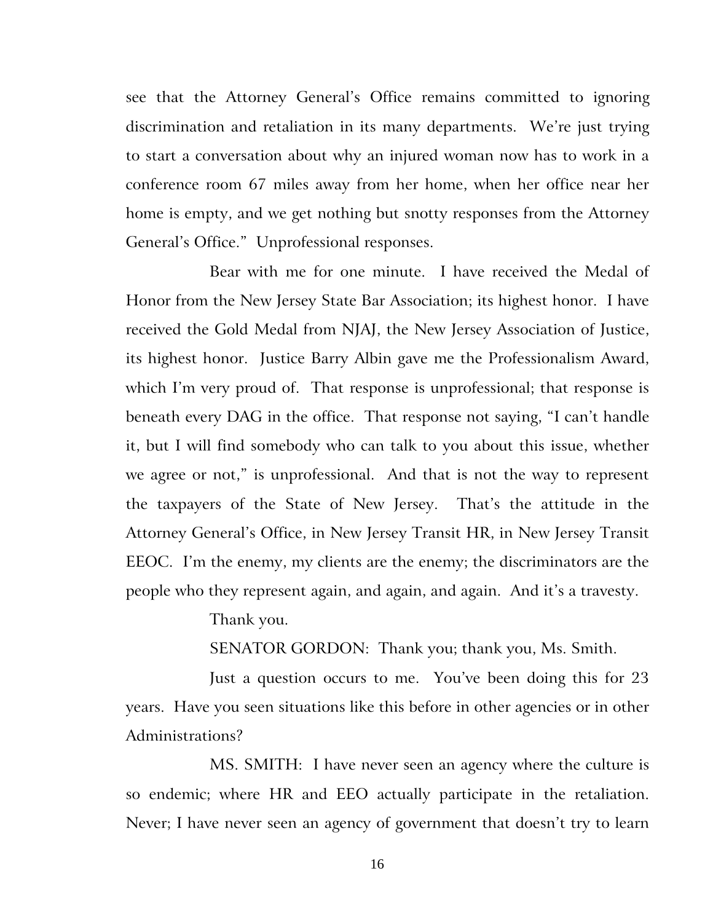see that the Attorney General's Office remains committed to ignoring discrimination and retaliation in its many departments. We're just trying to start a conversation about why an injured woman now has to work in a conference room 67 miles away from her home, when her office near her home is empty, and we get nothing but snotty responses from the Attorney General's Office." Unprofessional responses.

Bear with me for one minute. I have received the Medal of Honor from the New Jersey State Bar Association; its highest honor. I have received the Gold Medal from NJAJ, the New Jersey Association of Justice, its highest honor. Justice Barry Albin gave me the Professionalism Award, which I'm very proud of. That response is unprofessional; that response is beneath every DAG in the office. That response not saying, "I can't handle it, but I will find somebody who can talk to you about this issue, whether we agree or not," is unprofessional. And that is not the way to represent the taxpayers of the State of New Jersey. That's the attitude in the Attorney General's Office, in New Jersey Transit HR, in New Jersey Transit EEOC. I'm the enemy, my clients are the enemy; the discriminators are the people who they represent again, and again, and again. And it's a travesty.

Thank you.

SENATOR GORDON: Thank you; thank you, Ms. Smith.

Just a question occurs to me. You've been doing this for 23 years. Have you seen situations like this before in other agencies or in other Administrations?

MS. SMITH: I have never seen an agency where the culture is so endemic; where HR and EEO actually participate in the retaliation. Never; I have never seen an agency of government that doesn't try to learn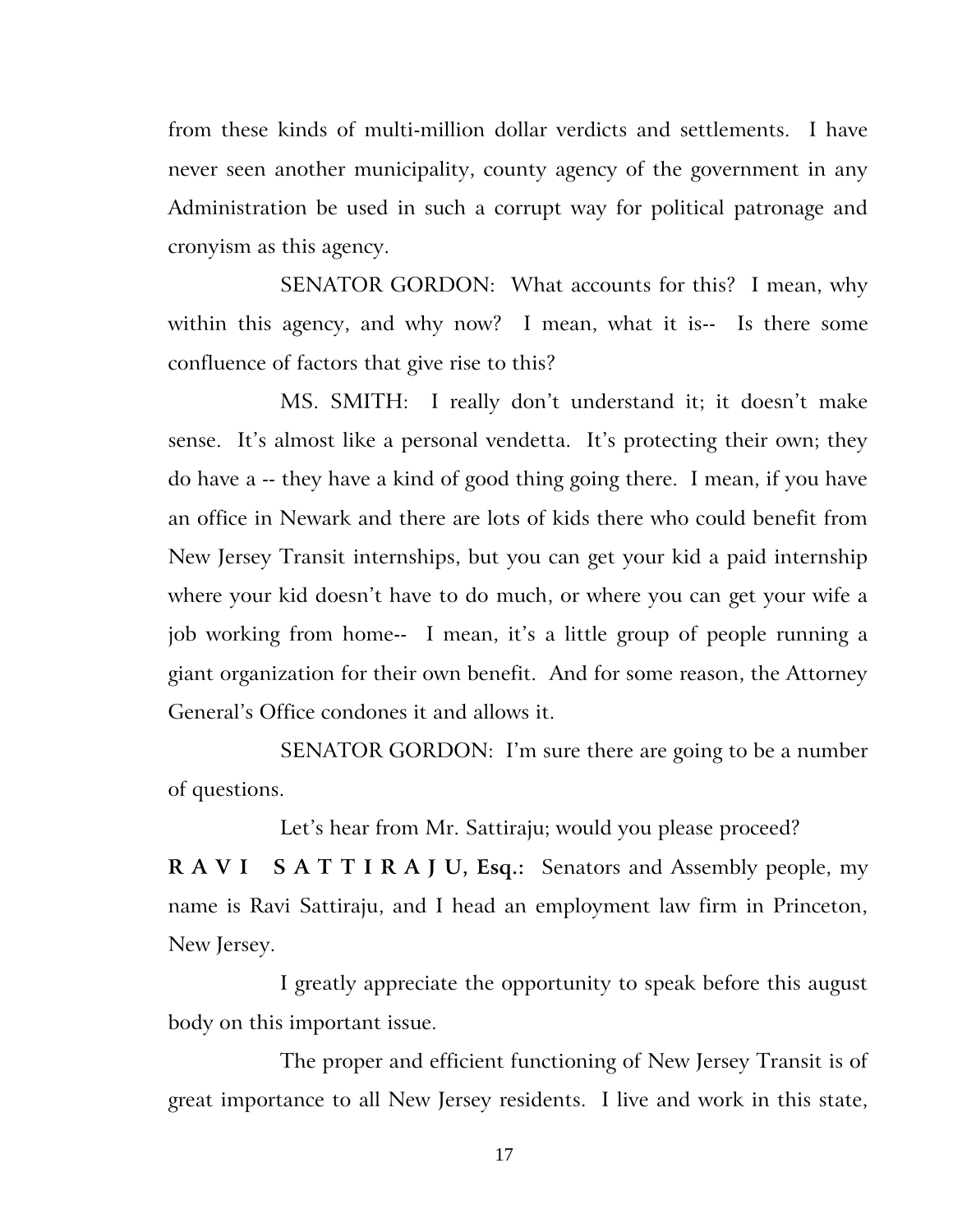from these kinds of multi-million dollar verdicts and settlements. I have never seen another municipality, county agency of the government in any Administration be used in such a corrupt way for political patronage and cronyism as this agency.

SENATOR GORDON: What accounts for this? I mean, why within this agency, and why now? I mean, what it is-- Is there some confluence of factors that give rise to this?

MS. SMITH: I really don't understand it; it doesn't make sense. It's almost like a personal vendetta. It's protecting their own; they do have a -- they have a kind of good thing going there. I mean, if you have an office in Newark and there are lots of kids there who could benefit from New Jersey Transit internships, but you can get your kid a paid internship where your kid doesn't have to do much, or where you can get your wife a job working from home-- I mean, it's a little group of people running a giant organization for their own benefit. And for some reason, the Attorney General's Office condones it and allows it.

SENATOR GORDON: I'm sure there are going to be a number of questions.

Let's hear from Mr. Sattiraju; would you please proceed?

**R A V I S A T T I R A J U, Esq.:** Senators and Assembly people, my name is Ravi Sattiraju, and I head an employment law firm in Princeton, New Jersey.

I greatly appreciate the opportunity to speak before this august body on this important issue.

The proper and efficient functioning of New Jersey Transit is of great importance to all New Jersey residents. I live and work in this state,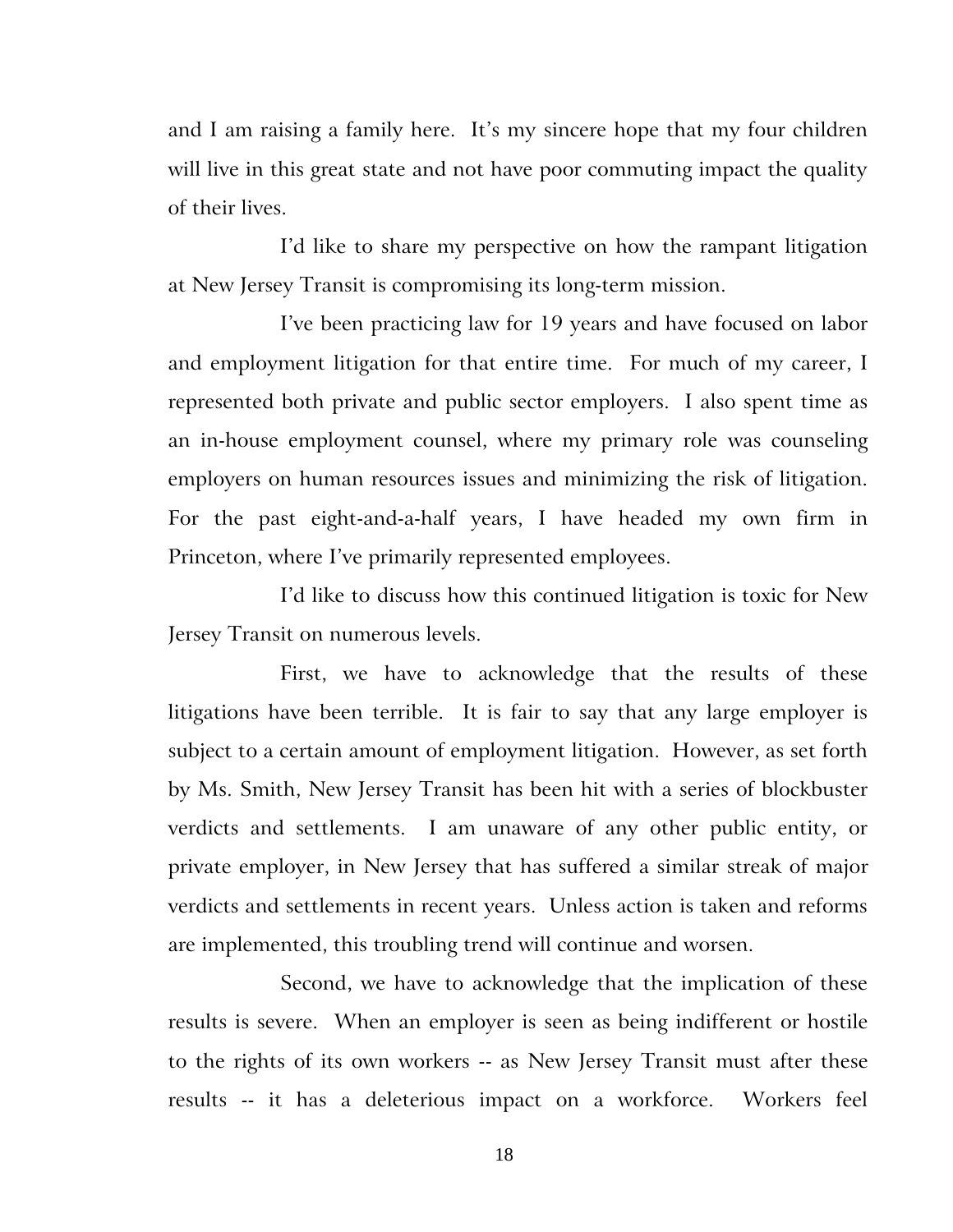and I am raising a family here. It's my sincere hope that my four children will live in this great state and not have poor commuting impact the quality of their lives.

I'd like to share my perspective on how the rampant litigation at New Jersey Transit is compromising its long-term mission.

I've been practicing law for 19 years and have focused on labor and employment litigation for that entire time. For much of my career, I represented both private and public sector employers. I also spent time as an in-house employment counsel, where my primary role was counseling employers on human resources issues and minimizing the risk of litigation. For the past eight-and-a-half years, I have headed my own firm in Princeton, where I've primarily represented employees.

I'd like to discuss how this continued litigation is toxic for New Jersey Transit on numerous levels.

First, we have to acknowledge that the results of these litigations have been terrible. It is fair to say that any large employer is subject to a certain amount of employment litigation. However, as set forth by Ms. Smith, New Jersey Transit has been hit with a series of blockbuster verdicts and settlements. I am unaware of any other public entity, or private employer, in New Jersey that has suffered a similar streak of major verdicts and settlements in recent years. Unless action is taken and reforms are implemented, this troubling trend will continue and worsen.

Second, we have to acknowledge that the implication of these results is severe. When an employer is seen as being indifferent or hostile to the rights of its own workers -- as New Jersey Transit must after these results -- it has a deleterious impact on a workforce. Workers feel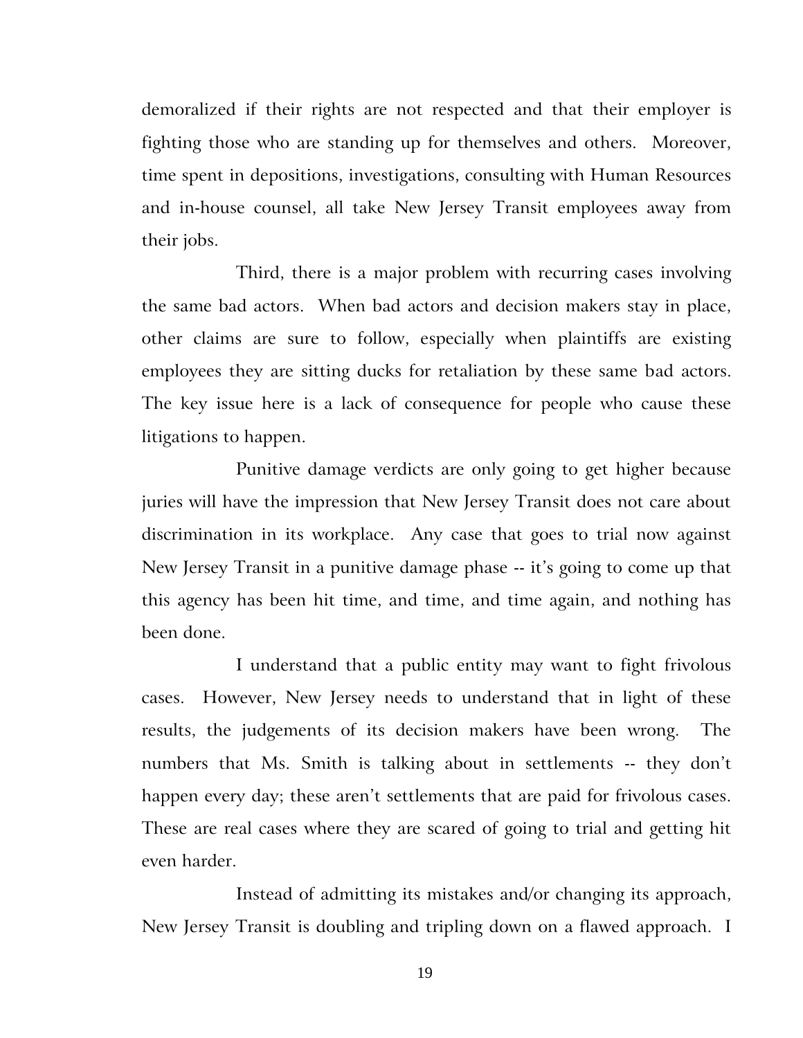demoralized if their rights are not respected and that their employer is fighting those who are standing up for themselves and others. Moreover, time spent in depositions, investigations, consulting with Human Resources and in-house counsel, all take New Jersey Transit employees away from their jobs.

Third, there is a major problem with recurring cases involving the same bad actors. When bad actors and decision makers stay in place, other claims are sure to follow, especially when plaintiffs are existing employees they are sitting ducks for retaliation by these same bad actors. The key issue here is a lack of consequence for people who cause these litigations to happen.

Punitive damage verdicts are only going to get higher because juries will have the impression that New Jersey Transit does not care about discrimination in its workplace. Any case that goes to trial now against New Jersey Transit in a punitive damage phase -- it's going to come up that this agency has been hit time, and time, and time again, and nothing has been done.

I understand that a public entity may want to fight frivolous cases. However, New Jersey needs to understand that in light of these results, the judgements of its decision makers have been wrong. The numbers that Ms. Smith is talking about in settlements -- they don't happen every day; these aren't settlements that are paid for frivolous cases. These are real cases where they are scared of going to trial and getting hit even harder.

Instead of admitting its mistakes and/or changing its approach, New Jersey Transit is doubling and tripling down on a flawed approach. I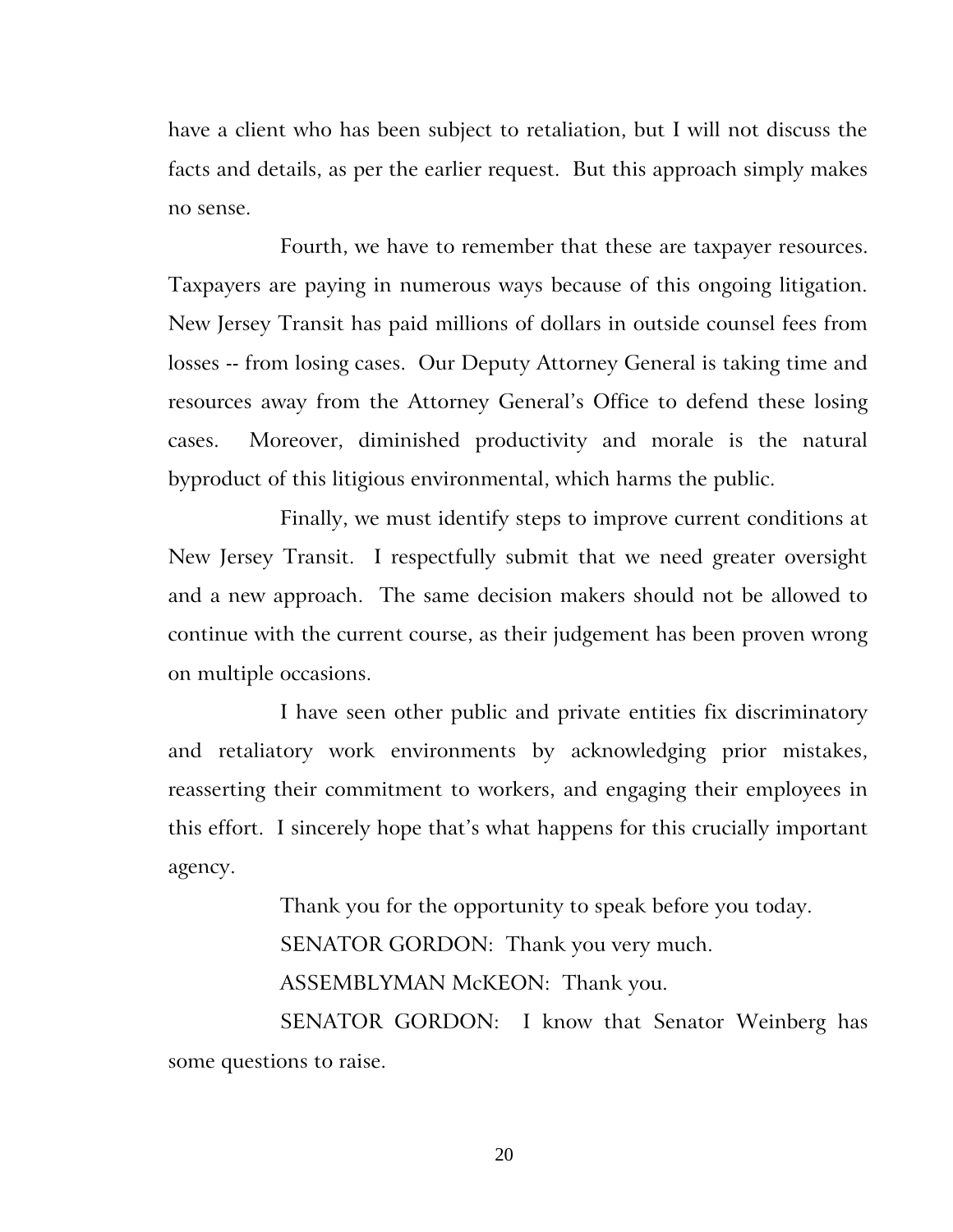have a client who has been subject to retaliation, but I will not discuss the facts and details, as per the earlier request. But this approach simply makes no sense.

Fourth, we have to remember that these are taxpayer resources. Taxpayers are paying in numerous ways because of this ongoing litigation. New Jersey Transit has paid millions of dollars in outside counsel fees from losses -- from losing cases. Our Deputy Attorney General is taking time and resources away from the Attorney General's Office to defend these losing cases. Moreover, diminished productivity and morale is the natural byproduct of this litigious environmental, which harms the public.

Finally, we must identify steps to improve current conditions at New Jersey Transit. I respectfully submit that we need greater oversight and a new approach. The same decision makers should not be allowed to continue with the current course, as their judgement has been proven wrong on multiple occasions.

I have seen other public and private entities fix discriminatory and retaliatory work environments by acknowledging prior mistakes, reasserting their commitment to workers, and engaging their employees in this effort. I sincerely hope that's what happens for this crucially important agency.

Thank you for the opportunity to speak before you today.

SENATOR GORDON: Thank you very much.

ASSEMBLYMAN McKEON: Thank you.

SENATOR GORDON: I know that Senator Weinberg has some questions to raise.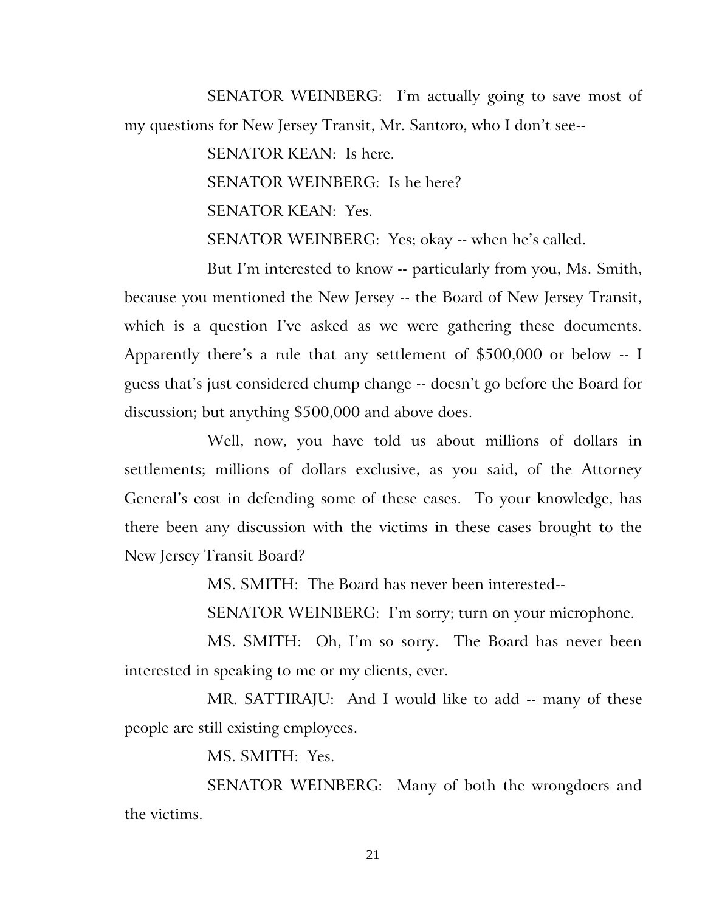SENATOR WEINBERG: I'm actually going to save most of my questions for New Jersey Transit, Mr. Santoro, who I don't see--

SENATOR KEAN: Is here.

SENATOR WEINBERG: Is he here?

SENATOR KEAN: Yes.

SENATOR WEINBERG: Yes; okay -- when he's called.

But I'm interested to know -- particularly from you, Ms. Smith, because you mentioned the New Jersey -- the Board of New Jersey Transit, which is a question I've asked as we were gathering these documents. Apparently there's a rule that any settlement of $500,000 or below -- I guess that's just considered chump change -- doesn't go before the Board for discussion; but anything $500,000 and above does.

Well, now, you have told us about millions of dollars in settlements; millions of dollars exclusive, as you said, of the Attorney General's cost in defending some of these cases. To your knowledge, has there been any discussion with the victims in these cases brought to the New Jersey Transit Board?

MS. SMITH: The Board has never been interested--

SENATOR WEINBERG: I'm sorry; turn on your microphone.

MS. SMITH: Oh, I'm so sorry. The Board has never been interested in speaking to me or my clients, ever.

MR. SATTIRAJU: And I would like to add -- many of these people are still existing employees.

MS. SMITH: Yes.

SENATOR WEINBERG: Many of both the wrongdoers and the victims.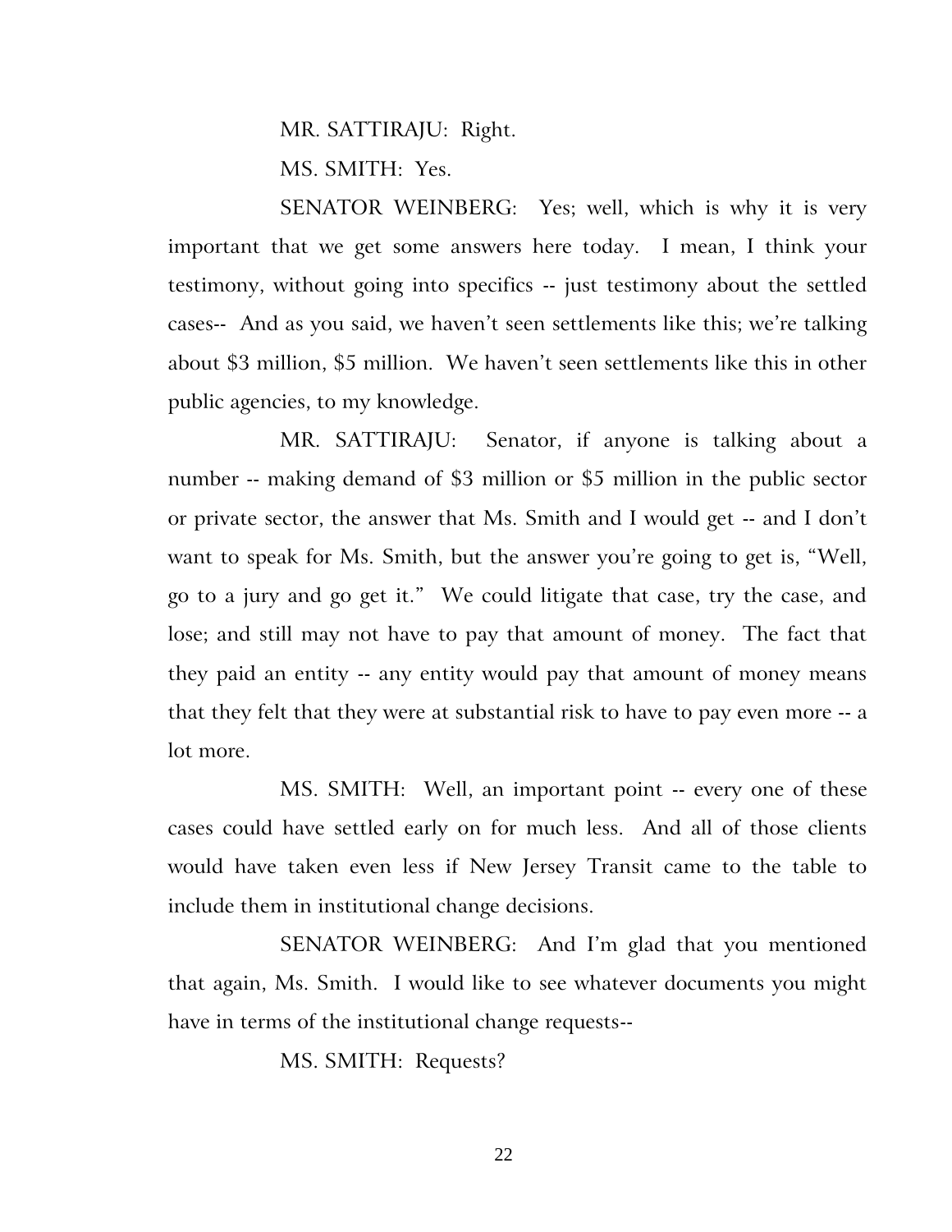MR. SATTIRAJU: Right.

MS. SMITH: Yes.

SENATOR WEINBERG: Yes; well, which is why it is very important that we get some answers here today. I mean, I think your testimony, without going into specifics -- just testimony about the settled cases-- And as you said, we haven't seen settlements like this; we're talking about $3 million, $5 million. We haven't seen settlements like this in other public agencies, to my knowledge.

MR. SATTIRAJU: Senator, if anyone is talking about a number -- making demand of $3 million or $5 million in the public sector or private sector, the answer that Ms. Smith and I would get -- and I don't want to speak for Ms. Smith, but the answer you're going to get is, "Well, go to a jury and go get it." We could litigate that case, try the case, and lose; and still may not have to pay that amount of money. The fact that they paid an entity -- any entity would pay that amount of money means that they felt that they were at substantial risk to have to pay even more -- a lot more.

MS. SMITH: Well, an important point -- every one of these cases could have settled early on for much less. And all of those clients would have taken even less if New Jersey Transit came to the table to include them in institutional change decisions.

SENATOR WEINBERG: And I'm glad that you mentioned that again, Ms. Smith. I would like to see whatever documents you might have in terms of the institutional change requests--

MS. SMITH: Requests?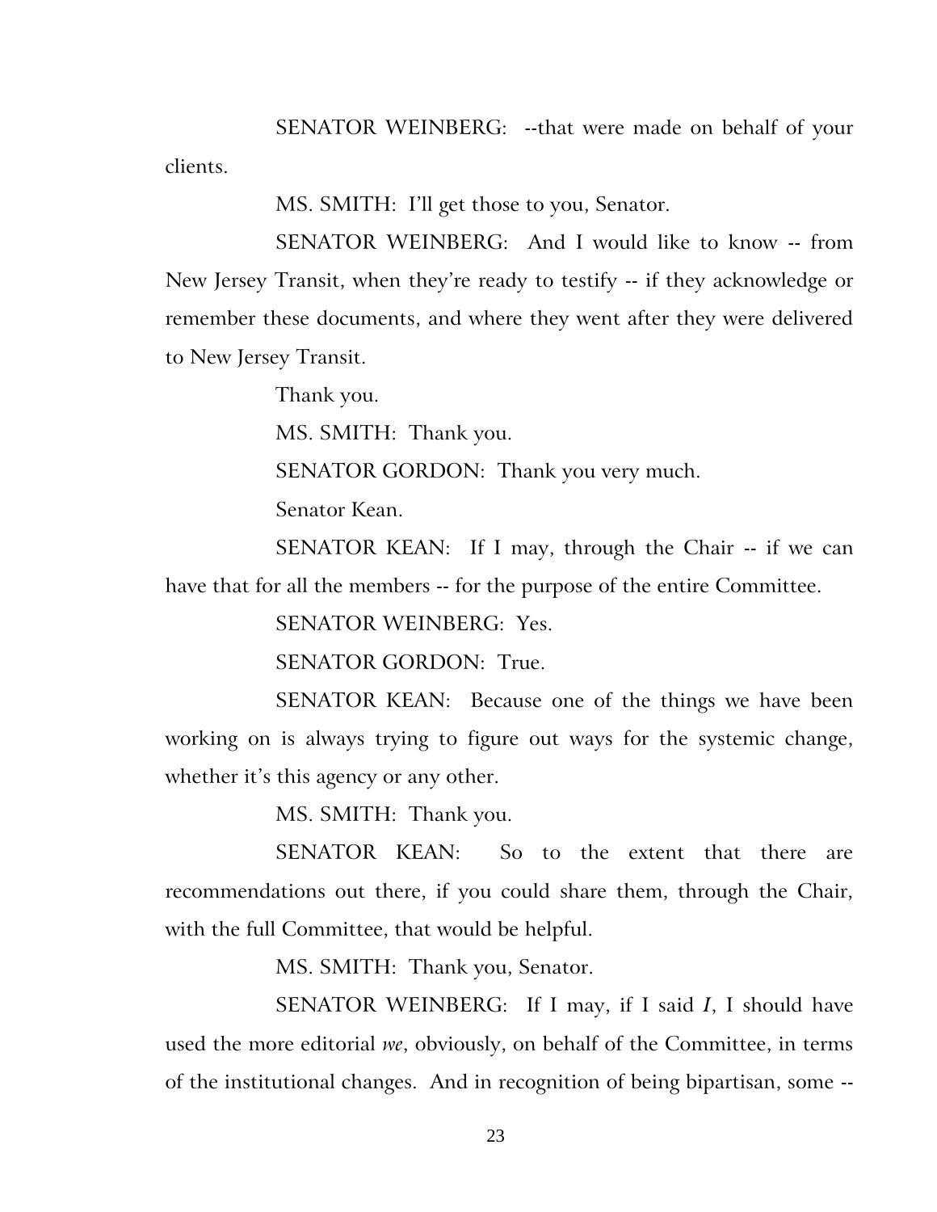SENATOR WEINBERG: --that were made on behalf of your clients.

MS. SMITH: I'll get those to you, Senator.

SENATOR WEINBERG: And I would like to know -- from New Jersey Transit, when they're ready to testify -- if they acknowledge or remember these documents, and where they went after they were delivered to New Jersey Transit.

Thank you.

MS. SMITH: Thank you.

SENATOR GORDON: Thank you very much.

Senator Kean.

SENATOR KEAN: If I may, through the Chair -- if we can have that for all the members -- for the purpose of the entire Committee.

SENATOR WEINBERG: Yes.

SENATOR GORDON: True.

SENATOR KEAN: Because one of the things we have been working on is always trying to figure out ways for the systemic change, whether it's this agency or any other.

MS. SMITH: Thank you.

SENATOR KEAN: So to the extent that there are recommendations out there, if you could share them, through the Chair, with the full Committee, that would be helpful.

MS. SMITH: Thank you, Senator.

SENATOR WEINBERG: If I may, if I said *I*, I should have used the more editorial *we*, obviously, on behalf of the Committee, in terms of the institutional changes. And in recognition of being bipartisan, some --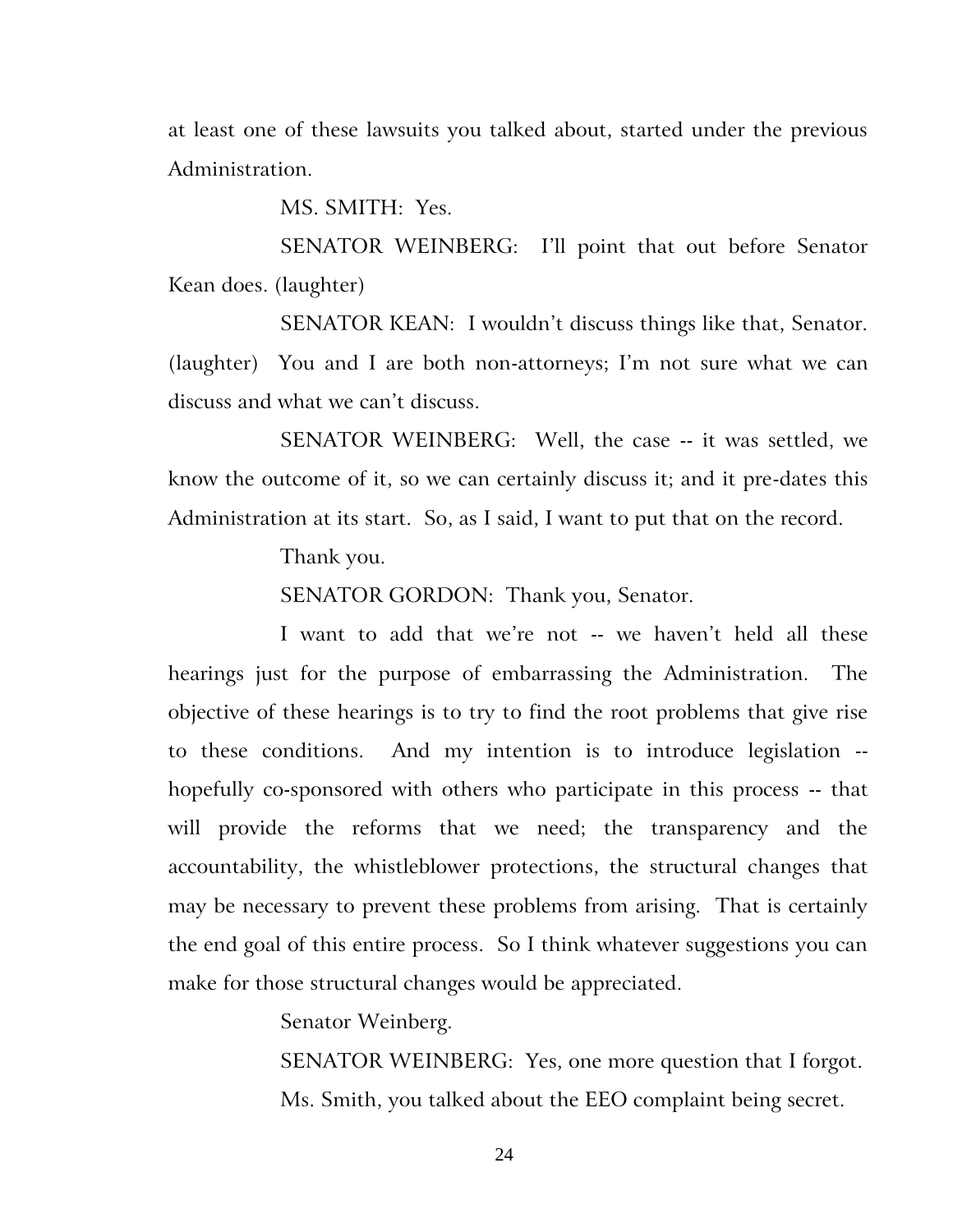at least one of these lawsuits you talked about, started under the previous Administration.

MS. SMITH: Yes.

SENATOR WEINBERG: I'll point that out before Senator Kean does. (laughter)

SENATOR KEAN: I wouldn't discuss things like that, Senator. (laughter) You and I are both non-attorneys; I'm not sure what we can discuss and what we can't discuss.

SENATOR WEINBERG: Well, the case -- it was settled, we know the outcome of it, so we can certainly discuss it; and it pre-dates this Administration at its start. So, as I said, I want to put that on the record.

Thank you.

SENATOR GORDON: Thank you, Senator.

I want to add that we're not -- we haven't held all these hearings just for the purpose of embarrassing the Administration. The objective of these hearings is to try to find the root problems that give rise to these conditions. And my intention is to introduce legislation -- hopefully co-sponsored with others who participate in this process -- that will provide the reforms that we need; the transparency and the accountability, the whistleblower protections, the structural changes that may be necessary to prevent these problems from arising. That is certainly the end goal of this entire process. So I think whatever suggestions you can make for those structural changes would be appreciated.

Senator Weinberg.

SENATOR WEINBERG: Yes, one more question that I forgot.

Ms. Smith, you talked about the EEO complaint being secret.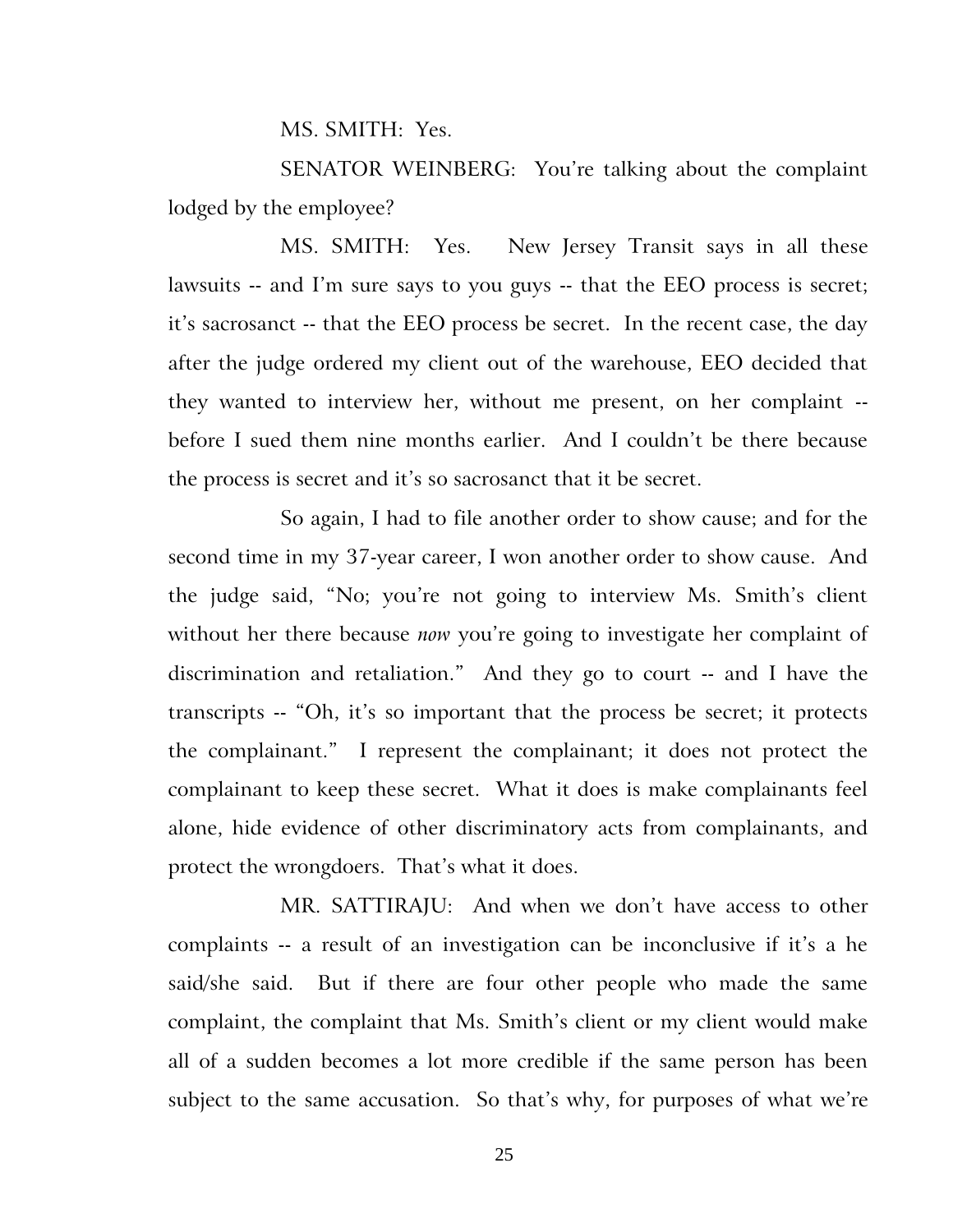MS. SMITH: Yes.

SENATOR WEINBERG: You're talking about the complaint lodged by the employee?

MS. SMITH: Yes. New Jersey Transit says in all these lawsuits -- and I'm sure says to you guys -- that the EEO process is secret; it's sacrosanct -- that the EEO process be secret. In the recent case, the day after the judge ordered my client out of the warehouse, EEO decided that they wanted to interview her, without me present, on her complaint -- before I sued them nine months earlier. And I couldn't be there because the process is secret and it's so sacrosanct that it be secret.

So again, I had to file another order to show cause; and for the second time in my 37-year career, I won another order to show cause. And the judge said, "No; you're not going to interview Ms. Smith's client without her there because *now* you're going to investigate her complaint of discrimination and retaliation." And they go to court -- and I have the transcripts -- "Oh, it's so important that the process be secret; it protects the complainant." I represent the complainant; it does not protect the complainant to keep these secret. What it does is make complainants feel alone, hide evidence of other discriminatory acts from complainants, and protect the wrongdoers. That's what it does.

MR. SATTIRAJU: And when we don't have access to other complaints -- a result of an investigation can be inconclusive if it's a he said/she said. But if there are four other people who made the same complaint, the complaint that Ms. Smith's client or my client would make all of a sudden becomes a lot more credible if the same person has been subject to the same accusation. So that's why, for purposes of what we're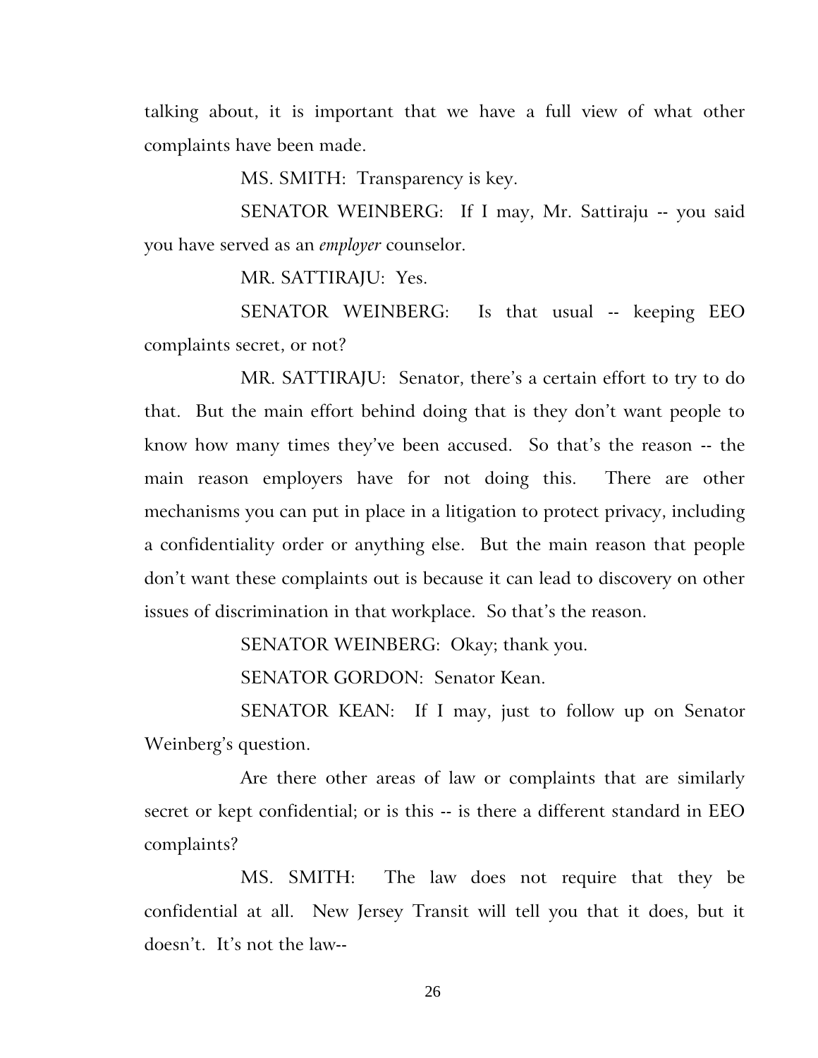talking about, it is important that we have a full view of what other complaints have been made.

MS. SMITH: Transparency is key.

SENATOR WEINBERG: If I may, Mr. Sattiraju -- you said you have served as an *employer* counselor.

MR. SATTIRAJU: Yes.

SENATOR WEINBERG: Is that usual -- keeping EEO complaints secret, or not?

MR. SATTIRAJU: Senator, there's a certain effort to try to do that. But the main effort behind doing that is they don't want people to know how many times they've been accused. So that's the reason -- the main reason employers have for not doing this. There are other mechanisms you can put in place in a litigation to protect privacy, including a confidentiality order or anything else. But the main reason that people don't want these complaints out is because it can lead to discovery on other issues of discrimination in that workplace. So that's the reason.

SENATOR WEINBERG: Okay; thank you.

SENATOR GORDON: Senator Kean.

SENATOR KEAN: If I may, just to follow up on Senator Weinberg's question.

Are there other areas of law or complaints that are similarly secret or kept confidential; or is this -- is there a different standard in EEO complaints?

MS. SMITH: The law does not require that they be confidential at all. New Jersey Transit will tell you that it does, but it doesn't. It's not the law--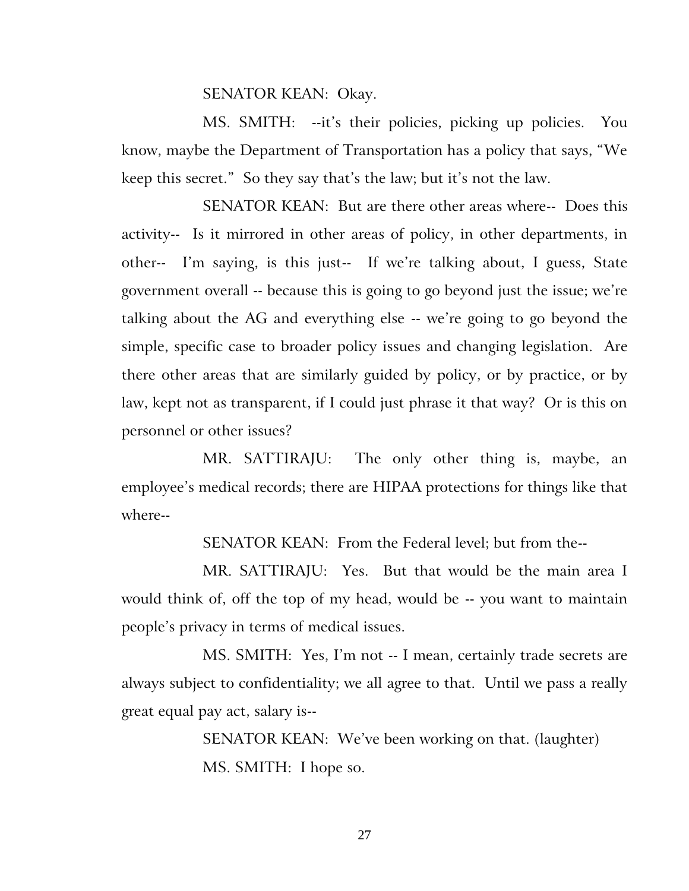SENATOR KEAN: Okay.

MS. SMITH: --it's their policies, picking up policies. You know, maybe the Department of Transportation has a policy that says, "We keep this secret." So they say that's the law; but it's not the law.

SENATOR KEAN: But are there other areas where-- Does this activity-- Is it mirrored in other areas of policy, in other departments, in other-- I'm saying, is this just-- If we're talking about, I guess, State government overall -- because this is going to go beyond just the issue; we're talking about the AG and everything else -- we're going to go beyond the simple, specific case to broader policy issues and changing legislation. Are there other areas that are similarly guided by policy, or by practice, or by law, kept not as transparent, if I could just phrase it that way? Or is this on personnel or other issues?

MR. SATTIRAJU: The only other thing is, maybe, an employee's medical records; there are HIPAA protections for things like that where--

SENATOR KEAN: From the Federal level; but from the--

MR. SATTIRAJU: Yes. But that would be the main area I would think of, off the top of my head, would be -- you want to maintain people's privacy in terms of medical issues.

MS. SMITH: Yes, I'm not -- I mean, certainly trade secrets are always subject to confidentiality; we all agree to that. Until we pass a really great equal pay act, salary is--

SENATOR KEAN: We've been working on that. (laughter)

MS. SMITH: I hope so.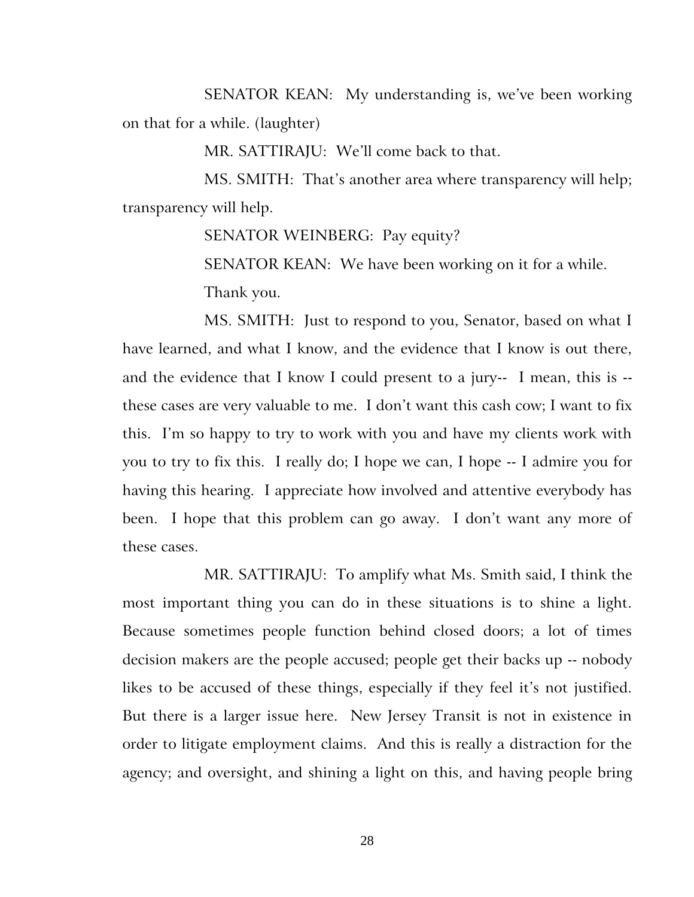SENATOR KEAN: My understanding is, we've been working on that for a while. (laughter)

MR. SATTIRAJU: We'll come back to that.

MS. SMITH: That's another area where transparency will help; transparency will help.

SENATOR WEINBERG: Pay equity?

SENATOR KEAN: We have been working on it for a while.

Thank you.

MS. SMITH: Just to respond to you, Senator, based on what I have learned, and what I know, and the evidence that I know is out there, and the evidence that I know I could present to a jury-- I mean, this is -- these cases are very valuable to me. I don't want this cash cow; I want to fix this. I'm so happy to try to work with you and have my clients work with you to try to fix this. I really do; I hope we can, I hope -- I admire you for having this hearing. I appreciate how involved and attentive everybody has been. I hope that this problem can go away. I don't want any more of these cases.

MR. SATTIRAJU: To amplify what Ms. Smith said, I think the most important thing you can do in these situations is to shine a light. Because sometimes people function behind closed doors; a lot of times decision makers are the people accused; people get their backs up -- nobody likes to be accused of these things, especially if they feel it's not justified. But there is a larger issue here. New Jersey Transit is not in existence in order to litigate employment claims. And this is really a distraction for the agency; and oversight, and shining a light on this, and having people bring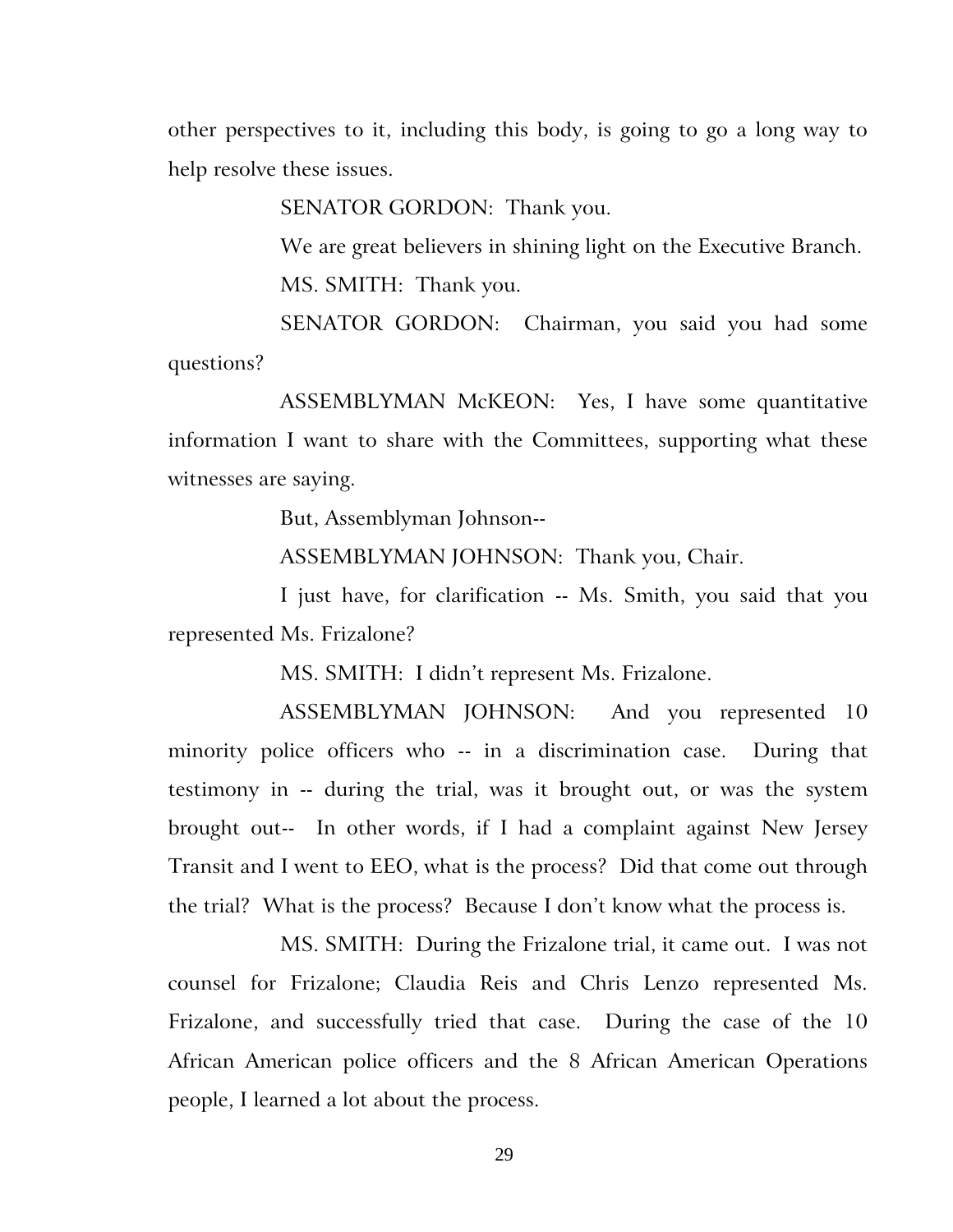other perspectives to it, including this body, is going to go a long way to help resolve these issues.

SENATOR GORDON: Thank you.

We are great believers in shining light on the Executive Branch.

MS. SMITH: Thank you.

SENATOR GORDON: Chairman, you said you had some questions?

ASSEMBLYMAN McKEON: Yes, I have some quantitative information I want to share with the Committees, supporting what these witnesses are saying.

But, Assemblyman Johnson--

ASSEMBLYMAN JOHNSON: Thank you, Chair.

I just have, for clarification -- Ms. Smith, you said that you represented Ms. Frizalone?

MS. SMITH: I didn't represent Ms. Frizalone.

ASSEMBLYMAN JOHNSON: And you represented 10 minority police officers who -- in a discrimination case. During that testimony in -- during the trial, was it brought out, or was the system brought out-- In other words, if I had a complaint against New Jersey Transit and I went to EEO, what is the process? Did that come out through the trial? What is the process? Because I don't know what the process is.

MS. SMITH: During the Frizalone trial, it came out. I was not counsel for Frizalone; Claudia Reis and Chris Lenzo represented Ms. Frizalone, and successfully tried that case. During the case of the 10 African American police officers and the 8 African American Operations people, I learned a lot about the process.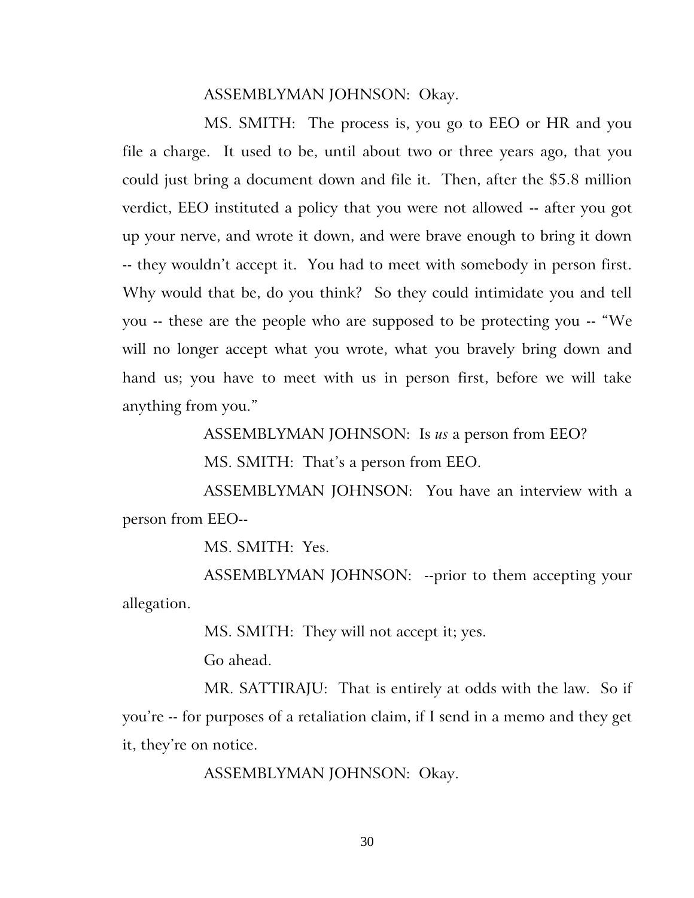ASSEMBLYMAN JOHNSON: Okay.

MS. SMITH: The process is, you go to EEO or HR and you file a charge. It used to be, until about two or three years ago, that you could just bring a document down and file it. Then, after the $5.8 million verdict, EEO instituted a policy that you were not allowed -- after you got up your nerve, and wrote it down, and were brave enough to bring it down -- they wouldn't accept it. You had to meet with somebody in person first. Why would that be, do you think? So they could intimidate you and tell you -- these are the people who are supposed to be protecting you -- "We will no longer accept what you wrote, what you bravely bring down and hand us; you have to meet with us in person first, before we will take anything from you."

ASSEMBLYMAN JOHNSON: Is *us* a person from EEO?

MS. SMITH: That's a person from EEO.

ASSEMBLYMAN JOHNSON: You have an interview with a person from EEO--

MS. SMITH: Yes.

ASSEMBLYMAN JOHNSON: --prior to them accepting your allegation.

MS. SMITH: They will not accept it; yes.

Go ahead.

MR. SATTIRAJU: That is entirely at odds with the law. So if you're -- for purposes of a retaliation claim, if I send in a memo and they get it, they're on notice.

ASSEMBLYMAN JOHNSON: Okay.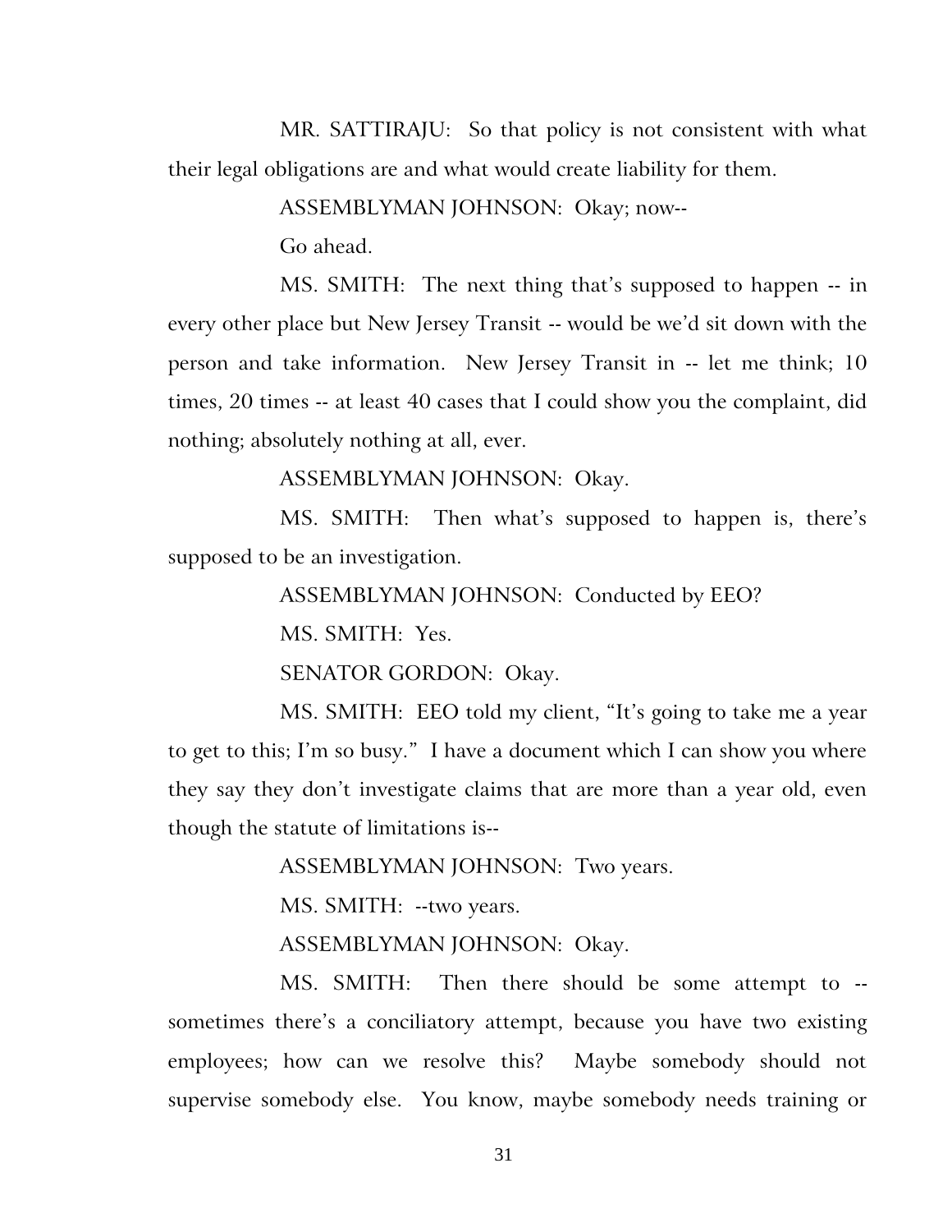MR. SATTIRAJU: So that policy is not consistent with what their legal obligations are and what would create liability for them.

ASSEMBLYMAN JOHNSON: Okay; now--

Go ahead.

MS. SMITH: The next thing that's supposed to happen -- in every other place but New Jersey Transit -- would be we'd sit down with the person and take information. New Jersey Transit in -- let me think; 10 times, 20 times -- at least 40 cases that I could show you the complaint, did nothing; absolutely nothing at all, ever.

ASSEMBLYMAN JOHNSON: Okay.

MS. SMITH: Then what's supposed to happen is, there's supposed to be an investigation.

ASSEMBLYMAN JOHNSON: Conducted by EEO?

MS. SMITH: Yes.

SENATOR GORDON: Okay.

MS. SMITH: EEO told my client, "It's going to take me a year to get to this; I'm so busy." I have a document which I can show you where they say they don't investigate claims that are more than a year old, even though the statute of limitations is--

ASSEMBLYMAN JOHNSON: Two years.

MS. SMITH: --two years.

ASSEMBLYMAN JOHNSON: Okay.

MS. SMITH: Then there should be some attempt to -- sometimes there's a conciliatory attempt, because you have two existing employees; how can we resolve this? Maybe somebody should not supervise somebody else. You know, maybe somebody needs training or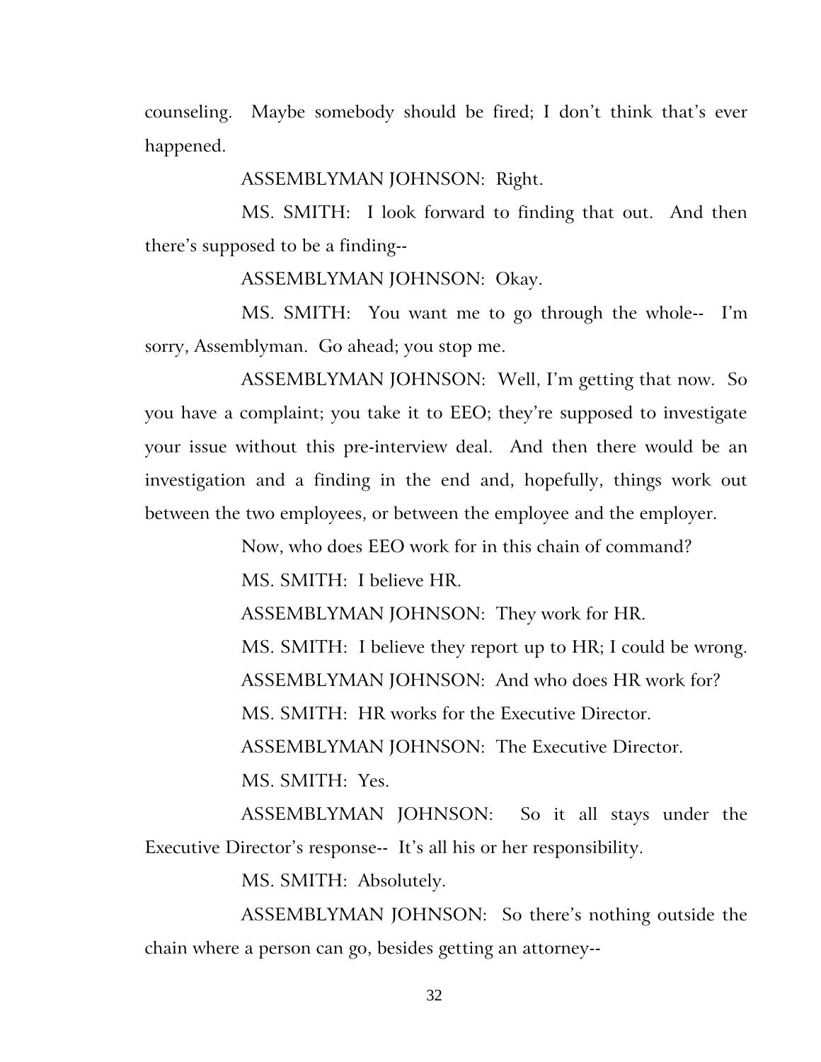counseling. Maybe somebody should be fired; I don't think that's ever happened.

ASSEMBLYMAN JOHNSON: Right.

MS. SMITH: I look forward to finding that out. And then there's supposed to be a finding--

ASSEMBLYMAN JOHNSON: Okay.

MS. SMITH: You want me to go through the whole-- I'm sorry, Assemblyman. Go ahead; you stop me.

ASSEMBLYMAN JOHNSON: Well, I'm getting that now. So you have a complaint; you take it to EEO; they're supposed to investigate your issue without this pre-interview deal. And then there would be an investigation and a finding in the end and, hopefully, things work out between the two employees, or between the employee and the employer.

Now, who does EEO work for in this chain of command?

MS. SMITH: I believe HR.

ASSEMBLYMAN JOHNSON: They work for HR.

MS. SMITH: I believe they report up to HR; I could be wrong.

ASSEMBLYMAN JOHNSON: And who does HR work for?

MS. SMITH: HR works for the Executive Director.

ASSEMBLYMAN JOHNSON: The Executive Director.

MS. SMITH: Yes.

ASSEMBLYMAN JOHNSON: So it all stays under the Executive Director's response-- It's all his or her responsibility.

MS. SMITH: Absolutely.

ASSEMBLYMAN JOHNSON: So there's nothing outside the chain where a person can go, besides getting an attorney--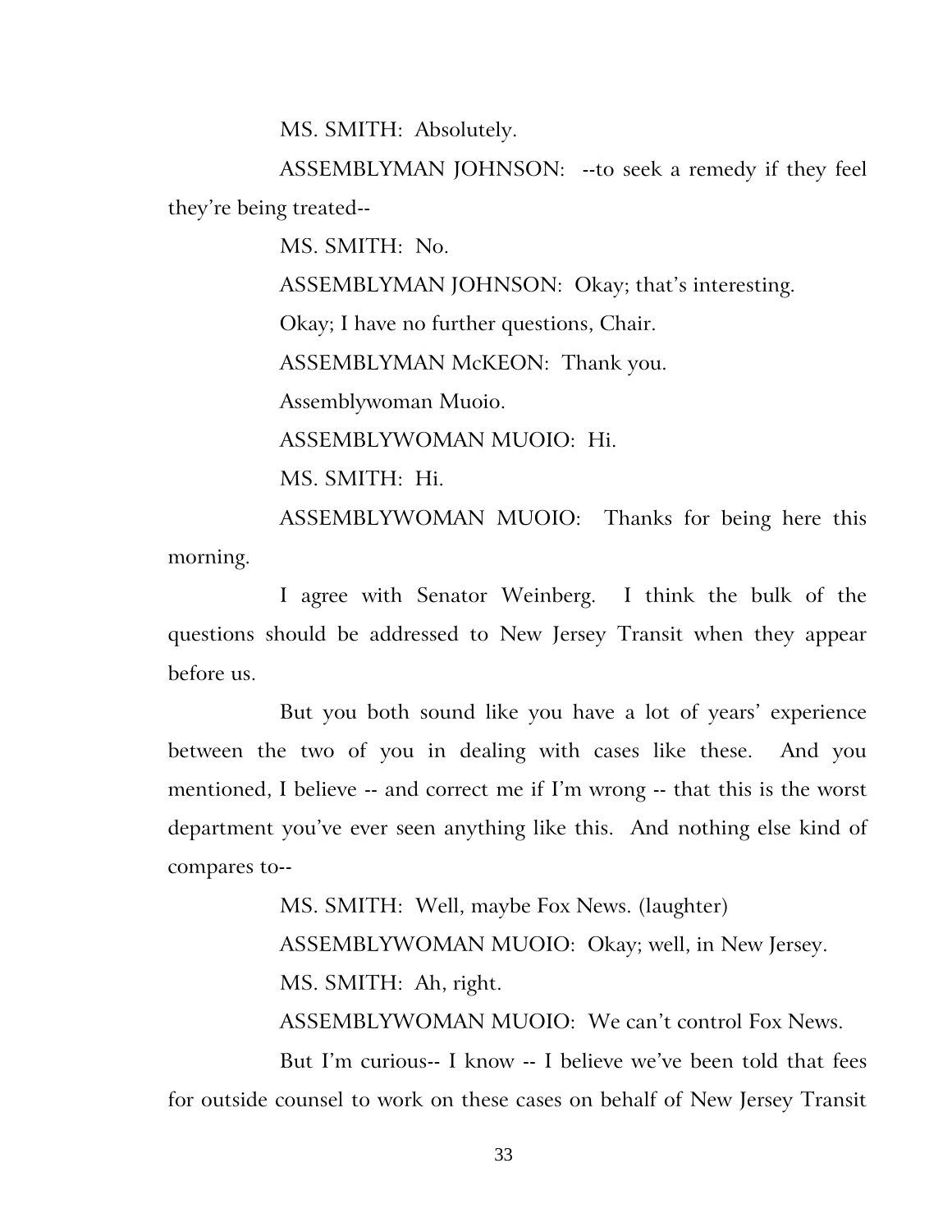MS. SMITH: Absolutely.

ASSEMBLYMAN JOHNSON: --to seek a remedy if they feel they're being treated--

MS. SMITH: No.

ASSEMBLYMAN JOHNSON: Okay; that's interesting.

Okay; I have no further questions, Chair.

ASSEMBLYMAN McKEON: Thank you.

Assemblywoman Muoio.

ASSEMBLYWOMAN MUOIO: Hi.

MS. SMITH: Hi.

ASSEMBLYWOMAN MUOIO: Thanks for being here this morning.

I agree with Senator Weinberg. I think the bulk of the questions should be addressed to New Jersey Transit when they appear before us.

But you both sound like you have a lot of years' experience between the two of you in dealing with cases like these. And you mentioned, I believe -- and correct me if I'm wrong -- that this is the worst department you've ever seen anything like this. And nothing else kind of compares to--

MS. SMITH: Well, maybe Fox News. (laughter)

ASSEMBLYWOMAN MUOIO: Okay; well, in New Jersey.

MS. SMITH: Ah, right.

ASSEMBLYWOMAN MUOIO: We can't control Fox News.

But I'm curious-- I know -- I believe we've been told that fees for outside counsel to work on these cases on behalf of New Jersey Transit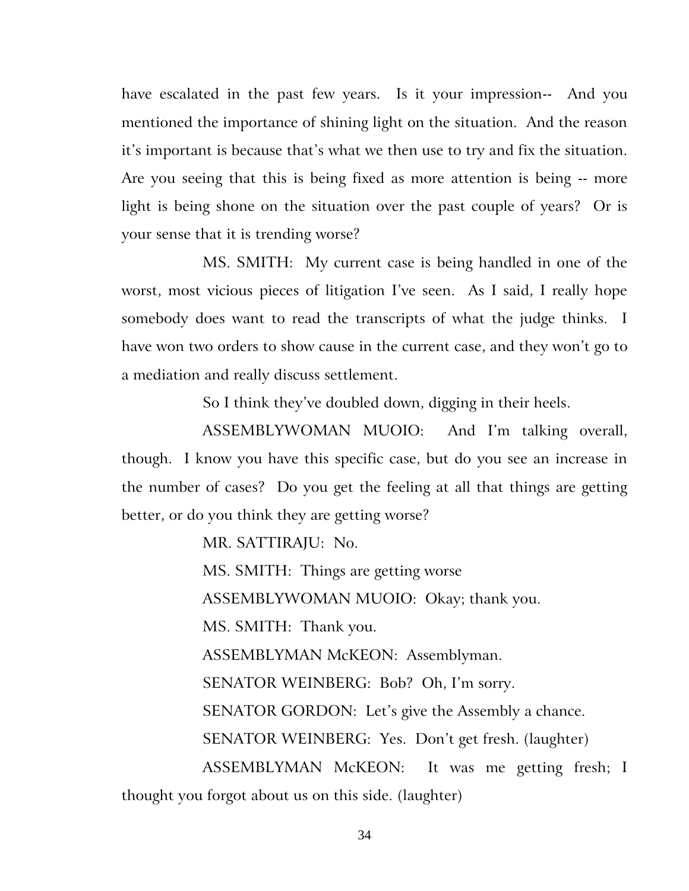have escalated in the past few years. Is it your impression-- And you mentioned the importance of shining light on the situation. And the reason it's important is because that's what we then use to try and fix the situation. Are you seeing that this is being fixed as more attention is being -- more light is being shone on the situation over the past couple of years? Or is your sense that it is trending worse?

MS. SMITH: My current case is being handled in one of the worst, most vicious pieces of litigation I've seen. As I said, I really hope somebody does want to read the transcripts of what the judge thinks. I have won two orders to show cause in the current case, and they won't go to a mediation and really discuss settlement.

So I think they've doubled down, digging in their heels.

ASSEMBLYWOMAN MUOIO: And I'm talking overall, though. I know you have this specific case, but do you see an increase in the number of cases? Do you get the feeling at all that things are getting better, or do you think they are getting worse?

MR. SATTIRAJU: No.

MS. SMITH: Things are getting worse

ASSEMBLYWOMAN MUOIO: Okay; thank you.

MS. SMITH: Thank you.

ASSEMBLYMAN McKEON: Assemblyman.

SENATOR WEINBERG: Bob? Oh, I'm sorry.

SENATOR GORDON: Let's give the Assembly a chance.

SENATOR WEINBERG: Yes. Don't get fresh. (laughter)

ASSEMBLYMAN McKEON: It was me getting fresh; I thought you forgot about us on this side. (laughter)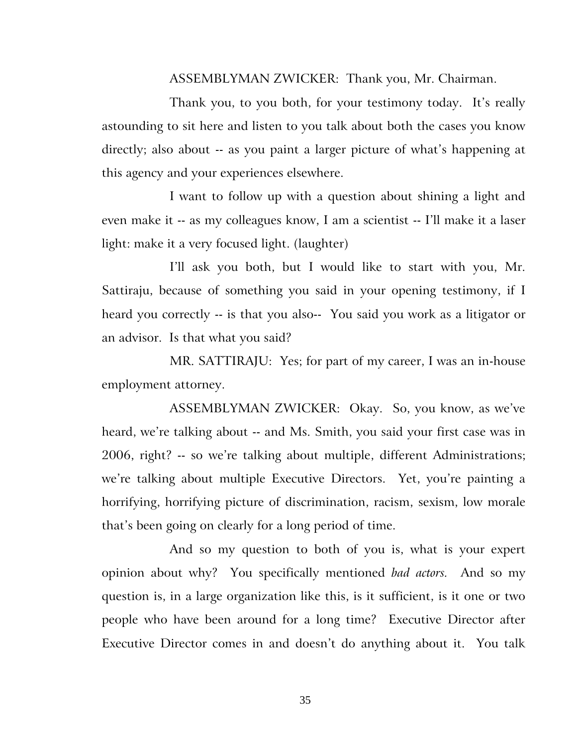ASSEMBLYMAN ZWICKER: Thank you, Mr. Chairman.

Thank you, to you both, for your testimony today. It's really astounding to sit here and listen to you talk about both the cases you know directly; also about -- as you paint a larger picture of what's happening at this agency and your experiences elsewhere.

I want to follow up with a question about shining a light and even make it -- as my colleagues know, I am a scientist -- I'll make it a laser light: make it a very focused light. (laughter)

I'll ask you both, but I would like to start with you, Mr. Sattiraju, because of something you said in your opening testimony, if I heard you correctly -- is that you also-- You said you work as a litigator or an advisor. Is that what you said?

MR. SATTIRAJU: Yes; for part of my career, I was an in-house employment attorney.

ASSEMBLYMAN ZWICKER: Okay. So, you know, as we've heard, we're talking about -- and Ms. Smith, you said your first case was in 2006, right? -- so we're talking about multiple, different Administrations; we're talking about multiple Executive Directors. Yet, you're painting a horrifying, horrifying picture of discrimination, racism, sexism, low morale that's been going on clearly for a long period of time.

And so my question to both of you is, what is your expert opinion about why? You specifically mentioned *bad actors.* And so my question is, in a large organization like this, is it sufficient, is it one or two people who have been around for a long time? Executive Director after Executive Director comes in and doesn't do anything about it. You talk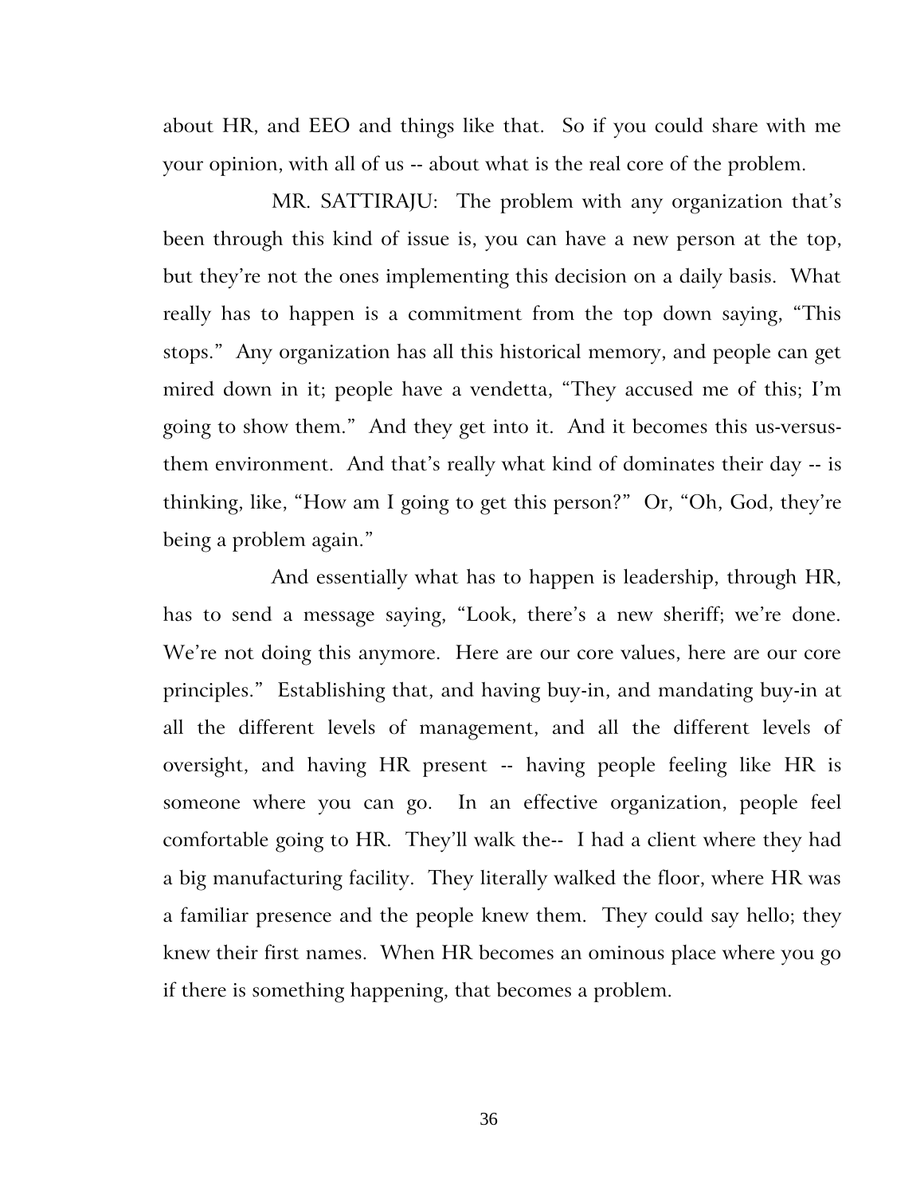about HR, and EEO and things like that. So if you could share with me your opinion, with all of us -- about what is the real core of the problem.

MR. SATTIRAJU: The problem with any organization that's been through this kind of issue is, you can have a new person at the top, but they're not the ones implementing this decision on a daily basis. What really has to happen is a commitment from the top down saying, "This stops." Any organization has all this historical memory, and people can get mired down in it; people have a vendetta, "They accused me of this; I'm going to show them." And they get into it. And it becomes this us-versus-them environment. And that's really what kind of dominates their day -- is thinking, like, "How am I going to get this person?" Or, "Oh, God, they're being a problem again."

And essentially what has to happen is leadership, through HR, has to send a message saying, "Look, there's a new sheriff; we're done. We're not doing this anymore. Here are our core values, here are our core principles." Establishing that, and having buy-in, and mandating buy-in at all the different levels of management, and all the different levels of oversight, and having HR present -- having people feeling like HR is someone where you can go. In an effective organization, people feel comfortable going to HR. They'll walk the-- I had a client where they had a big manufacturing facility. They literally walked the floor, where HR was a familiar presence and the people knew them. They could say hello; they knew their first names. When HR becomes an ominous place where you go if there is something happening, that becomes a problem.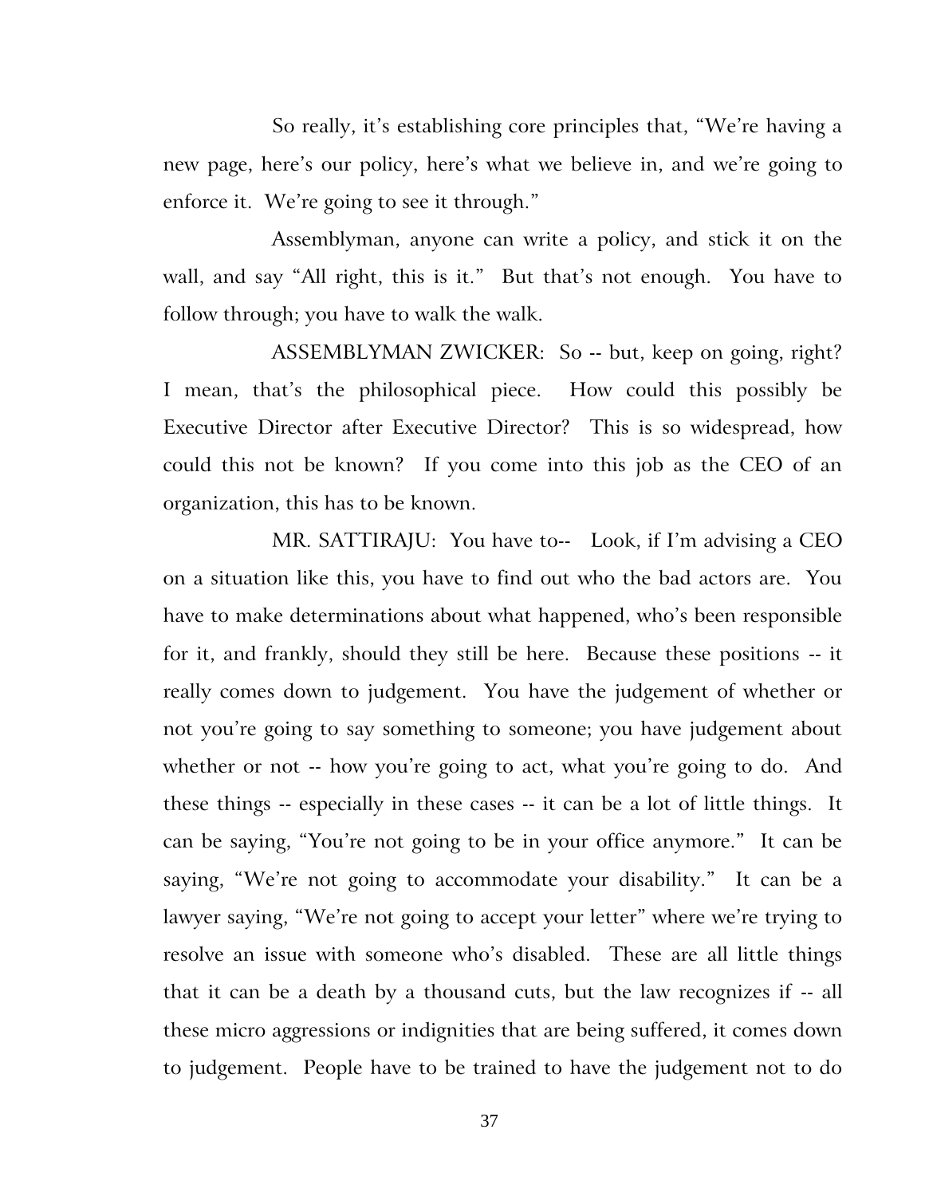So really, it's establishing core principles that, "We're having a new page, here's our policy, here's what we believe in, and we're going to enforce it. We're going to see it through."

Assemblyman, anyone can write a policy, and stick it on the wall, and say "All right, this is it." But that's not enough. You have to follow through; you have to walk the walk.

ASSEMBLYMAN ZWICKER: So -- but, keep on going, right? I mean, that's the philosophical piece. How could this possibly be Executive Director after Executive Director? This is so widespread, how could this not be known? If you come into this job as the CEO of an organization, this has to be known.

MR. SATTIRAJU: You have to-- Look, if I'm advising a CEO on a situation like this, you have to find out who the bad actors are. You have to make determinations about what happened, who's been responsible for it, and frankly, should they still be here. Because these positions -- it really comes down to judgement. You have the judgement of whether or not you're going to say something to someone; you have judgement about whether or not -- how you're going to act, what you're going to do. And these things -- especially in these cases -- it can be a lot of little things. It can be saying, "You're not going to be in your office anymore." It can be saying, "We're not going to accommodate your disability." It can be a lawyer saying, "We're not going to accept your letter" where we're trying to resolve an issue with someone who's disabled. These are all little things that it can be a death by a thousand cuts, but the law recognizes if -- all these micro aggressions or indignities that are being suffered, it comes down to judgement. People have to be trained to have the judgement not to do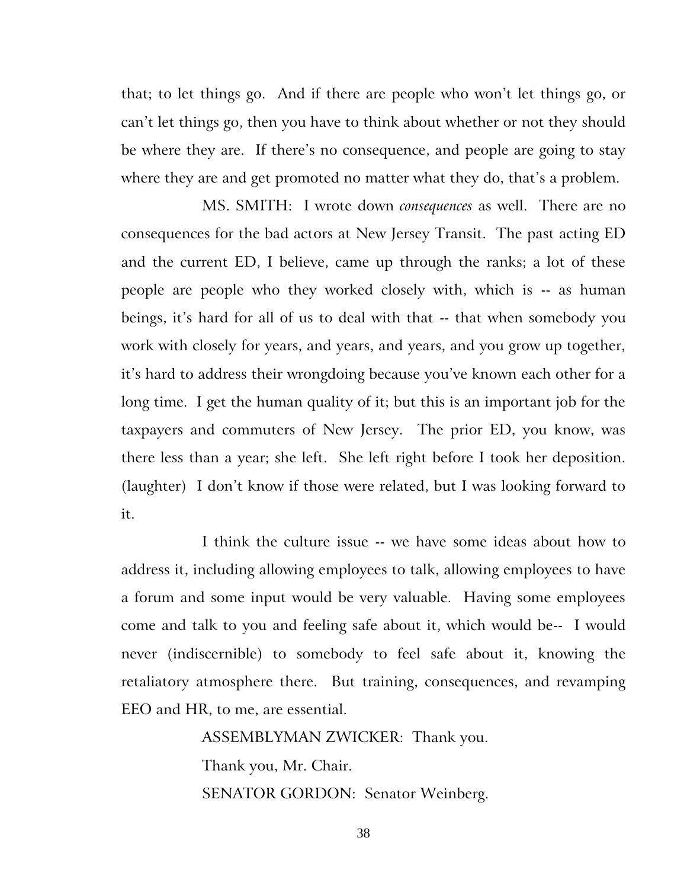that; to let things go. And if there are people who won't let things go, or can't let things go, then you have to think about whether or not they should be where they are. If there's no consequence, and people are going to stay where they are and get promoted no matter what they do, that's a problem.

MS. SMITH: I wrote down *consequences* as well. There are no consequences for the bad actors at New Jersey Transit. The past acting ED and the current ED, I believe, came up through the ranks; a lot of these people are people who they worked closely with, which is -- as human beings, it's hard for all of us to deal with that -- that when somebody you work with closely for years, and years, and years, and you grow up together, it's hard to address their wrongdoing because you've known each other for a long time. I get the human quality of it; but this is an important job for the taxpayers and commuters of New Jersey. The prior ED, you know, was there less than a year; she left. She left right before I took her deposition. (laughter) I don't know if those were related, but I was looking forward to it.

I think the culture issue -- we have some ideas about how to address it, including allowing employees to talk, allowing employees to have a forum and some input would be very valuable. Having some employees come and talk to you and feeling safe about it, which would be-- I would never (indiscernible) to somebody to feel safe about it, knowing the retaliatory atmosphere there. But training, consequences, and revamping EEO and HR, to me, are essential.

ASSEMBLYMAN ZWICKER: Thank you.

Thank you, Mr. Chair.

SENATOR GORDON: Senator Weinberg.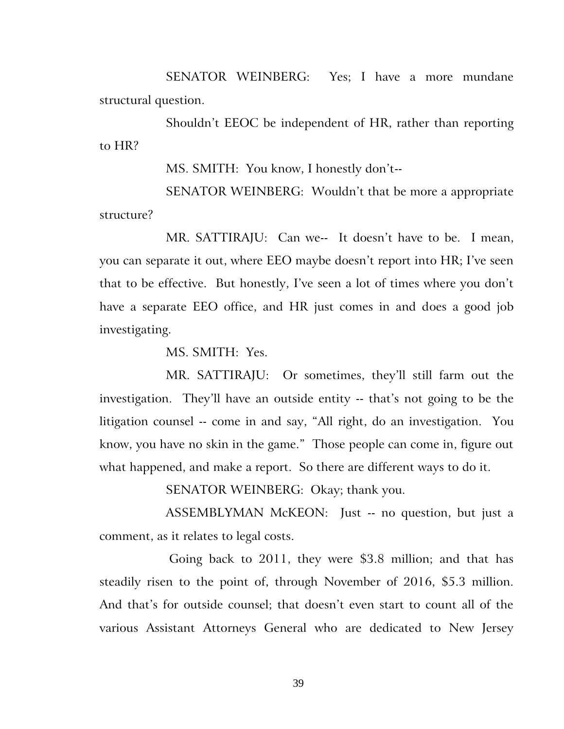SENATOR WEINBERG: Yes; I have a more mundane structural question.

Shouldn't EEOC be independent of HR, rather than reporting to HR?

MS. SMITH: You know, I honestly don't--

SENATOR WEINBERG: Wouldn't that be more a appropriate structure?

MR. SATTIRAJU: Can we-- It doesn't have to be. I mean, you can separate it out, where EEO maybe doesn't report into HR; I've seen that to be effective. But honestly, I've seen a lot of times where you don't have a separate EEO office, and HR just comes in and does a good job investigating.

MS. SMITH: Yes.

MR. SATTIRAJU: Or sometimes, they'll still farm out the investigation. They'll have an outside entity -- that's not going to be the litigation counsel -- come in and say, "All right, do an investigation. You know, you have no skin in the game." Those people can come in, figure out what happened, and make a report. So there are different ways to do it.

SENATOR WEINBERG: Okay; thank you.

ASSEMBLYMAN McKEON: Just -- no question, but just a comment, as it relates to legal costs.

Going back to 2011, they were $3.8 million; and that has steadily risen to the point of, through November of 2016, $5.3 million. And that's for outside counsel; that doesn't even start to count all of the various Assistant Attorneys General who are dedicated to New Jersey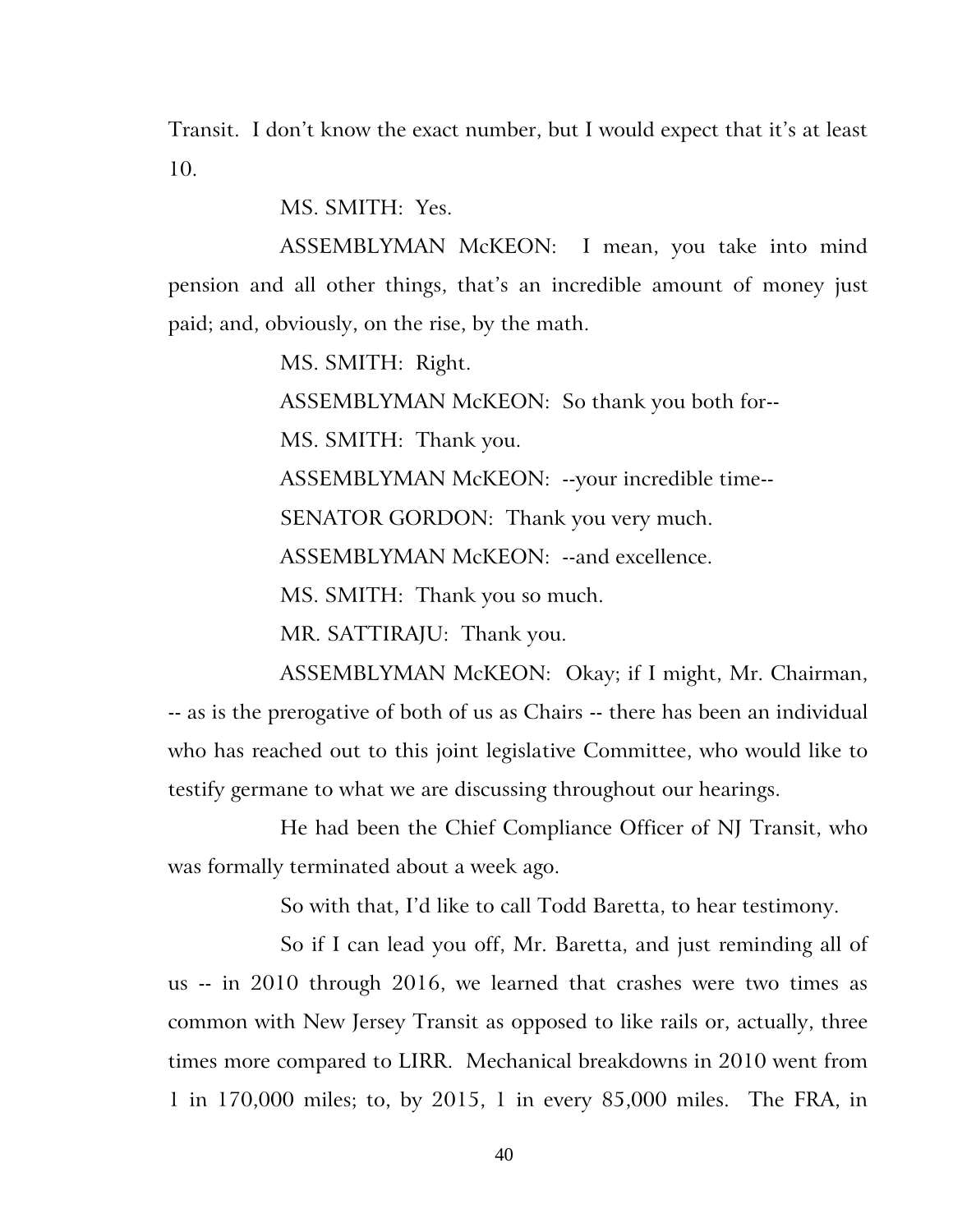Transit. I don't know the exact number, but I would expect that it's at least 10.

MS. SMITH: Yes.

ASSEMBLYMAN McKEON: I mean, you take into mind pension and all other things, that's an incredible amount of money just paid; and, obviously, on the rise, by the math.

MS. SMITH: Right.

ASSEMBLYMAN McKEON: So thank you both for--

MS. SMITH: Thank you.

ASSEMBLYMAN McKEON: --your incredible time--

SENATOR GORDON: Thank you very much.

ASSEMBLYMAN McKEON: --and excellence.

MS. SMITH: Thank you so much.

MR. SATTIRAJU: Thank you.

ASSEMBLYMAN McKEON: Okay; if I might, Mr. Chairman, -- as is the prerogative of both of us as Chairs -- there has been an individual who has reached out to this joint legislative Committee, who would like to testify germane to what we are discussing throughout our hearings.

He had been the Chief Compliance Officer of NJ Transit, who was formally terminated about a week ago.

So with that, I'd like to call Todd Baretta, to hear testimony.

So if I can lead you off, Mr. Baretta, and just reminding all of us -- in 2010 through 2016, we learned that crashes were two times as common with New Jersey Transit as opposed to like rails or, actually, three times more compared to LIRR. Mechanical breakdowns in 2010 went from 1 in 170,000 miles; to, by 2015, 1 in every 85,000 miles. The FRA, in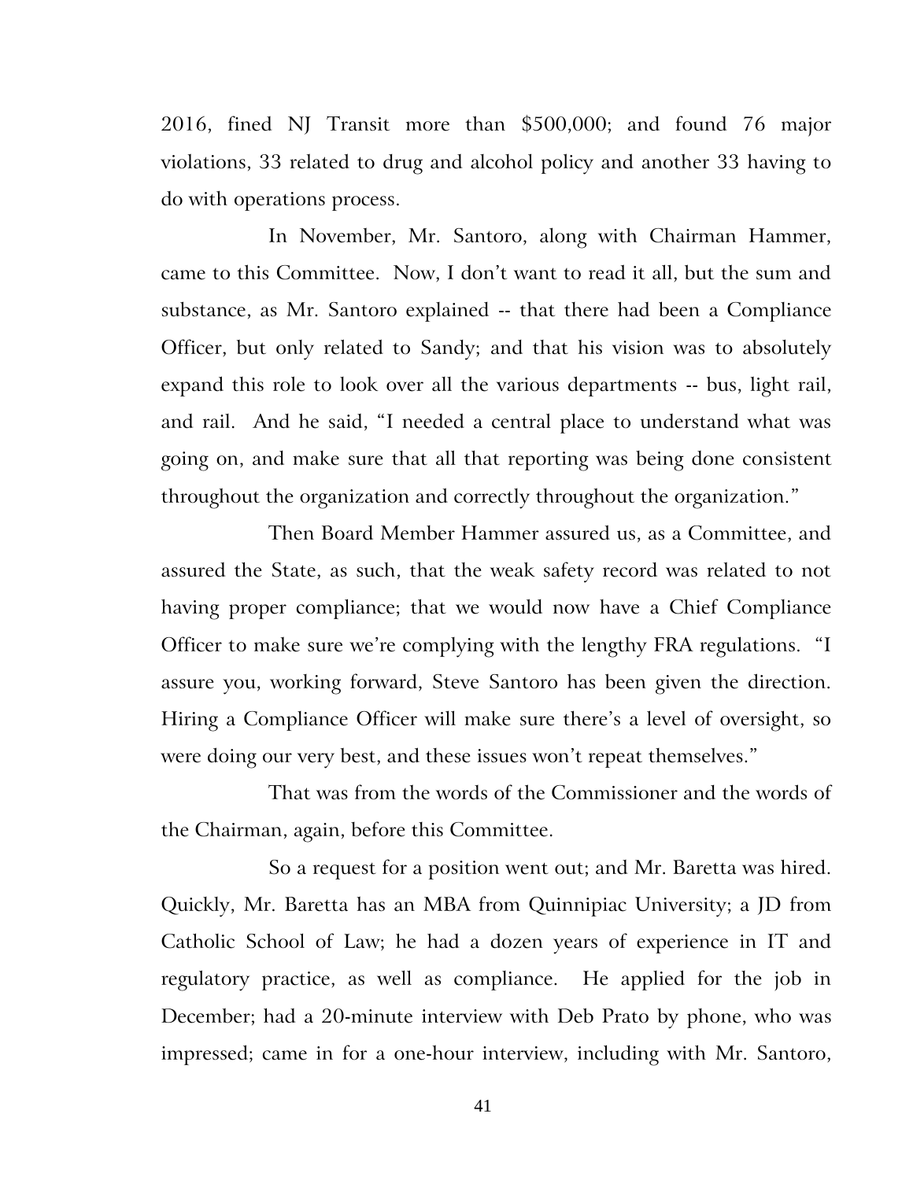2016, fined NJ Transit more than $500,000; and found 76 major violations, 33 related to drug and alcohol policy and another 33 having to do with operations process.

In November, Mr. Santoro, along with Chairman Hammer, came to this Committee. Now, I don't want to read it all, but the sum and substance, as Mr. Santoro explained -- that there had been a Compliance Officer, but only related to Sandy; and that his vision was to absolutely expand this role to look over all the various departments -- bus, light rail, and rail. And he said, "I needed a central place to understand what was going on, and make sure that all that reporting was being done consistent throughout the organization and correctly throughout the organization."

Then Board Member Hammer assured us, as a Committee, and assured the State, as such, that the weak safety record was related to not having proper compliance; that we would now have a Chief Compliance Officer to make sure we're complying with the lengthy FRA regulations. "I assure you, working forward, Steve Santoro has been given the direction. Hiring a Compliance Officer will make sure there's a level of oversight, so were doing our very best, and these issues won't repeat themselves."

That was from the words of the Commissioner and the words of the Chairman, again, before this Committee.

So a request for a position went out; and Mr. Baretta was hired. Quickly, Mr. Baretta has an MBA from Quinnipiac University; a JD from Catholic School of Law; he had a dozen years of experience in IT and regulatory practice, as well as compliance. He applied for the job in December; had a 20-minute interview with Deb Prato by phone, who was impressed; came in for a one-hour interview, including with Mr. Santoro,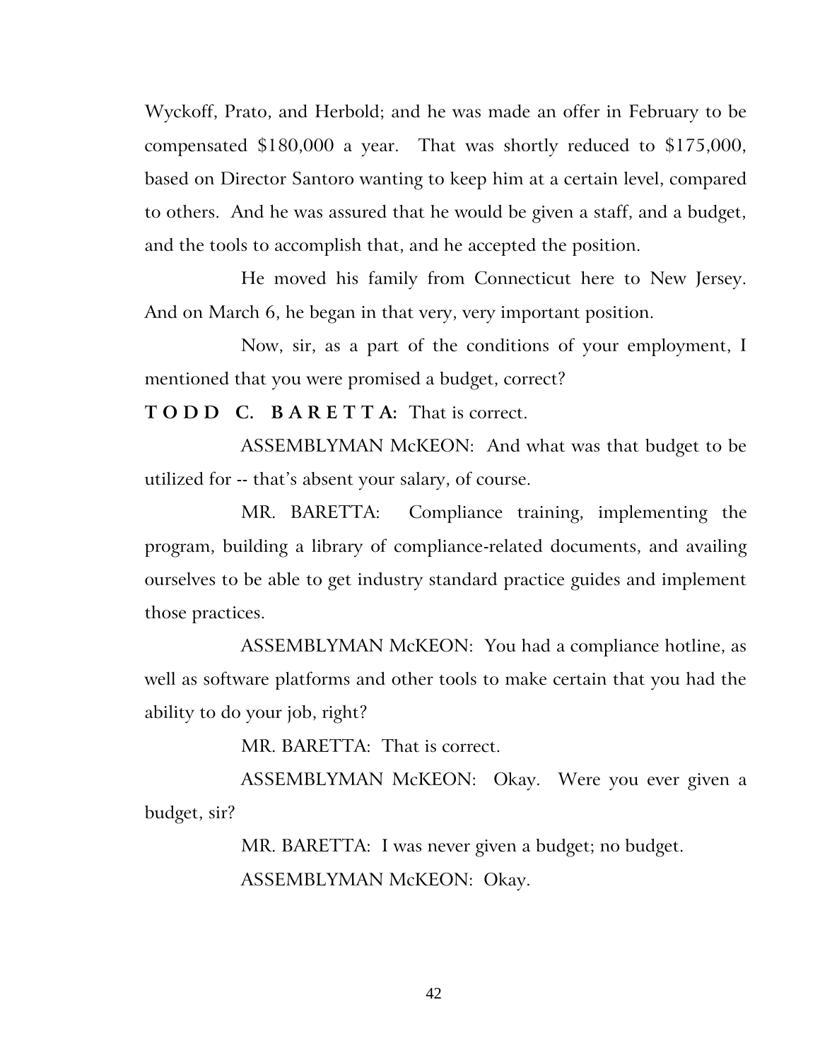Wyckoff, Prato, and Herbold; and he was made an offer in February to be compensated $180,000 a year. That was shortly reduced to $175,000, based on Director Santoro wanting to keep him at a certain level, compared to others. And he was assured that he would be given a staff, and a budget, and the tools to accomplish that, and he accepted the position.

He moved his family from Connecticut here to New Jersey. And on March 6, he began in that very, very important position.

Now, sir, as a part of the conditions of your employment, I mentioned that you were promised a budget, correct?

**TODD C. BARETTA:** That is correct.

ASSEMBLYMAN McKEON: And what was that budget to be utilized for -- that's absent your salary, of course.

MR. BARETTA: Compliance training, implementing the program, building a library of compliance-related documents, and availing ourselves to be able to get industry standard practice guides and implement those practices.

ASSEMBLYMAN McKEON: You had a compliance hotline, as well as software platforms and other tools to make certain that you had the ability to do your job, right?

MR. BARETTA: That is correct.

ASSEMBLYMAN McKEON: Okay. Were you ever given a budget, sir?

MR. BARETTA: I was never given a budget; no budget.

ASSEMBLYMAN McKEON: Okay.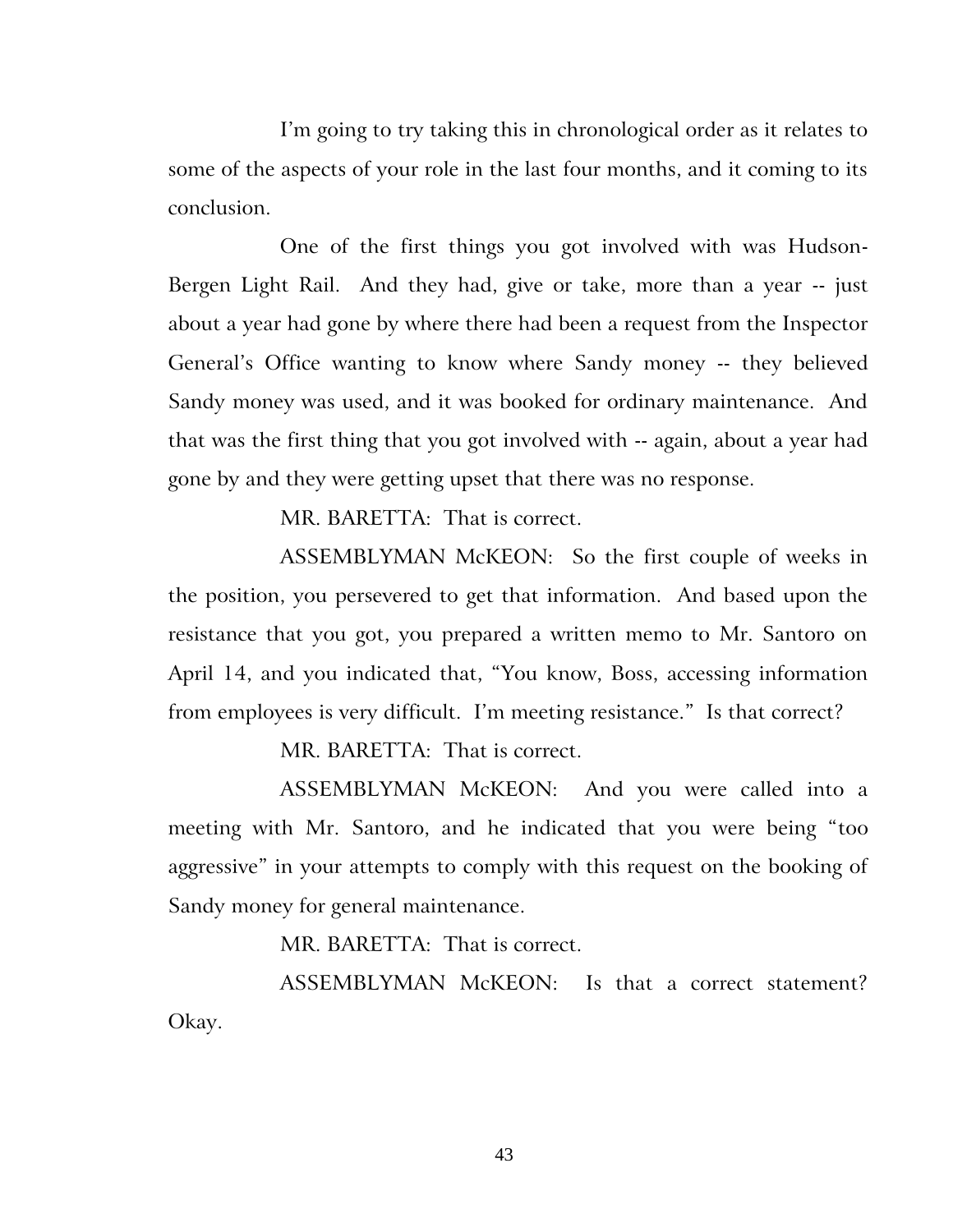I'm going to try taking this in chronological order as it relates to some of the aspects of your role in the last four months, and it coming to its conclusion.

One of the first things you got involved with was Hudson-Bergen Light Rail. And they had, give or take, more than a year -- just about a year had gone by where there had been a request from the Inspector General's Office wanting to know where Sandy money -- they believed Sandy money was used, and it was booked for ordinary maintenance. And that was the first thing that you got involved with -- again, about a year had gone by and they were getting upset that there was no response.

MR. BARETTA: That is correct.

ASSEMBLYMAN McKEON: So the first couple of weeks in the position, you persevered to get that information. And based upon the resistance that you got, you prepared a written memo to Mr. Santoro on April 14, and you indicated that, "You know, Boss, accessing information from employees is very difficult. I'm meeting resistance." Is that correct?

MR. BARETTA: That is correct.

ASSEMBLYMAN McKEON: And you were called into a meeting with Mr. Santoro, and he indicated that you were being "too aggressive" in your attempts to comply with this request on the booking of Sandy money for general maintenance.

MR. BARETTA: That is correct.

ASSEMBLYMAN McKEON: Is that a correct statement? Okay.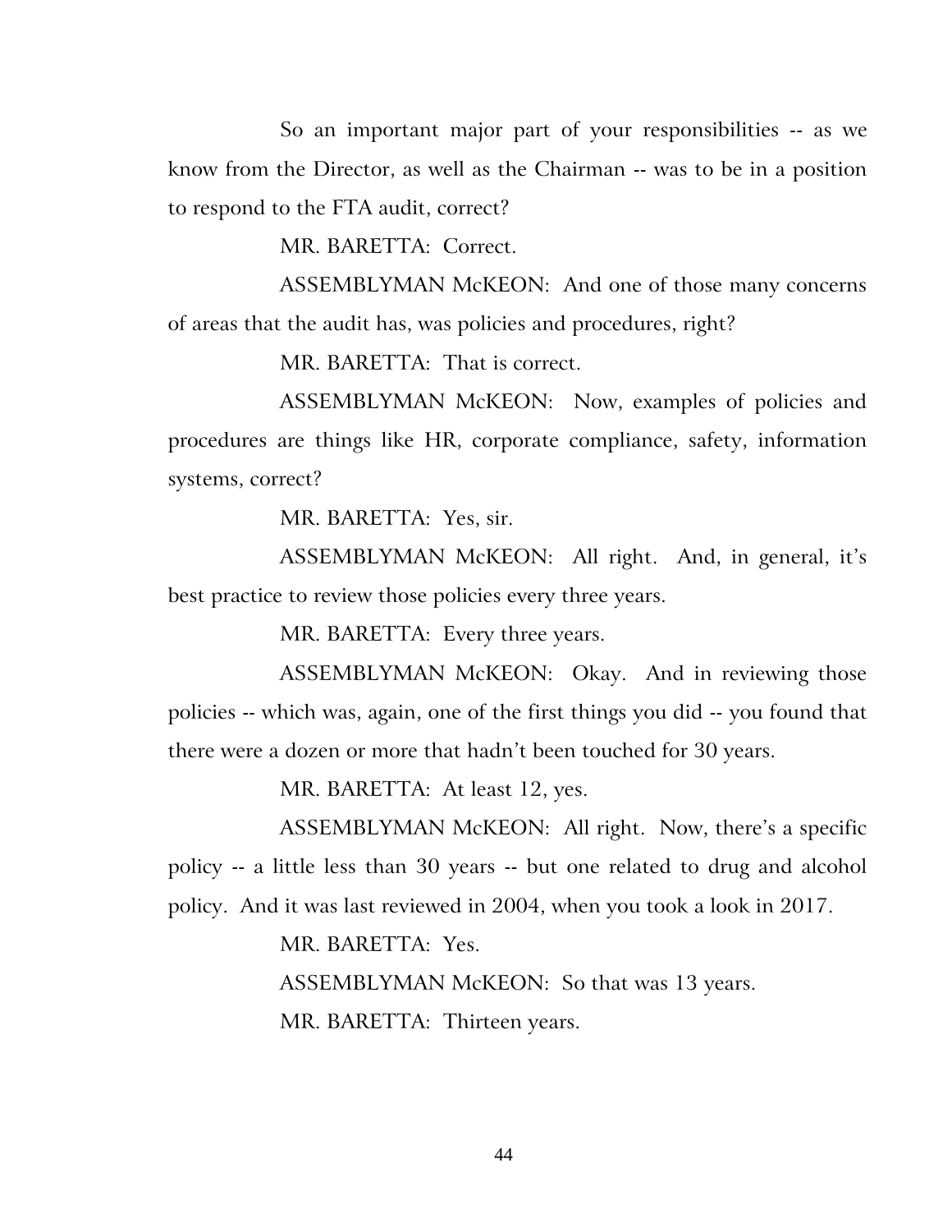So an important major part of your responsibilities -- as we know from the Director, as well as the Chairman -- was to be in a position to respond to the FTA audit, correct?

MR. BARETTA: Correct.

ASSEMBLYMAN McKEON: And one of those many concerns of areas that the audit has, was policies and procedures, right?

MR. BARETTA: That is correct.

ASSEMBLYMAN McKEON: Now, examples of policies and procedures are things like HR, corporate compliance, safety, information systems, correct?

MR. BARETTA: Yes, sir.

ASSEMBLYMAN McKEON: All right. And, in general, it's best practice to review those policies every three years.

MR. BARETTA: Every three years.

ASSEMBLYMAN McKEON: Okay. And in reviewing those policies -- which was, again, one of the first things you did -- you found that there were a dozen or more that hadn't been touched for 30 years.

MR. BARETTA: At least 12, yes.

ASSEMBLYMAN McKEON: All right. Now, there's a specific policy -- a little less than 30 years -- but one related to drug and alcohol policy. And it was last reviewed in 2004, when you took a look in 2017.

MR. BARETTA: Yes.

ASSEMBLYMAN McKEON: So that was 13 years.

MR. BARETTA: Thirteen years.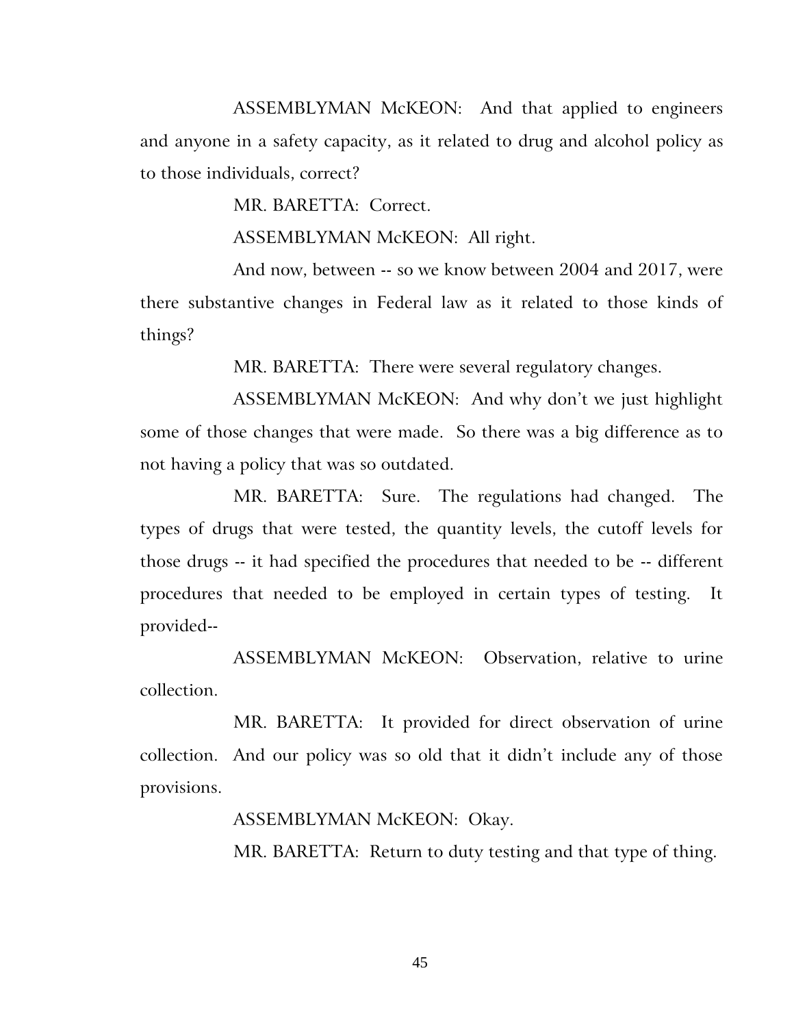ASSEMBLYMAN McKEON: And that applied to engineers and anyone in a safety capacity, as it related to drug and alcohol policy as to those individuals, correct?

MR. BARETTA: Correct.

ASSEMBLYMAN McKEON: All right.

And now, between -- so we know between 2004 and 2017, were there substantive changes in Federal law as it related to those kinds of things?

MR. BARETTA: There were several regulatory changes.

ASSEMBLYMAN McKEON: And why don't we just highlight some of those changes that were made. So there was a big difference as to not having a policy that was so outdated.

MR. BARETTA: Sure. The regulations had changed. The types of drugs that were tested, the quantity levels, the cutoff levels for those drugs -- it had specified the procedures that needed to be -- different procedures that needed to be employed in certain types of testing. It provided--

ASSEMBLYMAN McKEON: Observation, relative to urine collection.

MR. BARETTA: It provided for direct observation of urine collection. And our policy was so old that it didn't include any of those provisions.

ASSEMBLYMAN McKEON: Okay.

MR. BARETTA: Return to duty testing and that type of thing.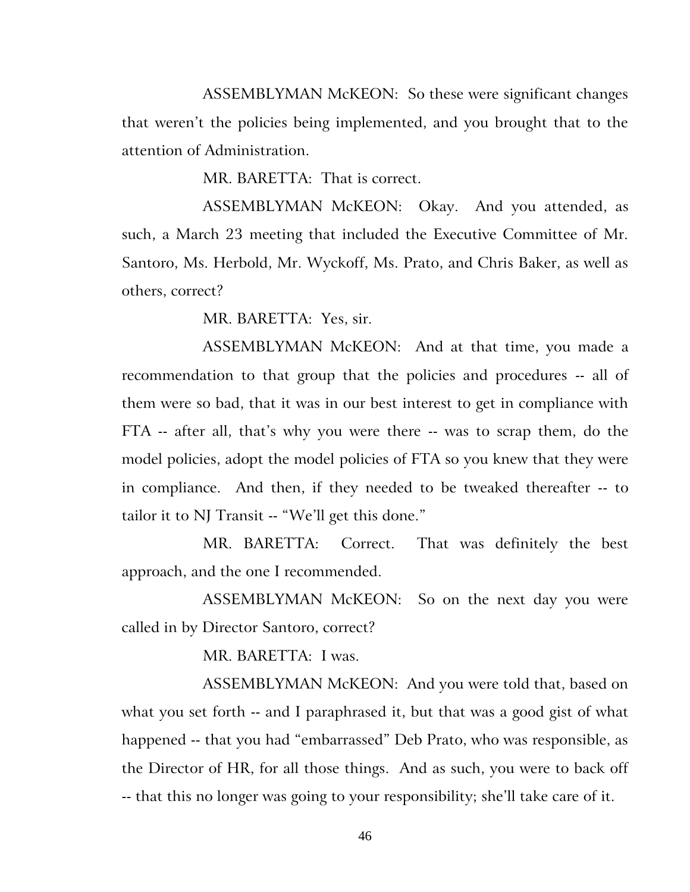ASSEMBLYMAN McKEON: So these were significant changes that weren't the policies being implemented, and you brought that to the attention of Administration.

MR. BARETTA: That is correct.

ASSEMBLYMAN McKEON: Okay. And you attended, as such, a March 23 meeting that included the Executive Committee of Mr. Santoro, Ms. Herbold, Mr. Wyckoff, Ms. Prato, and Chris Baker, as well as others, correct?

MR. BARETTA: Yes, sir.

ASSEMBLYMAN McKEON: And at that time, you made a recommendation to that group that the policies and procedures -- all of them were so bad, that it was in our best interest to get in compliance with FTA -- after all, that's why you were there -- was to scrap them, do the model policies, adopt the model policies of FTA so you knew that they were in compliance. And then, if they needed to be tweaked thereafter -- to tailor it to NJ Transit -- "We'll get this done."

MR. BARETTA: Correct. That was definitely the best approach, and the one I recommended.

ASSEMBLYMAN McKEON: So on the next day you were called in by Director Santoro, correct?

MR. BARETTA: I was.

ASSEMBLYMAN McKEON: And you were told that, based on what you set forth -- and I paraphrased it, but that was a good gist of what happened -- that you had "embarrassed" Deb Prato, who was responsible, as the Director of HR, for all those things. And as such, you were to back off -- that this no longer was going to your responsibility; she'll take care of it.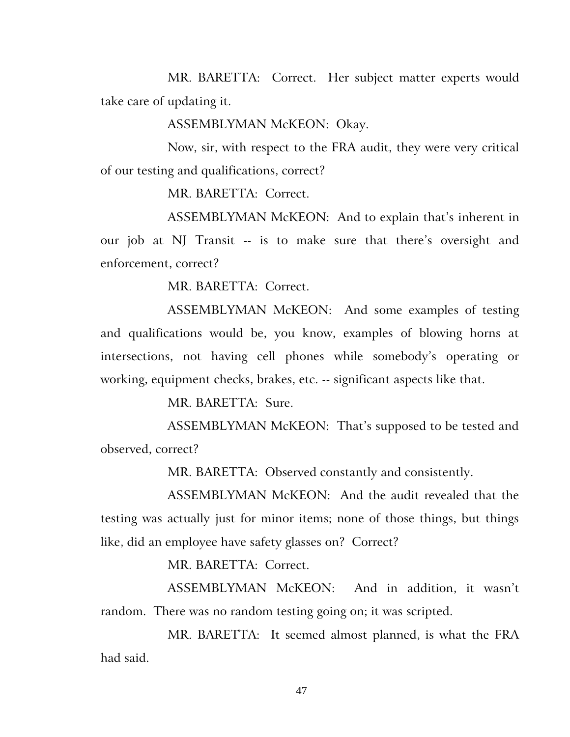MR. BARETTA: Correct. Her subject matter experts would take care of updating it.

ASSEMBLYMAN McKEON: Okay.

Now, sir, with respect to the FRA audit, they were very critical of our testing and qualifications, correct?

MR. BARETTA: Correct.

ASSEMBLYMAN McKEON: And to explain that's inherent in our job at NJ Transit -- is to make sure that there's oversight and enforcement, correct?

MR. BARETTA: Correct.

ASSEMBLYMAN McKEON: And some examples of testing and qualifications would be, you know, examples of blowing horns at intersections, not having cell phones while somebody's operating or working, equipment checks, brakes, etc. -- significant aspects like that.

MR. BARETTA: Sure.

ASSEMBLYMAN McKEON: That's supposed to be tested and observed, correct?

MR. BARETTA: Observed constantly and consistently.

ASSEMBLYMAN McKEON: And the audit revealed that the testing was actually just for minor items; none of those things, but things like, did an employee have safety glasses on? Correct?

MR. BARETTA: Correct.

ASSEMBLYMAN McKEON: And in addition, it wasn't random. There was no random testing going on; it was scripted.

MR. BARETTA: It seemed almost planned, is what the FRA had said.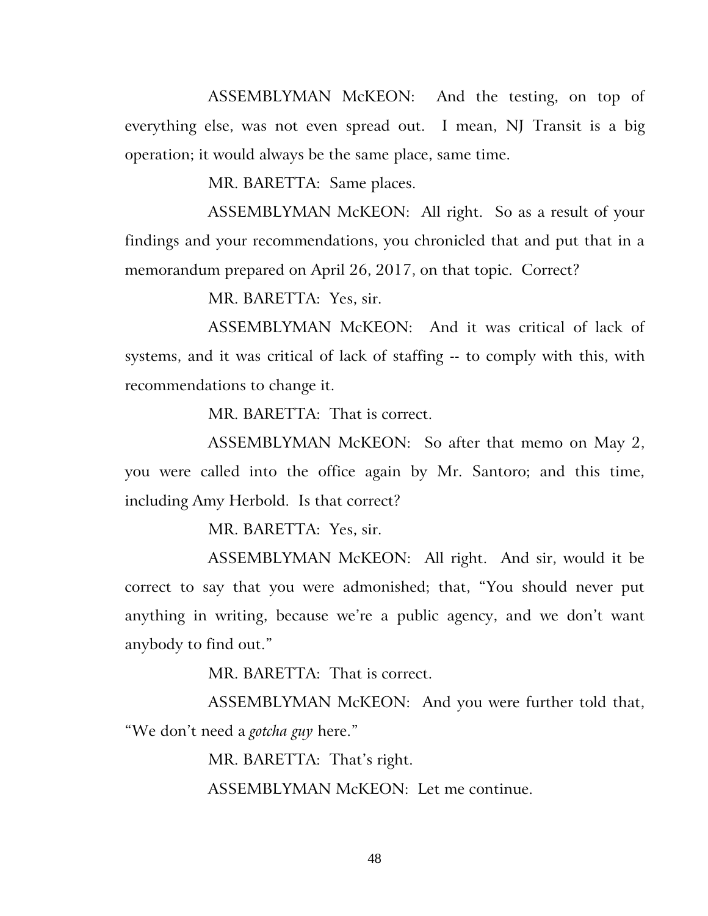ASSEMBLYMAN McKEON: And the testing, on top of everything else, was not even spread out. I mean, NJ Transit is a big operation; it would always be the same place, same time.

MR. BARETTA: Same places.

ASSEMBLYMAN McKEON: All right. So as a result of your findings and your recommendations, you chronicled that and put that in a memorandum prepared on April 26, 2017, on that topic. Correct?

MR. BARETTA: Yes, sir.

ASSEMBLYMAN McKEON: And it was critical of lack of systems, and it was critical of lack of staffing -- to comply with this, with recommendations to change it.

MR. BARETTA: That is correct.

ASSEMBLYMAN McKEON: So after that memo on May 2, you were called into the office again by Mr. Santoro; and this time, including Amy Herbold. Is that correct?

MR. BARETTA: Yes, sir.

ASSEMBLYMAN McKEON: All right. And sir, would it be correct to say that you were admonished; that, "You should never put anything in writing, because we're a public agency, and we don't want anybody to find out."

MR. BARETTA: That is correct.

ASSEMBLYMAN McKEON: And you were further told that, "We don't need a *gotcha guy* here."

MR. BARETTA: That's right.

ASSEMBLYMAN McKEON: Let me continue.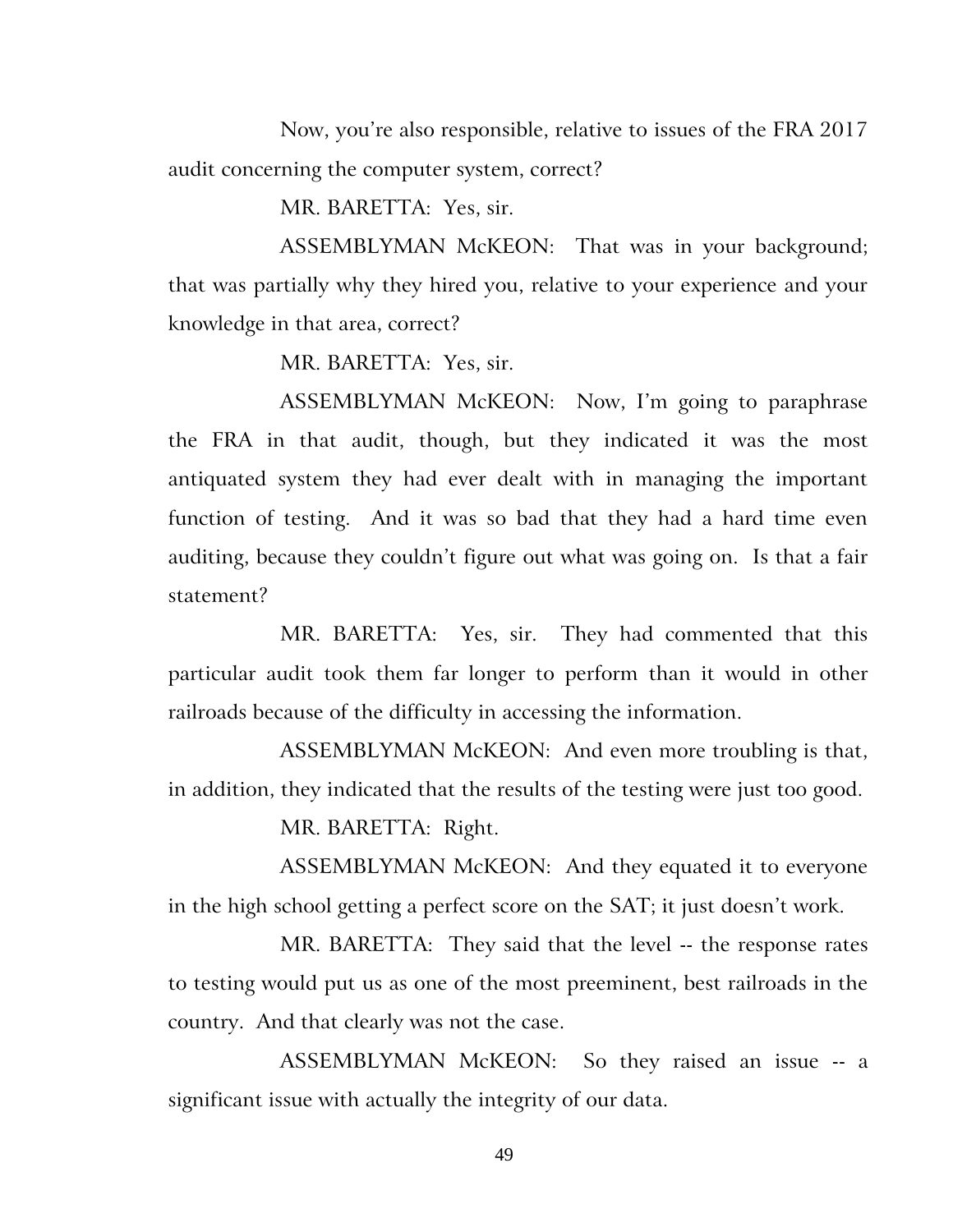Now, you're also responsible, relative to issues of the FRA 2017 audit concerning the computer system, correct?

MR. BARETTA: Yes, sir.

ASSEMBLYMAN McKEON: That was in your background; that was partially why they hired you, relative to your experience and your knowledge in that area, correct?

MR. BARETTA: Yes, sir.

ASSEMBLYMAN McKEON: Now, I'm going to paraphrase the FRA in that audit, though, but they indicated it was the most antiquated system they had ever dealt with in managing the important function of testing. And it was so bad that they had a hard time even auditing, because they couldn't figure out what was going on. Is that a fair statement?

MR. BARETTA: Yes, sir. They had commented that this particular audit took them far longer to perform than it would in other railroads because of the difficulty in accessing the information.

ASSEMBLYMAN McKEON: And even more troubling is that, in addition, they indicated that the results of the testing were just too good.

MR. BARETTA: Right.

ASSEMBLYMAN McKEON: And they equated it to everyone in the high school getting a perfect score on the SAT; it just doesn't work.

MR. BARETTA: They said that the level -- the response rates to testing would put us as one of the most preeminent, best railroads in the country. And that clearly was not the case.

ASSEMBLYMAN McKEON: So they raised an issue -- a significant issue with actually the integrity of our data.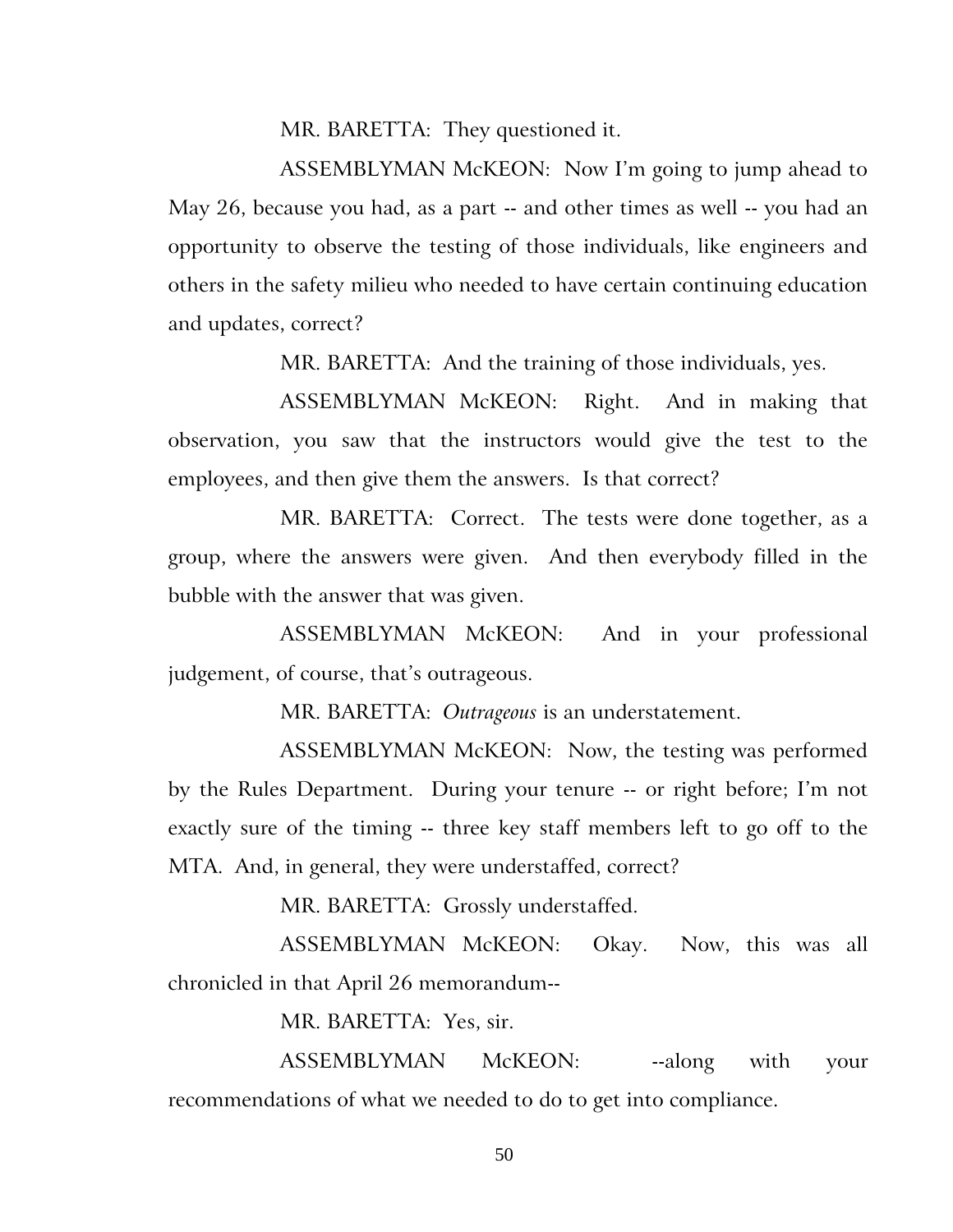MR. BARETTA: They questioned it.

ASSEMBLYMAN McKEON: Now I'm going to jump ahead to May 26, because you had, as a part -- and other times as well -- you had an opportunity to observe the testing of those individuals, like engineers and others in the safety milieu who needed to have certain continuing education and updates, correct?

MR. BARETTA: And the training of those individuals, yes.

ASSEMBLYMAN McKEON: Right. And in making that observation, you saw that the instructors would give the test to the employees, and then give them the answers. Is that correct?

MR. BARETTA: Correct. The tests were done together, as a group, where the answers were given. And then everybody filled in the bubble with the answer that was given.

ASSEMBLYMAN McKEON: And in your professional judgement, of course, that's outrageous.

MR. BARETTA: *Outrageous* is an understatement.

ASSEMBLYMAN McKEON: Now, the testing was performed by the Rules Department. During your tenure -- or right before; I'm not exactly sure of the timing -- three key staff members left to go off to the MTA. And, in general, they were understaffed, correct?

MR. BARETTA: Grossly understaffed.

ASSEMBLYMAN McKEON: Okay. Now, this was all chronicled in that April 26 memorandum--

MR. BARETTA: Yes, sir.

ASSEMBLYMAN McKEON: --along with your recommendations of what we needed to do to get into compliance.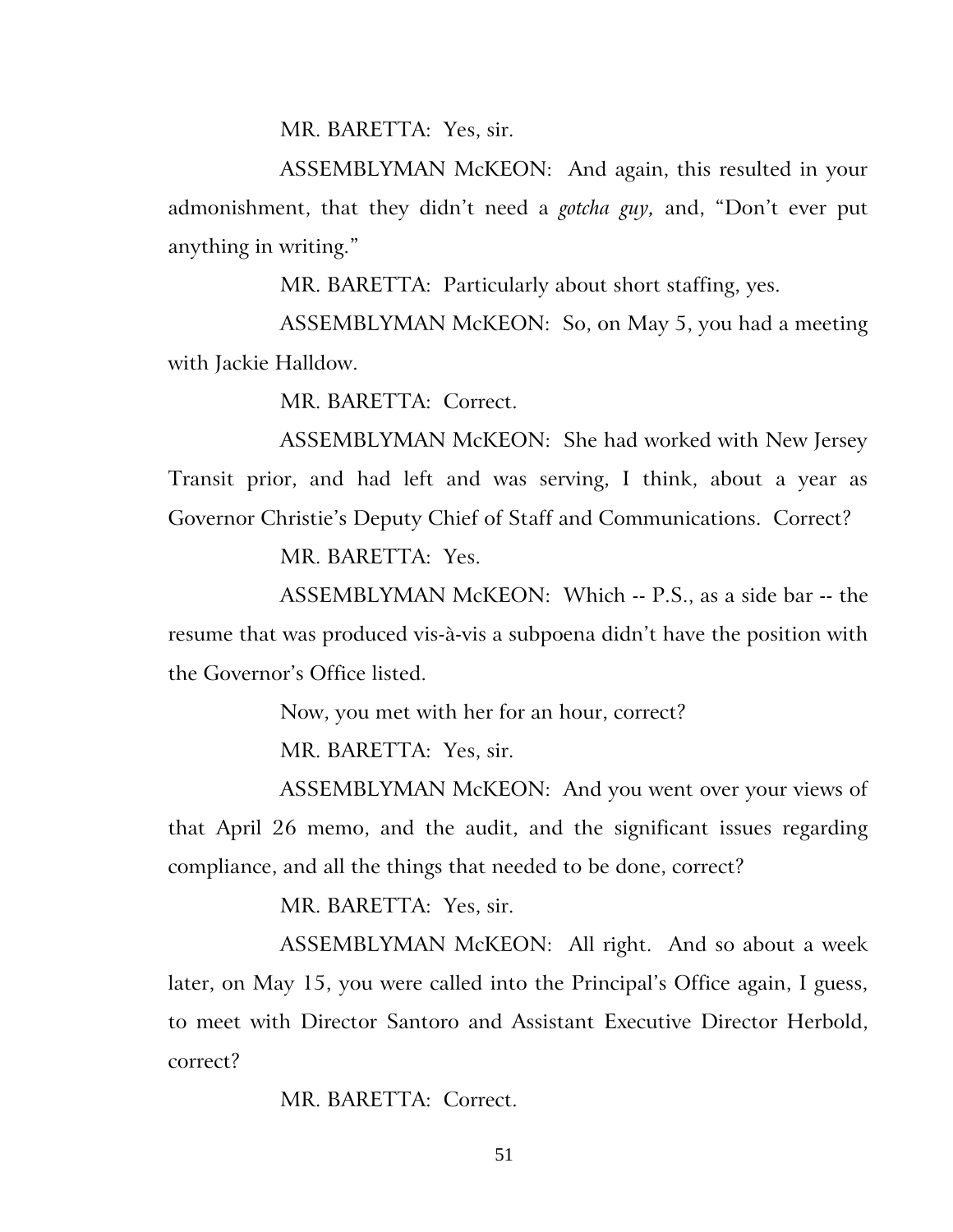MR. BARETTA: Yes, sir.

ASSEMBLYMAN McKEON: And again, this resulted in your admonishment, that they didn't need a *gotcha guy,* and, "Don't ever put anything in writing."

MR. BARETTA: Particularly about short staffing, yes.

ASSEMBLYMAN McKEON: So, on May 5, you had a meeting with Jackie Halldow.

MR. BARETTA: Correct.

ASSEMBLYMAN McKEON: She had worked with New Jersey Transit prior, and had left and was serving, I think, about a year as Governor Christie's Deputy Chief of Staff and Communications. Correct?

MR. BARETTA: Yes.

ASSEMBLYMAN McKEON: Which -- P.S., as a side bar -- the resume that was produced vis-à-vis a subpoena didn't have the position with the Governor's Office listed.

Now, you met with her for an hour, correct?

MR. BARETTA: Yes, sir.

ASSEMBLYMAN McKEON: And you went over your views of that April 26 memo, and the audit, and the significant issues regarding compliance, and all the things that needed to be done, correct?

MR. BARETTA: Yes, sir.

ASSEMBLYMAN McKEON: All right. And so about a week later, on May 15, you were called into the Principal's Office again, I guess, to meet with Director Santoro and Assistant Executive Director Herbold, correct?

MR. BARETTA: Correct.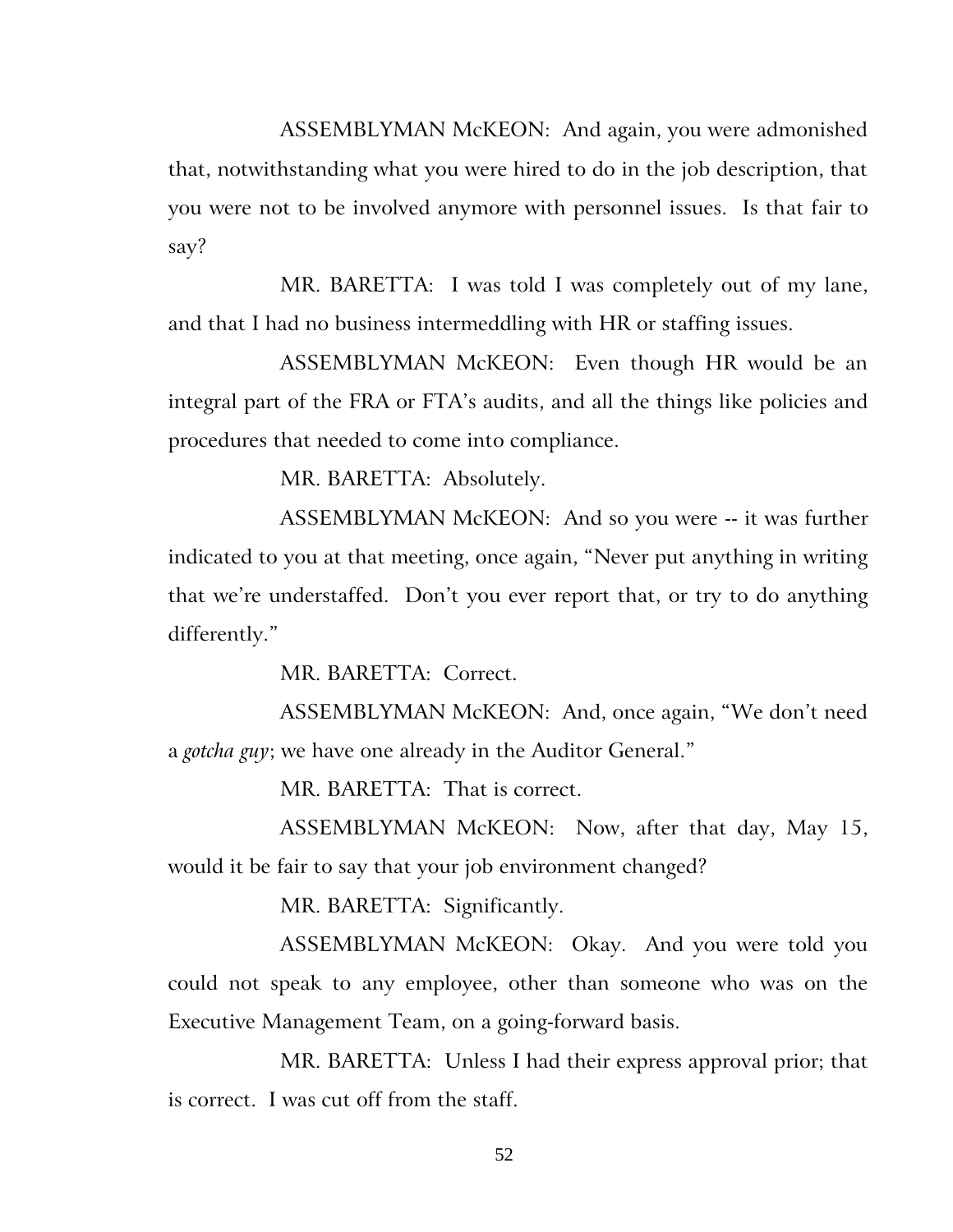ASSEMBLYMAN McKEON: And again, you were admonished that, notwithstanding what you were hired to do in the job description, that you were not to be involved anymore with personnel issues. Is that fair to say?

MR. BARETTA: I was told I was completely out of my lane, and that I had no business intermeddling with HR or staffing issues.

ASSEMBLYMAN McKEON: Even though HR would be an integral part of the FRA or FTA's audits, and all the things like policies and procedures that needed to come into compliance.

MR. BARETTA: Absolutely.

ASSEMBLYMAN McKEON: And so you were -- it was further indicated to you at that meeting, once again, "Never put anything in writing that we're understaffed. Don't you ever report that, or try to do anything differently."

MR. BARETTA: Correct.

ASSEMBLYMAN McKEON: And, once again, "We don't need a *gotcha guy*; we have one already in the Auditor General."

MR. BARETTA: That is correct.

ASSEMBLYMAN McKEON: Now, after that day, May 15, would it be fair to say that your job environment changed?

MR. BARETTA: Significantly.

ASSEMBLYMAN McKEON: Okay. And you were told you could not speak to any employee, other than someone who was on the Executive Management Team, on a going-forward basis.

MR. BARETTA: Unless I had their express approval prior; that is correct. I was cut off from the staff.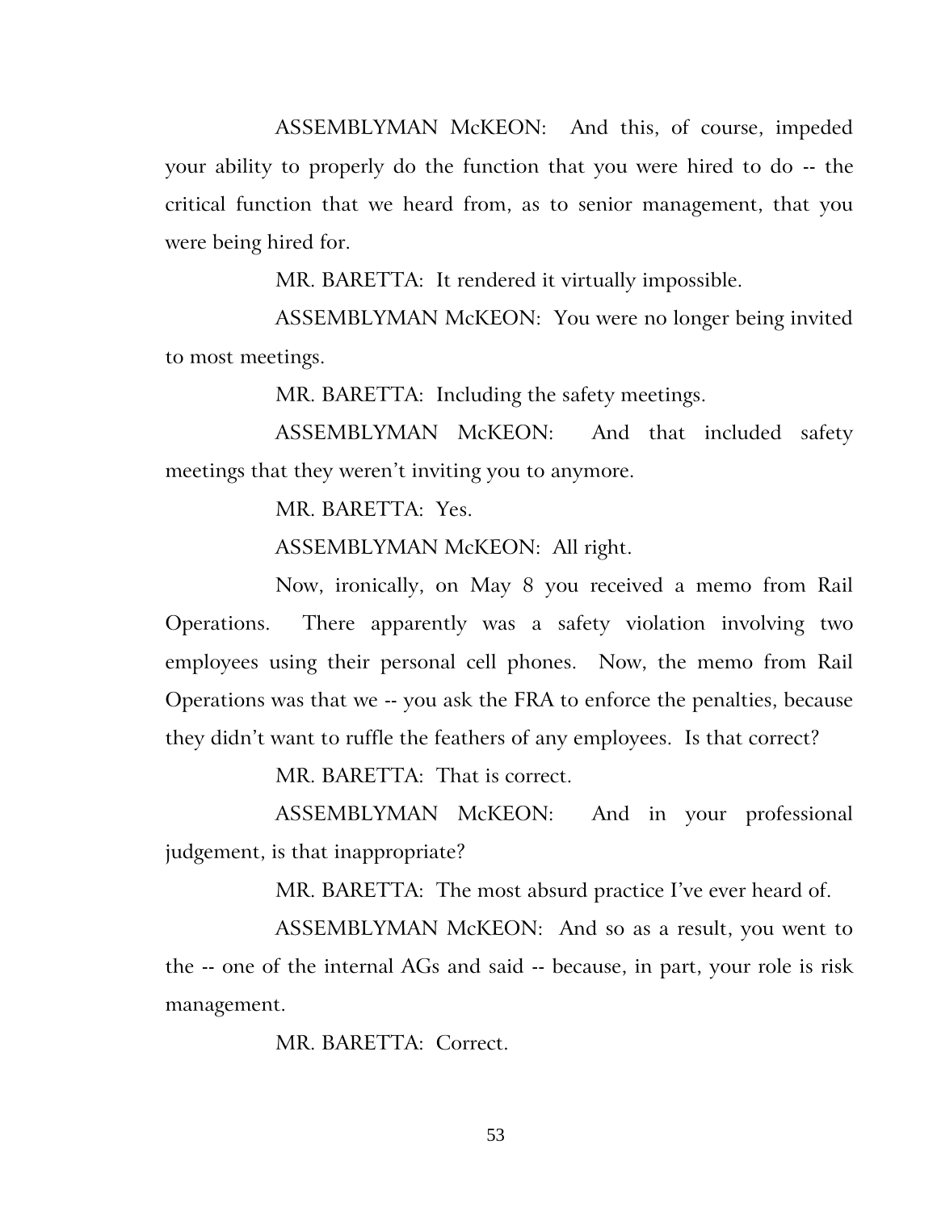ASSEMBLYMAN McKEON: And this, of course, impeded your ability to properly do the function that you were hired to do -- the critical function that we heard from, as to senior management, that you were being hired for.

MR. BARETTA: It rendered it virtually impossible.

ASSEMBLYMAN McKEON: You were no longer being invited to most meetings.

MR. BARETTA: Including the safety meetings.

ASSEMBLYMAN McKEON: And that included safety meetings that they weren't inviting you to anymore.

MR. BARETTA: Yes.

ASSEMBLYMAN McKEON: All right.

Now, ironically, on May 8 you received a memo from Rail Operations. There apparently was a safety violation involving two employees using their personal cell phones. Now, the memo from Rail Operations was that we -- you ask the FRA to enforce the penalties, because they didn't want to ruffle the feathers of any employees. Is that correct?

MR. BARETTA: That is correct.

ASSEMBLYMAN McKEON: And in your professional judgement, is that inappropriate?

MR. BARETTA: The most absurd practice I've ever heard of.

ASSEMBLYMAN McKEON: And so as a result, you went to the -- one of the internal AGs and said -- because, in part, your role is risk management.

MR. BARETTA: Correct.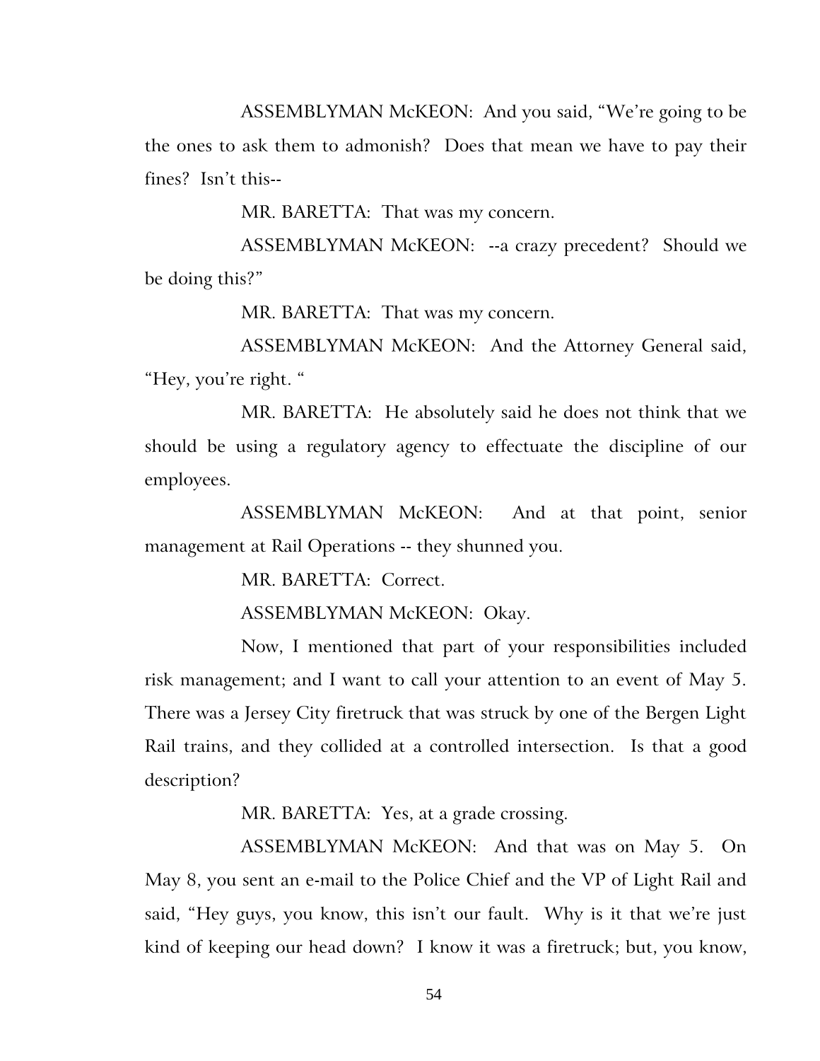ASSEMBLYMAN McKEON: And you said, "We're going to be the ones to ask them to admonish? Does that mean we have to pay their fines? Isn't this--

MR. BARETTA: That was my concern.

ASSEMBLYMAN McKEON: --a crazy precedent? Should we be doing this?"

MR. BARETTA: That was my concern.

ASSEMBLYMAN McKEON: And the Attorney General said, "Hey, you're right. "

MR. BARETTA: He absolutely said he does not think that we should be using a regulatory agency to effectuate the discipline of our employees.

ASSEMBLYMAN McKEON: And at that point, senior management at Rail Operations -- they shunned you.

MR. BARETTA: Correct.

ASSEMBLYMAN McKEON: Okay.

Now, I mentioned that part of your responsibilities included risk management; and I want to call your attention to an event of May 5. There was a Jersey City firetruck that was struck by one of the Bergen Light Rail trains, and they collided at a controlled intersection. Is that a good description?

MR. BARETTA: Yes, at a grade crossing.

ASSEMBLYMAN McKEON: And that was on May 5. On May 8, you sent an e-mail to the Police Chief and the VP of Light Rail and said, "Hey guys, you know, this isn't our fault. Why is it that we're just kind of keeping our head down? I know it was a firetruck; but, you know,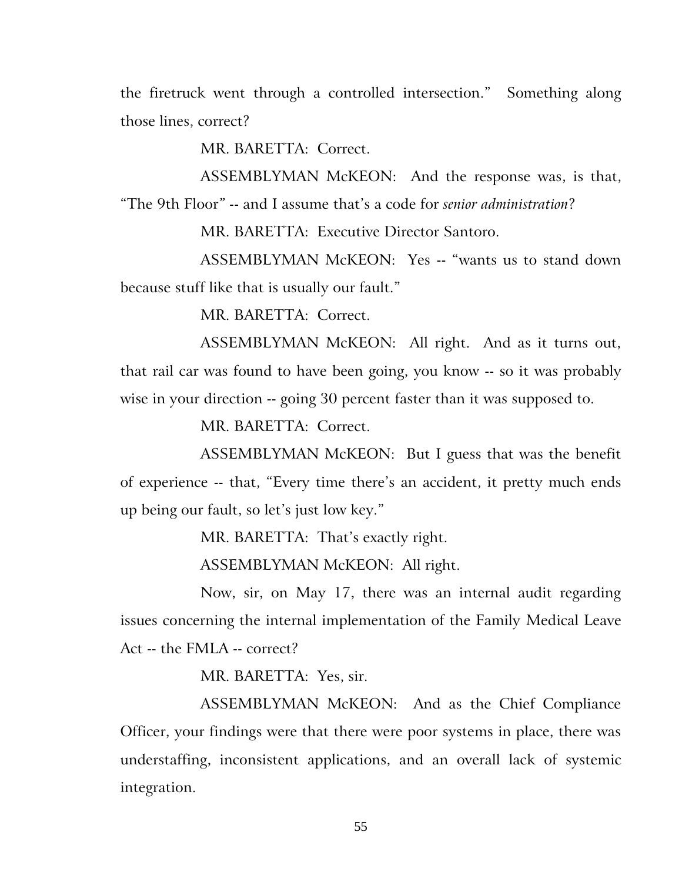the firetruck went through a controlled intersection." Something along those lines, correct?

MR. BARETTA: Correct.

ASSEMBLYMAN McKEON: And the response was, is that, "The 9th Floor" -- and I assume that's a code for *senior administration*?

MR. BARETTA: Executive Director Santoro.

ASSEMBLYMAN McKEON: Yes -- "wants us to stand down because stuff like that is usually our fault."

MR. BARETTA: Correct.

ASSEMBLYMAN McKEON: All right. And as it turns out, that rail car was found to have been going, you know -- so it was probably wise in your direction -- going 30 percent faster than it was supposed to.

MR. BARETTA: Correct.

ASSEMBLYMAN McKEON: But I guess that was the benefit of experience -- that, "Every time there's an accident, it pretty much ends up being our fault, so let's just low key."

MR. BARETTA: That's exactly right.

ASSEMBLYMAN McKEON: All right.

Now, sir, on May 17, there was an internal audit regarding issues concerning the internal implementation of the Family Medical Leave Act -- the FMLA -- correct?

MR. BARETTA: Yes, sir.

ASSEMBLYMAN McKEON: And as the Chief Compliance Officer, your findings were that there were poor systems in place, there was understaffing, inconsistent applications, and an overall lack of systemic integration.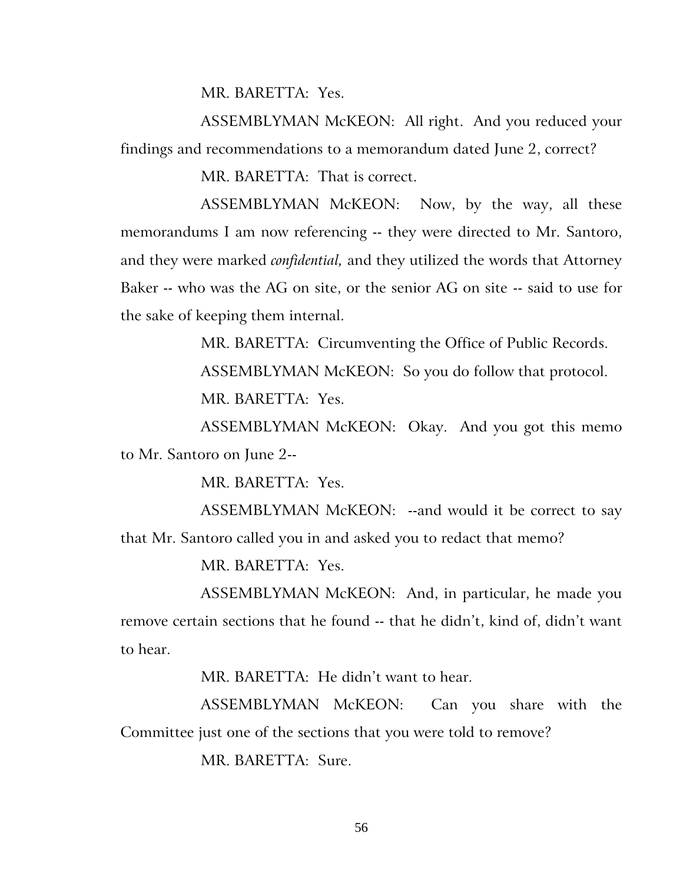MR. BARETTA: Yes.

ASSEMBLYMAN McKEON: All right. And you reduced your findings and recommendations to a memorandum dated June 2, correct?

MR. BARETTA: That is correct.

ASSEMBLYMAN McKEON: Now, by the way, all these memorandums I am now referencing -- they were directed to Mr. Santoro, and they were marked *confidential,* and they utilized the words that Attorney Baker -- who was the AG on site, or the senior AG on site -- said to use for the sake of keeping them internal.

MR. BARETTA: Circumventing the Office of Public Records.

ASSEMBLYMAN McKEON: So you do follow that protocol.

MR. BARETTA: Yes.

ASSEMBLYMAN McKEON: Okay. And you got this memo to Mr. Santoro on June 2--

MR. BARETTA: Yes.

ASSEMBLYMAN McKEON: --and would it be correct to say that Mr. Santoro called you in and asked you to redact that memo?

MR. BARETTA: Yes.

ASSEMBLYMAN McKEON: And, in particular, he made you remove certain sections that he found -- that he didn't, kind of, didn't want to hear.

MR. BARETTA: He didn't want to hear.

ASSEMBLYMAN McKEON: Can you share with the Committee just one of the sections that you were told to remove?

MR. BARETTA: Sure.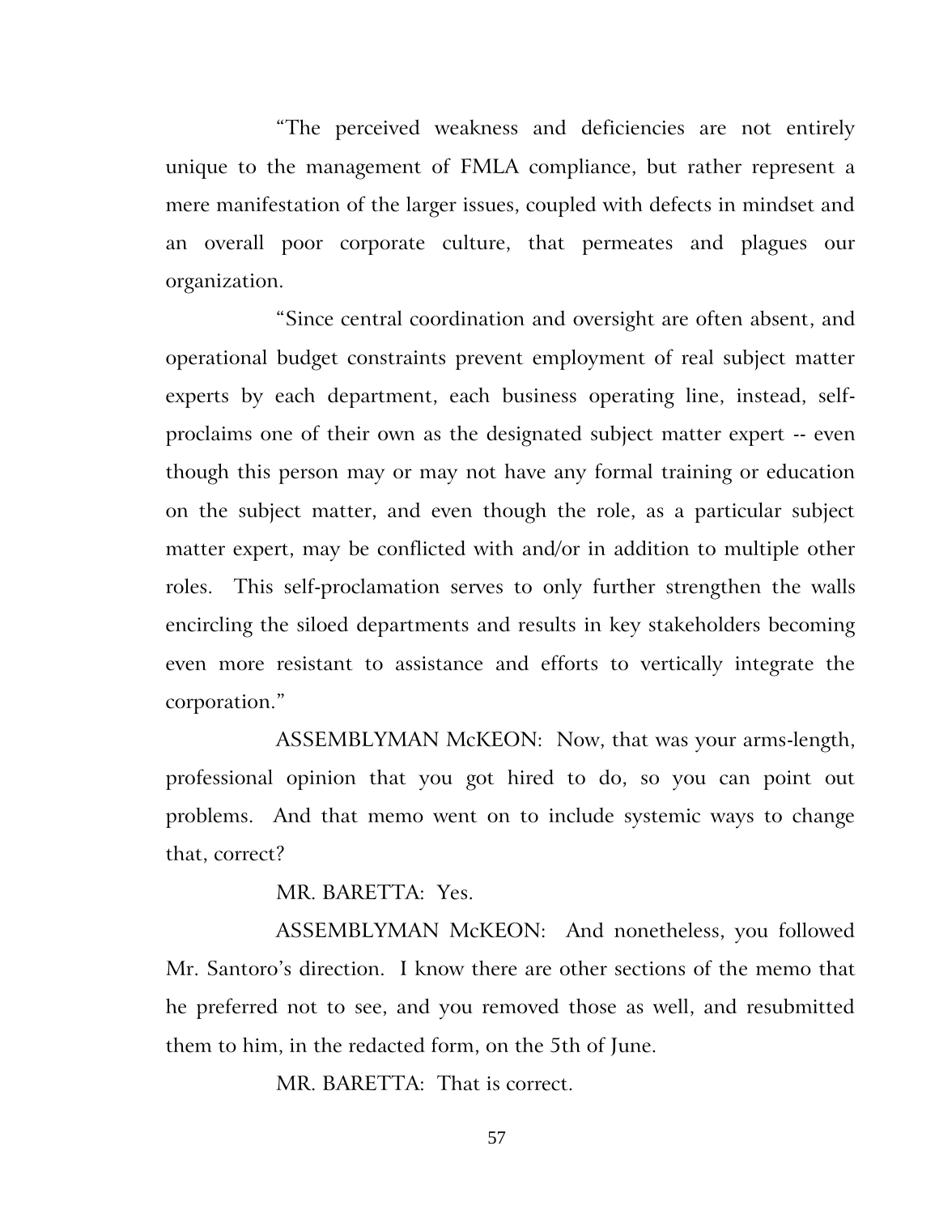"The perceived weakness and deficiencies are not entirely unique to the management of FMLA compliance, but rather represent a mere manifestation of the larger issues, coupled with defects in mindset and an overall poor corporate culture, that permeates and plagues our organization.

"Since central coordination and oversight are often absent, and operational budget constraints prevent employment of real subject matter experts by each department, each business operating line, instead, self-proclaims one of their own as the designated subject matter expert -- even though this person may or may not have any formal training or education on the subject matter, and even though the role, as a particular subject matter expert, may be conflicted with and/or in addition to multiple other roles. This self-proclamation serves to only further strengthen the walls encircling the siloed departments and results in key stakeholders becoming even more resistant to assistance and efforts to vertically integrate the corporation."

ASSEMBLYMAN McKEON: Now, that was your arms-length, professional opinion that you got hired to do, so you can point out problems. And that memo went on to include systemic ways to change that, correct?

MR. BARETTA: Yes.

ASSEMBLYMAN McKEON: And nonetheless, you followed Mr. Santoro's direction. I know there are other sections of the memo that he preferred not to see, and you removed those as well, and resubmitted them to him, in the redacted form, on the 5th of June.

MR. BARETTA: That is correct.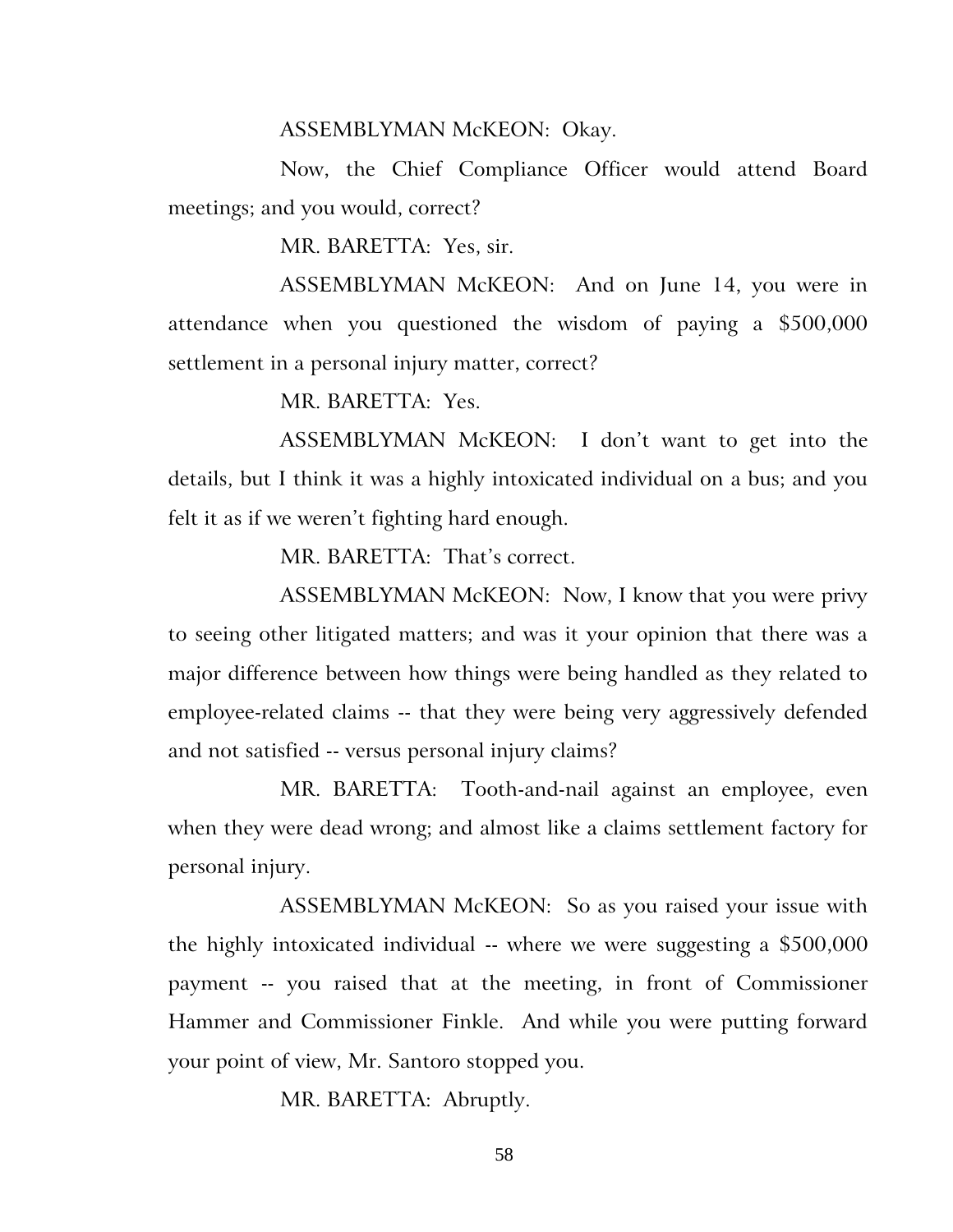ASSEMBLYMAN McKEON: Okay.

Now, the Chief Compliance Officer would attend Board meetings; and you would, correct?

MR. BARETTA: Yes, sir.

ASSEMBLYMAN McKEON: And on June 14, you were in attendance when you questioned the wisdom of paying a $500,000 settlement in a personal injury matter, correct?

MR. BARETTA: Yes.

ASSEMBLYMAN McKEON: I don't want to get into the details, but I think it was a highly intoxicated individual on a bus; and you felt it as if we weren't fighting hard enough.

MR. BARETTA: That's correct.

ASSEMBLYMAN McKEON: Now, I know that you were privy to seeing other litigated matters; and was it your opinion that there was a major difference between how things were being handled as they related to employee-related claims -- that they were being very aggressively defended and not satisfied -- versus personal injury claims?

MR. BARETTA: Tooth-and-nail against an employee, even when they were dead wrong; and almost like a claims settlement factory for personal injury.

ASSEMBLYMAN McKEON: So as you raised your issue with the highly intoxicated individual -- where we were suggesting a $500,000 payment -- you raised that at the meeting, in front of Commissioner Hammer and Commissioner Finkle. And while you were putting forward your point of view, Mr. Santoro stopped you.

MR. BARETTA: Abruptly.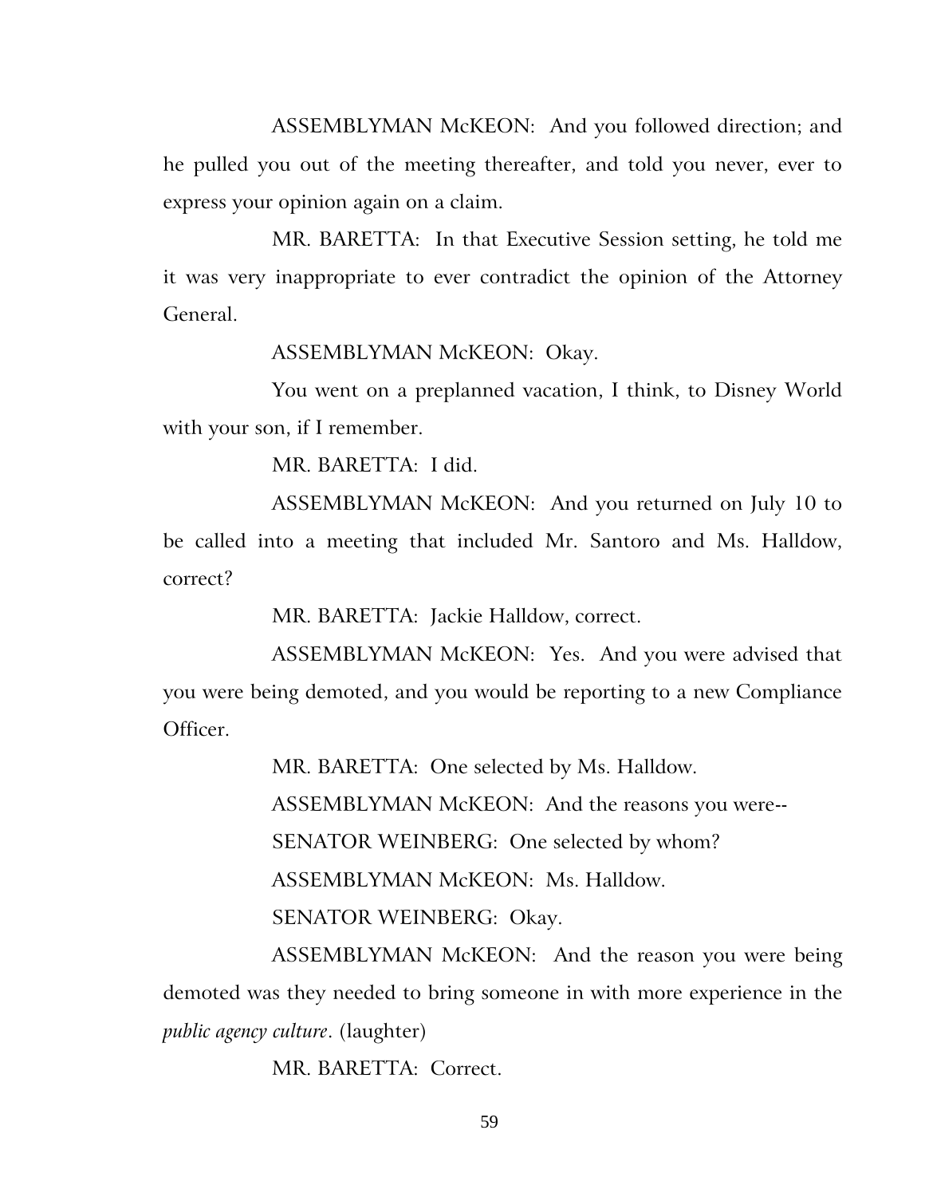ASSEMBLYMAN McKEON: And you followed direction; and he pulled you out of the meeting thereafter, and told you never, ever to express your opinion again on a claim.

MR. BARETTA: In that Executive Session setting, he told me it was very inappropriate to ever contradict the opinion of the Attorney General.

ASSEMBLYMAN McKEON: Okay.

You went on a preplanned vacation, I think, to Disney World with your son, if I remember.

MR. BARETTA: I did.

ASSEMBLYMAN McKEON: And you returned on July 10 to be called into a meeting that included Mr. Santoro and Ms. Halldow, correct?

MR. BARETTA: Jackie Halldow, correct.

ASSEMBLYMAN McKEON: Yes. And you were advised that you were being demoted, and you would be reporting to a new Compliance Officer.

MR. BARETTA: One selected by Ms. Halldow.

ASSEMBLYMAN McKEON: And the reasons you were--

SENATOR WEINBERG: One selected by whom?

ASSEMBLYMAN McKEON: Ms. Halldow.

SENATOR WEINBERG: Okay.

ASSEMBLYMAN McKEON: And the reason you were being demoted was they needed to bring someone in with more experience in the *public agency culture*. (laughter)

MR. BARETTA: Correct.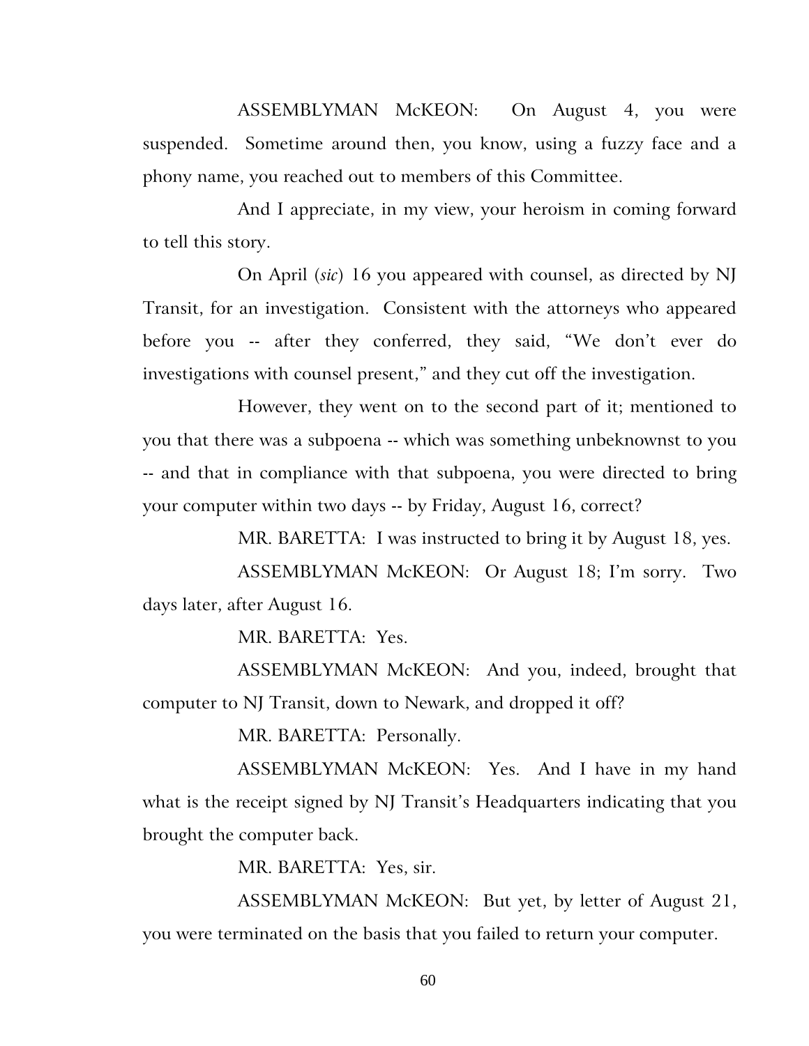ASSEMBLYMAN McKEON: On August 4, you were suspended. Sometime around then, you know, using a fuzzy face and a phony name, you reached out to members of this Committee.

And I appreciate, in my view, your heroism in coming forward to tell this story.

On April (*sic*) 16 you appeared with counsel, as directed by NJ Transit, for an investigation. Consistent with the attorneys who appeared before you -- after they conferred, they said, "We don't ever do investigations with counsel present," and they cut off the investigation.

However, they went on to the second part of it; mentioned to you that there was a subpoena -- which was something unbeknownst to you -- and that in compliance with that subpoena, you were directed to bring your computer within two days -- by Friday, August 16, correct?

MR. BARETTA: I was instructed to bring it by August 18, yes.

ASSEMBLYMAN McKEON: Or August 18; I'm sorry. Two days later, after August 16.

MR. BARETTA: Yes.

ASSEMBLYMAN McKEON: And you, indeed, brought that computer to NJ Transit, down to Newark, and dropped it off?

MR. BARETTA: Personally.

ASSEMBLYMAN McKEON: Yes. And I have in my hand what is the receipt signed by NJ Transit's Headquarters indicating that you brought the computer back.

MR. BARETTA: Yes, sir.

ASSEMBLYMAN McKEON: But yet, by letter of August 21, you were terminated on the basis that you failed to return your computer.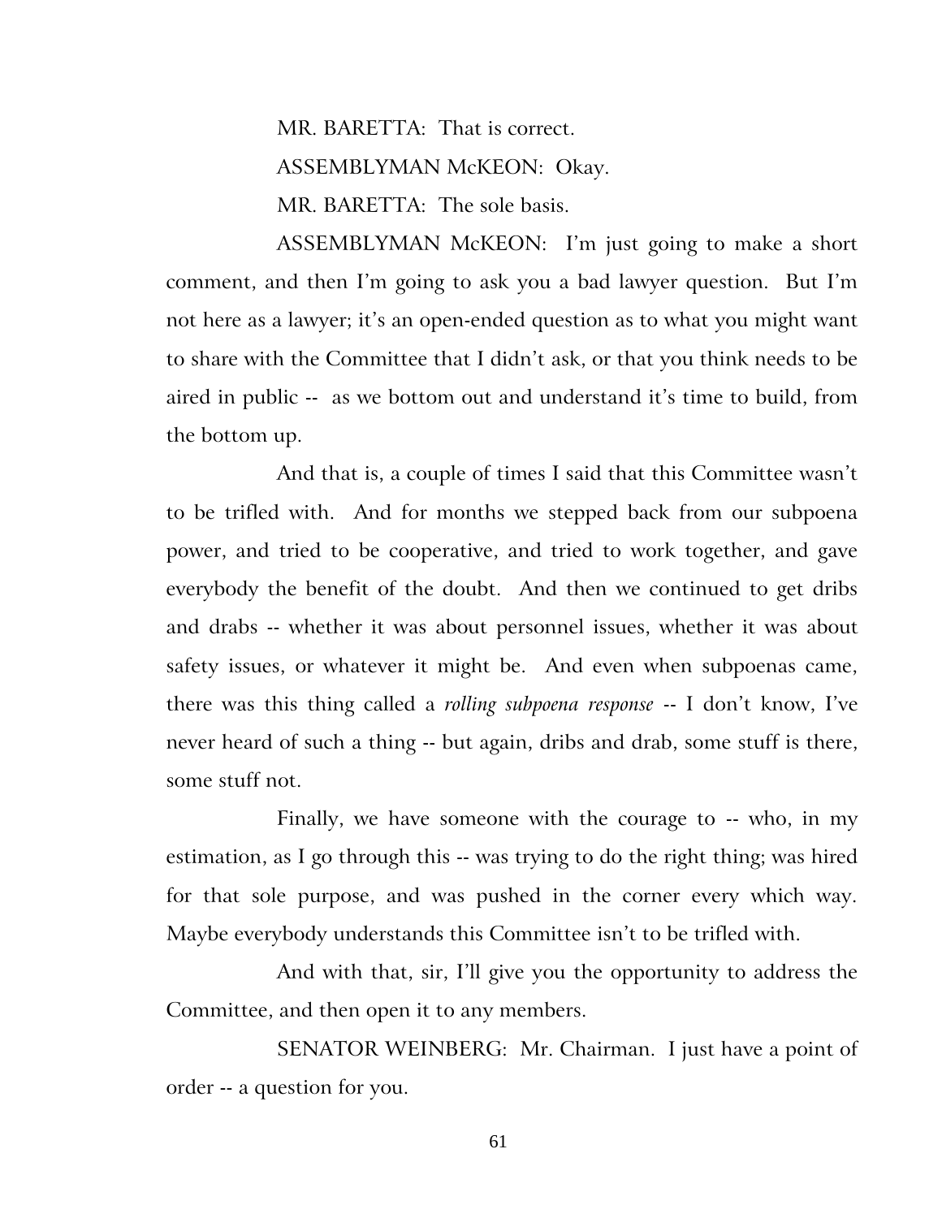MR. BARETTA: That is correct.

ASSEMBLYMAN McKEON: Okay.

MR. BARETTA: The sole basis.

ASSEMBLYMAN McKEON: I'm just going to make a short comment, and then I'm going to ask you a bad lawyer question. But I'm not here as a lawyer; it's an open-ended question as to what you might want to share with the Committee that I didn't ask, or that you think needs to be aired in public -- as we bottom out and understand it's time to build, from the bottom up.

And that is, a couple of times I said that this Committee wasn't to be trifled with. And for months we stepped back from our subpoena power, and tried to be cooperative, and tried to work together, and gave everybody the benefit of the doubt. And then we continued to get dribs and drabs -- whether it was about personnel issues, whether it was about safety issues, or whatever it might be. And even when subpoenas came, there was this thing called a *rolling subpoena response* -- I don't know, I've never heard of such a thing -- but again, dribs and drab, some stuff is there, some stuff not.

Finally, we have someone with the courage to -- who, in my estimation, as I go through this -- was trying to do the right thing; was hired for that sole purpose, and was pushed in the corner every which way. Maybe everybody understands this Committee isn't to be trifled with.

And with that, sir, I'll give you the opportunity to address the Committee, and then open it to any members.

SENATOR WEINBERG: Mr. Chairman. I just have a point of order -- a question for you.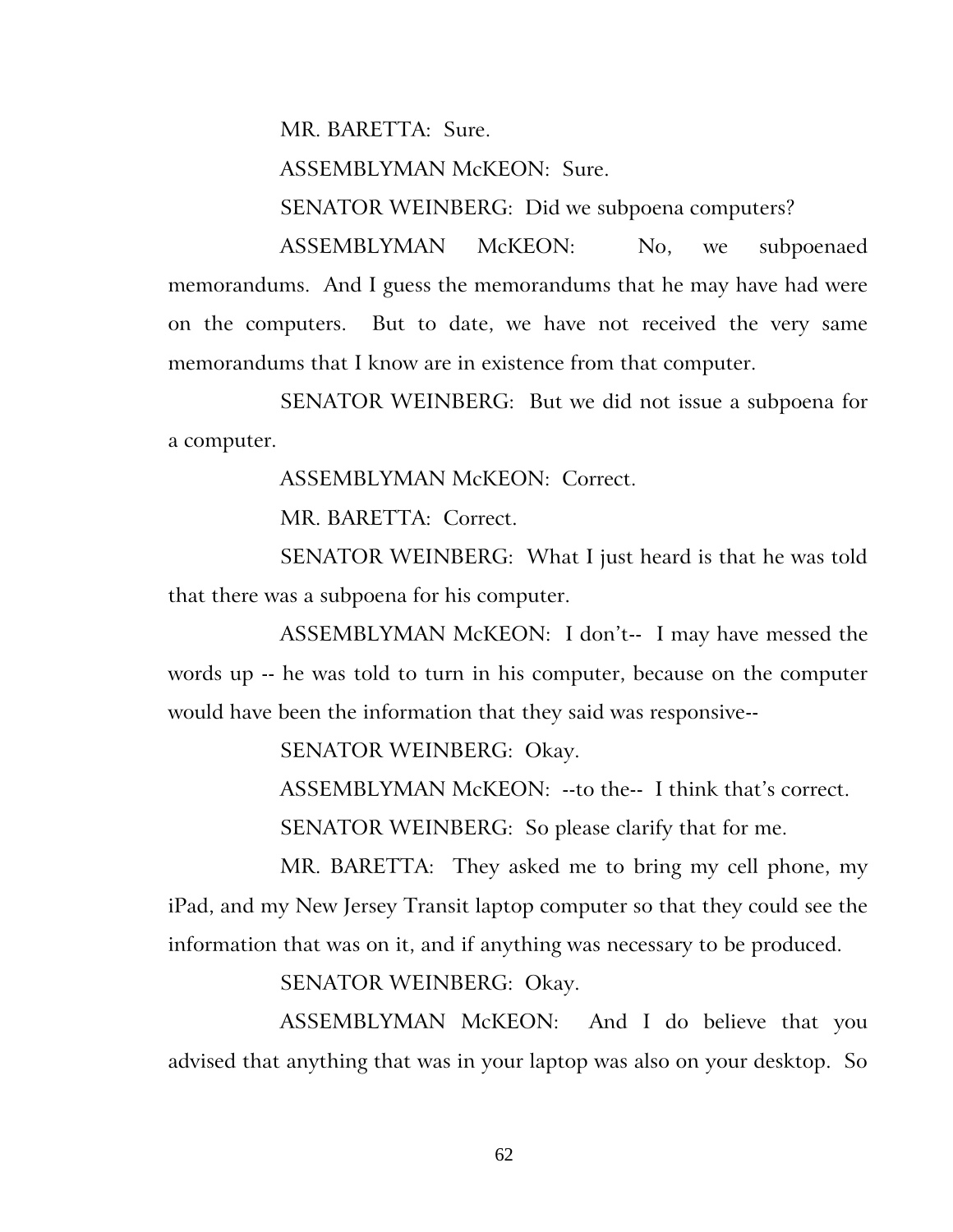MR. BARETTA: Sure.

ASSEMBLYMAN McKEON: Sure.

SENATOR WEINBERG: Did we subpoena computers?

ASSEMBLYMAN McKEON: No, we subpoenaed memorandums. And I guess the memorandums that he may have had were on the computers. But to date, we have not received the very same memorandums that I know are in existence from that computer.

SENATOR WEINBERG: But we did not issue a subpoena for a computer.

ASSEMBLYMAN McKEON: Correct.

MR. BARETTA: Correct.

SENATOR WEINBERG: What I just heard is that he was told that there was a subpoena for his computer.

ASSEMBLYMAN McKEON: I don't-- I may have messed the words up -- he was told to turn in his computer, because on the computer would have been the information that they said was responsive--

SENATOR WEINBERG: Okay.

ASSEMBLYMAN McKEON: --to the-- I think that's correct.

SENATOR WEINBERG: So please clarify that for me.

MR. BARETTA: They asked me to bring my cell phone, my iPad, and my New Jersey Transit laptop computer so that they could see the information that was on it, and if anything was necessary to be produced.

SENATOR WEINBERG: Okay.

ASSEMBLYMAN McKEON: And I do believe that you advised that anything that was in your laptop was also on your desktop. So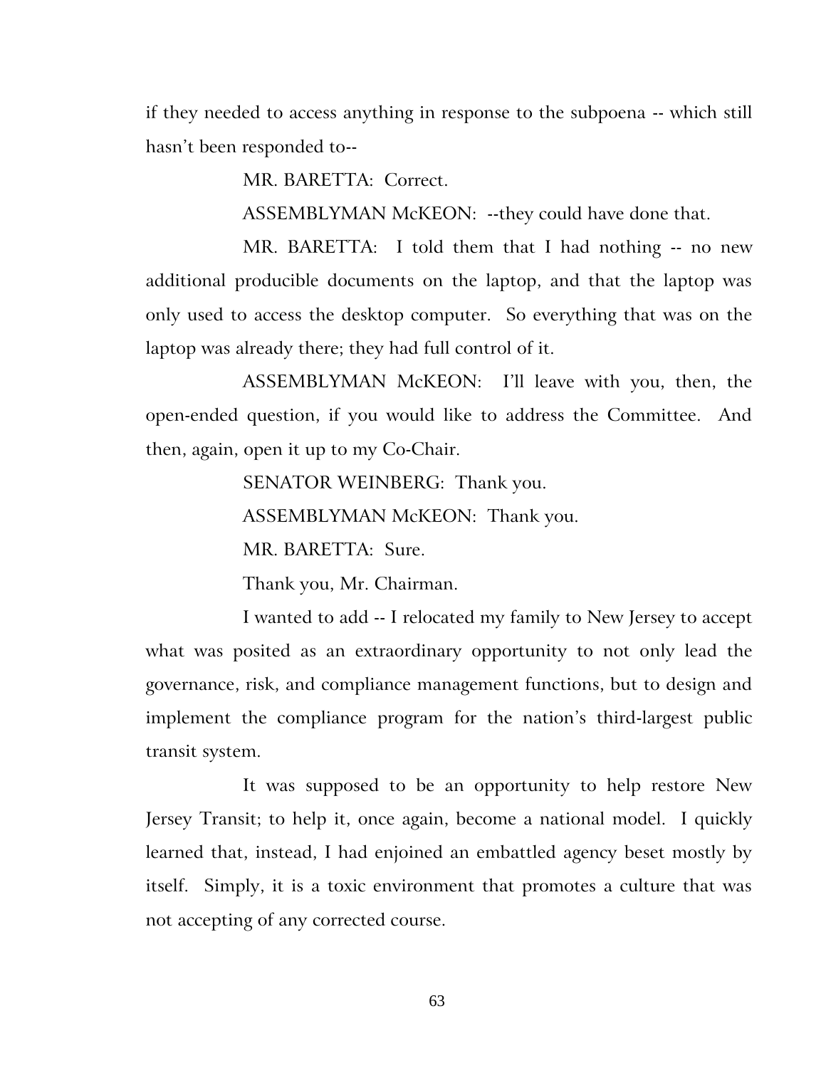if they needed to access anything in response to the subpoena -- which still hasn't been responded to--

MR. BARETTA: Correct.

ASSEMBLYMAN McKEON: --they could have done that.

MR. BARETTA: I told them that I had nothing -- no new additional producible documents on the laptop, and that the laptop was only used to access the desktop computer. So everything that was on the laptop was already there; they had full control of it.

ASSEMBLYMAN McKEON: I'll leave with you, then, the open-ended question, if you would like to address the Committee. And then, again, open it up to my Co-Chair.

SENATOR WEINBERG: Thank you.

ASSEMBLYMAN McKEON: Thank you.

MR. BARETTA: Sure.

Thank you, Mr. Chairman.

I wanted to add -- I relocated my family to New Jersey to accept what was posited as an extraordinary opportunity to not only lead the governance, risk, and compliance management functions, but to design and implement the compliance program for the nation's third-largest public transit system.

It was supposed to be an opportunity to help restore New Jersey Transit; to help it, once again, become a national model. I quickly learned that, instead, I had enjoined an embattled agency beset mostly by itself. Simply, it is a toxic environment that promotes a culture that was not accepting of any corrected course.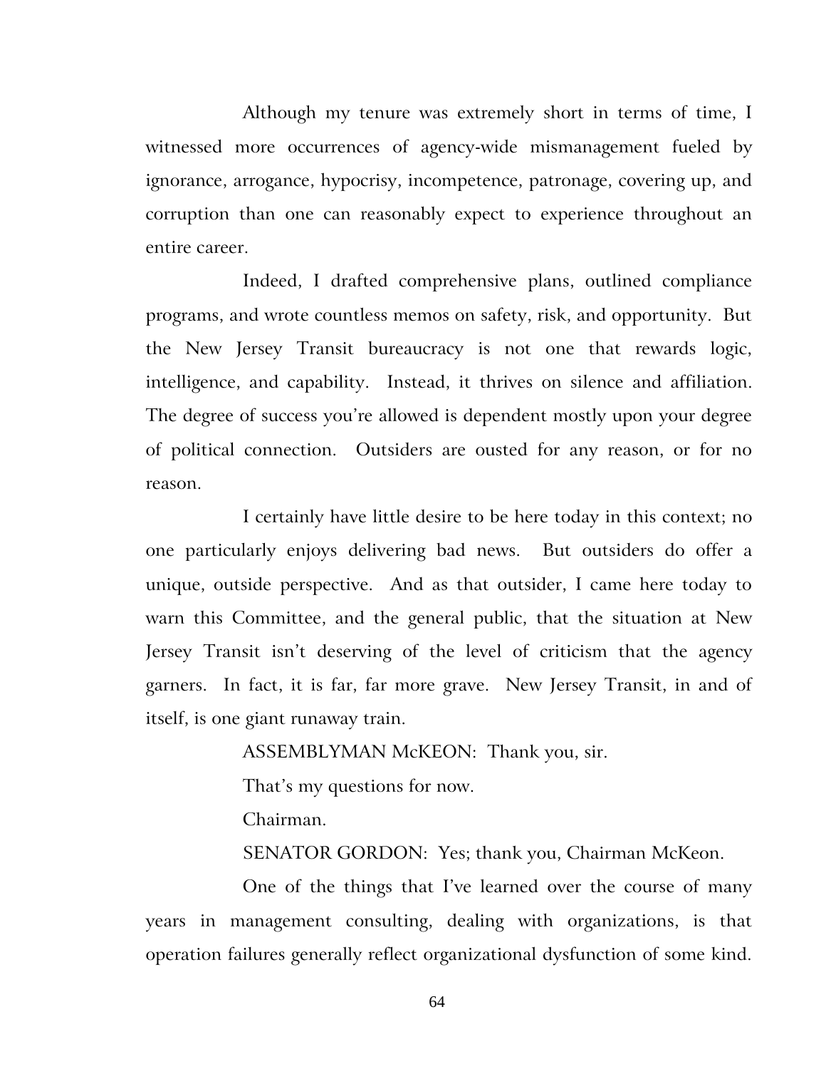Although my tenure was extremely short in terms of time, I witnessed more occurrences of agency-wide mismanagement fueled by ignorance, arrogance, hypocrisy, incompetence, patronage, covering up, and corruption than one can reasonably expect to experience throughout an entire career.

Indeed, I drafted comprehensive plans, outlined compliance programs, and wrote countless memos on safety, risk, and opportunity. But the New Jersey Transit bureaucracy is not one that rewards logic, intelligence, and capability. Instead, it thrives on silence and affiliation. The degree of success you're allowed is dependent mostly upon your degree of political connection. Outsiders are ousted for any reason, or for no reason.

I certainly have little desire to be here today in this context; no one particularly enjoys delivering bad news. But outsiders do offer a unique, outside perspective. And as that outsider, I came here today to warn this Committee, and the general public, that the situation at New Jersey Transit isn't deserving of the level of criticism that the agency garners. In fact, it is far, far more grave. New Jersey Transit, in and of itself, is one giant runaway train.

ASSEMBLYMAN McKEON: Thank you, sir.

That's my questions for now.

Chairman.

SENATOR GORDON: Yes; thank you, Chairman McKeon.

One of the things that I've learned over the course of many years in management consulting, dealing with organizations, is that operation failures generally reflect organizational dysfunction of some kind.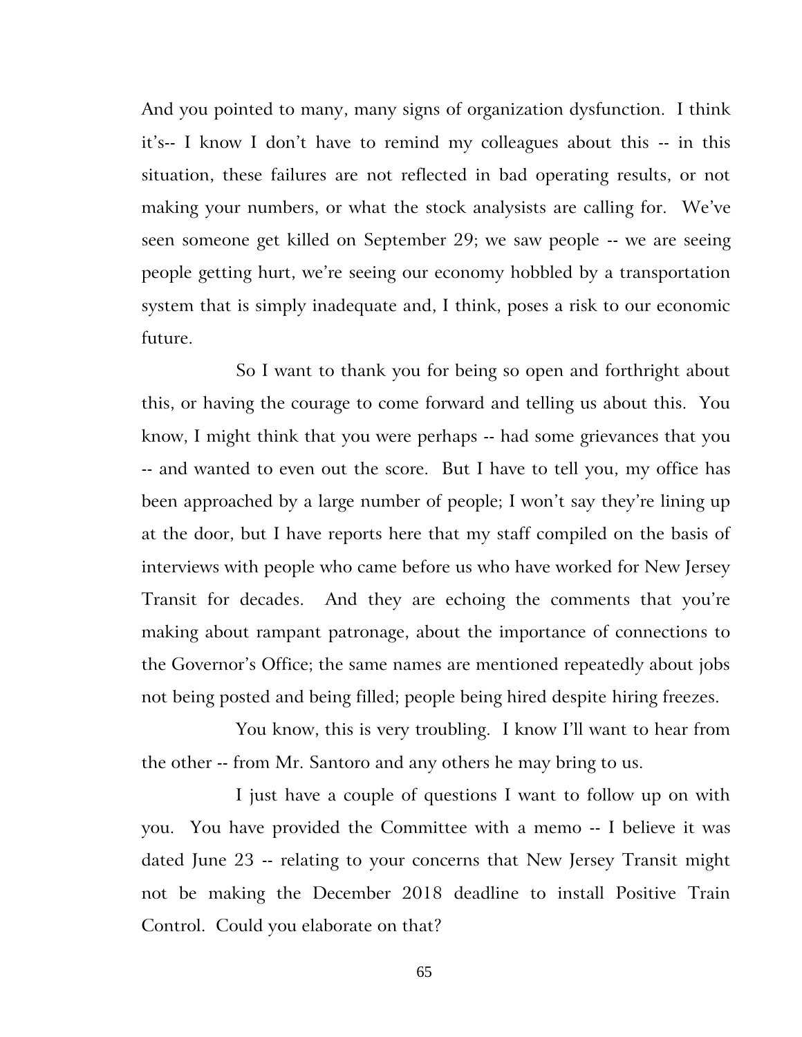And you pointed to many, many signs of organization dysfunction. I think it's-- I know I don't have to remind my colleagues about this -- in this situation, these failures are not reflected in bad operating results, or not making your numbers, or what the stock analysists are calling for. We've seen someone get killed on September 29; we saw people -- we are seeing people getting hurt, we're seeing our economy hobbled by a transportation system that is simply inadequate and, I think, poses a risk to our economic future.

So I want to thank you for being so open and forthright about this, or having the courage to come forward and telling us about this. You know, I might think that you were perhaps -- had some grievances that you -- and wanted to even out the score. But I have to tell you, my office has been approached by a large number of people; I won't say they're lining up at the door, but I have reports here that my staff compiled on the basis of interviews with people who came before us who have worked for New Jersey Transit for decades. And they are echoing the comments that you're making about rampant patronage, about the importance of connections to the Governor's Office; the same names are mentioned repeatedly about jobs not being posted and being filled; people being hired despite hiring freezes.

You know, this is very troubling. I know I'll want to hear from the other -- from Mr. Santoro and any others he may bring to us.

I just have a couple of questions I want to follow up on with you. You have provided the Committee with a memo -- I believe it was dated June 23 -- relating to your concerns that New Jersey Transit might not be making the December 2018 deadline to install Positive Train Control. Could you elaborate on that?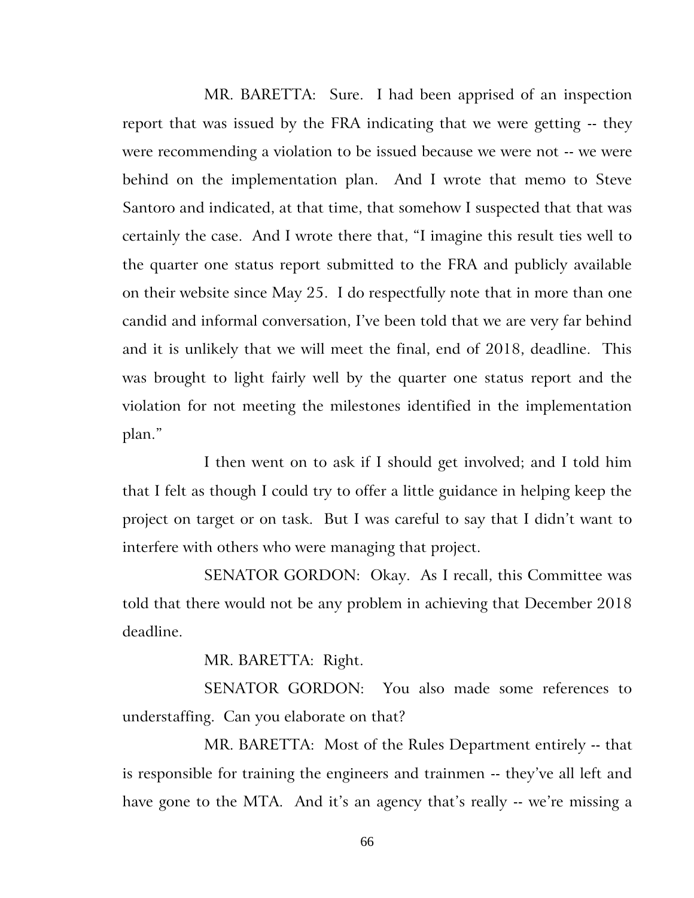MR. BARETTA: Sure. I had been apprised of an inspection report that was issued by the FRA indicating that we were getting -- they were recommending a violation to be issued because we were not -- we were behind on the implementation plan. And I wrote that memo to Steve Santoro and indicated, at that time, that somehow I suspected that that was certainly the case. And I wrote there that, "I imagine this result ties well to the quarter one status report submitted to the FRA and publicly available on their website since May 25. I do respectfully note that in more than one candid and informal conversation, I've been told that we are very far behind and it is unlikely that we will meet the final, end of 2018, deadline. This was brought to light fairly well by the quarter one status report and the violation for not meeting the milestones identified in the implementation plan."

I then went on to ask if I should get involved; and I told him that I felt as though I could try to offer a little guidance in helping keep the project on target or on task. But I was careful to say that I didn't want to interfere with others who were managing that project.

SENATOR GORDON: Okay. As I recall, this Committee was told that there would not be any problem in achieving that December 2018 deadline.

MR. BARETTA: Right.

SENATOR GORDON: You also made some references to understaffing. Can you elaborate on that?

MR. BARETTA: Most of the Rules Department entirely -- that is responsible for training the engineers and trainmen -- they've all left and have gone to the MTA. And it's an agency that's really -- we're missing a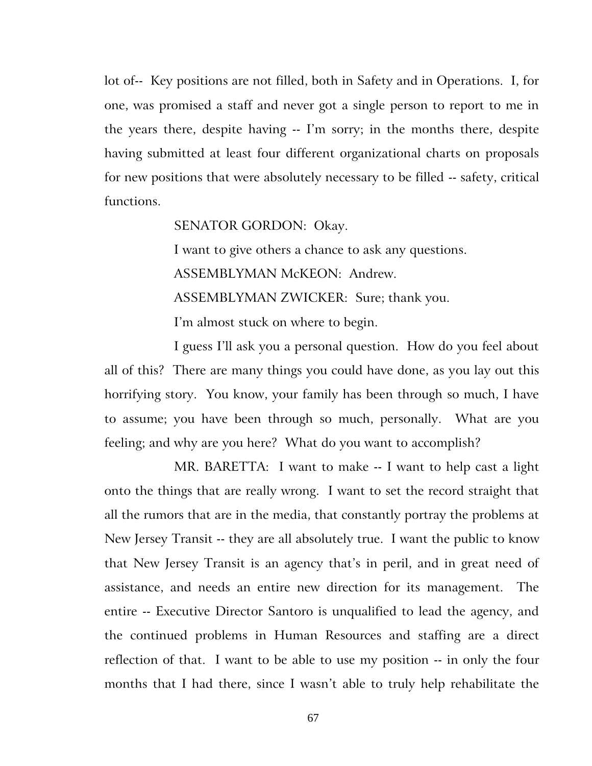lot of-- Key positions are not filled, both in Safety and in Operations. I, for one, was promised a staff and never got a single person to report to me in the years there, despite having -- I'm sorry; in the months there, despite having submitted at least four different organizational charts on proposals for new positions that were absolutely necessary to be filled -- safety, critical functions.

SENATOR GORDON: Okay.

I want to give others a chance to ask any questions.

ASSEMBLYMAN McKEON: Andrew.

ASSEMBLYMAN ZWICKER: Sure; thank you.

I'm almost stuck on where to begin.

I guess I'll ask you a personal question. How do you feel about all of this? There are many things you could have done, as you lay out this horrifying story. You know, your family has been through so much, I have to assume; you have been through so much, personally. What are you feeling; and why are you here? What do you want to accomplish?

MR. BARETTA: I want to make -- I want to help cast a light onto the things that are really wrong. I want to set the record straight that all the rumors that are in the media, that constantly portray the problems at New Jersey Transit -- they are all absolutely true. I want the public to know that New Jersey Transit is an agency that's in peril, and in great need of assistance, and needs an entire new direction for its management. The entire -- Executive Director Santoro is unqualified to lead the agency, and the continued problems in Human Resources and staffing are a direct reflection of that. I want to be able to use my position -- in only the four months that I had there, since I wasn't able to truly help rehabilitate the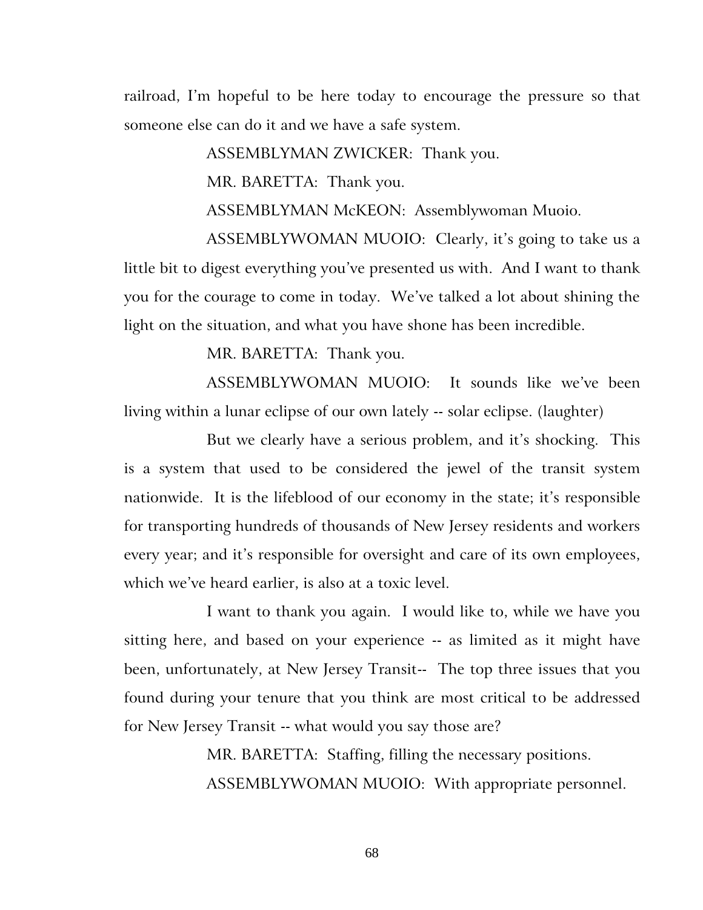railroad, I'm hopeful to be here today to encourage the pressure so that someone else can do it and we have a safe system.

ASSEMBLYMAN ZWICKER: Thank you.

MR. BARETTA: Thank you.

ASSEMBLYMAN McKEON: Assemblywoman Muoio.

ASSEMBLYWOMAN MUOIO: Clearly, it's going to take us a little bit to digest everything you've presented us with. And I want to thank you for the courage to come in today. We've talked a lot about shining the light on the situation, and what you have shone has been incredible.

MR. BARETTA: Thank you.

ASSEMBLYWOMAN MUOIO: It sounds like we've been living within a lunar eclipse of our own lately -- solar eclipse. (laughter)

But we clearly have a serious problem, and it's shocking. This is a system that used to be considered the jewel of the transit system nationwide. It is the lifeblood of our economy in the state; it's responsible for transporting hundreds of thousands of New Jersey residents and workers every year; and it's responsible for oversight and care of its own employees, which we've heard earlier, is also at a toxic level.

I want to thank you again. I would like to, while we have you sitting here, and based on your experience -- as limited as it might have been, unfortunately, at New Jersey Transit-- The top three issues that you found during your tenure that you think are most critical to be addressed for New Jersey Transit -- what would you say those are?

MR. BARETTA: Staffing, filling the necessary positions.

ASSEMBLYWOMAN MUOIO: With appropriate personnel.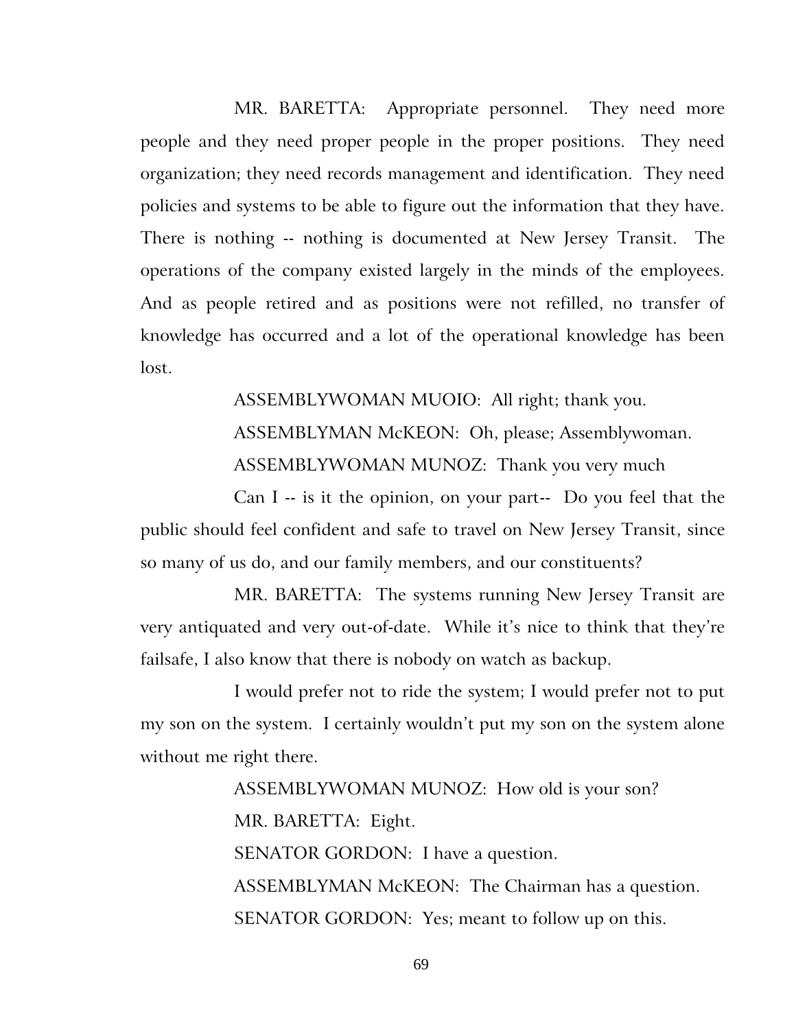MR. BARETTA: Appropriate personnel. They need more people and they need proper people in the proper positions. They need organization; they need records management and identification. They need policies and systems to be able to figure out the information that they have. There is nothing -- nothing is documented at New Jersey Transit. The operations of the company existed largely in the minds of the employees. And as people retired and as positions were not refilled, no transfer of knowledge has occurred and a lot of the operational knowledge has been lost.

ASSEMBLYWOMAN MUOIO: All right; thank you.

ASSEMBLYMAN McKEON: Oh, please; Assemblywoman.

ASSEMBLYWOMAN MUNOZ: Thank you very much

Can I -- is it the opinion, on your part-- Do you feel that the public should feel confident and safe to travel on New Jersey Transit, since so many of us do, and our family members, and our constituents?

MR. BARETTA: The systems running New Jersey Transit are very antiquated and very out-of-date. While it's nice to think that they're failsafe, I also know that there is nobody on watch as backup.

I would prefer not to ride the system; I would prefer not to put my son on the system. I certainly wouldn't put my son on the system alone without me right there.

ASSEMBLYWOMAN MUNOZ: How old is your son?

MR. BARETTA: Eight.

SENATOR GORDON: I have a question.

ASSEMBLYMAN McKEON: The Chairman has a question.

SENATOR GORDON: Yes; meant to follow up on this.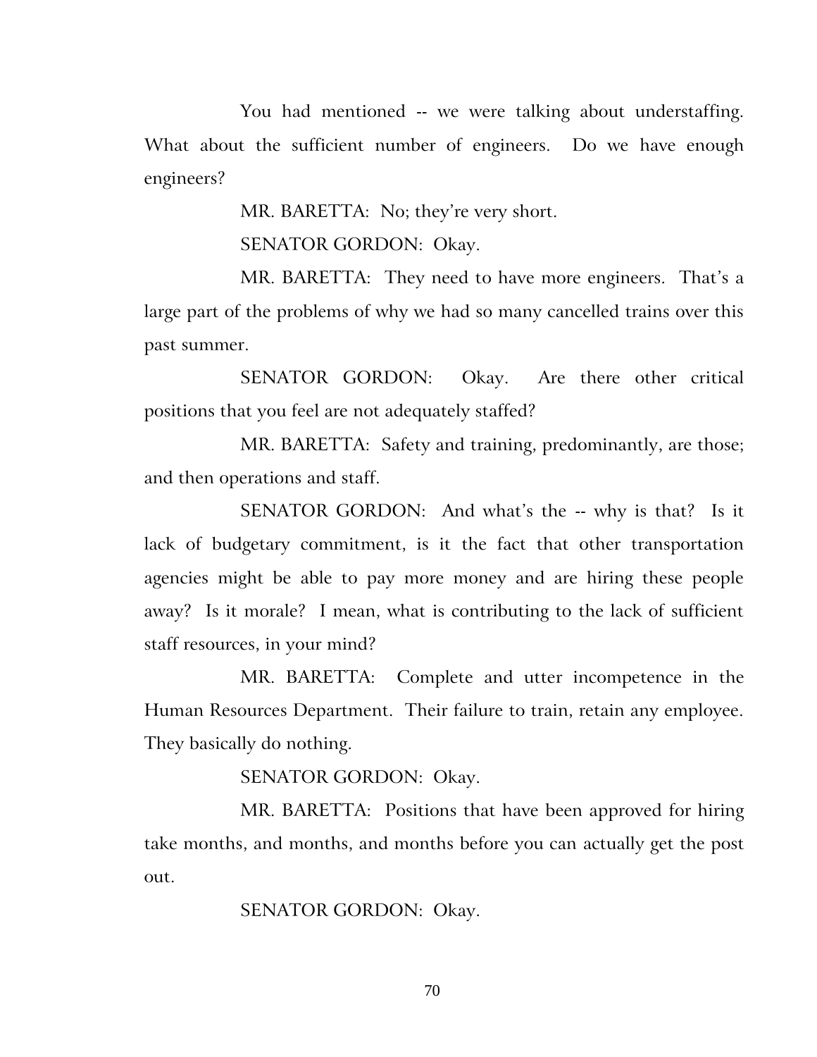You had mentioned -- we were talking about understaffing. What about the sufficient number of engineers. Do we have enough engineers?

MR. BARETTA: No; they're very short.

SENATOR GORDON: Okay.

MR. BARETTA: They need to have more engineers. That's a large part of the problems of why we had so many cancelled trains over this past summer.

SENATOR GORDON: Okay. Are there other critical positions that you feel are not adequately staffed?

MR. BARETTA: Safety and training, predominantly, are those; and then operations and staff.

SENATOR GORDON: And what's the -- why is that? Is it lack of budgetary commitment, is it the fact that other transportation agencies might be able to pay more money and are hiring these people away? Is it morale? I mean, what is contributing to the lack of sufficient staff resources, in your mind?

MR. BARETTA: Complete and utter incompetence in the Human Resources Department. Their failure to train, retain any employee. They basically do nothing.

SENATOR GORDON: Okay.

MR. BARETTA: Positions that have been approved for hiring take months, and months, and months before you can actually get the post out.

SENATOR GORDON: Okay.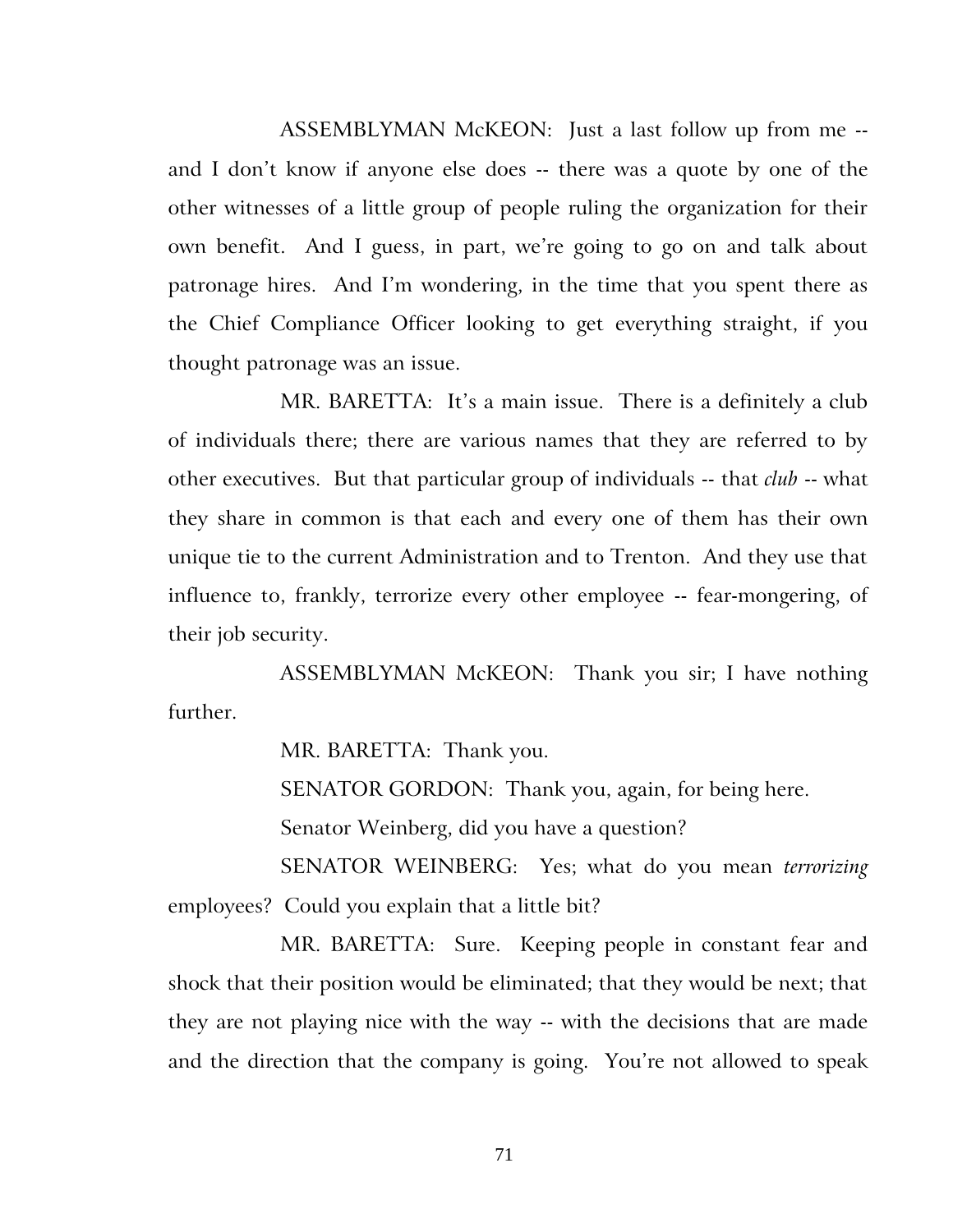ASSEMBLYMAN McKEON: Just a last follow up from me -- and I don't know if anyone else does -- there was a quote by one of the other witnesses of a little group of people ruling the organization for their own benefit. And I guess, in part, we're going to go on and talk about patronage hires. And I'm wondering, in the time that you spent there as the Chief Compliance Officer looking to get everything straight, if you thought patronage was an issue.

MR. BARETTA: It's a main issue. There is a definitely a club of individuals there; there are various names that they are referred to by other executives. But that particular group of individuals -- that *club* -- what they share in common is that each and every one of them has their own unique tie to the current Administration and to Trenton. And they use that influence to, frankly, terrorize every other employee -- fear-mongering, of their job security.

ASSEMBLYMAN McKEON: Thank you sir; I have nothing further.

MR. BARETTA: Thank you.

SENATOR GORDON: Thank you, again, for being here.

Senator Weinberg, did you have a question?

SENATOR WEINBERG: Yes; what do you mean *terrorizing* employees? Could you explain that a little bit?

MR. BARETTA: Sure. Keeping people in constant fear and shock that their position would be eliminated; that they would be next; that they are not playing nice with the way -- with the decisions that are made and the direction that the company is going. You're not allowed to speak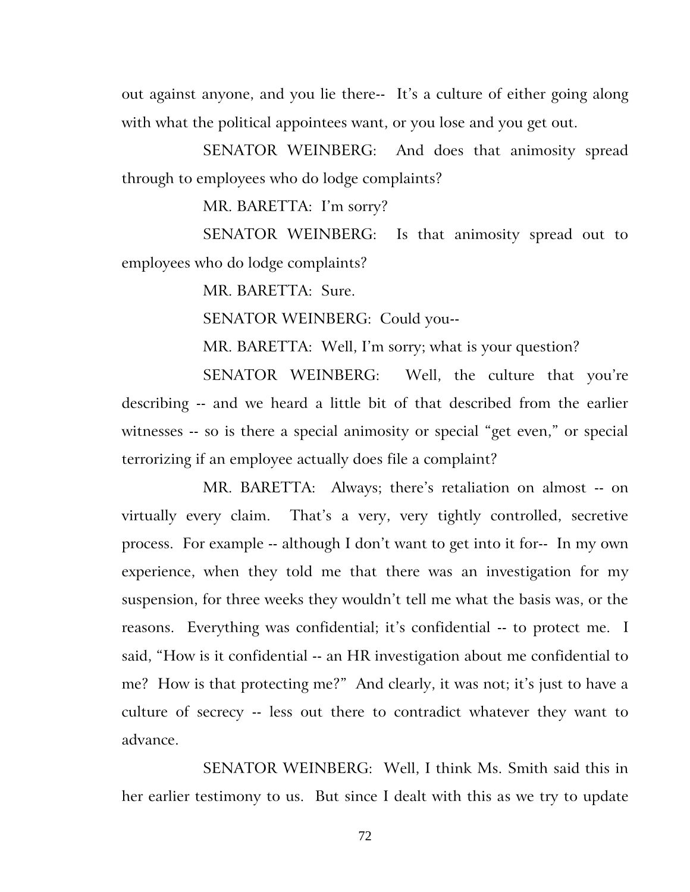out against anyone, and you lie there-- It's a culture of either going along with what the political appointees want, or you lose and you get out.

SENATOR WEINBERG: And does that animosity spread through to employees who do lodge complaints?

MR. BARETTA: I'm sorry?

SENATOR WEINBERG: Is that animosity spread out to employees who do lodge complaints?

MR. BARETTA: Sure.

SENATOR WEINBERG: Could you--

MR. BARETTA: Well, I'm sorry; what is your question?

SENATOR WEINBERG: Well, the culture that you're describing -- and we heard a little bit of that described from the earlier witnesses -- so is there a special animosity or special "get even," or special terrorizing if an employee actually does file a complaint?

MR. BARETTA: Always; there's retaliation on almost -- on virtually every claim. That's a very, very tightly controlled, secretive process. For example -- although I don't want to get into it for-- In my own experience, when they told me that there was an investigation for my suspension, for three weeks they wouldn't tell me what the basis was, or the reasons. Everything was confidential; it's confidential -- to protect me. I said, "How is it confidential -- an HR investigation about me confidential to me? How is that protecting me?" And clearly, it was not; it's just to have a culture of secrecy -- less out there to contradict whatever they want to advance.

SENATOR WEINBERG: Well, I think Ms. Smith said this in her earlier testimony to us. But since I dealt with this as we try to update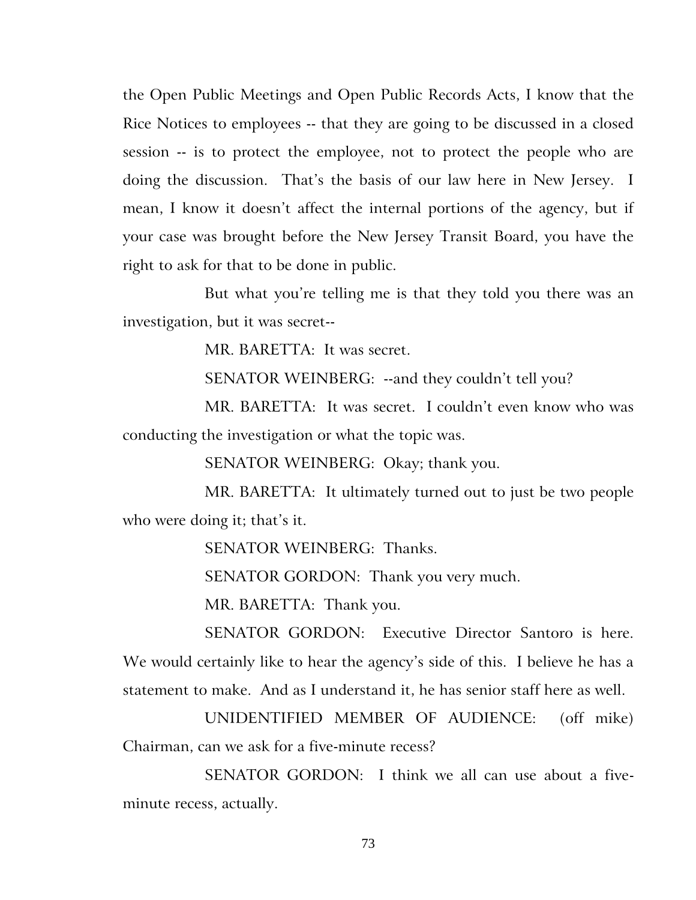the Open Public Meetings and Open Public Records Acts, I know that the Rice Notices to employees -- that they are going to be discussed in a closed session -- is to protect the employee, not to protect the people who are doing the discussion. That's the basis of our law here in New Jersey. I mean, I know it doesn't affect the internal portions of the agency, but if your case was brought before the New Jersey Transit Board, you have the right to ask for that to be done in public.

But what you're telling me is that they told you there was an investigation, but it was secret--

MR. BARETTA: It was secret.

SENATOR WEINBERG: --and they couldn't tell you?

MR. BARETTA: It was secret. I couldn't even know who was conducting the investigation or what the topic was.

SENATOR WEINBERG: Okay; thank you.

MR. BARETTA: It ultimately turned out to just be two people who were doing it; that's it.

SENATOR WEINBERG: Thanks.

SENATOR GORDON: Thank you very much.

MR. BARETTA: Thank you.

SENATOR GORDON: Executive Director Santoro is here. We would certainly like to hear the agency's side of this. I believe he has a statement to make. And as I understand it, he has senior staff here as well.

UNIDENTIFIED MEMBER OF AUDIENCE: (off mike) Chairman, can we ask for a five-minute recess?

SENATOR GORDON: I think we all can use about a five-minute recess, actually.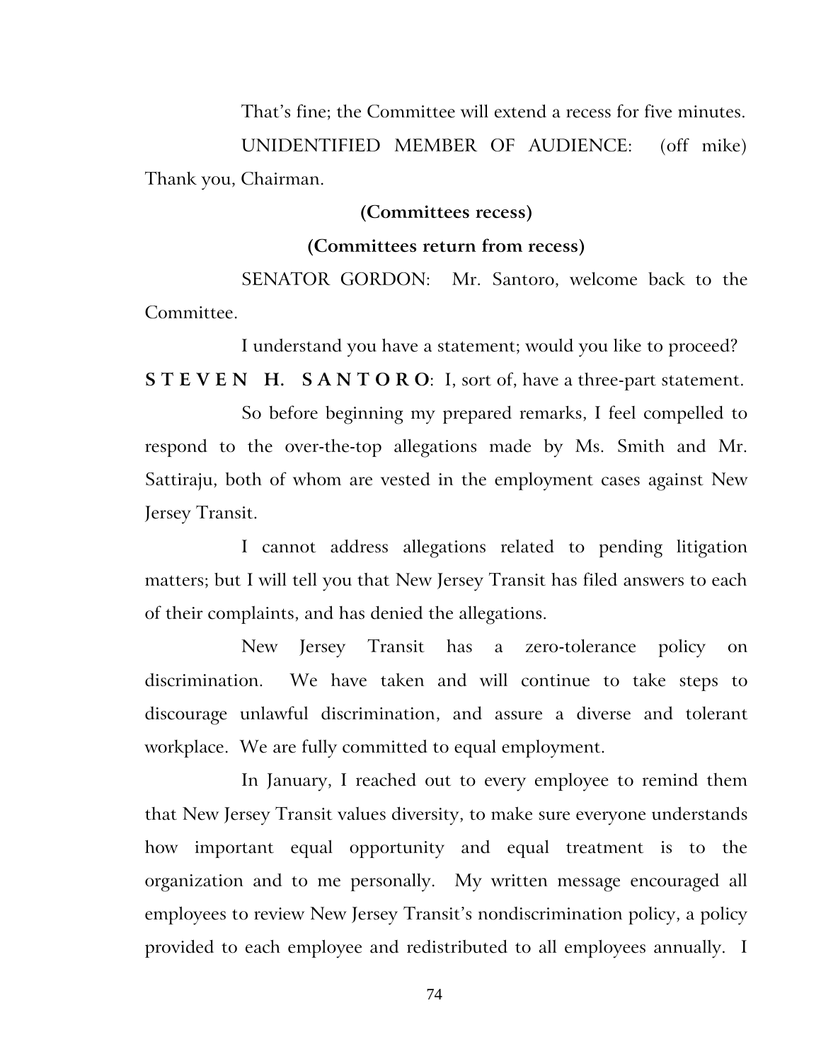That's fine; the Committee will extend a recess for five minutes.

UNIDENTIFIED MEMBER OF AUDIENCE: (off mike) Thank you, Chairman.

**(Committees recess)**

**(Committees return from recess)**

SENATOR GORDON: Mr. Santoro, welcome back to the Committee.

I understand you have a statement; would you like to proceed?

**S T E V E N H. S A N T O R O**: I, sort of, have a three-part statement.

So before beginning my prepared remarks, I feel compelled to respond to the over-the-top allegations made by Ms. Smith and Mr. Sattiraju, both of whom are vested in the employment cases against New Jersey Transit.

I cannot address allegations related to pending litigation matters; but I will tell you that New Jersey Transit has filed answers to each of their complaints, and has denied the allegations.

New Jersey Transit has a zero-tolerance policy on discrimination. We have taken and will continue to take steps to discourage unlawful discrimination, and assure a diverse and tolerant workplace. We are fully committed to equal employment.

In January, I reached out to every employee to remind them that New Jersey Transit values diversity, to make sure everyone understands how important equal opportunity and equal treatment is to the organization and to me personally. My written message encouraged all employees to review New Jersey Transit's nondiscrimination policy, a policy provided to each employee and redistributed to all employees annually. I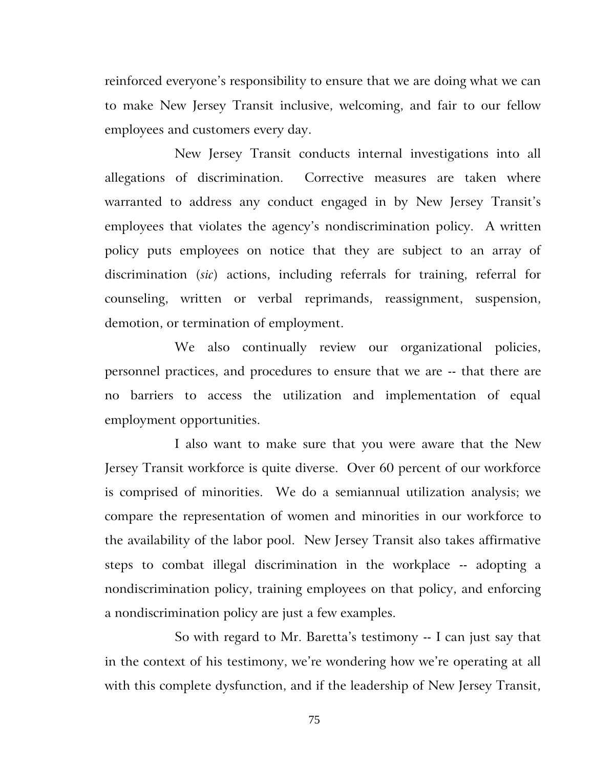reinforced everyone's responsibility to ensure that we are doing what we can to make New Jersey Transit inclusive, welcoming, and fair to our fellow employees and customers every day.

New Jersey Transit conducts internal investigations into all allegations of discrimination. Corrective measures are taken where warranted to address any conduct engaged in by New Jersey Transit's employees that violates the agency's nondiscrimination policy. A written policy puts employees on notice that they are subject to an array of discrimination (*sic*) actions, including referrals for training, referral for counseling, written or verbal reprimands, reassignment, suspension, demotion, or termination of employment.

We also continually review our organizational policies, personnel practices, and procedures to ensure that we are -- that there are no barriers to access the utilization and implementation of equal employment opportunities.

I also want to make sure that you were aware that the New Jersey Transit workforce is quite diverse. Over 60 percent of our workforce is comprised of minorities. We do a semiannual utilization analysis; we compare the representation of women and minorities in our workforce to the availability of the labor pool. New Jersey Transit also takes affirmative steps to combat illegal discrimination in the workplace -- adopting a nondiscrimination policy, training employees on that policy, and enforcing a nondiscrimination policy are just a few examples.

So with regard to Mr. Baretta's testimony -- I can just say that in the context of his testimony, we're wondering how we're operating at all with this complete dysfunction, and if the leadership of New Jersey Transit,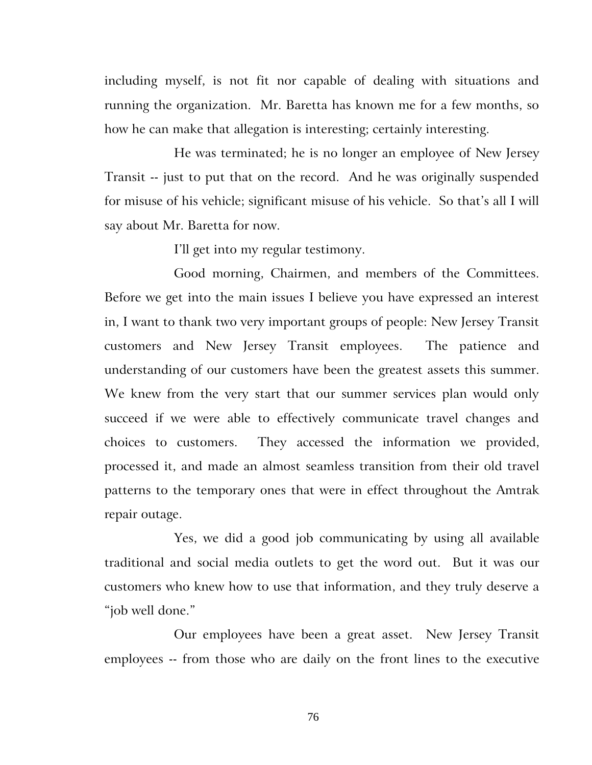including myself, is not fit nor capable of dealing with situations and running the organization. Mr. Baretta has known me for a few months, so how he can make that allegation is interesting; certainly interesting.

He was terminated; he is no longer an employee of New Jersey Transit -- just to put that on the record. And he was originally suspended for misuse of his vehicle; significant misuse of his vehicle. So that's all I will say about Mr. Baretta for now.

I'll get into my regular testimony.

Good morning, Chairmen, and members of the Committees. Before we get into the main issues I believe you have expressed an interest in, I want to thank two very important groups of people: New Jersey Transit customers and New Jersey Transit employees. The patience and understanding of our customers have been the greatest assets this summer. We knew from the very start that our summer services plan would only succeed if we were able to effectively communicate travel changes and choices to customers. They accessed the information we provided, processed it, and made an almost seamless transition from their old travel patterns to the temporary ones that were in effect throughout the Amtrak repair outage.

Yes, we did a good job communicating by using all available traditional and social media outlets to get the word out. But it was our customers who knew how to use that information, and they truly deserve a "job well done."

Our employees have been a great asset. New Jersey Transit employees -- from those who are daily on the front lines to the executive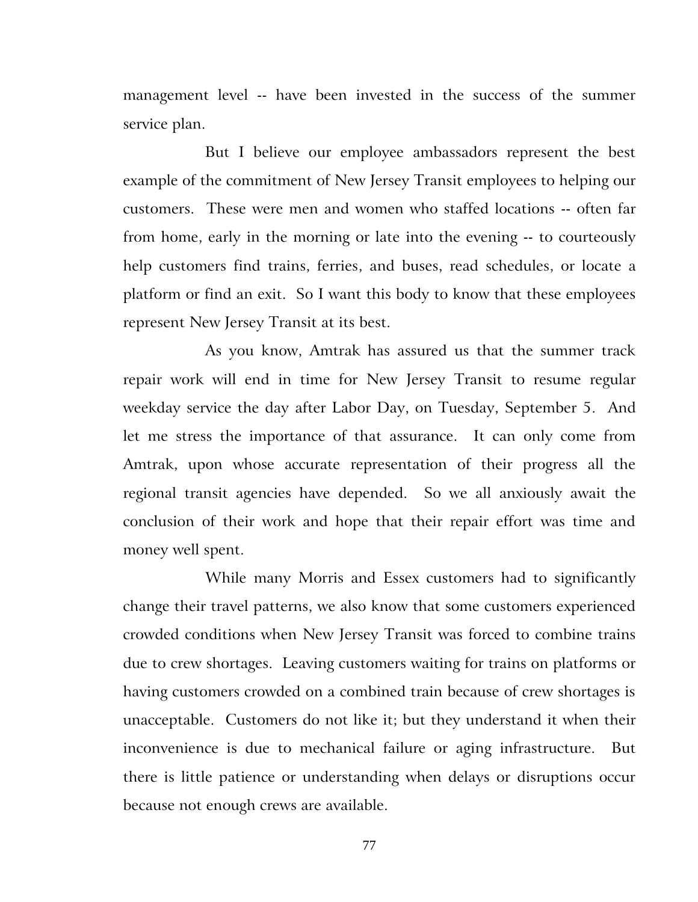management level -- have been invested in the success of the summer service plan.

But I believe our employee ambassadors represent the best example of the commitment of New Jersey Transit employees to helping our customers. These were men and women who staffed locations -- often far from home, early in the morning or late into the evening -- to courteously help customers find trains, ferries, and buses, read schedules, or locate a platform or find an exit. So I want this body to know that these employees represent New Jersey Transit at its best.

As you know, Amtrak has assured us that the summer track repair work will end in time for New Jersey Transit to resume regular weekday service the day after Labor Day, on Tuesday, September 5. And let me stress the importance of that assurance. It can only come from Amtrak, upon whose accurate representation of their progress all the regional transit agencies have depended. So we all anxiously await the conclusion of their work and hope that their repair effort was time and money well spent.

While many Morris and Essex customers had to significantly change their travel patterns, we also know that some customers experienced crowded conditions when New Jersey Transit was forced to combine trains due to crew shortages. Leaving customers waiting for trains on platforms or having customers crowded on a combined train because of crew shortages is unacceptable. Customers do not like it; but they understand it when their inconvenience is due to mechanical failure or aging infrastructure. But there is little patience or understanding when delays or disruptions occur because not enough crews are available.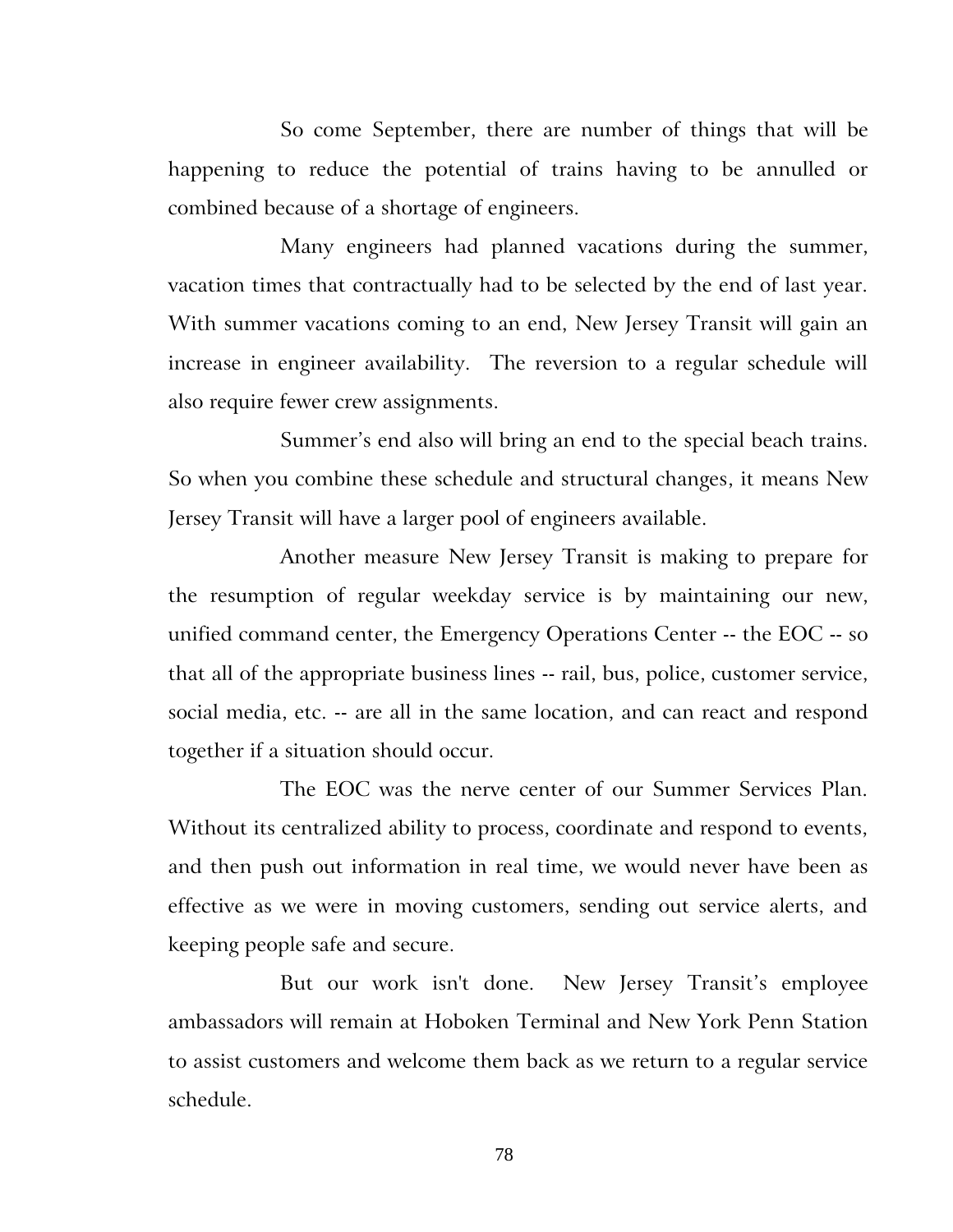So come September, there are number of things that will be happening to reduce the potential of trains having to be annulled or combined because of a shortage of engineers.

Many engineers had planned vacations during the summer, vacation times that contractually had to be selected by the end of last year. With summer vacations coming to an end, New Jersey Transit will gain an increase in engineer availability. The reversion to a regular schedule will also require fewer crew assignments.

Summer's end also will bring an end to the special beach trains. So when you combine these schedule and structural changes, it means New Jersey Transit will have a larger pool of engineers available.

Another measure New Jersey Transit is making to prepare for the resumption of regular weekday service is by maintaining our new, unified command center, the Emergency Operations Center -- the EOC -- so that all of the appropriate business lines -- rail, bus, police, customer service, social media, etc. -- are all in the same location, and can react and respond together if a situation should occur.

The EOC was the nerve center of our Summer Services Plan. Without its centralized ability to process, coordinate and respond to events, and then push out information in real time, we would never have been as effective as we were in moving customers, sending out service alerts, and keeping people safe and secure.

But our work isn't done. New Jersey Transit's employee ambassadors will remain at Hoboken Terminal and New York Penn Station to assist customers and welcome them back as we return to a regular service schedule.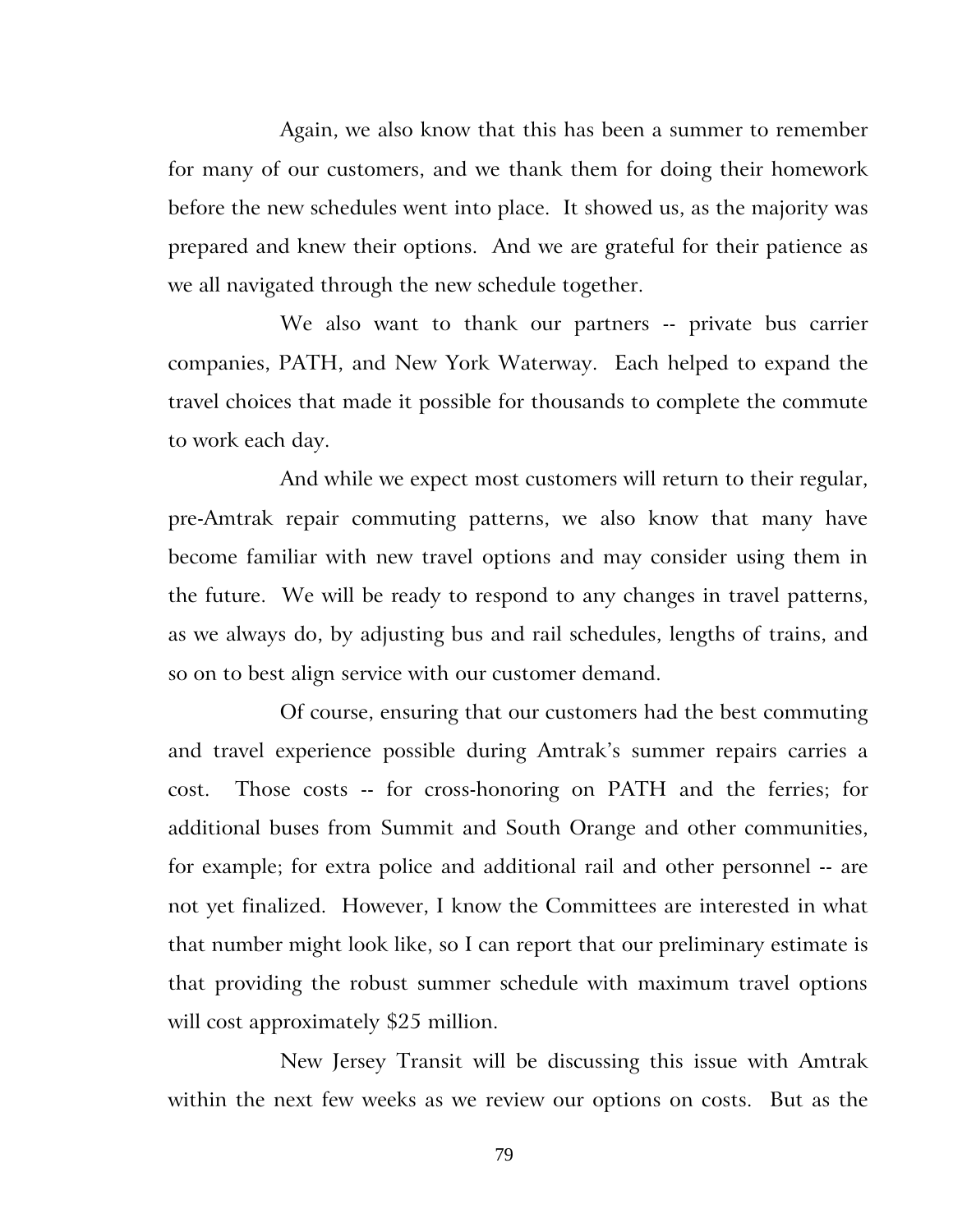Again, we also know that this has been a summer to remember for many of our customers, and we thank them for doing their homework before the new schedules went into place. It showed us, as the majority was prepared and knew their options. And we are grateful for their patience as we all navigated through the new schedule together.

We also want to thank our partners -- private bus carrier companies, PATH, and New York Waterway. Each helped to expand the travel choices that made it possible for thousands to complete the commute to work each day.

And while we expect most customers will return to their regular, pre-Amtrak repair commuting patterns, we also know that many have become familiar with new travel options and may consider using them in the future. We will be ready to respond to any changes in travel patterns, as we always do, by adjusting bus and rail schedules, lengths of trains, and so on to best align service with our customer demand.

Of course, ensuring that our customers had the best commuting and travel experience possible during Amtrak's summer repairs carries a cost. Those costs -- for cross-honoring on PATH and the ferries; for additional buses from Summit and South Orange and other communities, for example; for extra police and additional rail and other personnel -- are not yet finalized. However, I know the Committees are interested in what that number might look like, so I can report that our preliminary estimate is that providing the robust summer schedule with maximum travel options will cost approximately $25 million.

New Jersey Transit will be discussing this issue with Amtrak within the next few weeks as we review our options on costs. But as the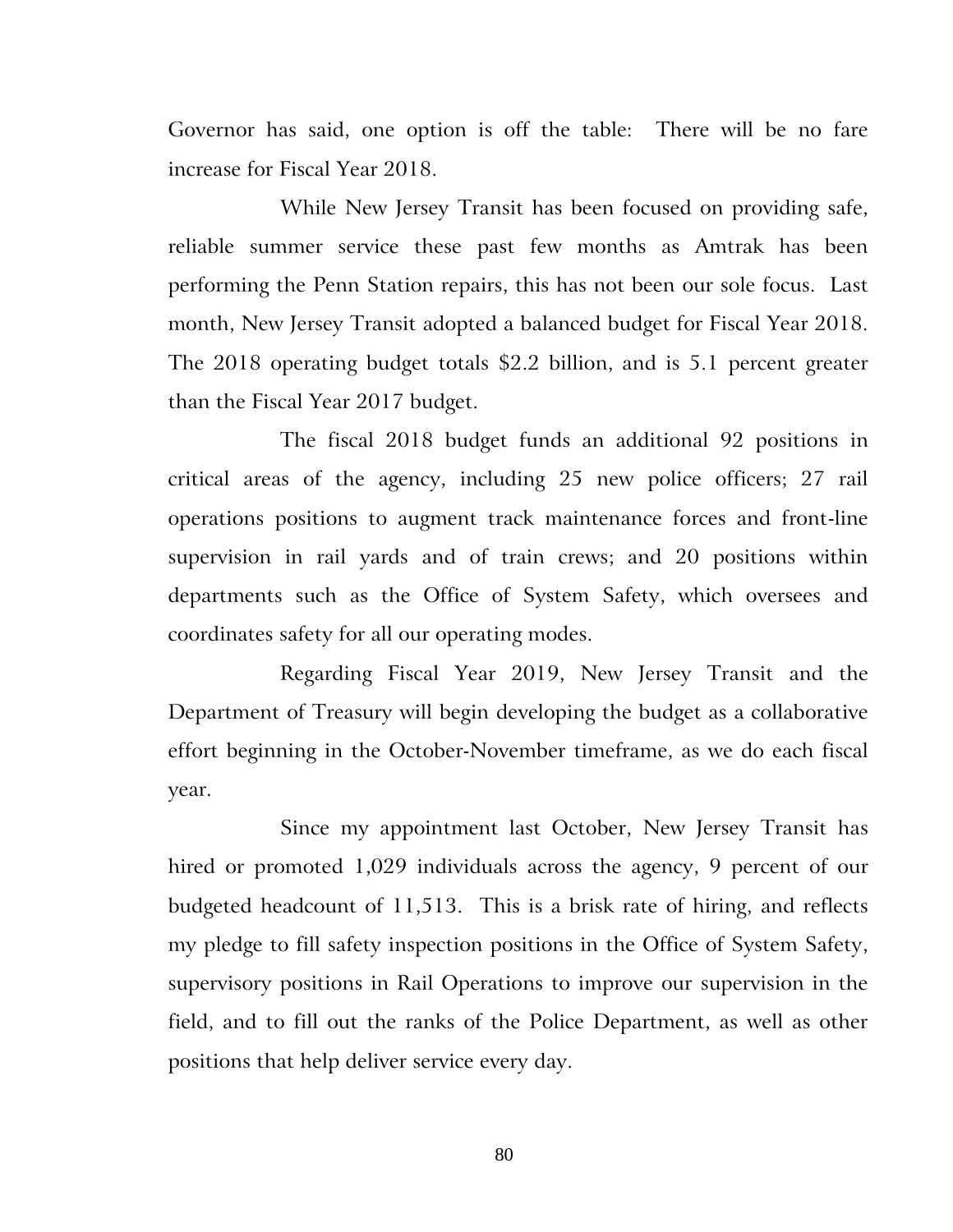Governor has said, one option is off the table: There will be no fare increase for Fiscal Year 2018.

While New Jersey Transit has been focused on providing safe, reliable summer service these past few months as Amtrak has been performing the Penn Station repairs, this has not been our sole focus. Last month, New Jersey Transit adopted a balanced budget for Fiscal Year 2018. The 2018 operating budget totals $2.2 billion, and is 5.1 percent greater than the Fiscal Year 2017 budget.

The fiscal 2018 budget funds an additional 92 positions in critical areas of the agency, including 25 new police officers; 27 rail operations positions to augment track maintenance forces and front-line supervision in rail yards and of train crews; and 20 positions within departments such as the Office of System Safety, which oversees and coordinates safety for all our operating modes.

Regarding Fiscal Year 2019, New Jersey Transit and the Department of Treasury will begin developing the budget as a collaborative effort beginning in the October-November timeframe, as we do each fiscal year.

Since my appointment last October, New Jersey Transit has hired or promoted 1,029 individuals across the agency, 9 percent of our budgeted headcount of 11,513. This is a brisk rate of hiring, and reflects my pledge to fill safety inspection positions in the Office of System Safety, supervisory positions in Rail Operations to improve our supervision in the field, and to fill out the ranks of the Police Department, as well as other positions that help deliver service every day.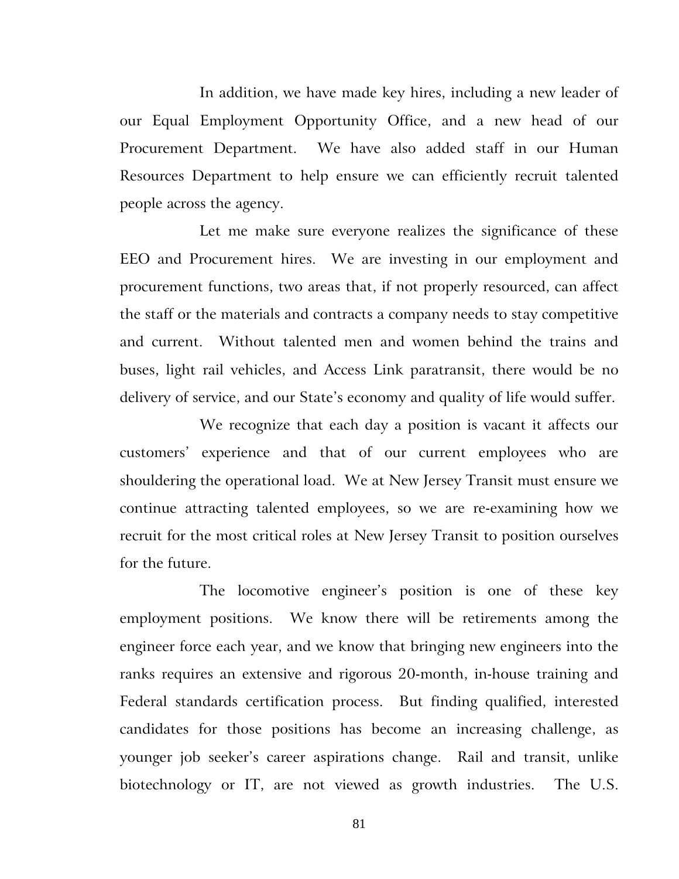In addition, we have made key hires, including a new leader of our Equal Employment Opportunity Office, and a new head of our Procurement Department. We have also added staff in our Human Resources Department to help ensure we can efficiently recruit talented people across the agency.

Let me make sure everyone realizes the significance of these EEO and Procurement hires. We are investing in our employment and procurement functions, two areas that, if not properly resourced, can affect the staff or the materials and contracts a company needs to stay competitive and current. Without talented men and women behind the trains and buses, light rail vehicles, and Access Link paratransit, there would be no delivery of service, and our State's economy and quality of life would suffer.

We recognize that each day a position is vacant it affects our customers' experience and that of our current employees who are shouldering the operational load. We at New Jersey Transit must ensure we continue attracting talented employees, so we are re-examining how we recruit for the most critical roles at New Jersey Transit to position ourselves for the future.

The locomotive engineer's position is one of these key employment positions. We know there will be retirements among the engineer force each year, and we know that bringing new engineers into the ranks requires an extensive and rigorous 20-month, in-house training and Federal standards certification process. But finding qualified, interested candidates for those positions has become an increasing challenge, as younger job seeker's career aspirations change. Rail and transit, unlike biotechnology or IT, are not viewed as growth industries. The U.S.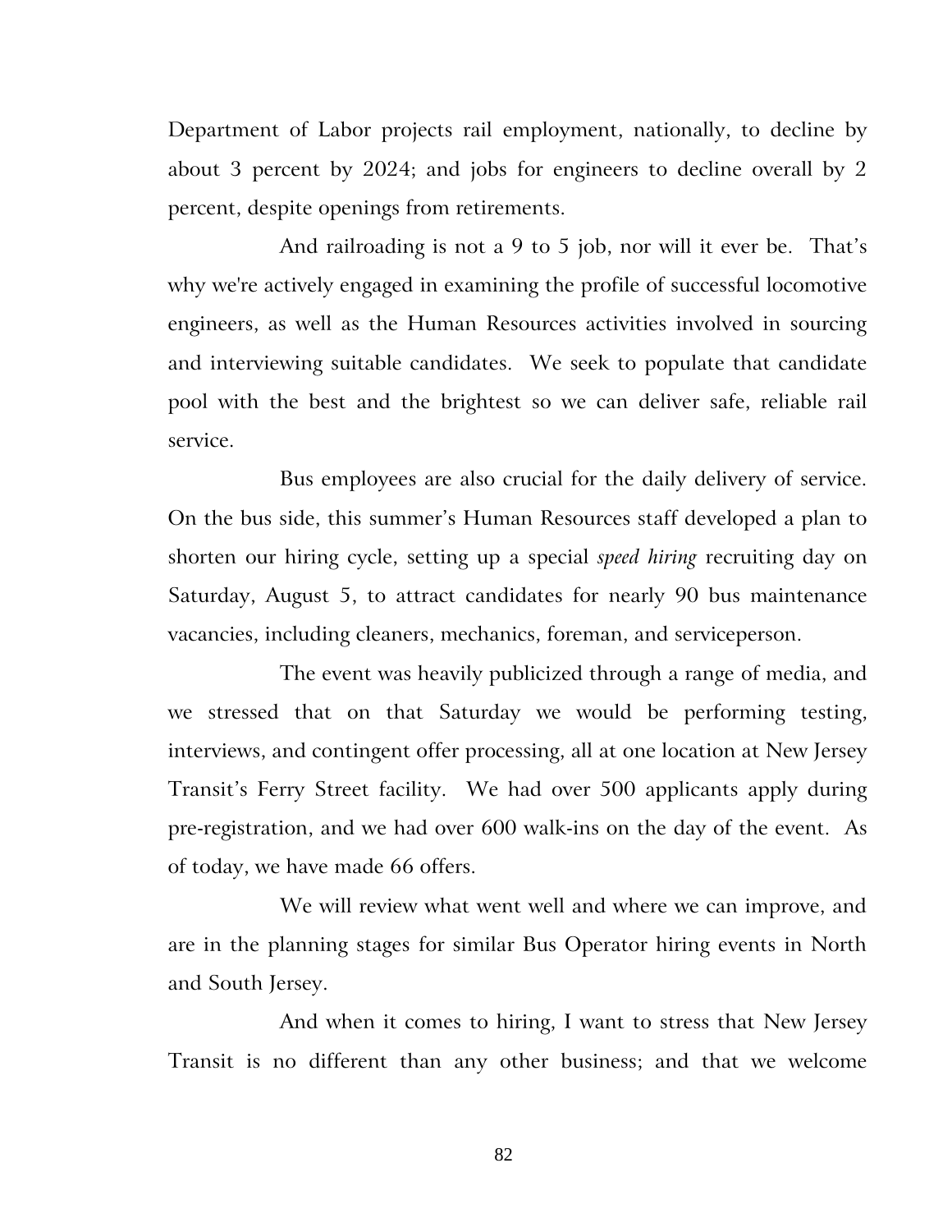Department of Labor projects rail employment, nationally, to decline by about 3 percent by 2024; and jobs for engineers to decline overall by 2 percent, despite openings from retirements.

And railroading is not a 9 to 5 job, nor will it ever be. That's why we're actively engaged in examining the profile of successful locomotive engineers, as well as the Human Resources activities involved in sourcing and interviewing suitable candidates. We seek to populate that candidate pool with the best and the brightest so we can deliver safe, reliable rail service.

Bus employees are also crucial for the daily delivery of service. On the bus side, this summer's Human Resources staff developed a plan to shorten our hiring cycle, setting up a special *speed hiring* recruiting day on Saturday, August 5, to attract candidates for nearly 90 bus maintenance vacancies, including cleaners, mechanics, foreman, and serviceperson.

The event was heavily publicized through a range of media, and we stressed that on that Saturday we would be performing testing, interviews, and contingent offer processing, all at one location at New Jersey Transit's Ferry Street facility. We had over 500 applicants apply during pre-registration, and we had over 600 walk-ins on the day of the event. As of today, we have made 66 offers.

We will review what went well and where we can improve, and are in the planning stages for similar Bus Operator hiring events in North and South Jersey.

And when it comes to hiring, I want to stress that New Jersey Transit is no different than any other business; and that we welcome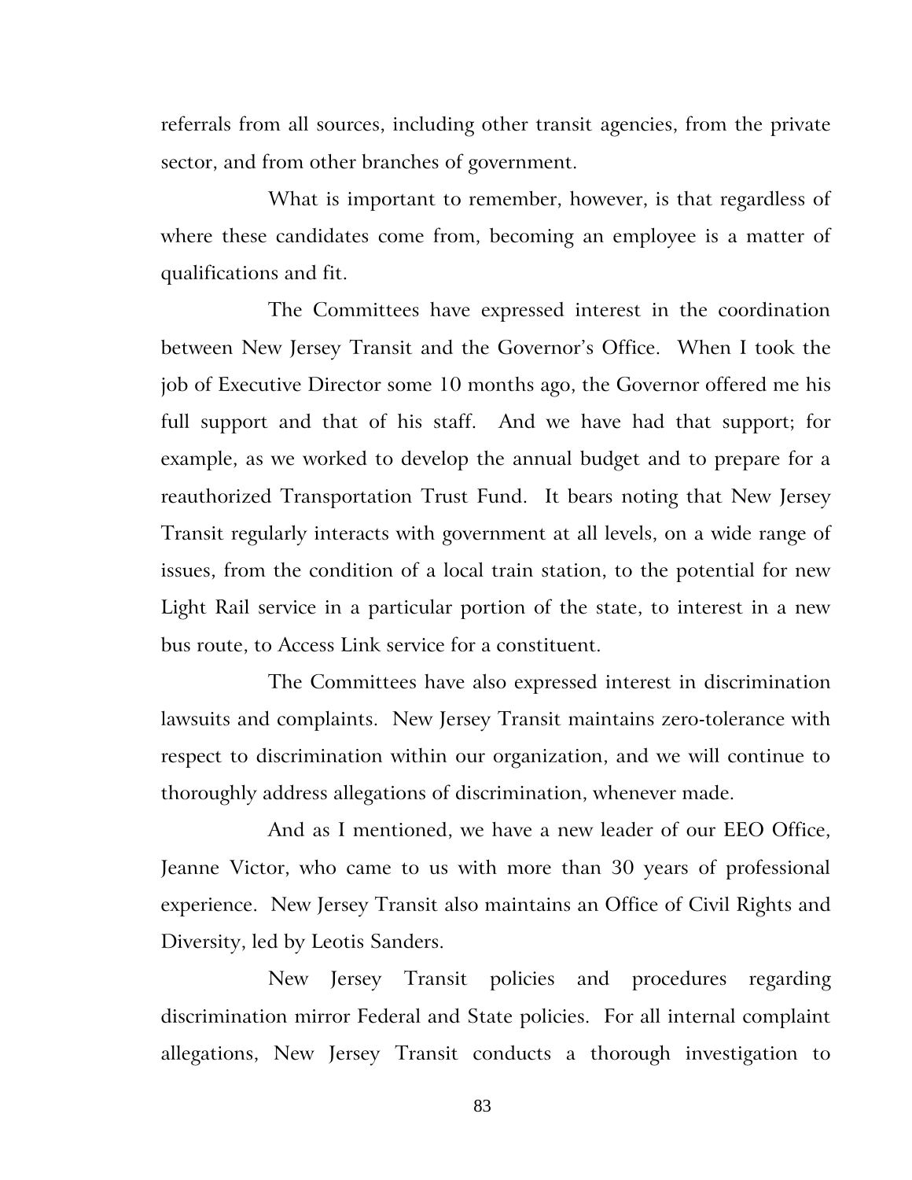referrals from all sources, including other transit agencies, from the private sector, and from other branches of government.

What is important to remember, however, is that regardless of where these candidates come from, becoming an employee is a matter of qualifications and fit.

The Committees have expressed interest in the coordination between New Jersey Transit and the Governor's Office. When I took the job of Executive Director some 10 months ago, the Governor offered me his full support and that of his staff. And we have had that support; for example, as we worked to develop the annual budget and to prepare for a reauthorized Transportation Trust Fund. It bears noting that New Jersey Transit regularly interacts with government at all levels, on a wide range of issues, from the condition of a local train station, to the potential for new Light Rail service in a particular portion of the state, to interest in a new bus route, to Access Link service for a constituent.

The Committees have also expressed interest in discrimination lawsuits and complaints. New Jersey Transit maintains zero-tolerance with respect to discrimination within our organization, and we will continue to thoroughly address allegations of discrimination, whenever made.

And as I mentioned, we have a new leader of our EEO Office, Jeanne Victor, who came to us with more than 30 years of professional experience. New Jersey Transit also maintains an Office of Civil Rights and Diversity, led by Leotis Sanders.

New Jersey Transit policies and procedures regarding discrimination mirror Federal and State policies. For all internal complaint allegations, New Jersey Transit conducts a thorough investigation to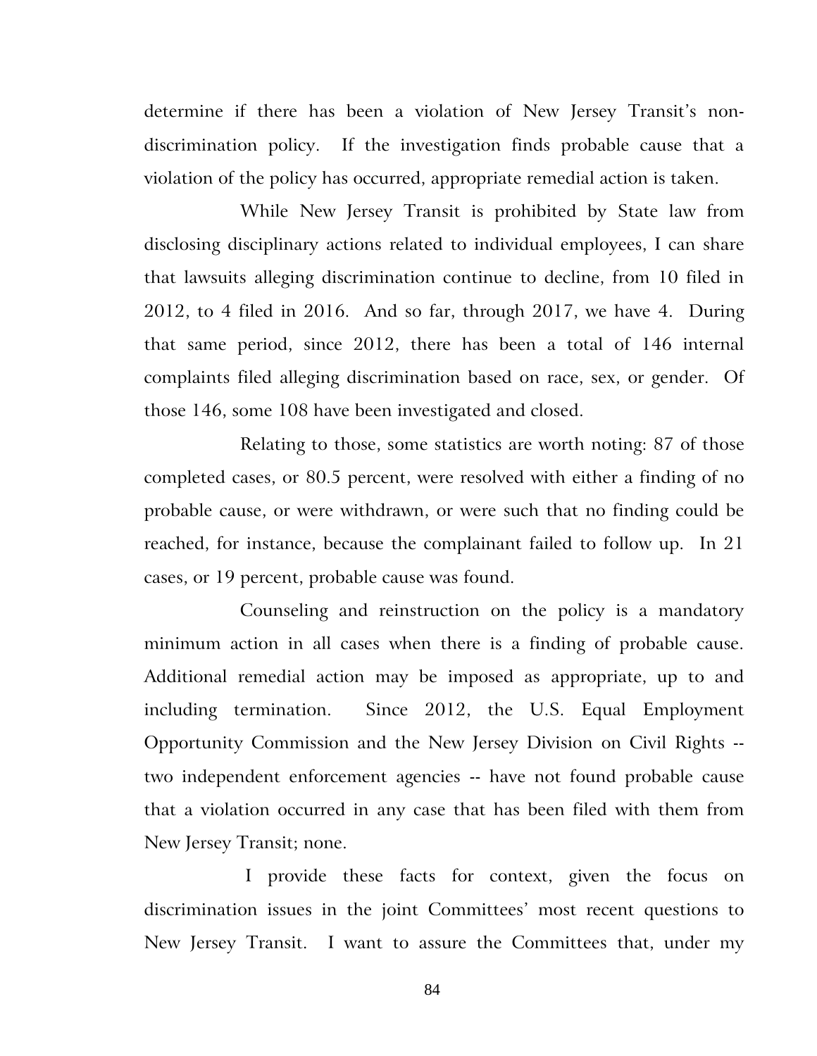determine if there has been a violation of New Jersey Transit's non-discrimination policy. If the investigation finds probable cause that a violation of the policy has occurred, appropriate remedial action is taken.

While New Jersey Transit is prohibited by State law from disclosing disciplinary actions related to individual employees, I can share that lawsuits alleging discrimination continue to decline, from 10 filed in 2012, to 4 filed in 2016. And so far, through 2017, we have 4. During that same period, since 2012, there has been a total of 146 internal complaints filed alleging discrimination based on race, sex, or gender. Of those 146, some 108 have been investigated and closed.

Relating to those, some statistics are worth noting: 87 of those completed cases, or 80.5 percent, were resolved with either a finding of no probable cause, or were withdrawn, or were such that no finding could be reached, for instance, because the complainant failed to follow up. In 21 cases, or 19 percent, probable cause was found.

Counseling and reinstruction on the policy is a mandatory minimum action in all cases when there is a finding of probable cause. Additional remedial action may be imposed as appropriate, up to and including termination. Since 2012, the U.S. Equal Employment Opportunity Commission and the New Jersey Division on Civil Rights -- two independent enforcement agencies -- have not found probable cause that a violation occurred in any case that has been filed with them from New Jersey Transit; none.

I provide these facts for context, given the focus on discrimination issues in the joint Committees' most recent questions to New Jersey Transit. I want to assure the Committees that, under my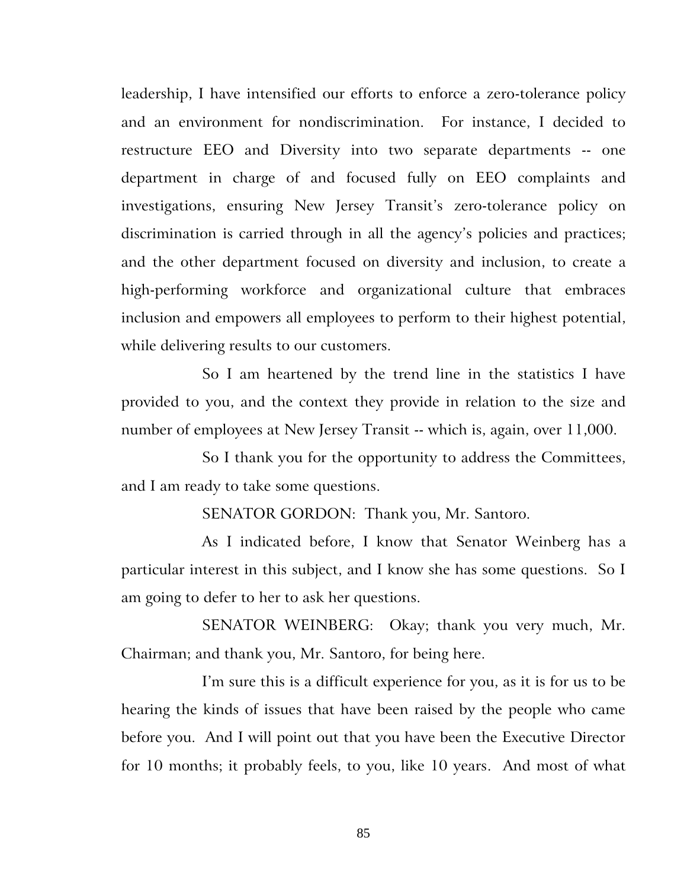leadership, I have intensified our efforts to enforce a zero-tolerance policy and an environment for nondiscrimination. For instance, I decided to restructure EEO and Diversity into two separate departments -- one department in charge of and focused fully on EEO complaints and investigations, ensuring New Jersey Transit's zero-tolerance policy on discrimination is carried through in all the agency's policies and practices; and the other department focused on diversity and inclusion, to create a high-performing workforce and organizational culture that embraces inclusion and empowers all employees to perform to their highest potential, while delivering results to our customers.

So I am heartened by the trend line in the statistics I have provided to you, and the context they provide in relation to the size and number of employees at New Jersey Transit -- which is, again, over 11,000.

So I thank you for the opportunity to address the Committees, and I am ready to take some questions.

SENATOR GORDON: Thank you, Mr. Santoro.

As I indicated before, I know that Senator Weinberg has a particular interest in this subject, and I know she has some questions. So I am going to defer to her to ask her questions.

SENATOR WEINBERG: Okay; thank you very much, Mr. Chairman; and thank you, Mr. Santoro, for being here.

I'm sure this is a difficult experience for you, as it is for us to be hearing the kinds of issues that have been raised by the people who came before you. And I will point out that you have been the Executive Director for 10 months; it probably feels, to you, like 10 years. And most of what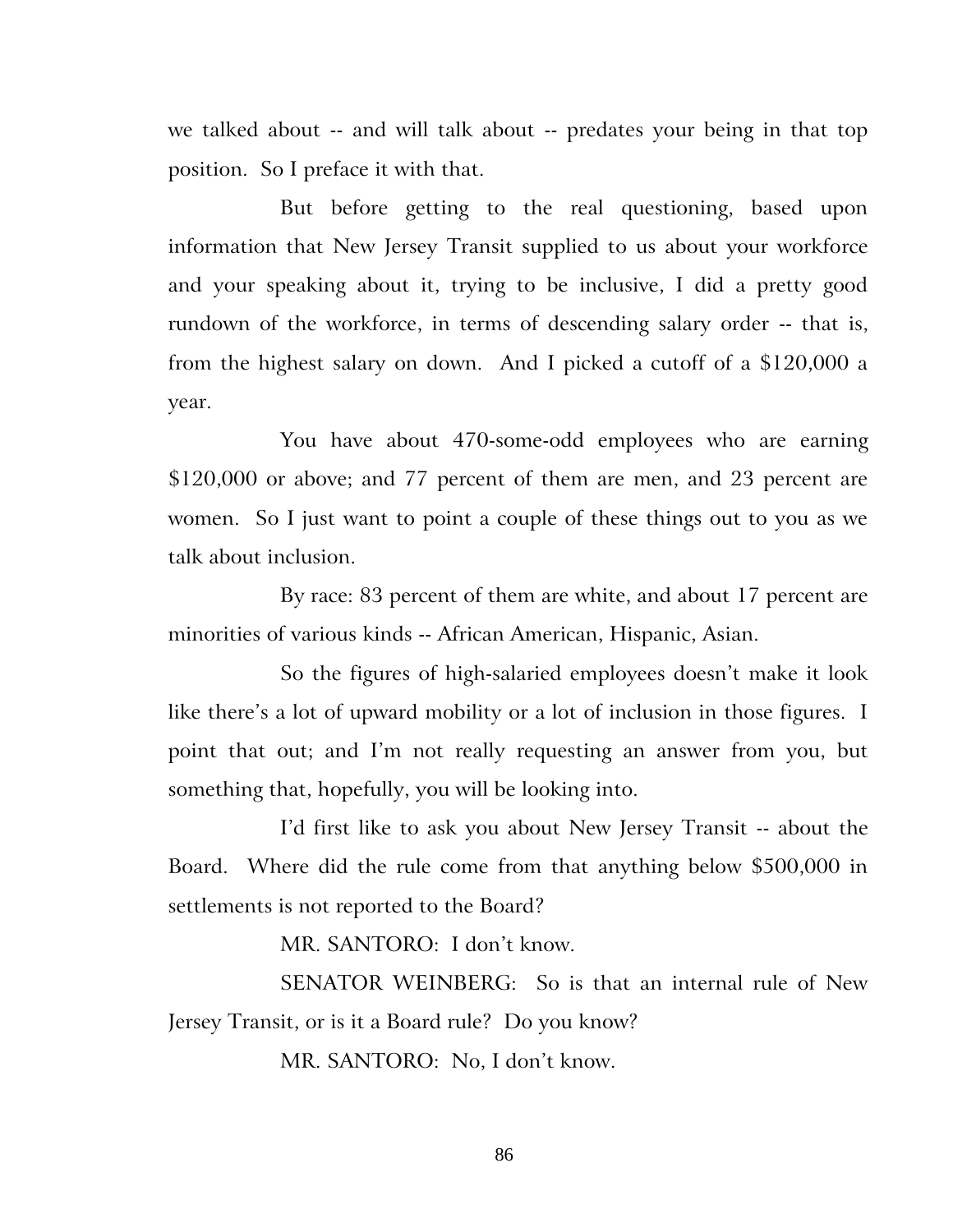we talked about -- and will talk about -- predates your being in that top position. So I preface it with that.

But before getting to the real questioning, based upon information that New Jersey Transit supplied to us about your workforce and your speaking about it, trying to be inclusive, I did a pretty good rundown of the workforce, in terms of descending salary order -- that is, from the highest salary on down. And I picked a cutoff of a $120,000 a year.

You have about 470-some-odd employees who are earning $120,000 or above; and 77 percent of them are men, and 23 percent are women. So I just want to point a couple of these things out to you as we talk about inclusion.

By race: 83 percent of them are white, and about 17 percent are minorities of various kinds -- African American, Hispanic, Asian.

So the figures of high-salaried employees doesn't make it look like there's a lot of upward mobility or a lot of inclusion in those figures. I point that out; and I'm not really requesting an answer from you, but something that, hopefully, you will be looking into.

I'd first like to ask you about New Jersey Transit -- about the Board. Where did the rule come from that anything below $500,000 in settlements is not reported to the Board?

MR. SANTORO: I don't know.

SENATOR WEINBERG: So is that an internal rule of New Jersey Transit, or is it a Board rule? Do you know?

MR. SANTORO: No, I don't know.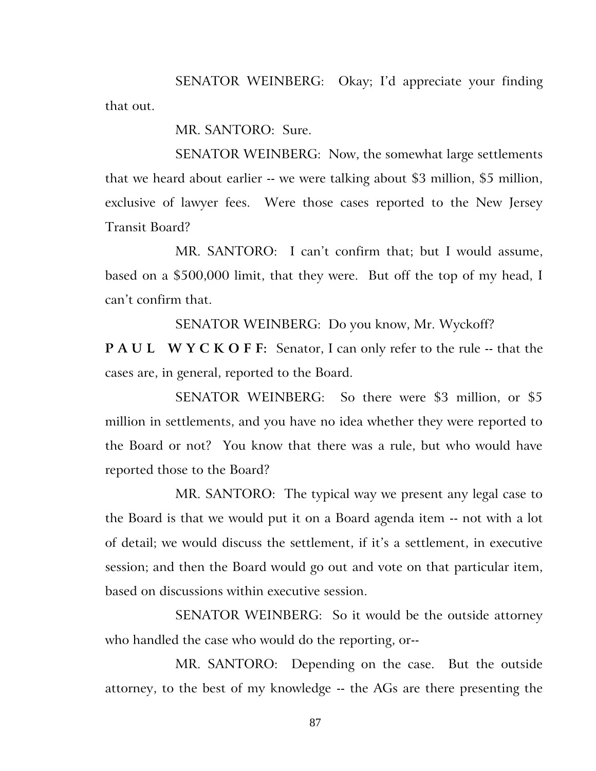SENATOR WEINBERG: Okay; I'd appreciate your finding that out.

MR. SANTORO: Sure.

SENATOR WEINBERG: Now, the somewhat large settlements that we heard about earlier -- we were talking about $3 million, $5 million, exclusive of lawyer fees. Were those cases reported to the New Jersey Transit Board?

MR. SANTORO: I can't confirm that; but I would assume, based on a $500,000 limit, that they were. But off the top of my head, I can't confirm that.

SENATOR WEINBERG: Do you know, Mr. Wyckoff?

**P A U L W Y C K O F F:** Senator, I can only refer to the rule -- that the cases are, in general, reported to the Board.

SENATOR WEINBERG: So there were $3 million, or $5 million in settlements, and you have no idea whether they were reported to the Board or not? You know that there was a rule, but who would have reported those to the Board?

MR. SANTORO: The typical way we present any legal case to the Board is that we would put it on a Board agenda item -- not with a lot of detail; we would discuss the settlement, if it's a settlement, in executive session; and then the Board would go out and vote on that particular item, based on discussions within executive session.

SENATOR WEINBERG: So it would be the outside attorney who handled the case who would do the reporting, or--

MR. SANTORO: Depending on the case. But the outside attorney, to the best of my knowledge -- the AGs are there presenting the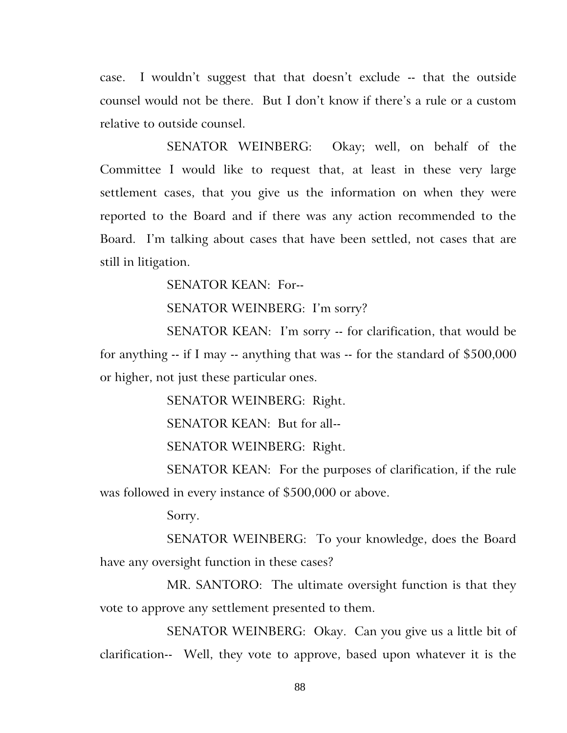case. I wouldn't suggest that that doesn't exclude -- that the outside counsel would not be there. But I don't know if there's a rule or a custom relative to outside counsel.

SENATOR WEINBERG: Okay; well, on behalf of the Committee I would like to request that, at least in these very large settlement cases, that you give us the information on when they were reported to the Board and if there was any action recommended to the Board. I'm talking about cases that have been settled, not cases that are still in litigation.

SENATOR KEAN: For--

SENATOR WEINBERG: I'm sorry?

SENATOR KEAN: I'm sorry -- for clarification, that would be for anything -- if I may -- anything that was -- for the standard of $500,000 or higher, not just these particular ones.

SENATOR WEINBERG: Right.

SENATOR KEAN: But for all--

SENATOR WEINBERG: Right.

SENATOR KEAN: For the purposes of clarification, if the rule was followed in every instance of $500,000 or above.

Sorry.

SENATOR WEINBERG: To your knowledge, does the Board have any oversight function in these cases?

MR. SANTORO: The ultimate oversight function is that they vote to approve any settlement presented to them.

SENATOR WEINBERG: Okay. Can you give us a little bit of clarification-- Well, they vote to approve, based upon whatever it is the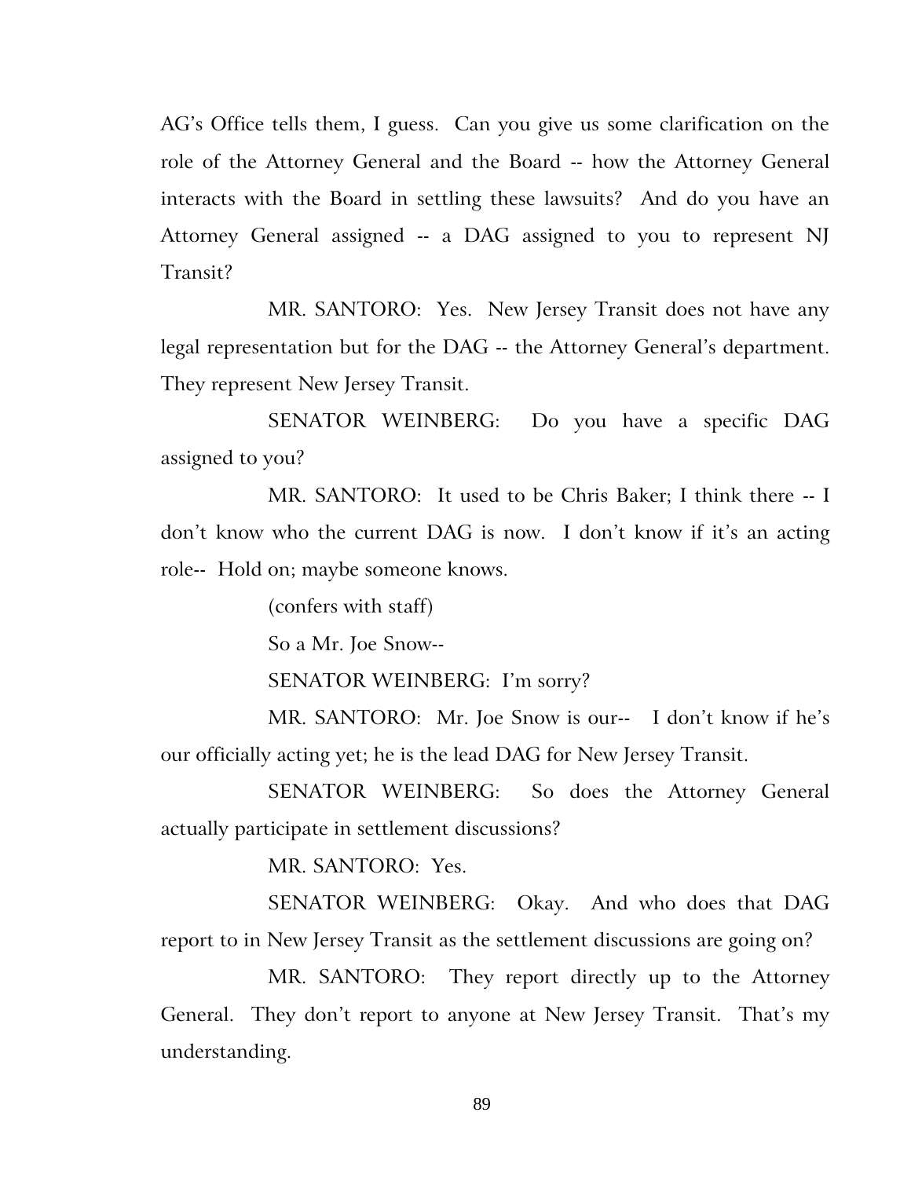AG's Office tells them, I guess. Can you give us some clarification on the role of the Attorney General and the Board -- how the Attorney General interacts with the Board in settling these lawsuits? And do you have an Attorney General assigned -- a DAG assigned to you to represent NJ Transit?

MR. SANTORO: Yes. New Jersey Transit does not have any legal representation but for the DAG -- the Attorney General's department. They represent New Jersey Transit.

SENATOR WEINBERG: Do you have a specific DAG assigned to you?

MR. SANTORO: It used to be Chris Baker; I think there -- I don't know who the current DAG is now. I don't know if it's an acting role-- Hold on; maybe someone knows.

(confers with staff)

So a Mr. Joe Snow--

SENATOR WEINBERG: I'm sorry?

MR. SANTORO: Mr. Joe Snow is our-- I don't know if he's our officially acting yet; he is the lead DAG for New Jersey Transit.

SENATOR WEINBERG: So does the Attorney General actually participate in settlement discussions?

MR. SANTORO: Yes.

SENATOR WEINBERG: Okay. And who does that DAG report to in New Jersey Transit as the settlement discussions are going on?

MR. SANTORO: They report directly up to the Attorney General. They don't report to anyone at New Jersey Transit. That's my understanding.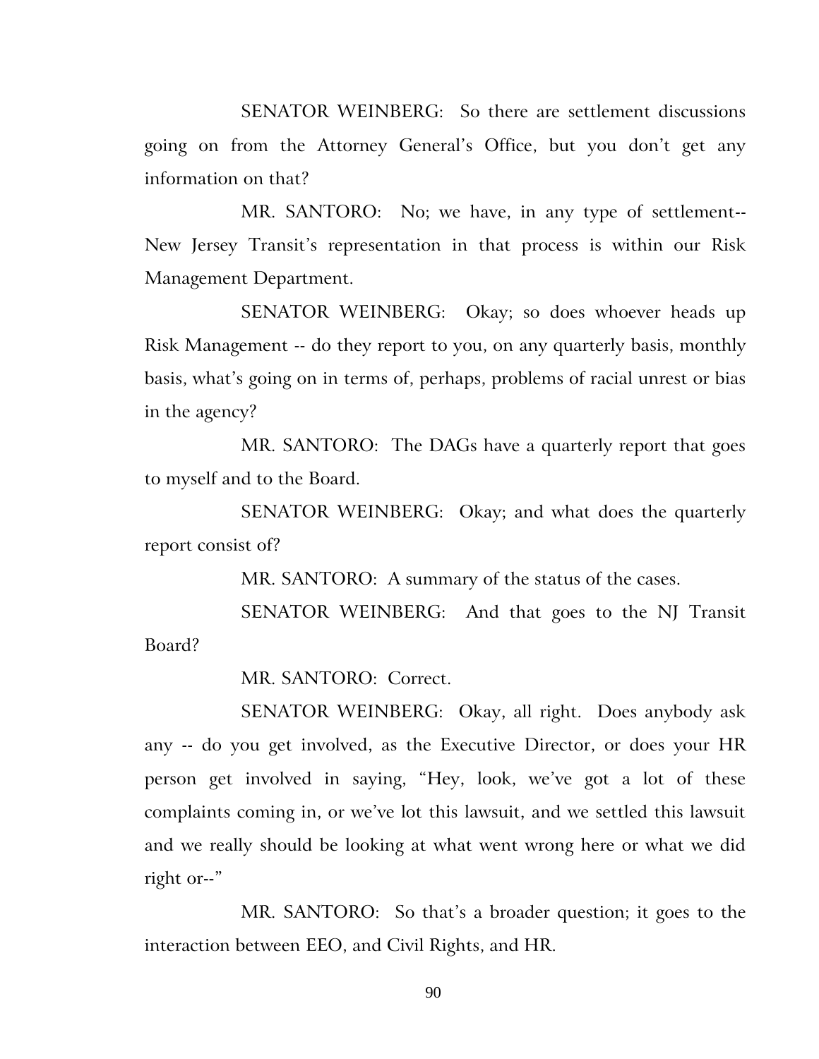SENATOR WEINBERG: So there are settlement discussions going on from the Attorney General's Office, but you don't get any information on that?

MR. SANTORO: No; we have, in any type of settlement-- New Jersey Transit's representation in that process is within our Risk Management Department.

SENATOR WEINBERG: Okay; so does whoever heads up Risk Management -- do they report to you, on any quarterly basis, monthly basis, what's going on in terms of, perhaps, problems of racial unrest or bias in the agency?

MR. SANTORO: The DAGs have a quarterly report that goes to myself and to the Board.

SENATOR WEINBERG: Okay; and what does the quarterly report consist of?

MR. SANTORO: A summary of the status of the cases.

SENATOR WEINBERG: And that goes to the NJ Transit Board?

MR. SANTORO: Correct.

SENATOR WEINBERG: Okay, all right. Does anybody ask any -- do you get involved, as the Executive Director, or does your HR person get involved in saying, "Hey, look, we've got a lot of these complaints coming in, or we've lot this lawsuit, and we settled this lawsuit and we really should be looking at what went wrong here or what we did right or--"

MR. SANTORO: So that's a broader question; it goes to the interaction between EEO, and Civil Rights, and HR.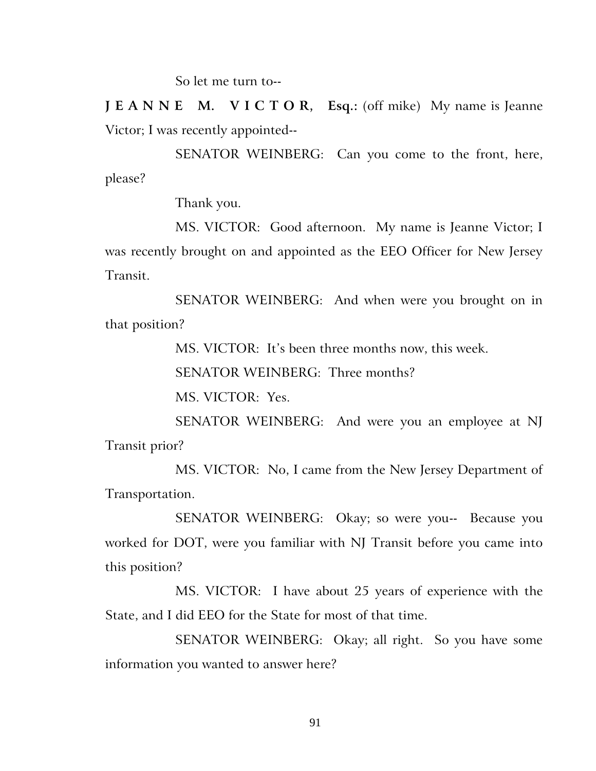So let me turn to--

**J E A N N E M. V I C T O R, Esq.:** (off mike) My name is Jeanne Victor; I was recently appointed--

SENATOR WEINBERG: Can you come to the front, here, please?

Thank you.

MS. VICTOR: Good afternoon. My name is Jeanne Victor; I was recently brought on and appointed as the EEO Officer for New Jersey Transit.

SENATOR WEINBERG: And when were you brought on in that position?

MS. VICTOR: It's been three months now, this week.

SENATOR WEINBERG: Three months?

MS. VICTOR: Yes.

SENATOR WEINBERG: And were you an employee at NJ Transit prior?

MS. VICTOR: No, I came from the New Jersey Department of Transportation.

SENATOR WEINBERG: Okay; so were you-- Because you worked for DOT, were you familiar with NJ Transit before you came into this position?

MS. VICTOR: I have about 25 years of experience with the State, and I did EEO for the State for most of that time.

SENATOR WEINBERG: Okay; all right. So you have some information you wanted to answer here?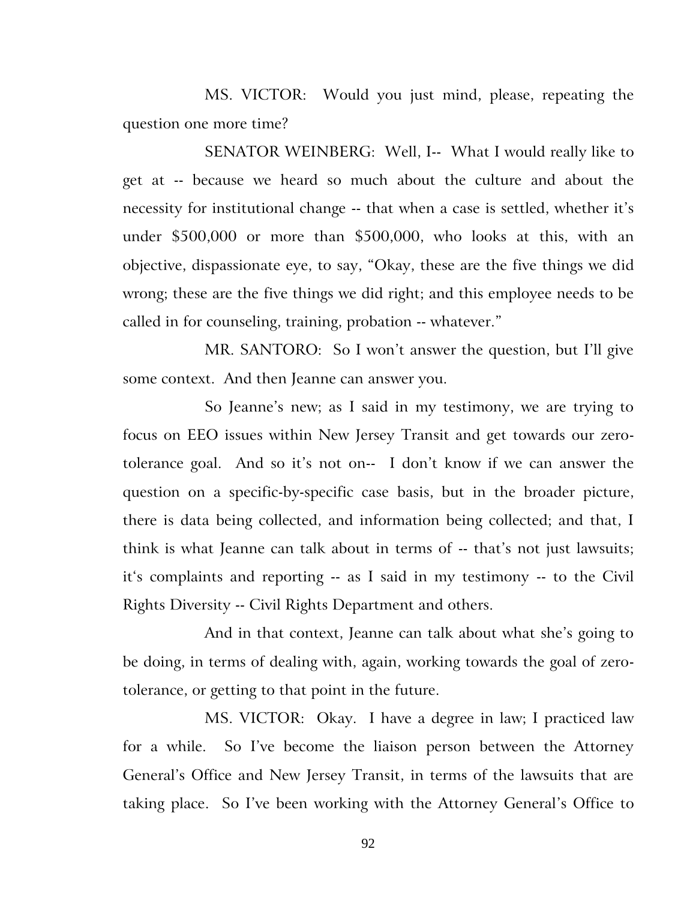MS. VICTOR: Would you just mind, please, repeating the question one more time?

SENATOR WEINBERG: Well, I-- What I would really like to get at -- because we heard so much about the culture and about the necessity for institutional change -- that when a case is settled, whether it's under $500,000 or more than $500,000, who looks at this, with an objective, dispassionate eye, to say, "Okay, these are the five things we did wrong; these are the five things we did right; and this employee needs to be called in for counseling, training, probation -- whatever."

MR. SANTORO: So I won't answer the question, but I'll give some context. And then Jeanne can answer you.

So Jeanne's new; as I said in my testimony, we are trying to focus on EEO issues within New Jersey Transit and get towards our zero-tolerance goal. And so it's not on-- I don't know if we can answer the question on a specific-by-specific case basis, but in the broader picture, there is data being collected, and information being collected; and that, I think is what Jeanne can talk about in terms of -- that's not just lawsuits; it's complaints and reporting -- as I said in my testimony -- to the Civil Rights Diversity -- Civil Rights Department and others.

And in that context, Jeanne can talk about what she's going to be doing, in terms of dealing with, again, working towards the goal of zero-tolerance, or getting to that point in the future.

MS. VICTOR: Okay. I have a degree in law; I practiced law for a while. So I've become the liaison person between the Attorney General's Office and New Jersey Transit, in terms of the lawsuits that are taking place. So I've been working with the Attorney General's Office to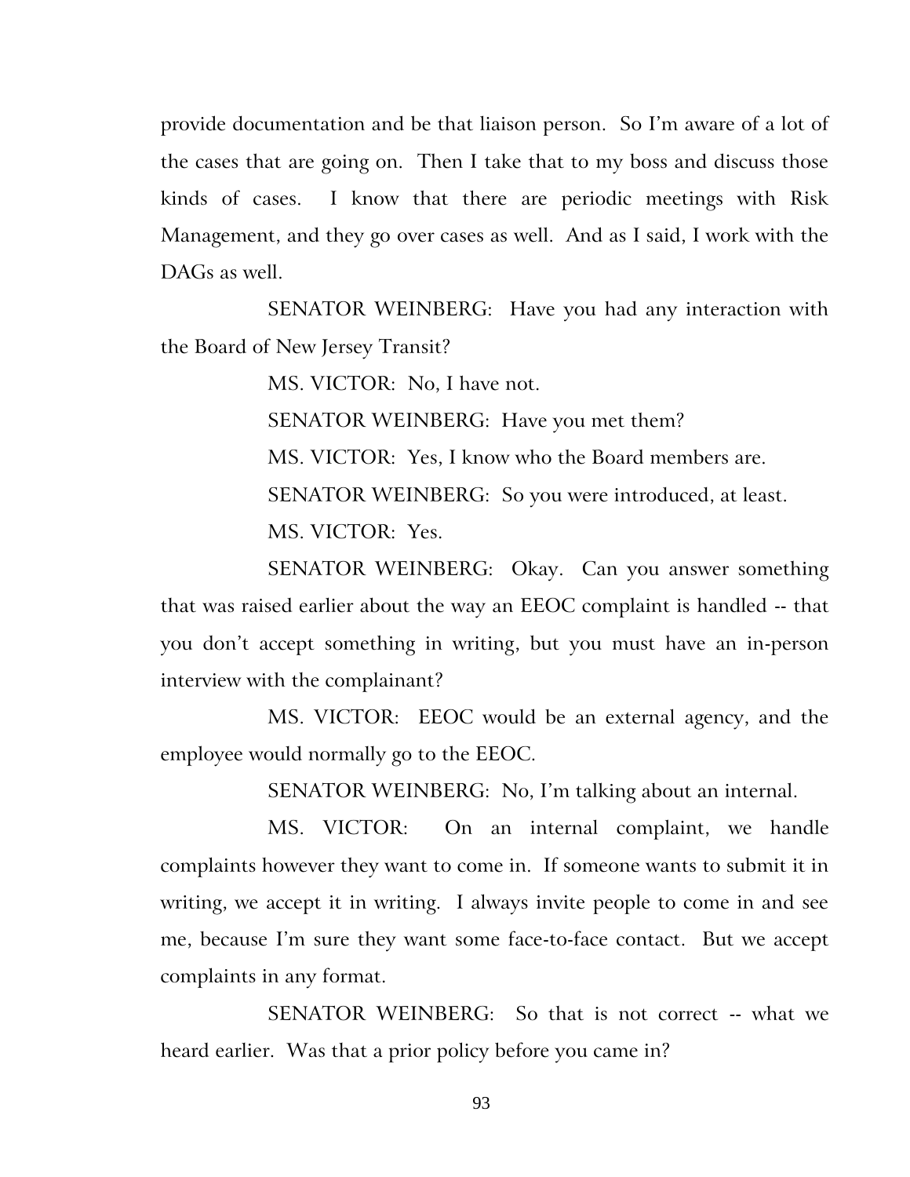provide documentation and be that liaison person. So I'm aware of a lot of the cases that are going on. Then I take that to my boss and discuss those kinds of cases. I know that there are periodic meetings with Risk Management, and they go over cases as well. And as I said, I work with the DAGs as well.

SENATOR WEINBERG: Have you had any interaction with the Board of New Jersey Transit?

MS. VICTOR: No, I have not.

SENATOR WEINBERG: Have you met them?

MS. VICTOR: Yes, I know who the Board members are.

SENATOR WEINBERG: So you were introduced, at least.

MS. VICTOR: Yes.

SENATOR WEINBERG: Okay. Can you answer something that was raised earlier about the way an EEOC complaint is handled -- that you don't accept something in writing, but you must have an in-person interview with the complainant?

MS. VICTOR: EEOC would be an external agency, and the employee would normally go to the EEOC.

SENATOR WEINBERG: No, I'm talking about an internal.

MS. VICTOR: On an internal complaint, we handle complaints however they want to come in. If someone wants to submit it in writing, we accept it in writing. I always invite people to come in and see me, because I'm sure they want some face-to-face contact. But we accept complaints in any format.

SENATOR WEINBERG: So that is not correct -- what we heard earlier. Was that a prior policy before you came in?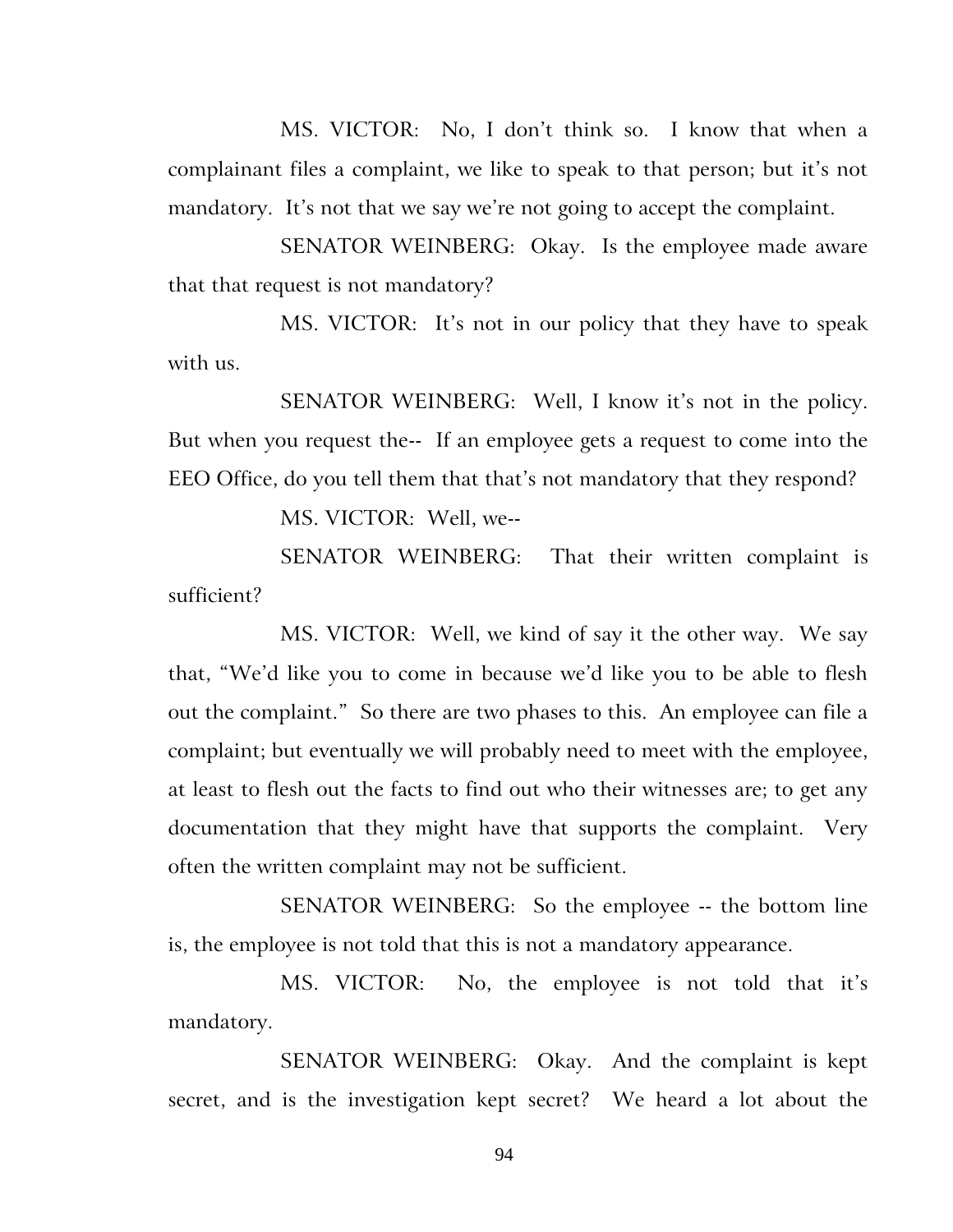MS. VICTOR: No, I don't think so. I know that when a complainant files a complaint, we like to speak to that person; but it's not mandatory. It's not that we say we're not going to accept the complaint.

SENATOR WEINBERG: Okay. Is the employee made aware that that request is not mandatory?

MS. VICTOR: It's not in our policy that they have to speak with us.

SENATOR WEINBERG: Well, I know it's not in the policy. But when you request the-- If an employee gets a request to come into the EEO Office, do you tell them that that's not mandatory that they respond?

MS. VICTOR: Well, we--

SENATOR WEINBERG: That their written complaint is sufficient?

MS. VICTOR: Well, we kind of say it the other way. We say that, "We'd like you to come in because we'd like you to be able to flesh out the complaint." So there are two phases to this. An employee can file a complaint; but eventually we will probably need to meet with the employee, at least to flesh out the facts to find out who their witnesses are; to get any documentation that they might have that supports the complaint. Very often the written complaint may not be sufficient.

SENATOR WEINBERG: So the employee -- the bottom line is, the employee is not told that this is not a mandatory appearance.

MS. VICTOR: No, the employee is not told that it's mandatory.

SENATOR WEINBERG: Okay. And the complaint is kept secret, and is the investigation kept secret? We heard a lot about the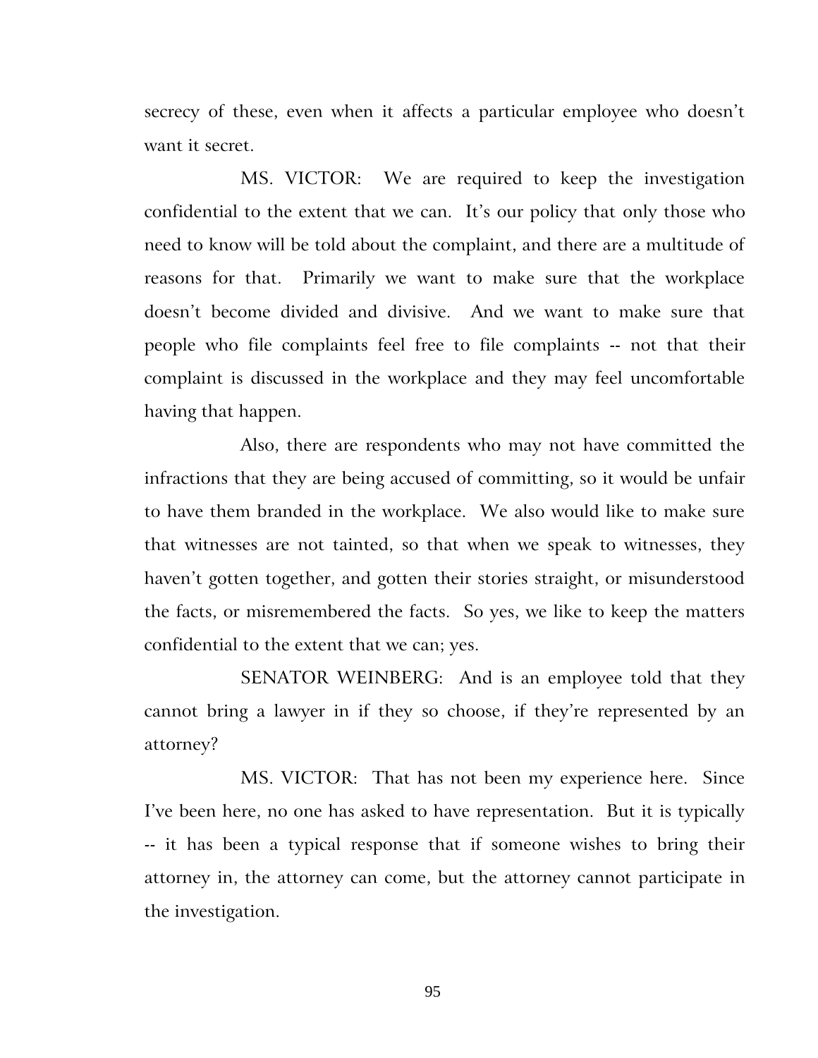secrecy of these, even when it affects a particular employee who doesn't want it secret.

MS. VICTOR: We are required to keep the investigation confidential to the extent that we can. It's our policy that only those who need to know will be told about the complaint, and there are a multitude of reasons for that. Primarily we want to make sure that the workplace doesn't become divided and divisive. And we want to make sure that people who file complaints feel free to file complaints -- not that their complaint is discussed in the workplace and they may feel uncomfortable having that happen.

Also, there are respondents who may not have committed the infractions that they are being accused of committing, so it would be unfair to have them branded in the workplace. We also would like to make sure that witnesses are not tainted, so that when we speak to witnesses, they haven't gotten together, and gotten their stories straight, or misunderstood the facts, or misremembered the facts. So yes, we like to keep the matters confidential to the extent that we can; yes.

SENATOR WEINBERG: And is an employee told that they cannot bring a lawyer in if they so choose, if they're represented by an attorney?

MS. VICTOR: That has not been my experience here. Since I've been here, no one has asked to have representation. But it is typically -- it has been a typical response that if someone wishes to bring their attorney in, the attorney can come, but the attorney cannot participate in the investigation.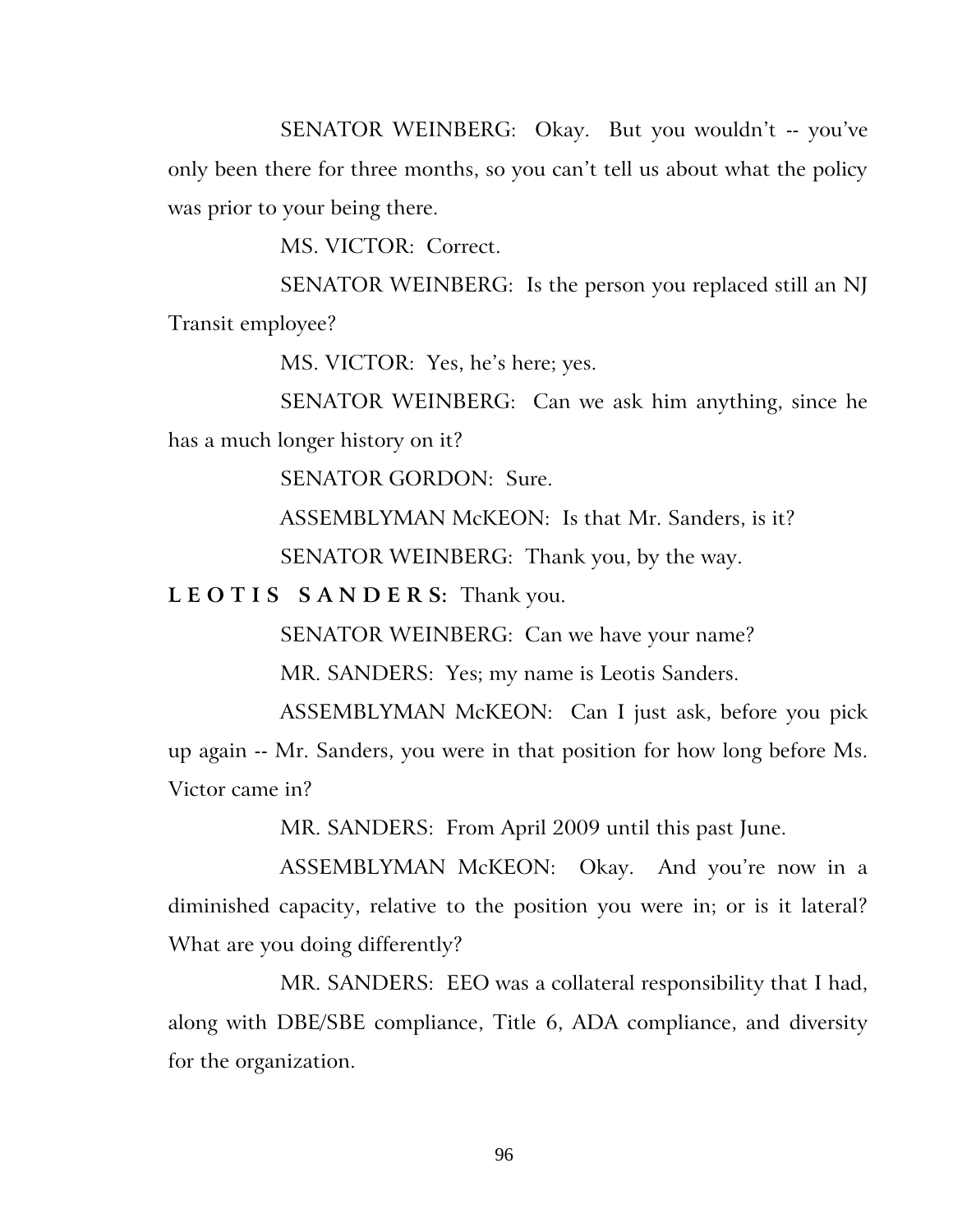SENATOR WEINBERG: Okay. But you wouldn't -- you've only been there for three months, so you can't tell us about what the policy was prior to your being there.

MS. VICTOR: Correct.

SENATOR WEINBERG: Is the person you replaced still an NJ Transit employee?

MS. VICTOR: Yes, he's here; yes.

SENATOR WEINBERG: Can we ask him anything, since he has a much longer history on it?

SENATOR GORDON: Sure.

ASSEMBLYMAN McKEON: Is that Mr. Sanders, is it?

SENATOR WEINBERG: Thank you, by the way.

**L E O T I S   S A N D E R S:** Thank you.

SENATOR WEINBERG: Can we have your name?

MR. SANDERS: Yes; my name is Leotis Sanders.

ASSEMBLYMAN McKEON: Can I just ask, before you pick up again -- Mr. Sanders, you were in that position for how long before Ms. Victor came in?

MR. SANDERS: From April 2009 until this past June.

ASSEMBLYMAN McKEON: Okay. And you're now in a diminished capacity, relative to the position you were in; or is it lateral? What are you doing differently?

MR. SANDERS: EEO was a collateral responsibility that I had, along with DBE/SBE compliance, Title 6, ADA compliance, and diversity for the organization.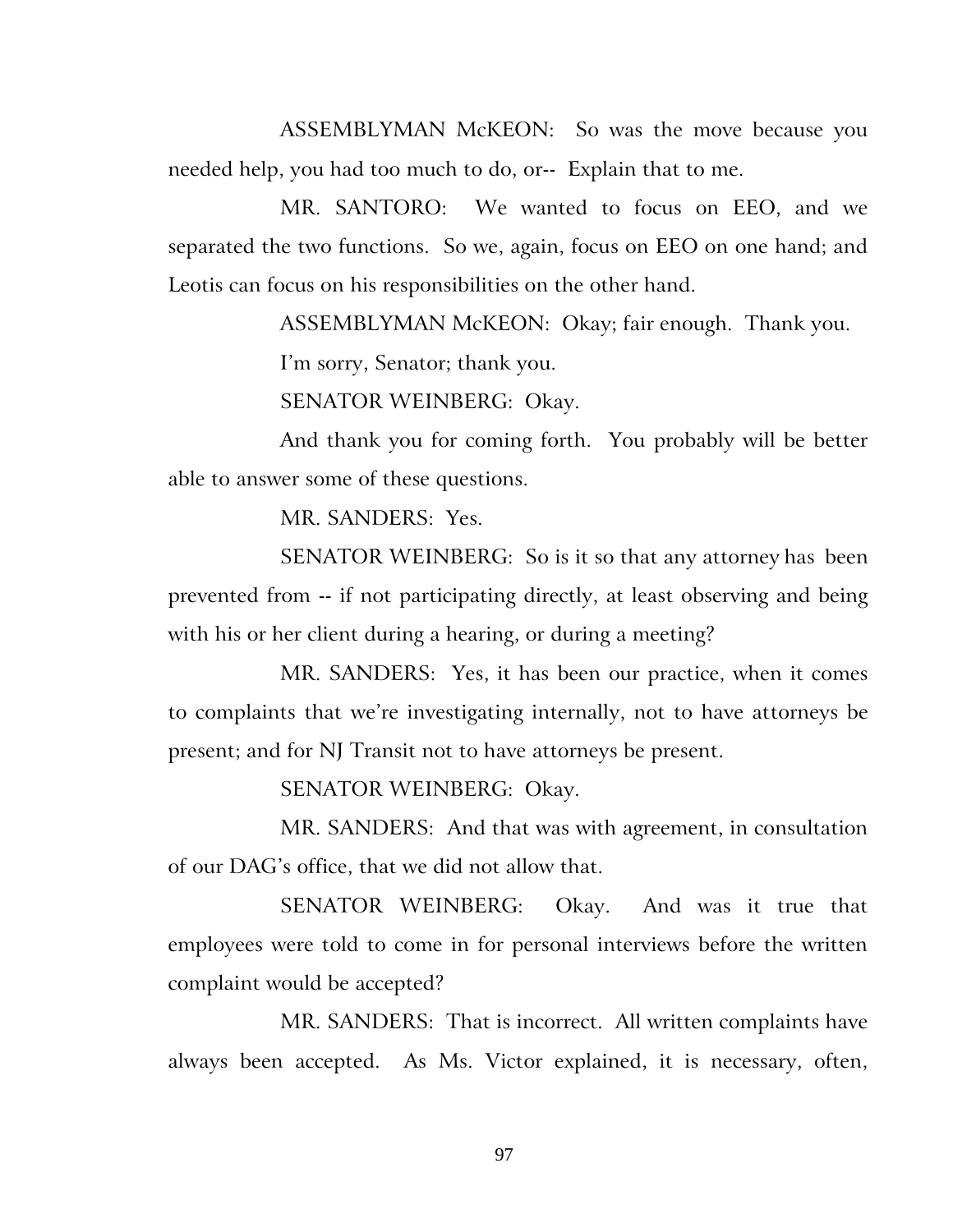ASSEMBLYMAN McKEON: So was the move because you needed help, you had too much to do, or-- Explain that to me.

MR. SANTORO: We wanted to focus on EEO, and we separated the two functions. So we, again, focus on EEO on one hand; and Leotis can focus on his responsibilities on the other hand.

ASSEMBLYMAN McKEON: Okay; fair enough. Thank you.

I'm sorry, Senator; thank you.

SENATOR WEINBERG: Okay.

And thank you for coming forth. You probably will be better able to answer some of these questions.

MR. SANDERS: Yes.

SENATOR WEINBERG: So is it so that any attorney has been prevented from -- if not participating directly, at least observing and being with his or her client during a hearing, or during a meeting?

MR. SANDERS: Yes, it has been our practice, when it comes to complaints that we're investigating internally, not to have attorneys be present; and for NJ Transit not to have attorneys be present.

SENATOR WEINBERG: Okay.

MR. SANDERS: And that was with agreement, in consultation of our DAG's office, that we did not allow that.

SENATOR WEINBERG: Okay. And was it true that employees were told to come in for personal interviews before the written complaint would be accepted?

MR. SANDERS: That is incorrect. All written complaints have always been accepted. As Ms. Victor explained, it is necessary, often,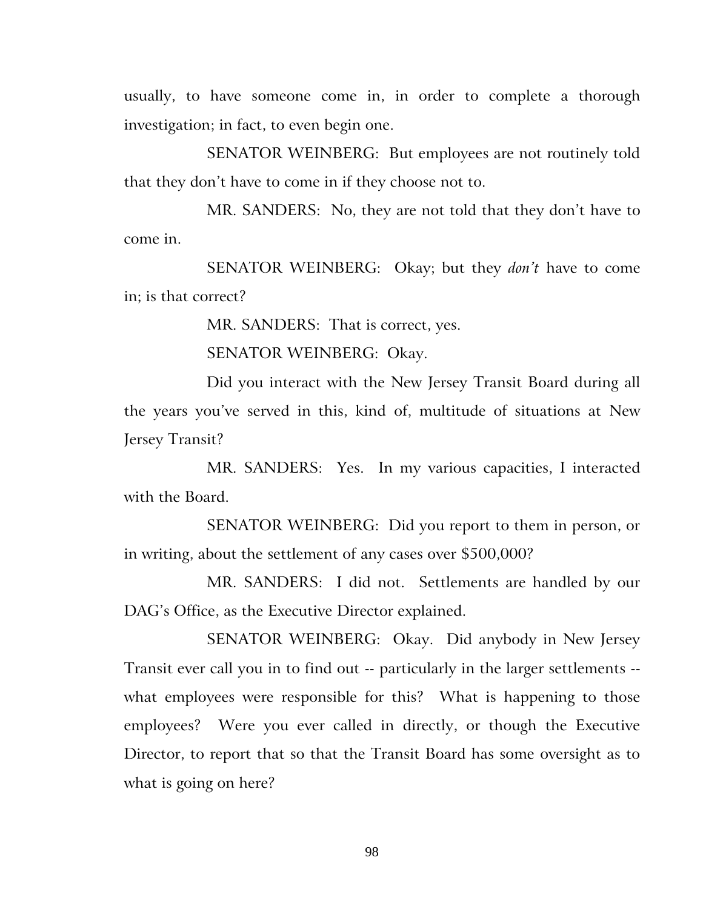usually, to have someone come in, in order to complete a thorough investigation; in fact, to even begin one.

SENATOR WEINBERG: But employees are not routinely told that they don't have to come in if they choose not to.

MR. SANDERS: No, they are not told that they don't have to come in.

SENATOR WEINBERG: Okay; but they *don't* have to come in; is that correct?

MR. SANDERS: That is correct, yes.

SENATOR WEINBERG: Okay.

Did you interact with the New Jersey Transit Board during all the years you've served in this, kind of, multitude of situations at New Jersey Transit?

MR. SANDERS: Yes. In my various capacities, I interacted with the Board.

SENATOR WEINBERG: Did you report to them in person, or in writing, about the settlement of any cases over $500,000?

MR. SANDERS: I did not. Settlements are handled by our DAG's Office, as the Executive Director explained.

SENATOR WEINBERG: Okay. Did anybody in New Jersey Transit ever call you in to find out -- particularly in the larger settlements -- what employees were responsible for this? What is happening to those employees? Were you ever called in directly, or though the Executive Director, to report that so that the Transit Board has some oversight as to what is going on here?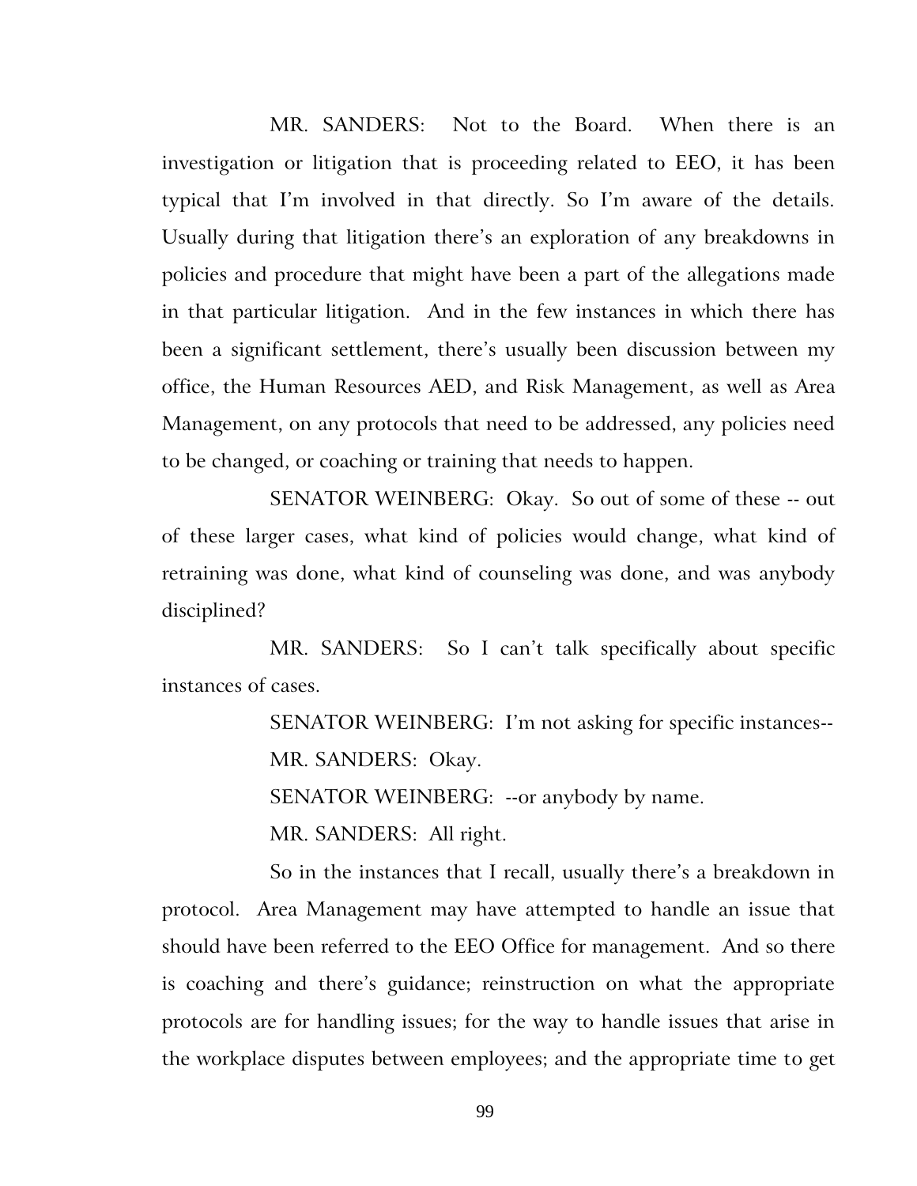MR. SANDERS: Not to the Board. When there is an investigation or litigation that is proceeding related to EEO, it has been typical that I'm involved in that directly. So I'm aware of the details. Usually during that litigation there's an exploration of any breakdowns in policies and procedure that might have been a part of the allegations made in that particular litigation. And in the few instances in which there has been a significant settlement, there's usually been discussion between my office, the Human Resources AED, and Risk Management, as well as Area Management, on any protocols that need to be addressed, any policies need to be changed, or coaching or training that needs to happen.

SENATOR WEINBERG: Okay. So out of some of these -- out of these larger cases, what kind of policies would change, what kind of retraining was done, what kind of counseling was done, and was anybody disciplined?

MR. SANDERS: So I can't talk specifically about specific instances of cases.

SENATOR WEINBERG: I'm not asking for specific instances--

MR. SANDERS: Okay.

SENATOR WEINBERG: --or anybody by name.

MR. SANDERS: All right.

So in the instances that I recall, usually there's a breakdown in protocol. Area Management may have attempted to handle an issue that should have been referred to the EEO Office for management. And so there is coaching and there's guidance; reinstruction on what the appropriate protocols are for handling issues; for the way to handle issues that arise in the workplace disputes between employees; and the appropriate time to get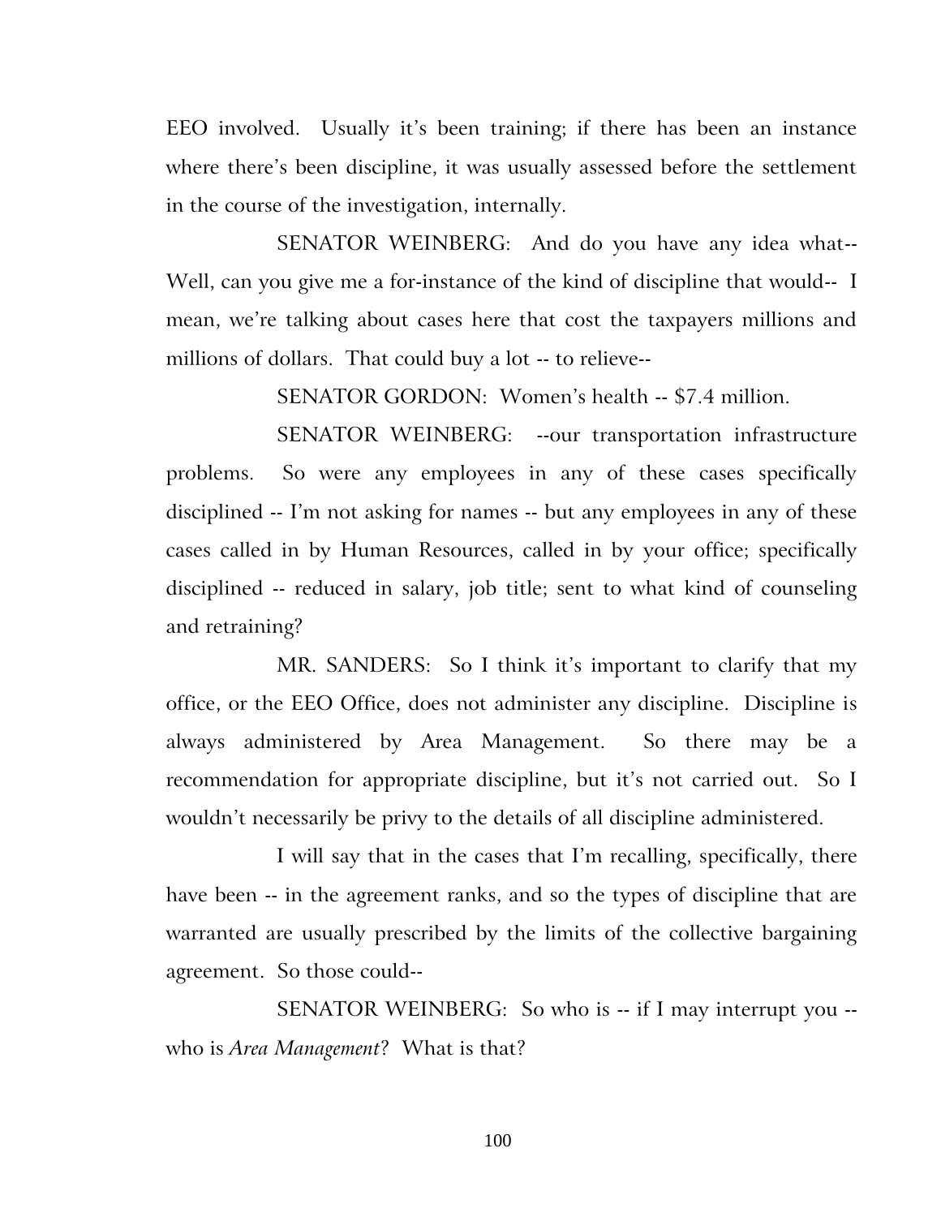EEO involved. Usually it's been training; if there has been an instance where there's been discipline, it was usually assessed before the settlement in the course of the investigation, internally.

SENATOR WEINBERG: And do you have any idea what-- Well, can you give me a for-instance of the kind of discipline that would-- I mean, we're talking about cases here that cost the taxpayers millions and millions of dollars. That could buy a lot -- to relieve--

SENATOR GORDON: Women's health -- $7.4 million.

SENATOR WEINBERG: --our transportation infrastructure problems. So were any employees in any of these cases specifically disciplined -- I'm not asking for names -- but any employees in any of these cases called in by Human Resources, called in by your office; specifically disciplined -- reduced in salary, job title; sent to what kind of counseling and retraining?

MR. SANDERS: So I think it's important to clarify that my office, or the EEO Office, does not administer any discipline. Discipline is always administered by Area Management. So there may be a recommendation for appropriate discipline, but it's not carried out. So I wouldn't necessarily be privy to the details of all discipline administered.

I will say that in the cases that I'm recalling, specifically, there have been -- in the agreement ranks, and so the types of discipline that are warranted are usually prescribed by the limits of the collective bargaining agreement. So those could--

SENATOR WEINBERG: So who is -- if I may interrupt you -- who is *Area Management*? What is that?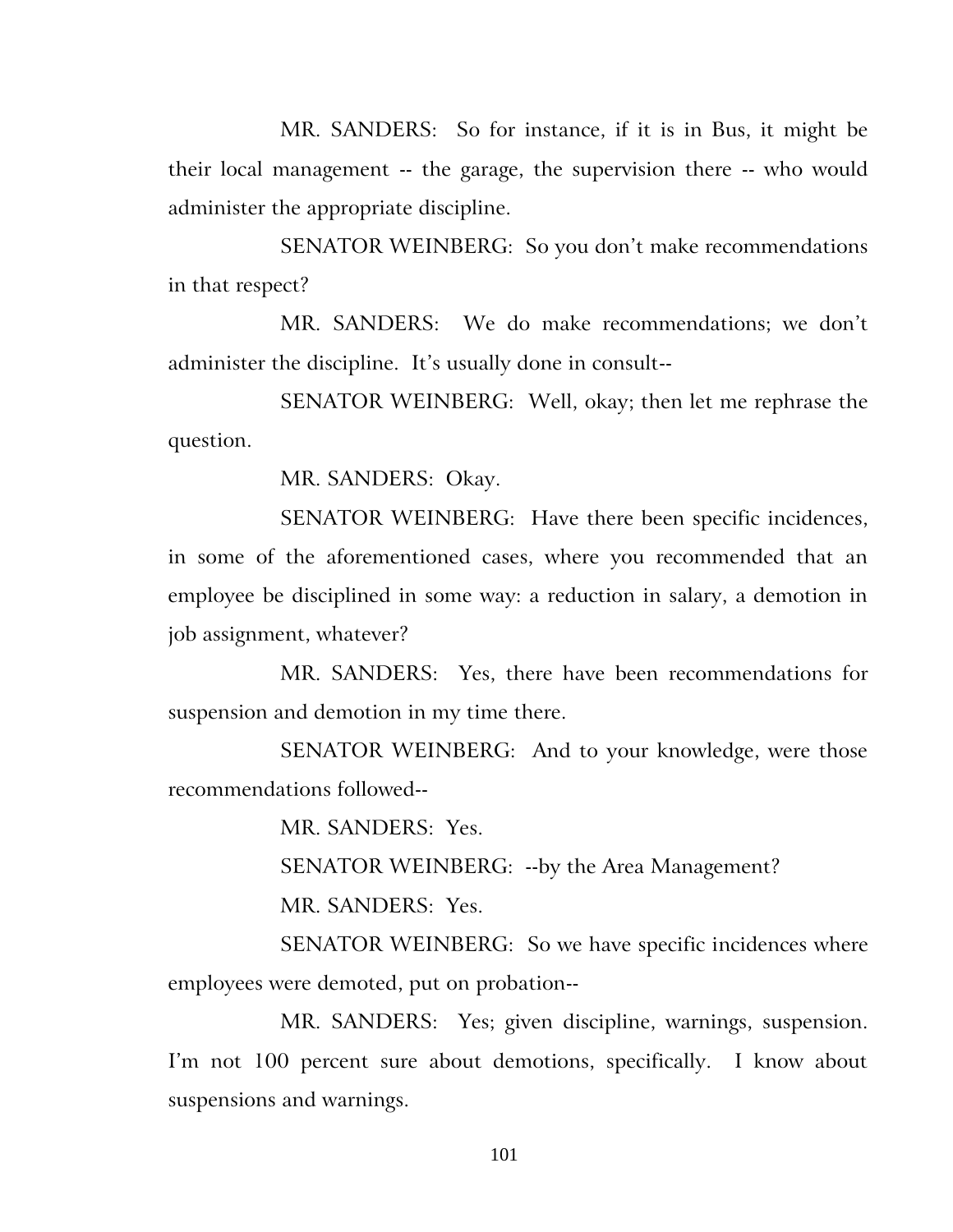MR. SANDERS: So for instance, if it is in Bus, it might be their local management -- the garage, the supervision there -- who would administer the appropriate discipline.

SENATOR WEINBERG: So you don't make recommendations in that respect?

MR. SANDERS: We do make recommendations; we don't administer the discipline. It's usually done in consult--

SENATOR WEINBERG: Well, okay; then let me rephrase the question.

MR. SANDERS: Okay.

SENATOR WEINBERG: Have there been specific incidences, in some of the aforementioned cases, where you recommended that an employee be disciplined in some way: a reduction in salary, a demotion in job assignment, whatever?

MR. SANDERS: Yes, there have been recommendations for suspension and demotion in my time there.

SENATOR WEINBERG: And to your knowledge, were those recommendations followed--

MR. SANDERS: Yes.

SENATOR WEINBERG: --by the Area Management?

MR. SANDERS: Yes.

SENATOR WEINBERG: So we have specific incidences where employees were demoted, put on probation--

MR. SANDERS: Yes; given discipline, warnings, suspension. I'm not 100 percent sure about demotions, specifically. I know about suspensions and warnings.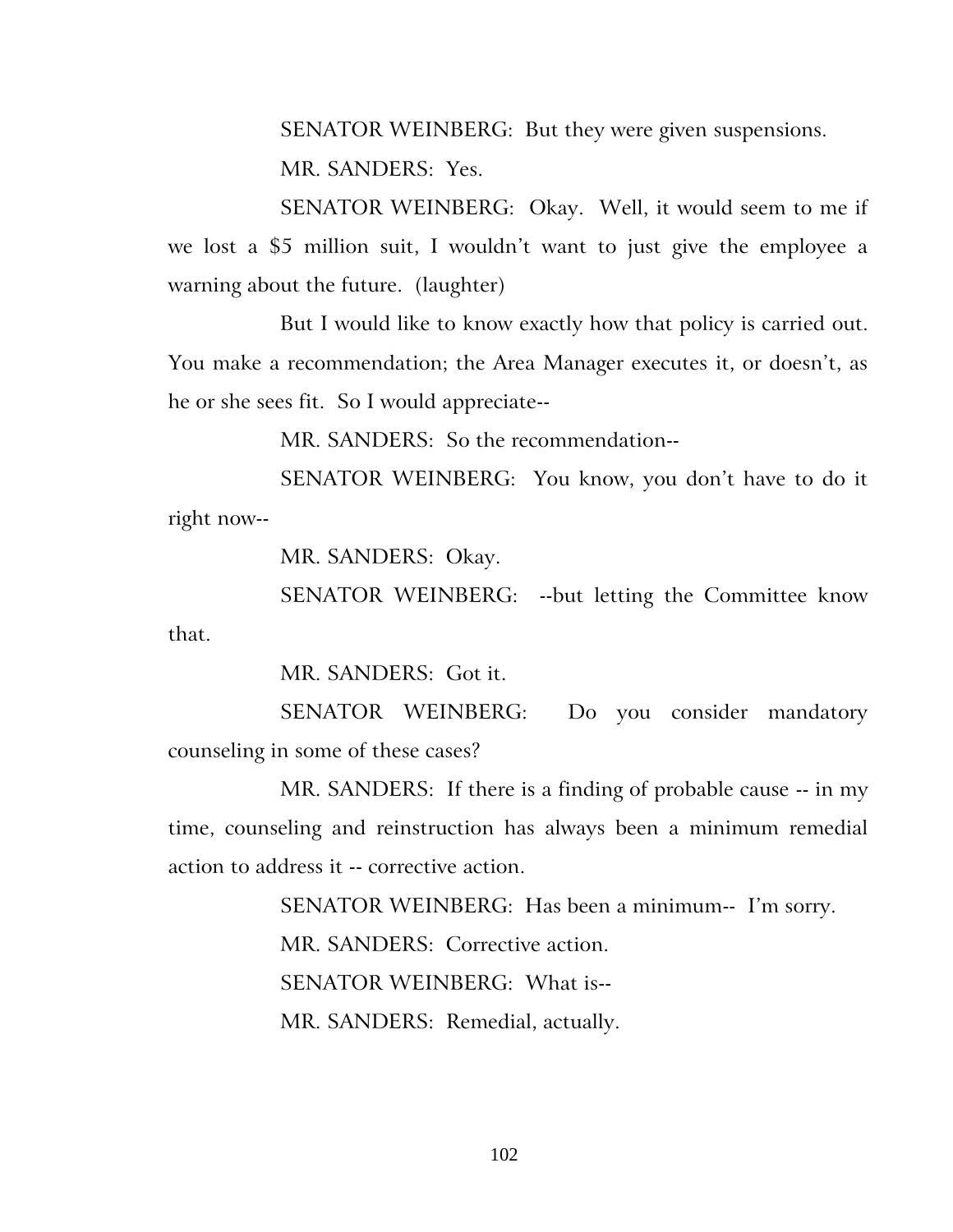SENATOR WEINBERG: But they were given suspensions.

MR. SANDERS: Yes.

SENATOR WEINBERG: Okay. Well, it would seem to me if we lost a $5 million suit, I wouldn't want to just give the employee a warning about the future. (laughter)

But I would like to know exactly how that policy is carried out. You make a recommendation; the Area Manager executes it, or doesn't, as he or she sees fit. So I would appreciate--

MR. SANDERS: So the recommendation--

SENATOR WEINBERG: You know, you don't have to do it right now--

MR. SANDERS: Okay.

SENATOR WEINBERG: --but letting the Committee know that.

MR. SANDERS: Got it.

SENATOR WEINBERG: Do you consider mandatory counseling in some of these cases?

MR. SANDERS: If there is a finding of probable cause -- in my time, counseling and reinstruction has always been a minimum remedial action to address it -- corrective action.

SENATOR WEINBERG: Has been a minimum-- I'm sorry.

MR. SANDERS: Corrective action.

SENATOR WEINBERG: What is--

MR. SANDERS: Remedial, actually.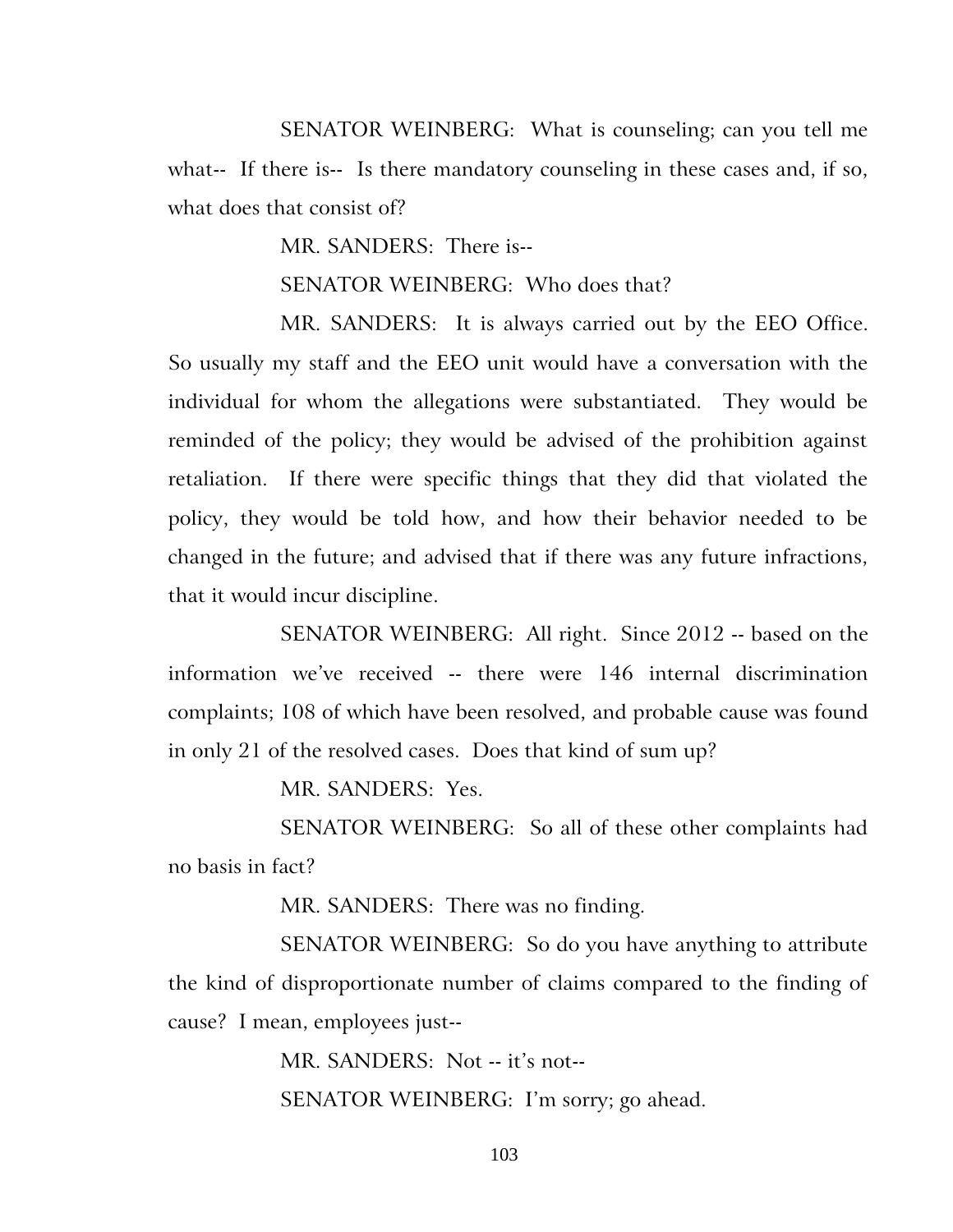SENATOR WEINBERG: What is counseling; can you tell me what-- If there is-- Is there mandatory counseling in these cases and, if so, what does that consist of?

MR. SANDERS: There is--

SENATOR WEINBERG: Who does that?

MR. SANDERS: It is always carried out by the EEO Office. So usually my staff and the EEO unit would have a conversation with the individual for whom the allegations were substantiated. They would be reminded of the policy; they would be advised of the prohibition against retaliation. If there were specific things that they did that violated the policy, they would be told how, and how their behavior needed to be changed in the future; and advised that if there was any future infractions, that it would incur discipline.

SENATOR WEINBERG: All right. Since 2012 -- based on the information we've received -- there were 146 internal discrimination complaints; 108 of which have been resolved, and probable cause was found in only 21 of the resolved cases. Does that kind of sum up?

MR. SANDERS: Yes.

SENATOR WEINBERG: So all of these other complaints had no basis in fact?

MR. SANDERS: There was no finding.

SENATOR WEINBERG: So do you have anything to attribute the kind of disproportionate number of claims compared to the finding of cause? I mean, employees just--

MR. SANDERS: Not -- it's not--

SENATOR WEINBERG: I'm sorry; go ahead.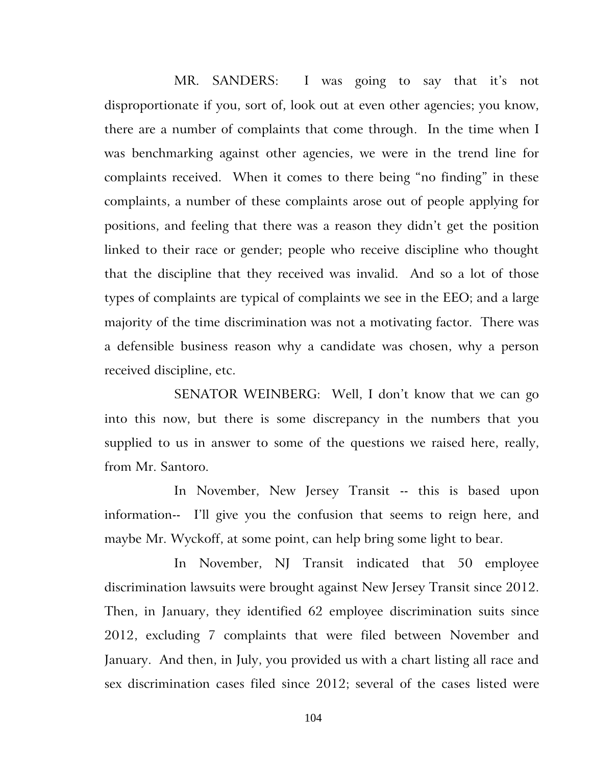MR. SANDERS: I was going to say that it's not disproportionate if you, sort of, look out at even other agencies; you know, there are a number of complaints that come through. In the time when I was benchmarking against other agencies, we were in the trend line for complaints received. When it comes to there being "no finding" in these complaints, a number of these complaints arose out of people applying for positions, and feeling that there was a reason they didn't get the position linked to their race or gender; people who receive discipline who thought that the discipline that they received was invalid. And so a lot of those types of complaints are typical of complaints we see in the EEO; and a large majority of the time discrimination was not a motivating factor. There was a defensible business reason why a candidate was chosen, why a person received discipline, etc.

SENATOR WEINBERG: Well, I don't know that we can go into this now, but there is some discrepancy in the numbers that you supplied to us in answer to some of the questions we raised here, really, from Mr. Santoro.

In November, New Jersey Transit -- this is based upon information-- I'll give you the confusion that seems to reign here, and maybe Mr. Wyckoff, at some point, can help bring some light to bear.

In November, NJ Transit indicated that 50 employee discrimination lawsuits were brought against New Jersey Transit since 2012. Then, in January, they identified 62 employee discrimination suits since 2012, excluding 7 complaints that were filed between November and January. And then, in July, you provided us with a chart listing all race and sex discrimination cases filed since 2012; several of the cases listed were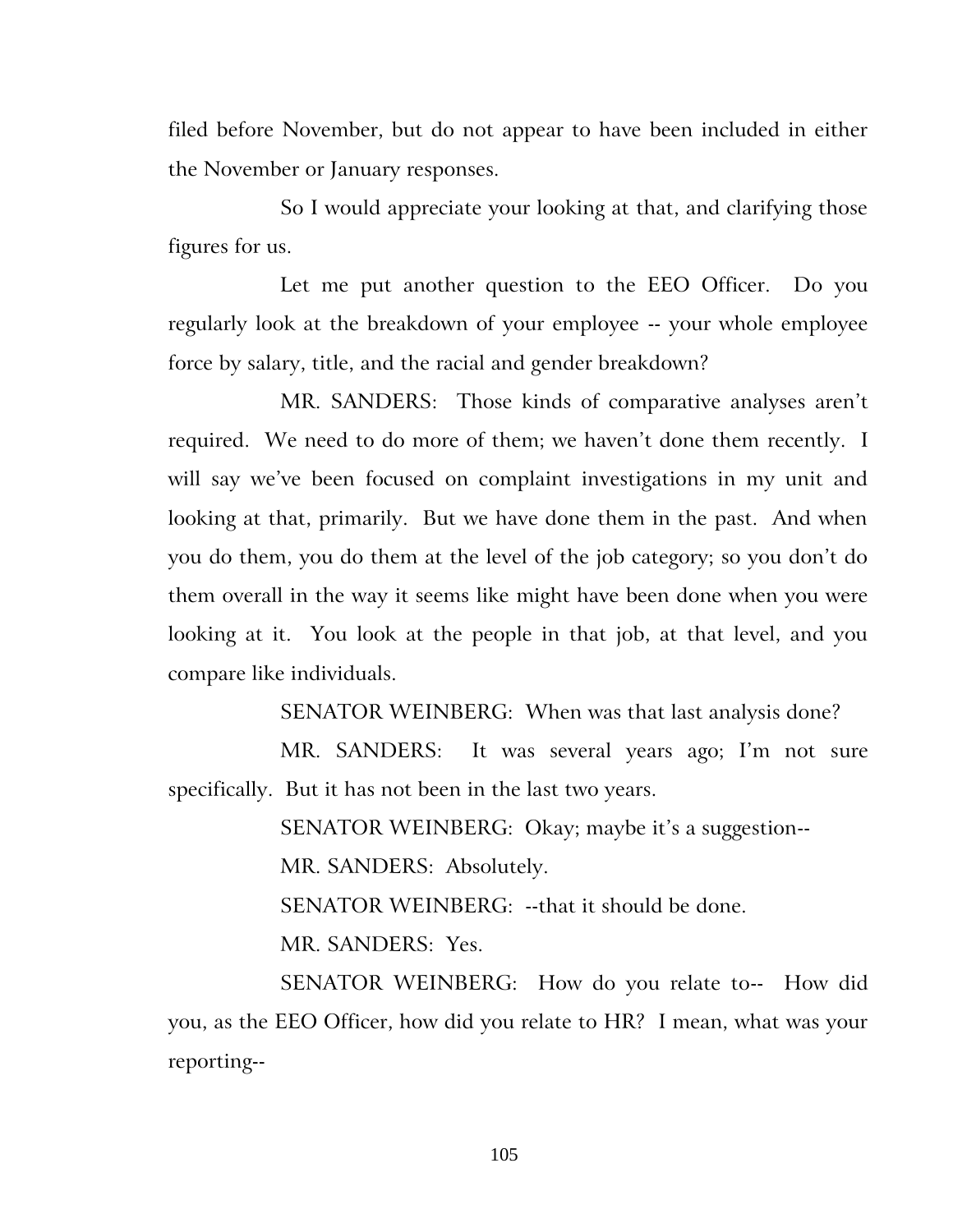filed before November, but do not appear to have been included in either the November or January responses.

So I would appreciate your looking at that, and clarifying those figures for us.

Let me put another question to the EEO Officer. Do you regularly look at the breakdown of your employee -- your whole employee force by salary, title, and the racial and gender breakdown?

MR. SANDERS: Those kinds of comparative analyses aren't required. We need to do more of them; we haven't done them recently. I will say we've been focused on complaint investigations in my unit and looking at that, primarily. But we have done them in the past. And when you do them, you do them at the level of the job category; so you don't do them overall in the way it seems like might have been done when you were looking at it. You look at the people in that job, at that level, and you compare like individuals.

SENATOR WEINBERG: When was that last analysis done?

MR. SANDERS: It was several years ago; I'm not sure specifically. But it has not been in the last two years.

SENATOR WEINBERG: Okay; maybe it's a suggestion--

MR. SANDERS: Absolutely.

SENATOR WEINBERG: --that it should be done.

MR. SANDERS: Yes.

SENATOR WEINBERG: How do you relate to-- How did you, as the EEO Officer, how did you relate to HR? I mean, what was your reporting--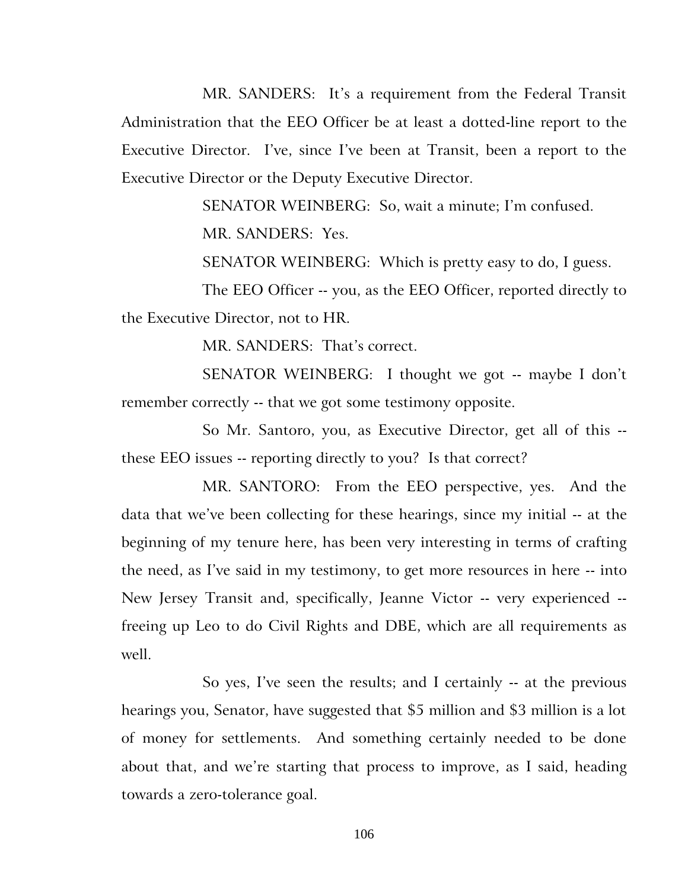MR. SANDERS: It's a requirement from the Federal Transit Administration that the EEO Officer be at least a dotted-line report to the Executive Director. I've, since I've been at Transit, been a report to the Executive Director or the Deputy Executive Director.

SENATOR WEINBERG: So, wait a minute; I'm confused.

MR. SANDERS: Yes.

SENATOR WEINBERG: Which is pretty easy to do, I guess.

The EEO Officer -- you, as the EEO Officer, reported directly to the Executive Director, not to HR.

MR. SANDERS: That's correct.

SENATOR WEINBERG: I thought we got -- maybe I don't remember correctly -- that we got some testimony opposite.

So Mr. Santoro, you, as Executive Director, get all of this -- these EEO issues -- reporting directly to you? Is that correct?

MR. SANTORO: From the EEO perspective, yes. And the data that we've been collecting for these hearings, since my initial -- at the beginning of my tenure here, has been very interesting in terms of crafting the need, as I've said in my testimony, to get more resources in here -- into New Jersey Transit and, specifically, Jeanne Victor -- very experienced -- freeing up Leo to do Civil Rights and DBE, which are all requirements as well.

So yes, I've seen the results; and I certainly -- at the previous hearings you, Senator, have suggested that $5 million and $3 million is a lot of money for settlements. And something certainly needed to be done about that, and we're starting that process to improve, as I said, heading towards a zero-tolerance goal.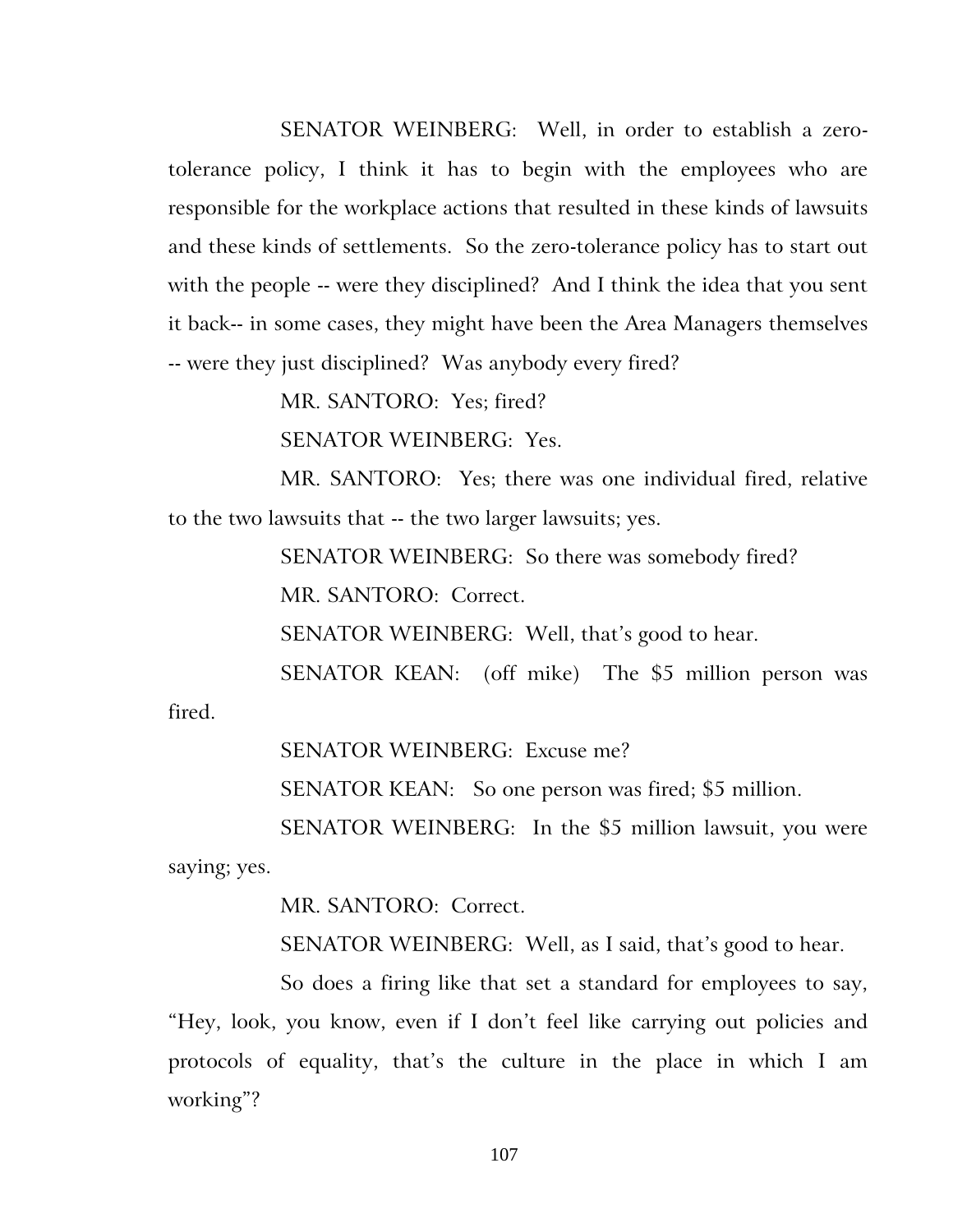SENATOR WEINBERG: Well, in order to establish a zero-tolerance policy, I think it has to begin with the employees who are responsible for the workplace actions that resulted in these kinds of lawsuits and these kinds of settlements. So the zero-tolerance policy has to start out with the people -- were they disciplined? And I think the idea that you sent it back-- in some cases, they might have been the Area Managers themselves -- were they just disciplined? Was anybody every fired?

MR. SANTORO: Yes; fired?

SENATOR WEINBERG: Yes.

MR. SANTORO: Yes; there was one individual fired, relative to the two lawsuits that -- the two larger lawsuits; yes.

SENATOR WEINBERG: So there was somebody fired?

MR. SANTORO: Correct.

SENATOR WEINBERG: Well, that's good to hear.

SENATOR KEAN: (off mike) The $5 million person was fired.

SENATOR WEINBERG: Excuse me?

SENATOR KEAN: So one person was fired; $5 million.

SENATOR WEINBERG: In the $5 million lawsuit, you were saying; yes.

MR. SANTORO: Correct.

SENATOR WEINBERG: Well, as I said, that's good to hear.

So does a firing like that set a standard for employees to say, "Hey, look, you know, even if I don't feel like carrying out policies and protocols of equality, that's the culture in the place in which I am working"?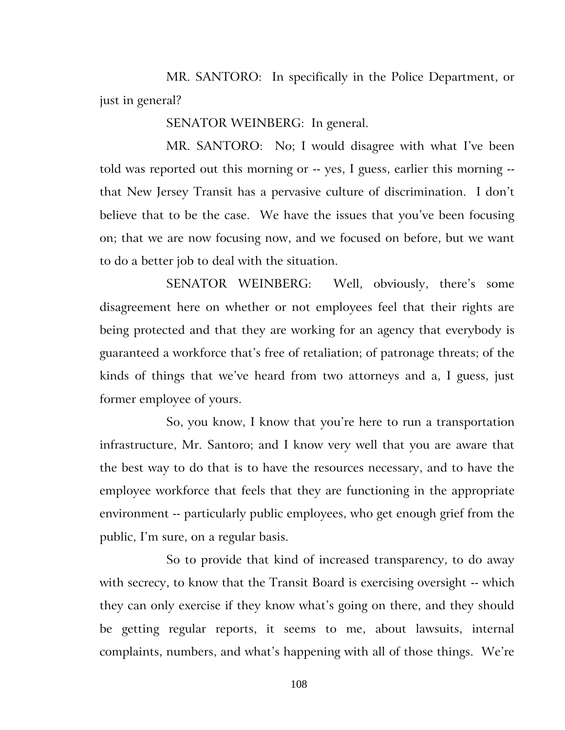MR. SANTORO: In specifically in the Police Department, or just in general?

SENATOR WEINBERG: In general.

MR. SANTORO: No; I would disagree with what I've been told was reported out this morning or -- yes, I guess, earlier this morning -- that New Jersey Transit has a pervasive culture of discrimination. I don't believe that to be the case. We have the issues that you've been focusing on; that we are now focusing now, and we focused on before, but we want to do a better job to deal with the situation.

SENATOR WEINBERG: Well, obviously, there's some disagreement here on whether or not employees feel that their rights are being protected and that they are working for an agency that everybody is guaranteed a workforce that's free of retaliation; of patronage threats; of the kinds of things that we've heard from two attorneys and a, I guess, just former employee of yours.

So, you know, I know that you're here to run a transportation infrastructure, Mr. Santoro; and I know very well that you are aware that the best way to do that is to have the resources necessary, and to have the employee workforce that feels that they are functioning in the appropriate environment -- particularly public employees, who get enough grief from the public, I'm sure, on a regular basis.

So to provide that kind of increased transparency, to do away with secrecy, to know that the Transit Board is exercising oversight -- which they can only exercise if they know what's going on there, and they should be getting regular reports, it seems to me, about lawsuits, internal complaints, numbers, and what's happening with all of those things. We're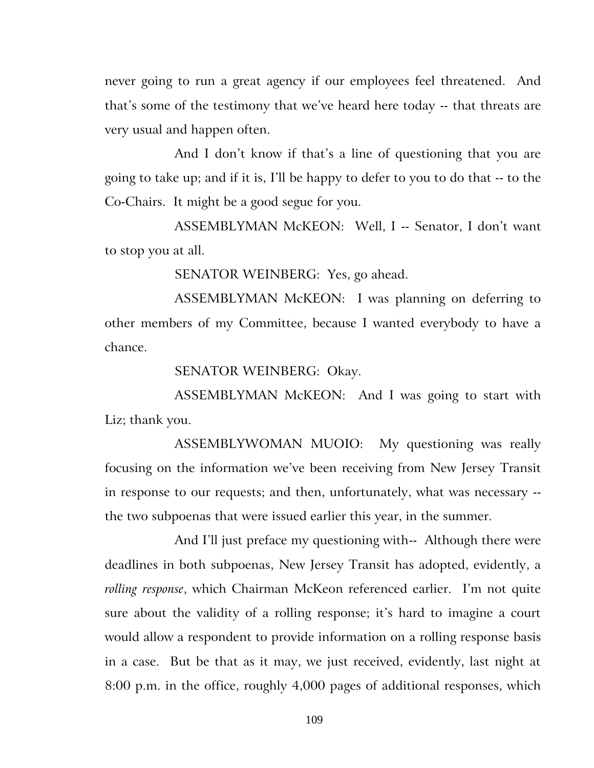never going to run a great agency if our employees feel threatened. And that's some of the testimony that we've heard here today -- that threats are very usual and happen often.

And I don't know if that's a line of questioning that you are going to take up; and if it is, I'll be happy to defer to you to do that -- to the Co-Chairs. It might be a good segue for you.

ASSEMBLYMAN McKEON: Well, I -- Senator, I don't want to stop you at all.

SENATOR WEINBERG: Yes, go ahead.

ASSEMBLYMAN McKEON: I was planning on deferring to other members of my Committee, because I wanted everybody to have a chance.

SENATOR WEINBERG: Okay.

ASSEMBLYMAN McKEON: And I was going to start with Liz; thank you.

ASSEMBLYWOMAN MUOIO: My questioning was really focusing on the information we've been receiving from New Jersey Transit in response to our requests; and then, unfortunately, what was necessary -- the two subpoenas that were issued earlier this year, in the summer.

And I'll just preface my questioning with-- Although there were deadlines in both subpoenas, New Jersey Transit has adopted, evidently, a *rolling response*, which Chairman McKeon referenced earlier. I'm not quite sure about the validity of a rolling response; it's hard to imagine a court would allow a respondent to provide information on a rolling response basis in a case. But be that as it may, we just received, evidently, last night at 8:00 p.m. in the office, roughly 4,000 pages of additional responses, which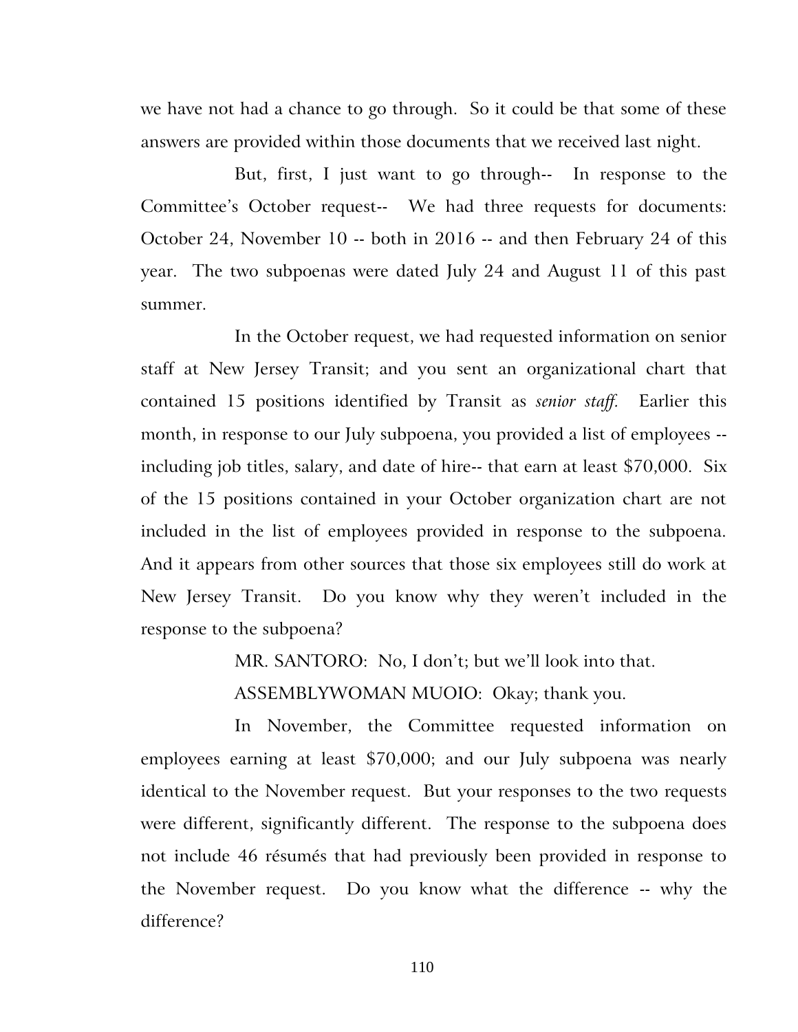we have not had a chance to go through. So it could be that some of these answers are provided within those documents that we received last night.

But, first, I just want to go through-- In response to the Committee's October request-- We had three requests for documents: October 24, November 10 -- both in 2016 -- and then February 24 of this year. The two subpoenas were dated July 24 and August 11 of this past summer.

In the October request, we had requested information on senior staff at New Jersey Transit; and you sent an organizational chart that contained 15 positions identified by Transit as *senior staff.* Earlier this month, in response to our July subpoena, you provided a list of employees -- including job titles, salary, and date of hire-- that earn at least $70,000. Six of the 15 positions contained in your October organization chart are not included in the list of employees provided in response to the subpoena. And it appears from other sources that those six employees still do work at New Jersey Transit. Do you know why they weren't included in the response to the subpoena?

MR. SANTORO: No, I don't; but we'll look into that.

ASSEMBLYWOMAN MUOIO: Okay; thank you.

In November, the Committee requested information on employees earning at least $70,000; and our July subpoena was nearly identical to the November request. But your responses to the two requests were different, significantly different. The response to the subpoena does not include 46 résumés that had previously been provided in response to the November request. Do you know what the difference -- why the difference?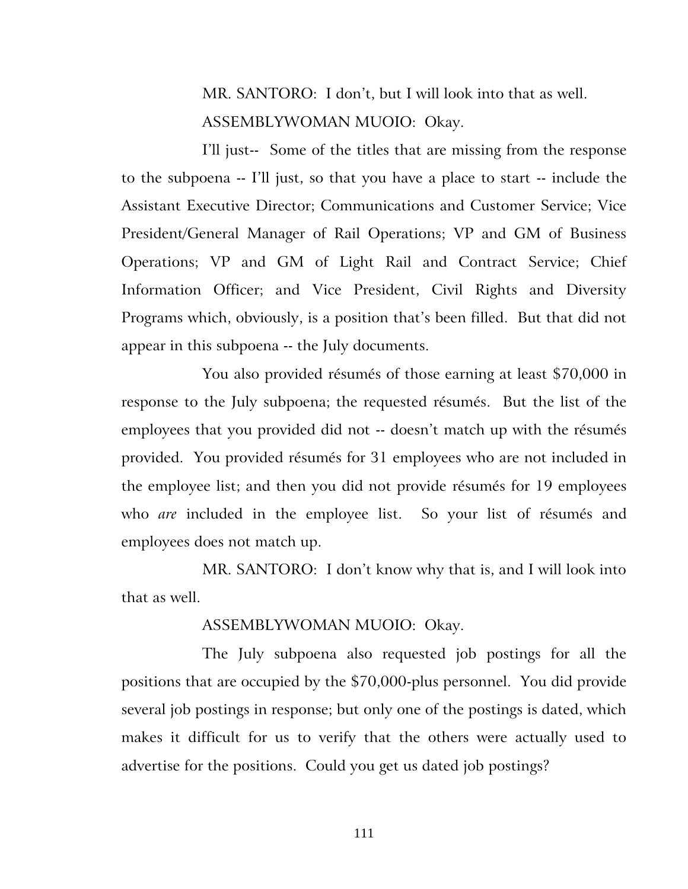MR. SANTORO: I don't, but I will look into that as well.

ASSEMBLYWOMAN MUOIO: Okay.

I'll just-- Some of the titles that are missing from the response to the subpoena -- I'll just, so that you have a place to start -- include the Assistant Executive Director; Communications and Customer Service; Vice President/General Manager of Rail Operations; VP and GM of Business Operations; VP and GM of Light Rail and Contract Service; Chief Information Officer; and Vice President, Civil Rights and Diversity Programs which, obviously, is a position that's been filled. But that did not appear in this subpoena -- the July documents.

You also provided résumés of those earning at least $70,000 in response to the July subpoena; the requested résumés. But the list of the employees that you provided did not -- doesn't match up with the résumés provided. You provided résumés for 31 employees who are not included in the employee list; and then you did not provide résumés for 19 employees who *are* included in the employee list. So your list of résumés and employees does not match up.

MR. SANTORO: I don't know why that is, and I will look into that as well.

ASSEMBLYWOMAN MUOIO: Okay.

The July subpoena also requested job postings for all the positions that are occupied by the $70,000-plus personnel. You did provide several job postings in response; but only one of the postings is dated, which makes it difficult for us to verify that the others were actually used to advertise for the positions. Could you get us dated job postings?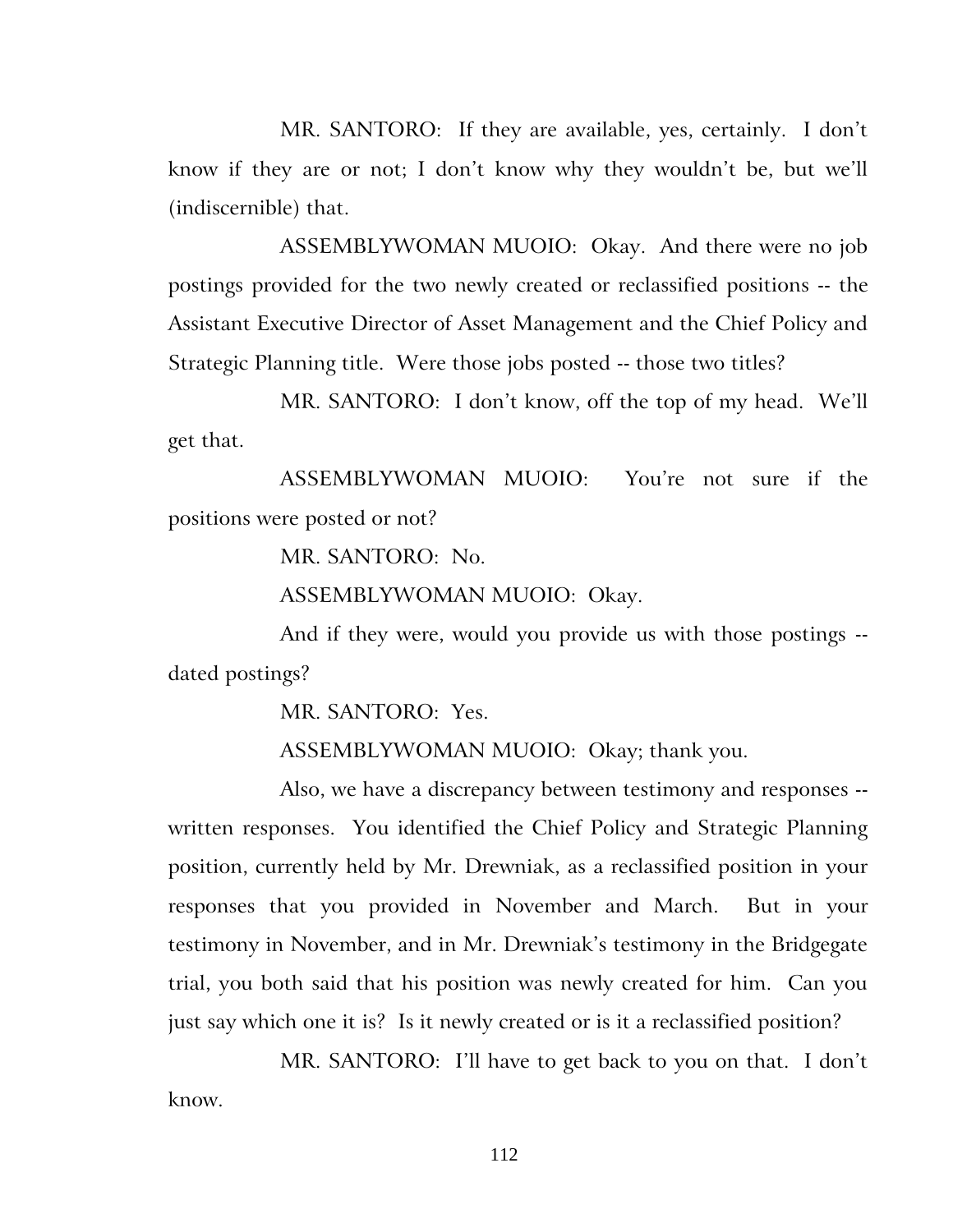MR. SANTORO: If they are available, yes, certainly. I don't know if they are or not; I don't know why they wouldn't be, but we'll (indiscernible) that.

ASSEMBLYWOMAN MUOIO: Okay. And there were no job postings provided for the two newly created or reclassified positions -- the Assistant Executive Director of Asset Management and the Chief Policy and Strategic Planning title. Were those jobs posted -- those two titles?

MR. SANTORO: I don't know, off the top of my head. We'll get that.

ASSEMBLYWOMAN MUOIO: You're not sure if the positions were posted or not?

MR. SANTORO: No.

ASSEMBLYWOMAN MUOIO: Okay.

And if they were, would you provide us with those postings -- dated postings?

MR. SANTORO: Yes.

ASSEMBLYWOMAN MUOIO: Okay; thank you.

Also, we have a discrepancy between testimony and responses -- written responses. You identified the Chief Policy and Strategic Planning position, currently held by Mr. Drewniak, as a reclassified position in your responses that you provided in November and March. But in your testimony in November, and in Mr. Drewniak's testimony in the Bridgegate trial, you both said that his position was newly created for him. Can you just say which one it is? Is it newly created or is it a reclassified position?

MR. SANTORO: I'll have to get back to you on that. I don't know.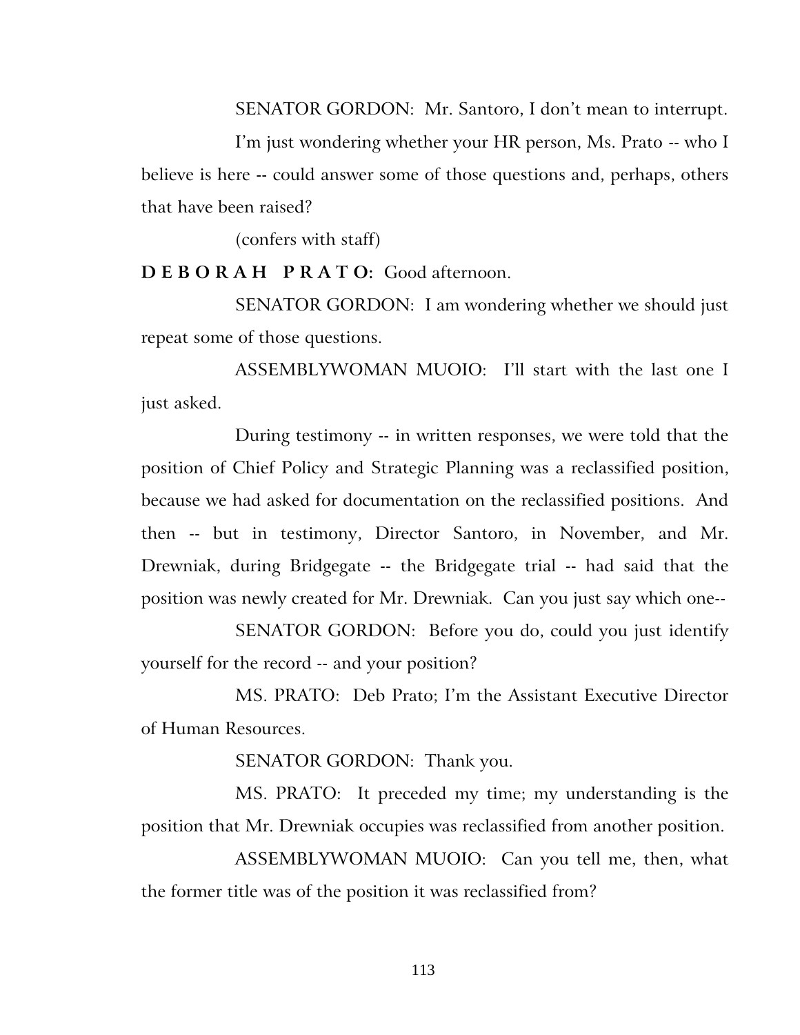SENATOR GORDON: Mr. Santoro, I don't mean to interrupt.

I'm just wondering whether your HR person, Ms. Prato -- who I believe is here -- could answer some of those questions and, perhaps, others that have been raised?

(confers with staff)

**D E B O R A H P R A T O:** Good afternoon.

SENATOR GORDON: I am wondering whether we should just repeat some of those questions.

ASSEMBLYWOMAN MUOIO: I'll start with the last one I just asked.

During testimony -- in written responses, we were told that the position of Chief Policy and Strategic Planning was a reclassified position, because we had asked for documentation on the reclassified positions. And then -- but in testimony, Director Santoro, in November, and Mr. Drewniak, during Bridgegate -- the Bridgegate trial -- had said that the position was newly created for Mr. Drewniak. Can you just say which one--

SENATOR GORDON: Before you do, could you just identify yourself for the record -- and your position?

MS. PRATO: Deb Prato; I'm the Assistant Executive Director of Human Resources.

SENATOR GORDON: Thank you.

MS. PRATO: It preceded my time; my understanding is the position that Mr. Drewniak occupies was reclassified from another position.

ASSEMBLYWOMAN MUOIO: Can you tell me, then, what the former title was of the position it was reclassified from?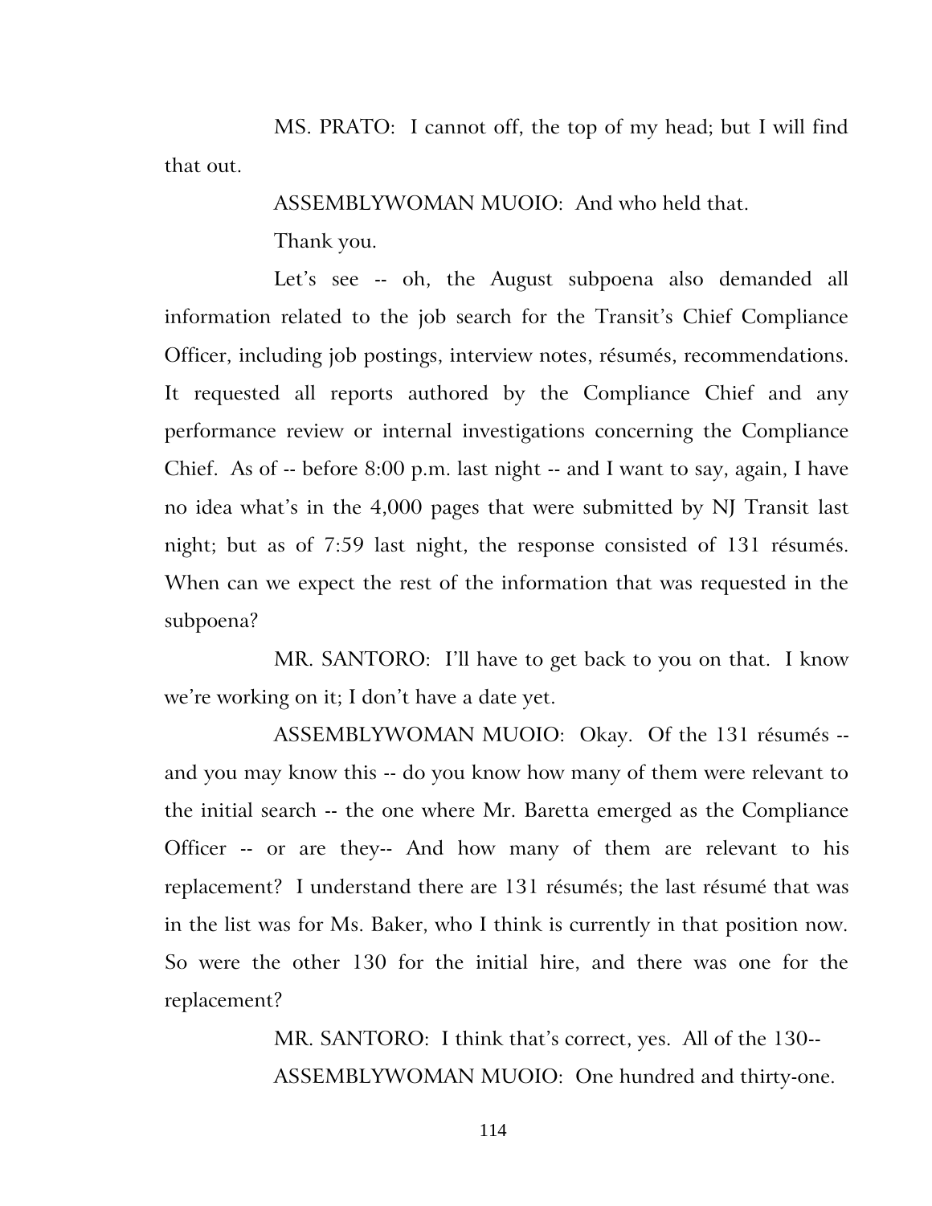MS. PRATO: I cannot off, the top of my head; but I will find that out.

ASSEMBLYWOMAN MUOIO: And who held that.

Thank you.

Let's see -- oh, the August subpoena also demanded all information related to the job search for the Transit's Chief Compliance Officer, including job postings, interview notes, résumés, recommendations. It requested all reports authored by the Compliance Chief and any performance review or internal investigations concerning the Compliance Chief. As of -- before 8:00 p.m. last night -- and I want to say, again, I have no idea what's in the 4,000 pages that were submitted by NJ Transit last night; but as of 7:59 last night, the response consisted of 131 résumés. When can we expect the rest of the information that was requested in the subpoena?

MR. SANTORO: I'll have to get back to you on that. I know we're working on it; I don't have a date yet.

ASSEMBLYWOMAN MUOIO: Okay. Of the 131 résumés -- and you may know this -- do you know how many of them were relevant to the initial search -- the one where Mr. Baretta emerged as the Compliance Officer -- or are they-- And how many of them are relevant to his replacement? I understand there are 131 résumés; the last résumé that was in the list was for Ms. Baker, who I think is currently in that position now. So were the other 130 for the initial hire, and there was one for the replacement?

MR. SANTORO: I think that's correct, yes. All of the 130--

ASSEMBLYWOMAN MUOIO: One hundred and thirty-one.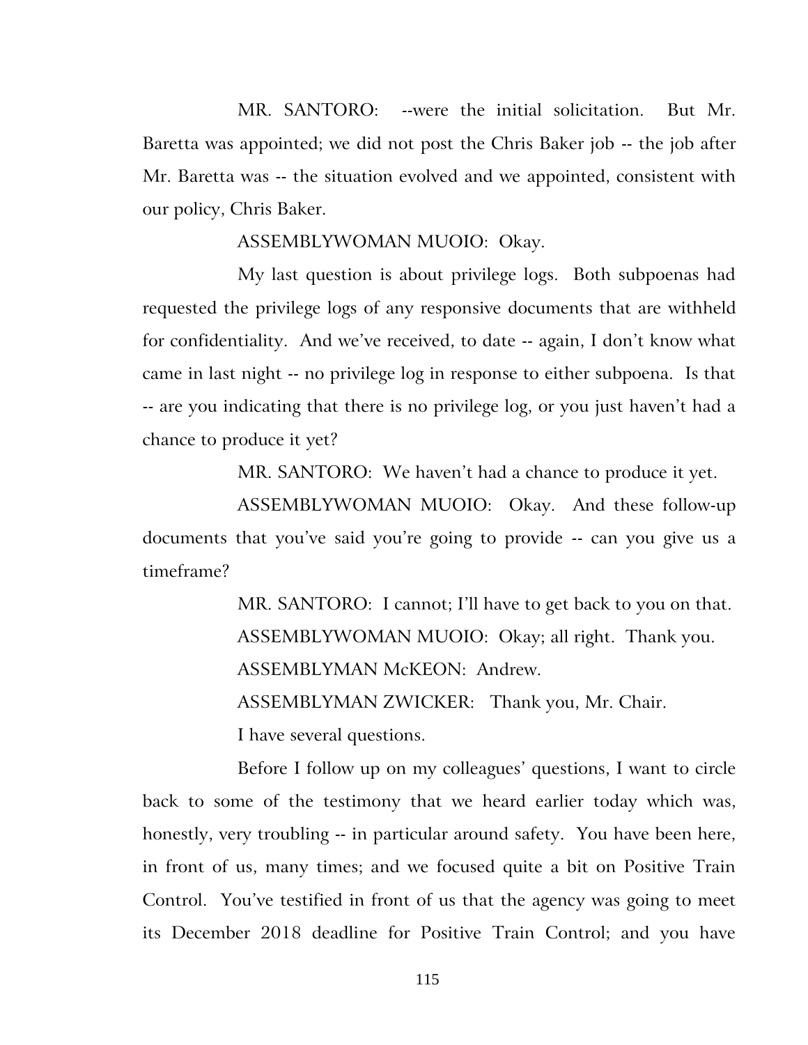MR. SANTORO: --were the initial solicitation. But Mr. Baretta was appointed; we did not post the Chris Baker job -- the job after Mr. Baretta was -- the situation evolved and we appointed, consistent with our policy, Chris Baker.

ASSEMBLYWOMAN MUOIO: Okay.

My last question is about privilege logs. Both subpoenas had requested the privilege logs of any responsive documents that are withheld for confidentiality. And we've received, to date -- again, I don't know what came in last night -- no privilege log in response to either subpoena. Is that -- are you indicating that there is no privilege log, or you just haven't had a chance to produce it yet?

MR. SANTORO: We haven't had a chance to produce it yet.

ASSEMBLYWOMAN MUOIO: Okay. And these follow-up documents that you've said you're going to provide -- can you give us a timeframe?

MR. SANTORO: I cannot; I'll have to get back to you on that.

ASSEMBLYWOMAN MUOIO: Okay; all right. Thank you.

ASSEMBLYMAN McKEON: Andrew.

ASSEMBLYMAN ZWICKER: Thank you, Mr. Chair.

I have several questions.

Before I follow up on my colleagues' questions, I want to circle back to some of the testimony that we heard earlier today which was, honestly, very troubling -- in particular around safety. You have been here, in front of us, many times; and we focused quite a bit on Positive Train Control. You've testified in front of us that the agency was going to meet its December 2018 deadline for Positive Train Control; and you have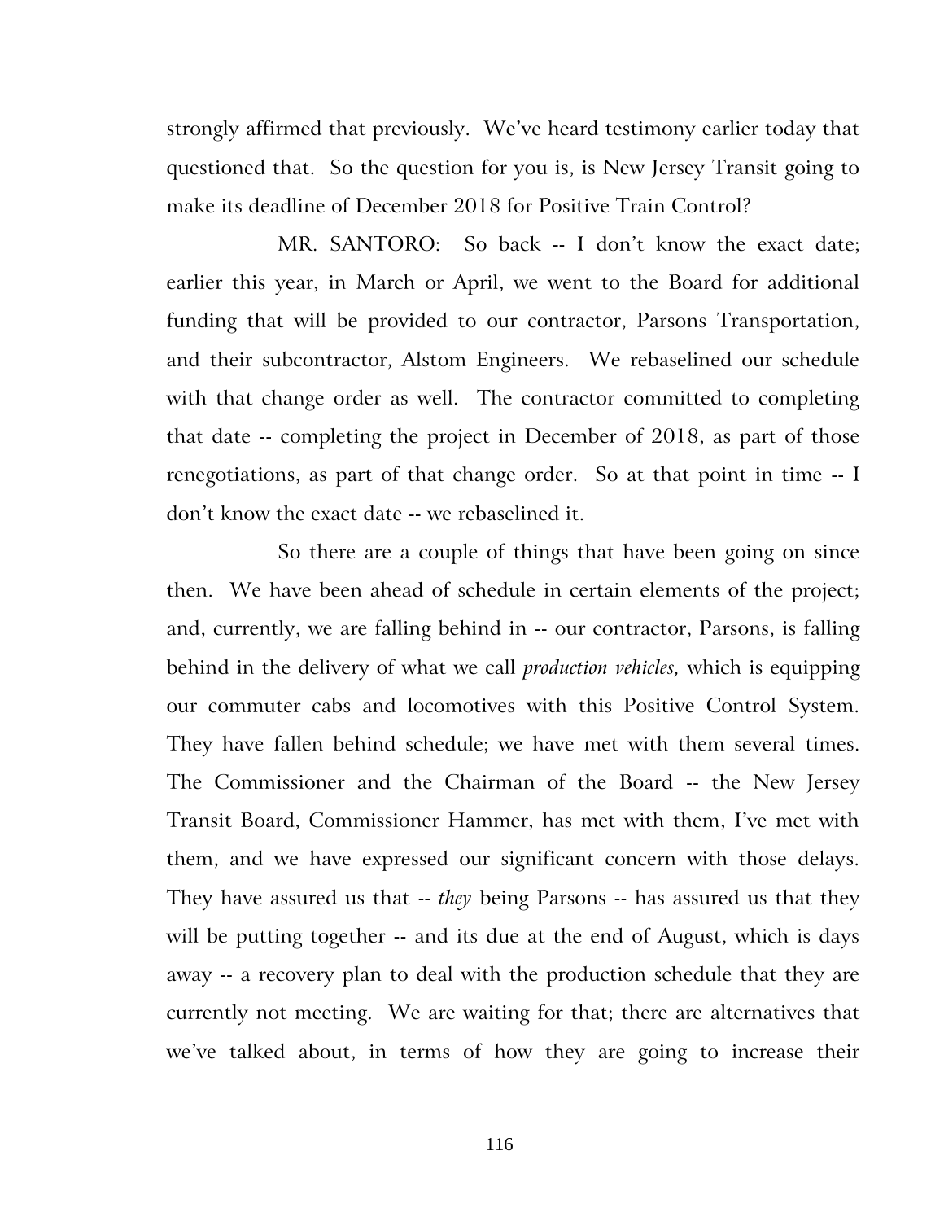strongly affirmed that previously. We've heard testimony earlier today that questioned that. So the question for you is, is New Jersey Transit going to make its deadline of December 2018 for Positive Train Control?

MR. SANTORO: So back -- I don't know the exact date; earlier this year, in March or April, we went to the Board for additional funding that will be provided to our contractor, Parsons Transportation, and their subcontractor, Alstom Engineers. We rebaselined our schedule with that change order as well. The contractor committed to completing that date -- completing the project in December of 2018, as part of those renegotiations, as part of that change order. So at that point in time -- I don't know the exact date -- we rebaselined it.

So there are a couple of things that have been going on since then. We have been ahead of schedule in certain elements of the project; and, currently, we are falling behind in -- our contractor, Parsons, is falling behind in the delivery of what we call *production vehicles,* which is equipping our commuter cabs and locomotives with this Positive Control System. They have fallen behind schedule; we have met with them several times. The Commissioner and the Chairman of the Board -- the New Jersey Transit Board, Commissioner Hammer, has met with them, I've met with them, and we have expressed our significant concern with those delays. They have assured us that -- *they* being Parsons -- has assured us that they will be putting together -- and its due at the end of August, which is days away -- a recovery plan to deal with the production schedule that they are currently not meeting. We are waiting for that; there are alternatives that we've talked about, in terms of how they are going to increase their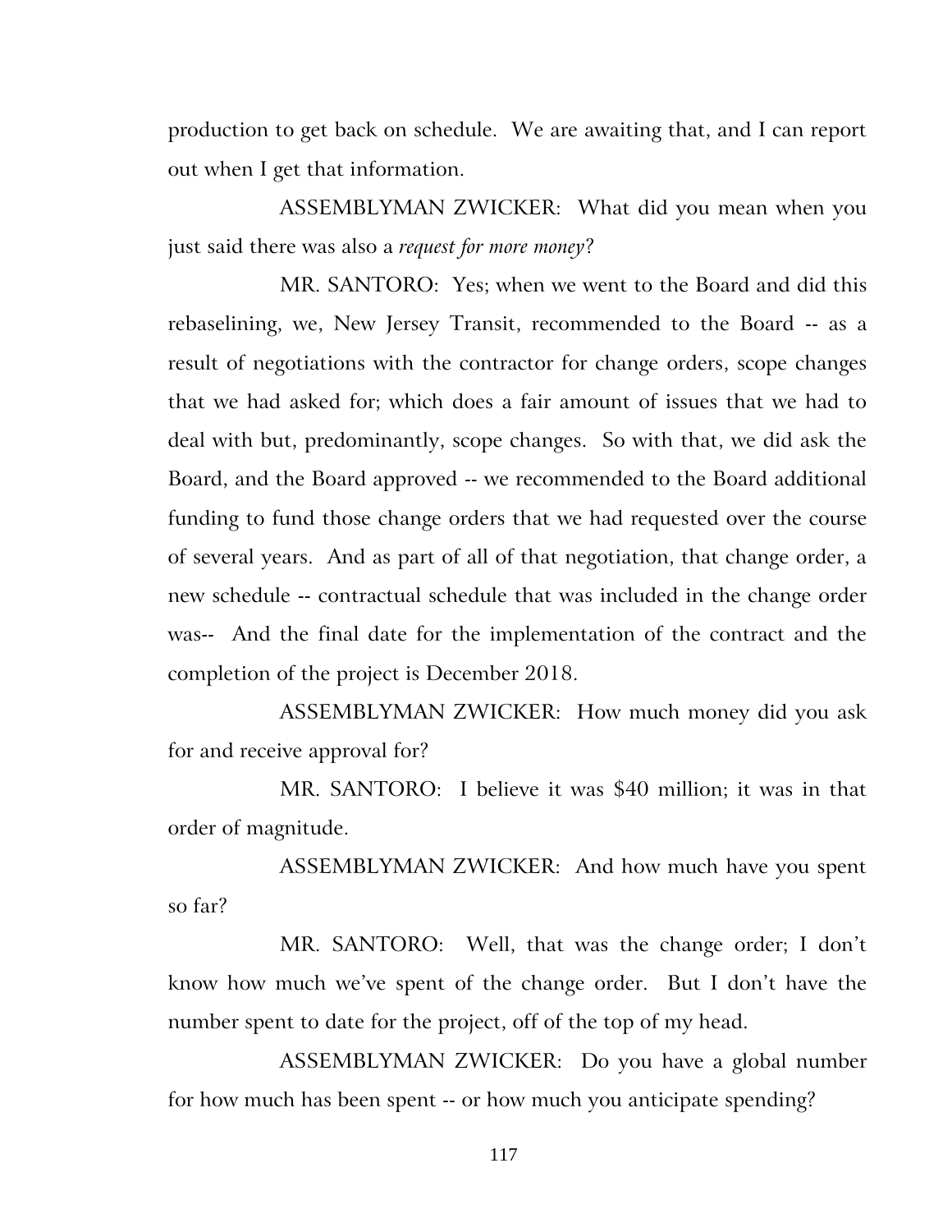production to get back on schedule. We are awaiting that, and I can report out when I get that information.

ASSEMBLYMAN ZWICKER: What did you mean when you just said there was also a *request for more money*?

MR. SANTORO: Yes; when we went to the Board and did this rebaselining, we, New Jersey Transit, recommended to the Board -- as a result of negotiations with the contractor for change orders, scope changes that we had asked for; which does a fair amount of issues that we had to deal with but, predominantly, scope changes. So with that, we did ask the Board, and the Board approved -- we recommended to the Board additional funding to fund those change orders that we had requested over the course of several years. And as part of all of that negotiation, that change order, a new schedule -- contractual schedule that was included in the change order was-- And the final date for the implementation of the contract and the completion of the project is December 2018.

ASSEMBLYMAN ZWICKER: How much money did you ask for and receive approval for?

MR. SANTORO: I believe it was $40 million; it was in that order of magnitude.

ASSEMBLYMAN ZWICKER: And how much have you spent so far?

MR. SANTORO: Well, that was the change order; I don't know how much we've spent of the change order. But I don't have the number spent to date for the project, off of the top of my head.

ASSEMBLYMAN ZWICKER: Do you have a global number for how much has been spent -- or how much you anticipate spending?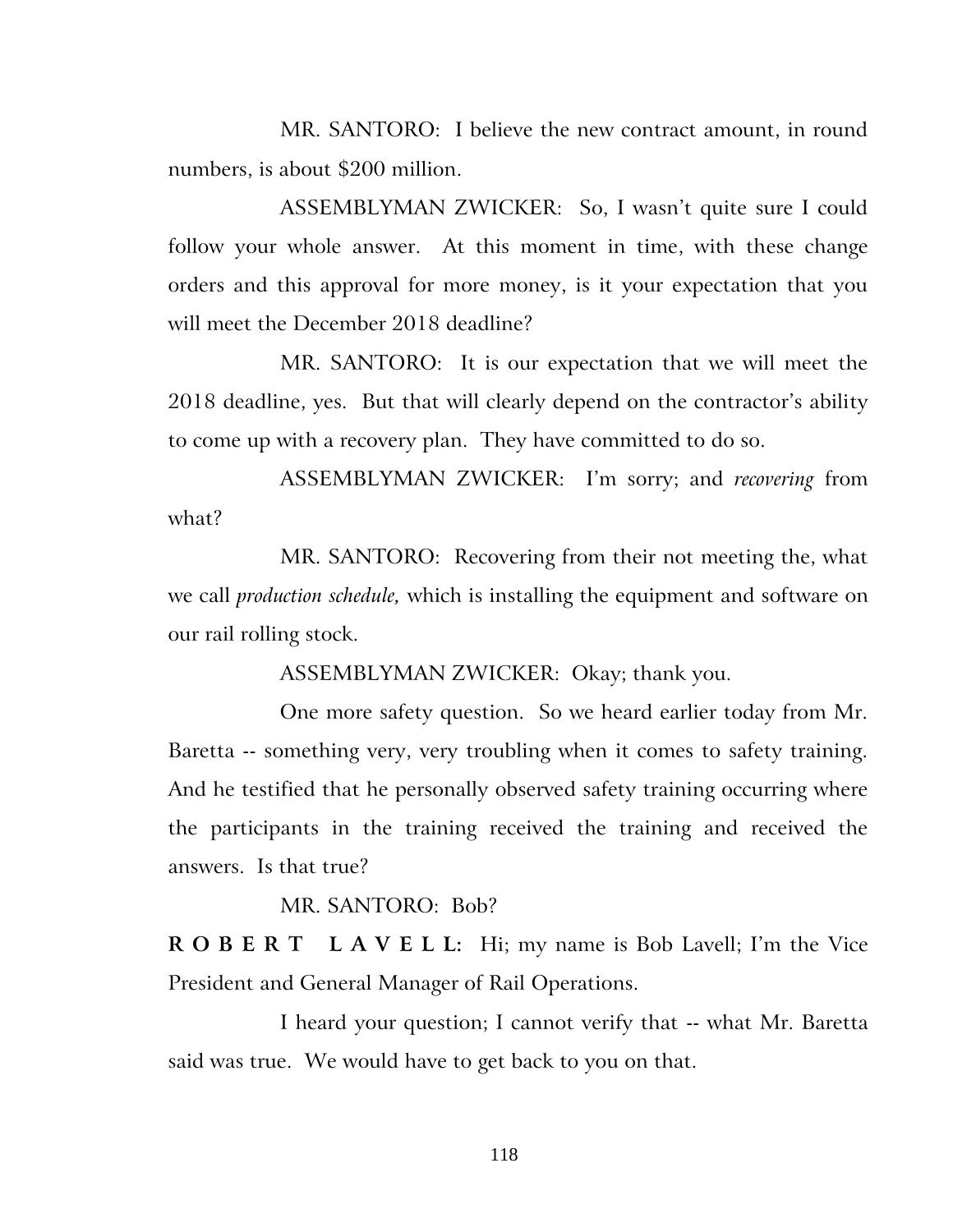MR. SANTORO: I believe the new contract amount, in round numbers, is about $200 million.

ASSEMBLYMAN ZWICKER: So, I wasn't quite sure I could follow your whole answer. At this moment in time, with these change orders and this approval for more money, is it your expectation that you will meet the December 2018 deadline?

MR. SANTORO: It is our expectation that we will meet the 2018 deadline, yes. But that will clearly depend on the contractor's ability to come up with a recovery plan. They have committed to do so.

ASSEMBLYMAN ZWICKER: I'm sorry; and *recovering* from what?

MR. SANTORO: Recovering from their not meeting the, what we call *production schedule,* which is installing the equipment and software on our rail rolling stock.

ASSEMBLYMAN ZWICKER: Okay; thank you.

One more safety question. So we heard earlier today from Mr. Baretta -- something very, very troubling when it comes to safety training. And he testified that he personally observed safety training occurring where the participants in the training received the training and received the answers. Is that true?

MR. SANTORO: Bob?

**R O B E R T L A V E L L:** Hi; my name is Bob Lavell; I'm the Vice President and General Manager of Rail Operations.

I heard your question; I cannot verify that -- what Mr. Baretta said was true. We would have to get back to you on that.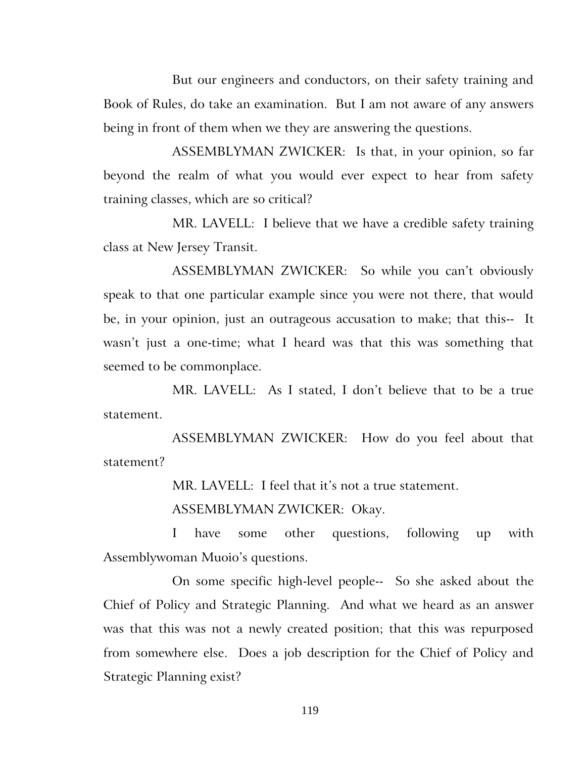But our engineers and conductors, on their safety training and Book of Rules, do take an examination. But I am not aware of any answers being in front of them when we they are answering the questions.

ASSEMBLYMAN ZWICKER: Is that, in your opinion, so far beyond the realm of what you would ever expect to hear from safety training classes, which are so critical?

MR. LAVELL: I believe that we have a credible safety training class at New Jersey Transit.

ASSEMBLYMAN ZWICKER: So while you can't obviously speak to that one particular example since you were not there, that would be, in your opinion, just an outrageous accusation to make; that this-- It wasn't just a one-time; what I heard was that this was something that seemed to be commonplace.

MR. LAVELL: As I stated, I don't believe that to be a true statement.

ASSEMBLYMAN ZWICKER: How do you feel about that statement?

MR. LAVELL: I feel that it's not a true statement.

ASSEMBLYMAN ZWICKER: Okay.

I have some other questions, following up with Assemblywoman Muoio's questions.

On some specific high-level people-- So she asked about the Chief of Policy and Strategic Planning. And what we heard as an answer was that this was not a newly created position; that this was repurposed from somewhere else. Does a job description for the Chief of Policy and Strategic Planning exist?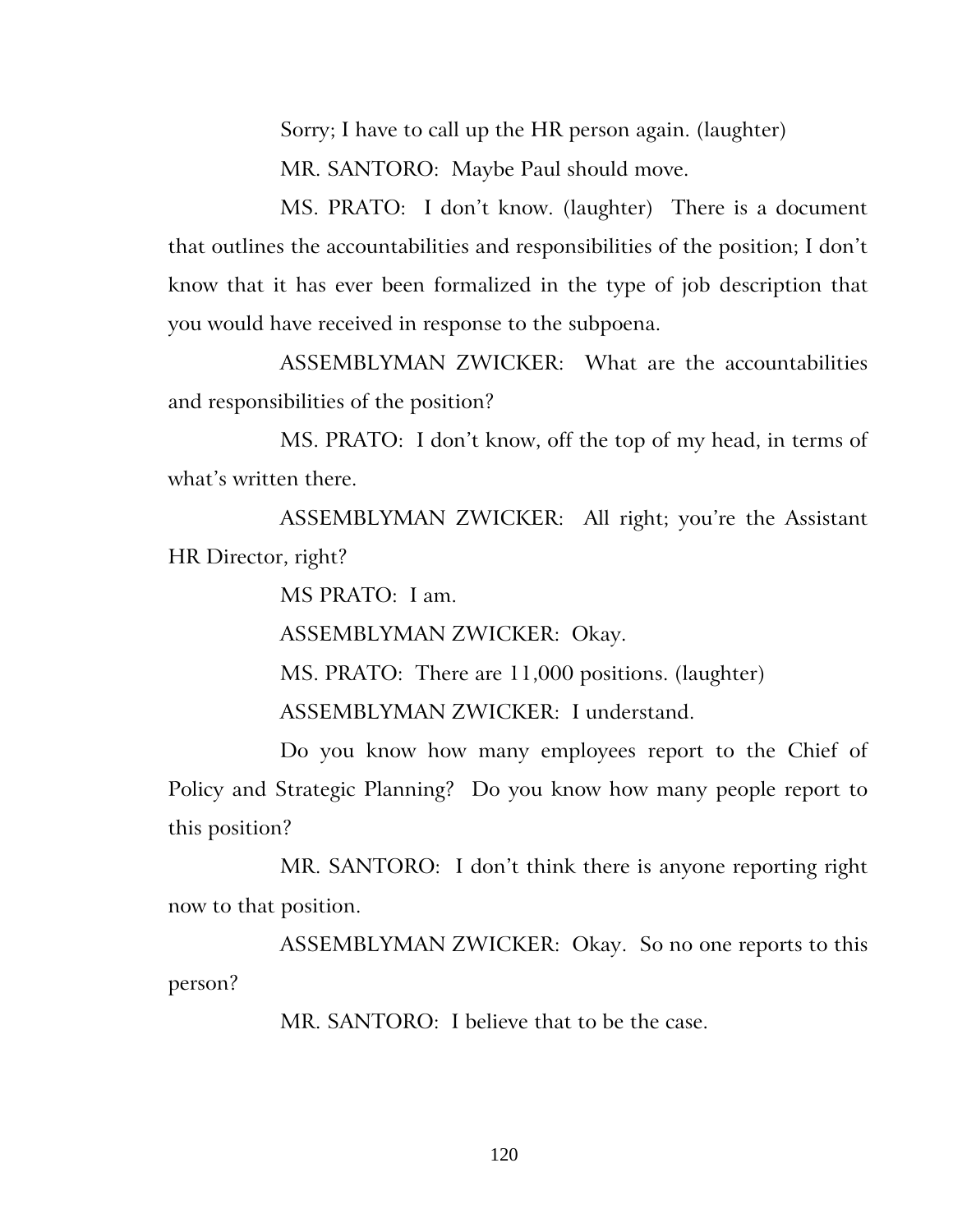Sorry; I have to call up the HR person again. (laughter)

MR. SANTORO: Maybe Paul should move.

MS. PRATO: I don't know. (laughter) There is a document that outlines the accountabilities and responsibilities of the position; I don't know that it has ever been formalized in the type of job description that you would have received in response to the subpoena.

ASSEMBLYMAN ZWICKER: What are the accountabilities and responsibilities of the position?

MS. PRATO: I don't know, off the top of my head, in terms of what's written there.

ASSEMBLYMAN ZWICKER: All right; you're the Assistant HR Director, right?

MS PRATO: I am.

ASSEMBLYMAN ZWICKER: Okay.

MS. PRATO: There are 11,000 positions. (laughter)

ASSEMBLYMAN ZWICKER: I understand.

Do you know how many employees report to the Chief of Policy and Strategic Planning? Do you know how many people report to this position?

MR. SANTORO: I don't think there is anyone reporting right now to that position.

ASSEMBLYMAN ZWICKER: Okay. So no one reports to this person?

MR. SANTORO: I believe that to be the case.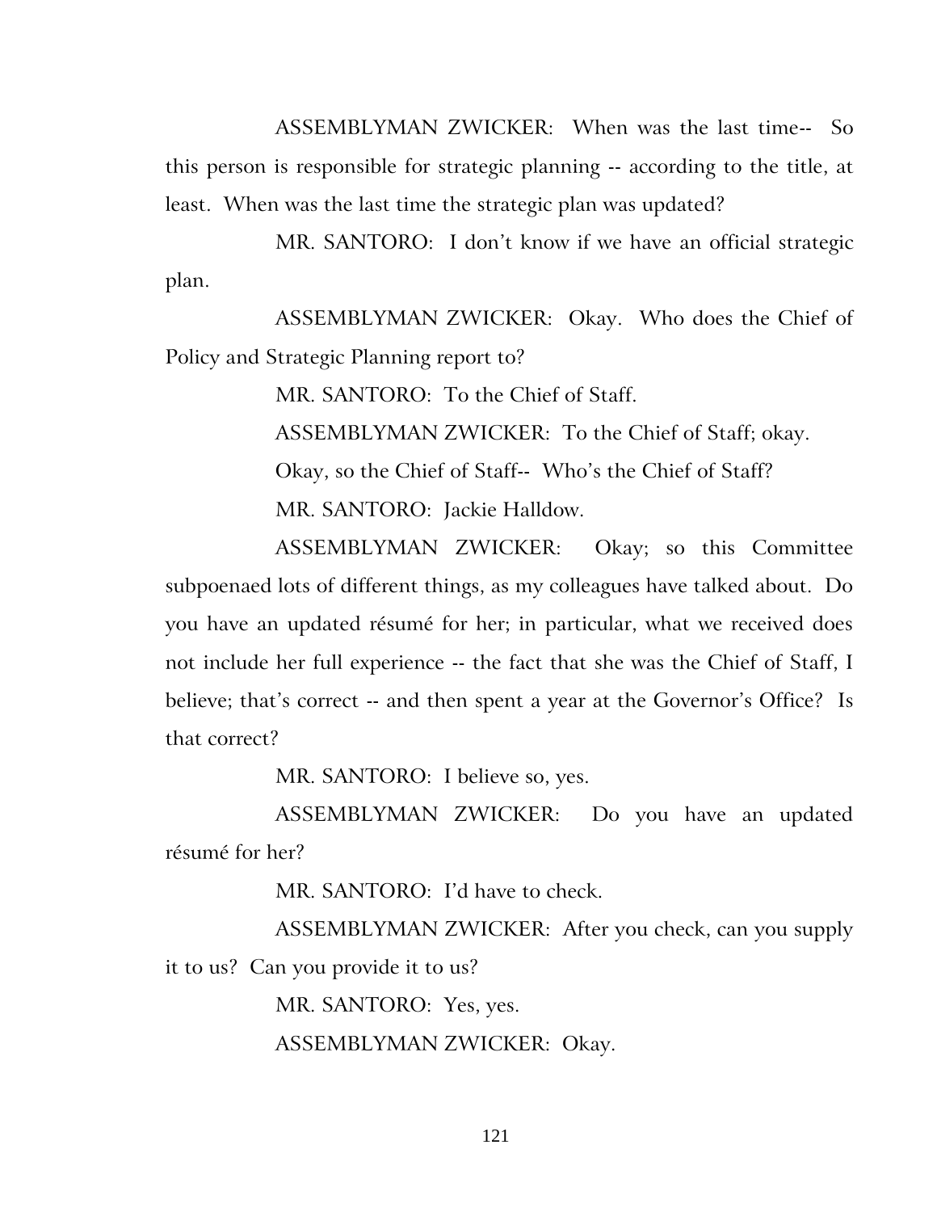ASSEMBLYMAN ZWICKER: When was the last time-- So this person is responsible for strategic planning -- according to the title, at least. When was the last time the strategic plan was updated?

MR. SANTORO: I don't know if we have an official strategic plan.

ASSEMBLYMAN ZWICKER: Okay. Who does the Chief of Policy and Strategic Planning report to?

MR. SANTORO: To the Chief of Staff.

ASSEMBLYMAN ZWICKER: To the Chief of Staff; okay.

Okay, so the Chief of Staff-- Who's the Chief of Staff?

MR. SANTORO: Jackie Halldow.

ASSEMBLYMAN ZWICKER: Okay; so this Committee subpoenaed lots of different things, as my colleagues have talked about. Do you have an updated résumé for her; in particular, what we received does not include her full experience -- the fact that she was the Chief of Staff, I believe; that's correct -- and then spent a year at the Governor's Office? Is that correct?

MR. SANTORO: I believe so, yes.

ASSEMBLYMAN ZWICKER: Do you have an updated résumé for her?

MR. SANTORO: I'd have to check.

ASSEMBLYMAN ZWICKER: After you check, can you supply it to us? Can you provide it to us?

MR. SANTORO: Yes, yes.

ASSEMBLYMAN ZWICKER: Okay.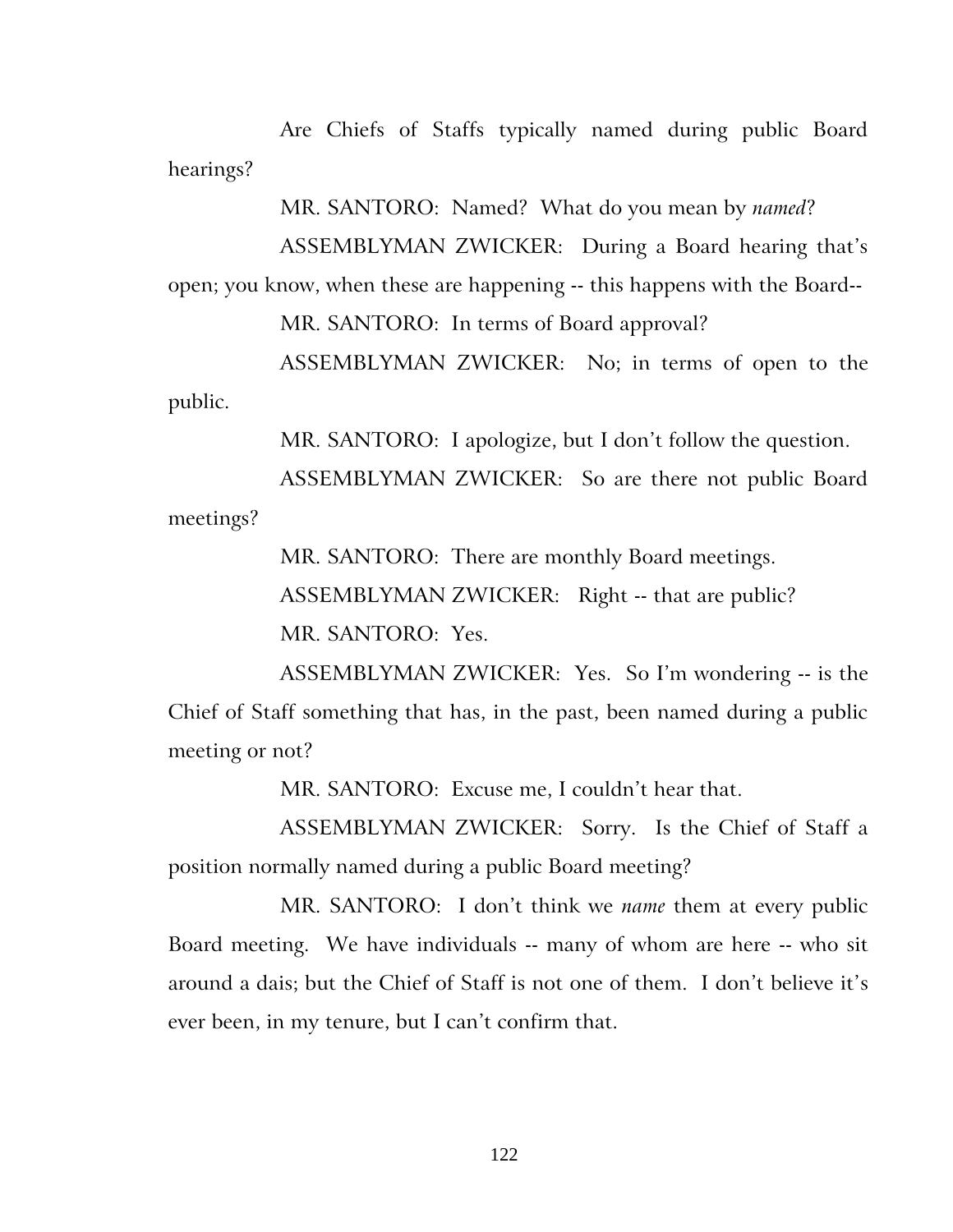Are Chiefs of Staffs typically named during public Board hearings?

MR. SANTORO: Named? What do you mean by *named*?

ASSEMBLYMAN ZWICKER: During a Board hearing that's open; you know, when these are happening -- this happens with the Board--

MR. SANTORO: In terms of Board approval?

ASSEMBLYMAN ZWICKER: No; in terms of open to the public.

MR. SANTORO: I apologize, but I don't follow the question.

ASSEMBLYMAN ZWICKER: So are there not public Board meetings?

MR. SANTORO: There are monthly Board meetings.

ASSEMBLYMAN ZWICKER: Right -- that are public?

MR. SANTORO: Yes.

ASSEMBLYMAN ZWICKER: Yes. So I'm wondering -- is the Chief of Staff something that has, in the past, been named during a public meeting or not?

MR. SANTORO: Excuse me, I couldn't hear that.

ASSEMBLYMAN ZWICKER: Sorry. Is the Chief of Staff a position normally named during a public Board meeting?

MR. SANTORO: I don't think we *name* them at every public Board meeting. We have individuals -- many of whom are here -- who sit around a dais; but the Chief of Staff is not one of them. I don't believe it's ever been, in my tenure, but I can't confirm that.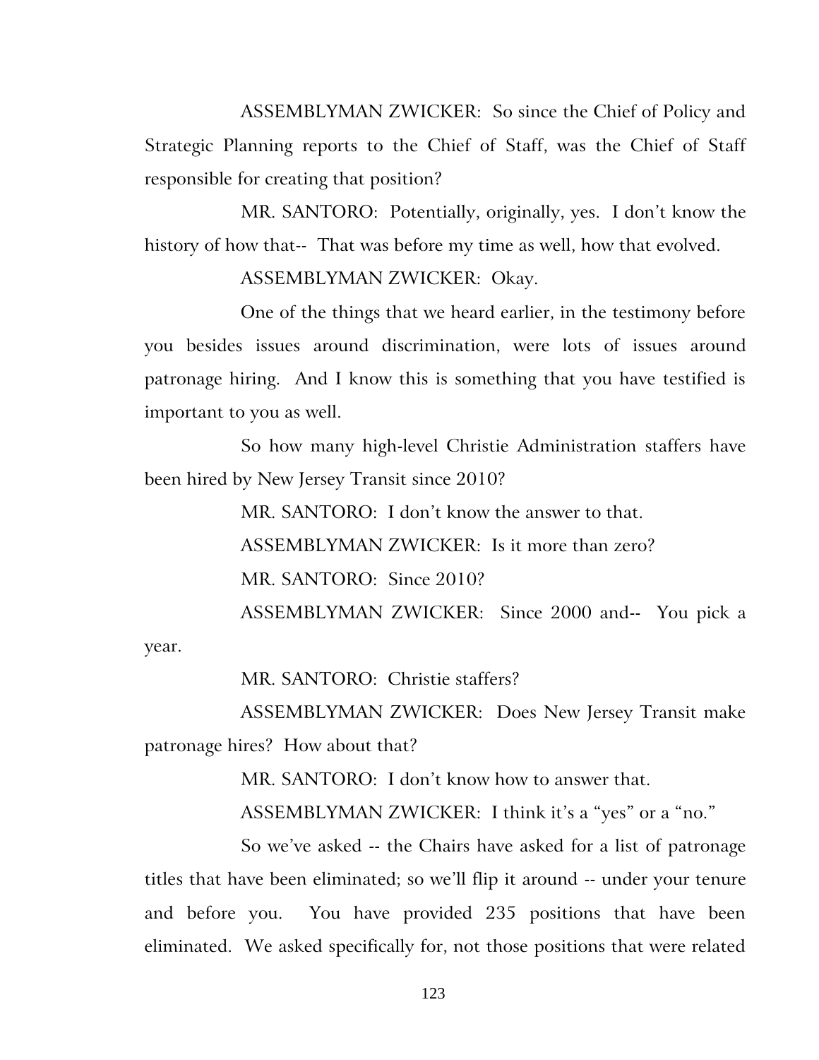ASSEMBLYMAN ZWICKER: So since the Chief of Policy and Strategic Planning reports to the Chief of Staff, was the Chief of Staff responsible for creating that position?

MR. SANTORO: Potentially, originally, yes. I don't know the history of how that-- That was before my time as well, how that evolved.

ASSEMBLYMAN ZWICKER: Okay.

One of the things that we heard earlier, in the testimony before you besides issues around discrimination, were lots of issues around patronage hiring. And I know this is something that you have testified is important to you as well.

So how many high-level Christie Administration staffers have been hired by New Jersey Transit since 2010?

MR. SANTORO: I don't know the answer to that.

ASSEMBLYMAN ZWICKER: Is it more than zero?

MR. SANTORO: Since 2010?

ASSEMBLYMAN ZWICKER: Since 2000 and-- You pick a year.

MR. SANTORO: Christie staffers?

ASSEMBLYMAN ZWICKER: Does New Jersey Transit make patronage hires? How about that?

MR. SANTORO: I don't know how to answer that.

ASSEMBLYMAN ZWICKER: I think it's a "yes" or a "no."

So we've asked -- the Chairs have asked for a list of patronage titles that have been eliminated; so we'll flip it around -- under your tenure and before you. You have provided 235 positions that have been eliminated. We asked specifically for, not those positions that were related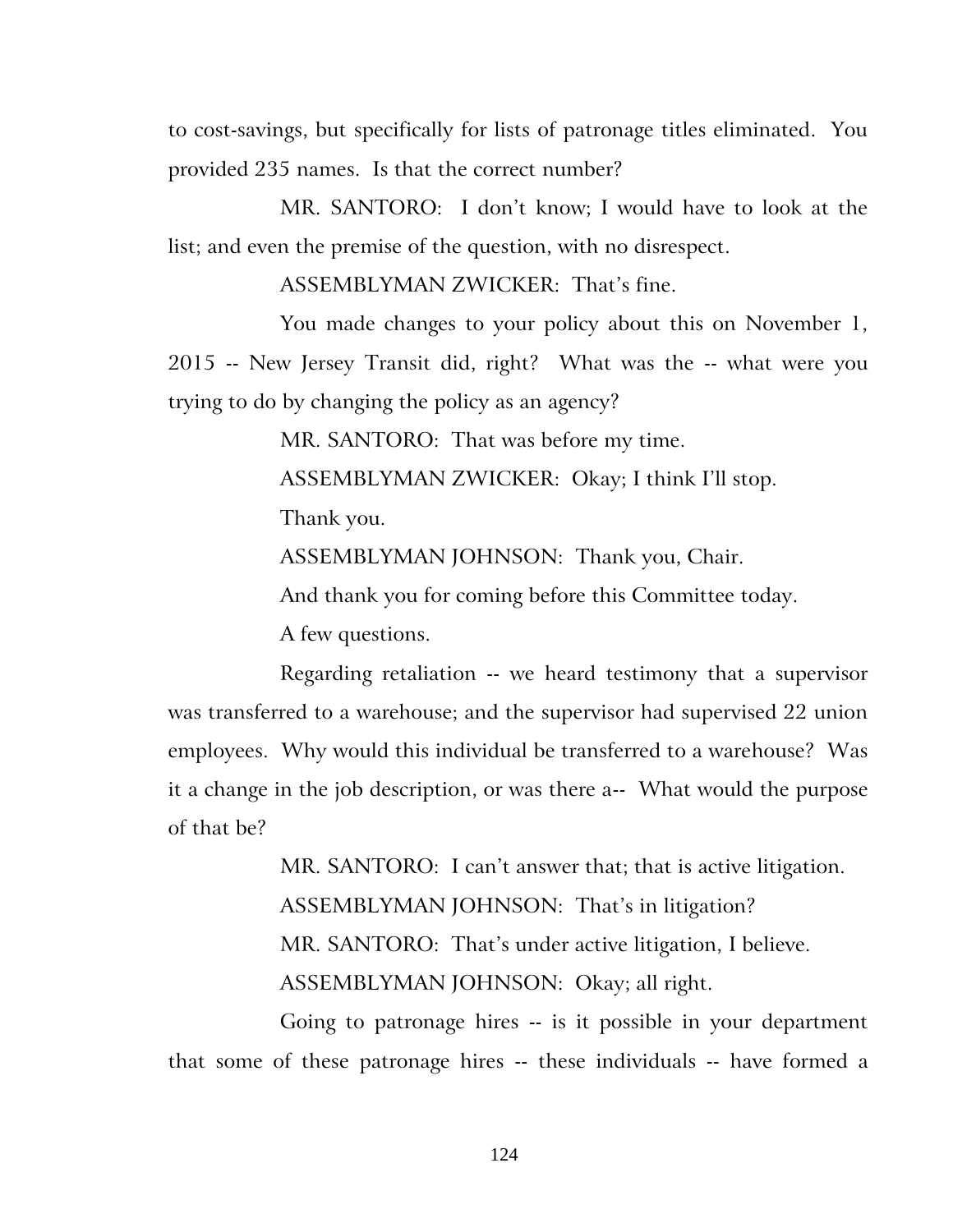to cost-savings, but specifically for lists of patronage titles eliminated. You provided 235 names. Is that the correct number?

MR. SANTORO: I don't know; I would have to look at the list; and even the premise of the question, with no disrespect.

ASSEMBLYMAN ZWICKER: That's fine.

You made changes to your policy about this on November 1, 2015 -- New Jersey Transit did, right? What was the -- what were you trying to do by changing the policy as an agency?

MR. SANTORO: That was before my time.

ASSEMBLYMAN ZWICKER: Okay; I think I'll stop.

Thank you.

ASSEMBLYMAN JOHNSON: Thank you, Chair.

And thank you for coming before this Committee today.

A few questions.

Regarding retaliation -- we heard testimony that a supervisor was transferred to a warehouse; and the supervisor had supervised 22 union employees. Why would this individual be transferred to a warehouse? Was it a change in the job description, or was there a-- What would the purpose of that be?

MR. SANTORO: I can't answer that; that is active litigation.

ASSEMBLYMAN JOHNSON: That's in litigation?

MR. SANTORO: That's under active litigation, I believe.

ASSEMBLYMAN JOHNSON: Okay; all right.

Going to patronage hires -- is it possible in your department that some of these patronage hires -- these individuals -- have formed a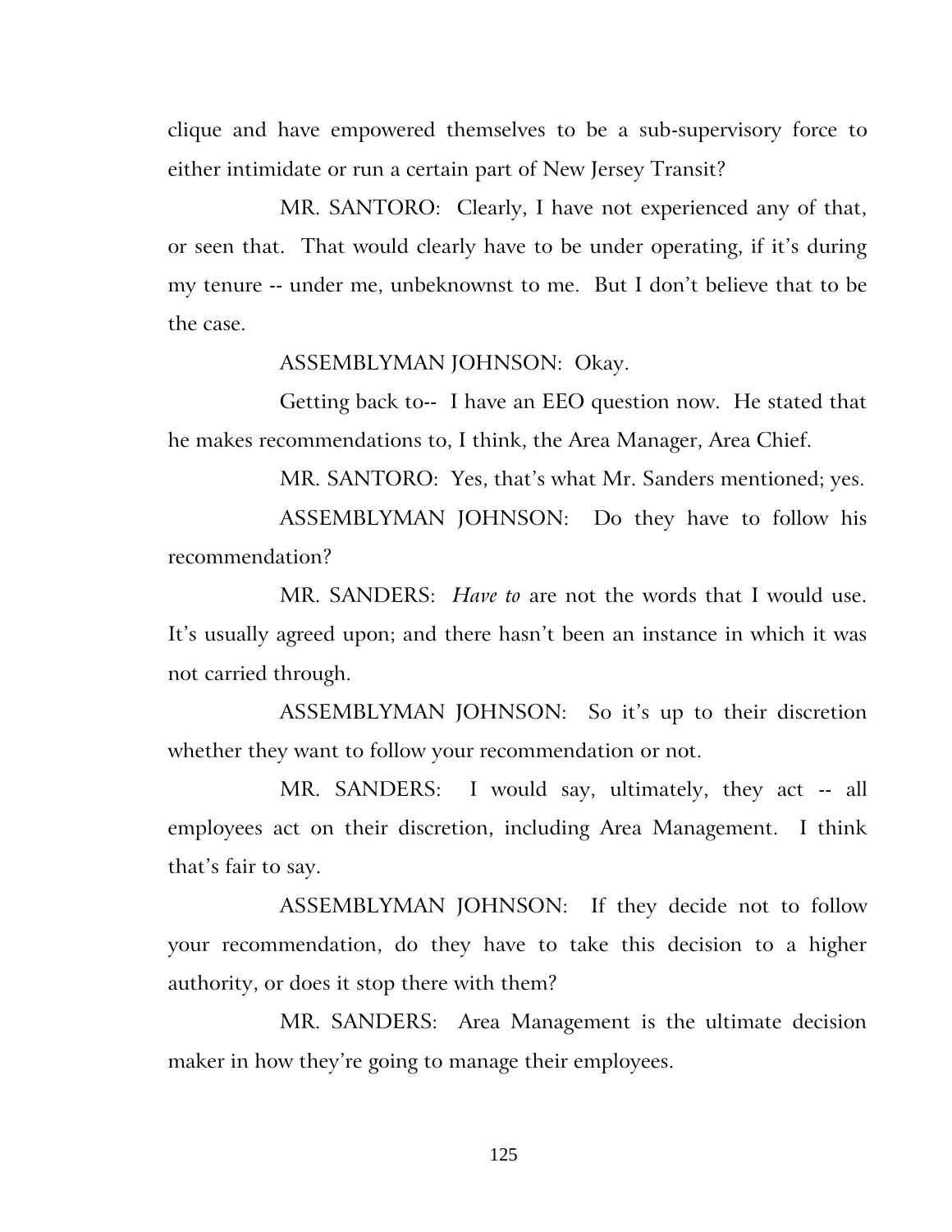clique and have empowered themselves to be a sub-supervisory force to either intimidate or run a certain part of New Jersey Transit?

MR. SANTORO: Clearly, I have not experienced any of that, or seen that. That would clearly have to be under operating, if it's during my tenure -- under me, unbeknownst to me. But I don't believe that to be the case.

ASSEMBLYMAN JOHNSON: Okay.

Getting back to-- I have an EEO question now. He stated that he makes recommendations to, I think, the Area Manager, Area Chief.

MR. SANTORO: Yes, that's what Mr. Sanders mentioned; yes.

ASSEMBLYMAN JOHNSON: Do they have to follow his recommendation?

MR. SANDERS: *Have to* are not the words that I would use. It's usually agreed upon; and there hasn't been an instance in which it was not carried through.

ASSEMBLYMAN JOHNSON: So it's up to their discretion whether they want to follow your recommendation or not.

MR. SANDERS: I would say, ultimately, they act -- all employees act on their discretion, including Area Management. I think that's fair to say.

ASSEMBLYMAN JOHNSON: If they decide not to follow your recommendation, do they have to take this decision to a higher authority, or does it stop there with them?

MR. SANDERS: Area Management is the ultimate decision maker in how they're going to manage their employees.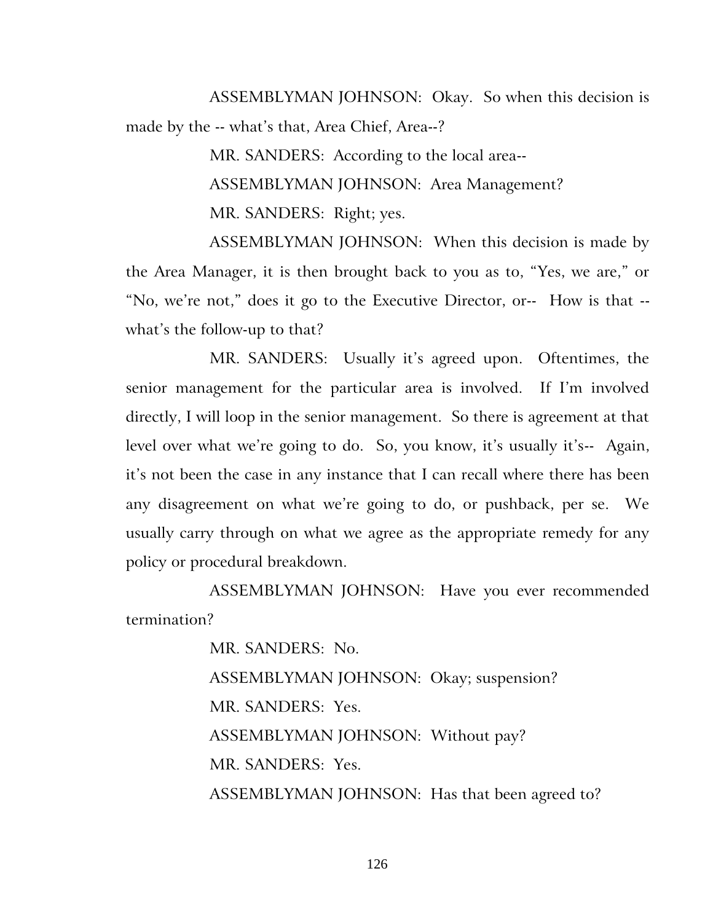ASSEMBLYMAN JOHNSON: Okay. So when this decision is made by the -- what's that, Area Chief, Area--?

MR. SANDERS: According to the local area--

ASSEMBLYMAN JOHNSON: Area Management?

MR. SANDERS: Right; yes.

ASSEMBLYMAN JOHNSON: When this decision is made by the Area Manager, it is then brought back to you as to, "Yes, we are," or "No, we're not," does it go to the Executive Director, or-- How is that -- what's the follow-up to that?

MR. SANDERS: Usually it's agreed upon. Oftentimes, the senior management for the particular area is involved. If I'm involved directly, I will loop in the senior management. So there is agreement at that level over what we're going to do. So, you know, it's usually it's-- Again, it's not been the case in any instance that I can recall where there has been any disagreement on what we're going to do, or pushback, per se. We usually carry through on what we agree as the appropriate remedy for any policy or procedural breakdown.

ASSEMBLYMAN JOHNSON: Have you ever recommended termination?

MR. SANDERS: No.

ASSEMBLYMAN JOHNSON: Okay; suspension?

MR. SANDERS: Yes.

ASSEMBLYMAN JOHNSON: Without pay?

MR. SANDERS: Yes.

ASSEMBLYMAN JOHNSON: Has that been agreed to?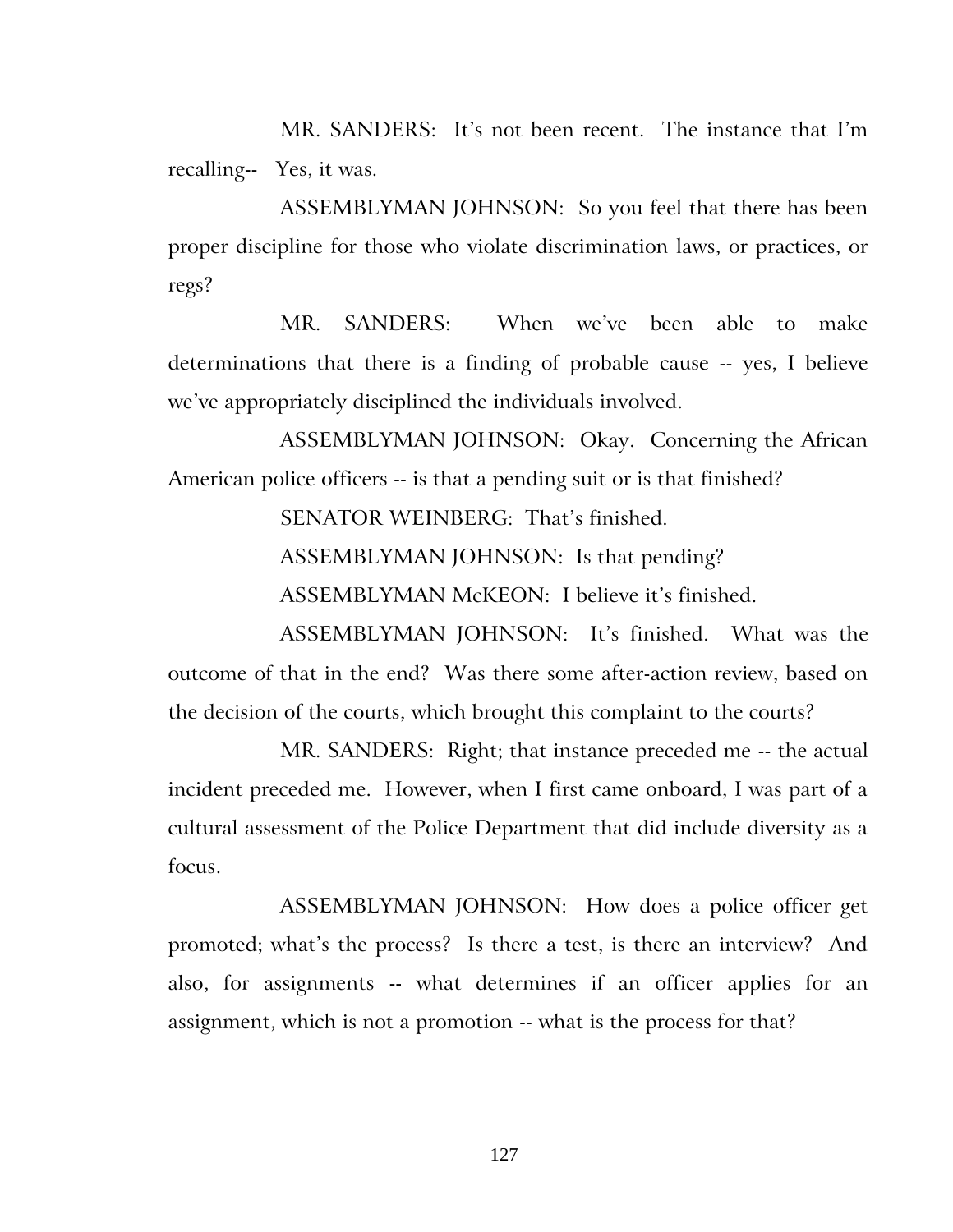MR. SANDERS: It's not been recent. The instance that I'm recalling-- Yes, it was.

ASSEMBLYMAN JOHNSON: So you feel that there has been proper discipline for those who violate discrimination laws, or practices, or regs?

MR. SANDERS: When we've been able to make determinations that there is a finding of probable cause -- yes, I believe we've appropriately disciplined the individuals involved.

ASSEMBLYMAN JOHNSON: Okay. Concerning the African American police officers -- is that a pending suit or is that finished?

SENATOR WEINBERG: That's finished.

ASSEMBLYMAN JOHNSON: Is that pending?

ASSEMBLYMAN McKEON: I believe it's finished.

ASSEMBLYMAN JOHNSON: It's finished. What was the outcome of that in the end? Was there some after-action review, based on the decision of the courts, which brought this complaint to the courts?

MR. SANDERS: Right; that instance preceded me -- the actual incident preceded me. However, when I first came onboard, I was part of a cultural assessment of the Police Department that did include diversity as a focus.

ASSEMBLYMAN JOHNSON: How does a police officer get promoted; what's the process? Is there a test, is there an interview? And also, for assignments -- what determines if an officer applies for an assignment, which is not a promotion -- what is the process for that?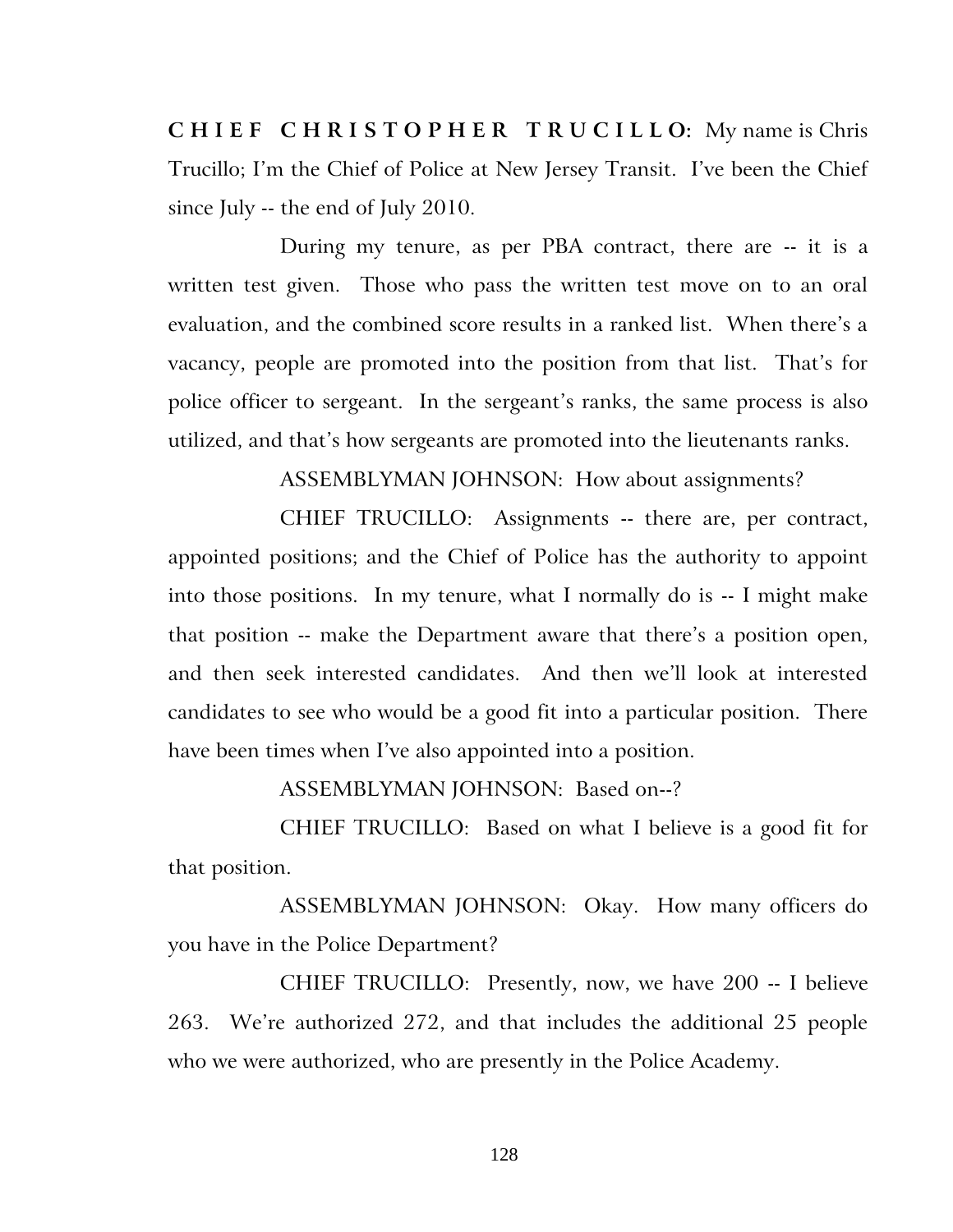**CHIEF CHRISTOPHER TRUCILLO:** My name is Chris Trucillo; I'm the Chief of Police at New Jersey Transit. I've been the Chief since July -- the end of July 2010.

During my tenure, as per PBA contract, there are -- it is a written test given. Those who pass the written test move on to an oral evaluation, and the combined score results in a ranked list. When there's a vacancy, people are promoted into the position from that list. That's for police officer to sergeant. In the sergeant's ranks, the same process is also utilized, and that's how sergeants are promoted into the lieutenants ranks.

ASSEMBLYMAN JOHNSON: How about assignments?

CHIEF TRUCILLO: Assignments -- there are, per contract, appointed positions; and the Chief of Police has the authority to appoint into those positions. In my tenure, what I normally do is -- I might make that position -- make the Department aware that there's a position open, and then seek interested candidates. And then we'll look at interested candidates to see who would be a good fit into a particular position. There have been times when I've also appointed into a position.

ASSEMBLYMAN JOHNSON: Based on--?

CHIEF TRUCILLO: Based on what I believe is a good fit for that position.

ASSEMBLYMAN JOHNSON: Okay. How many officers do you have in the Police Department?

CHIEF TRUCILLO: Presently, now, we have 200 -- I believe 263. We're authorized 272, and that includes the additional 25 people who we were authorized, who are presently in the Police Academy.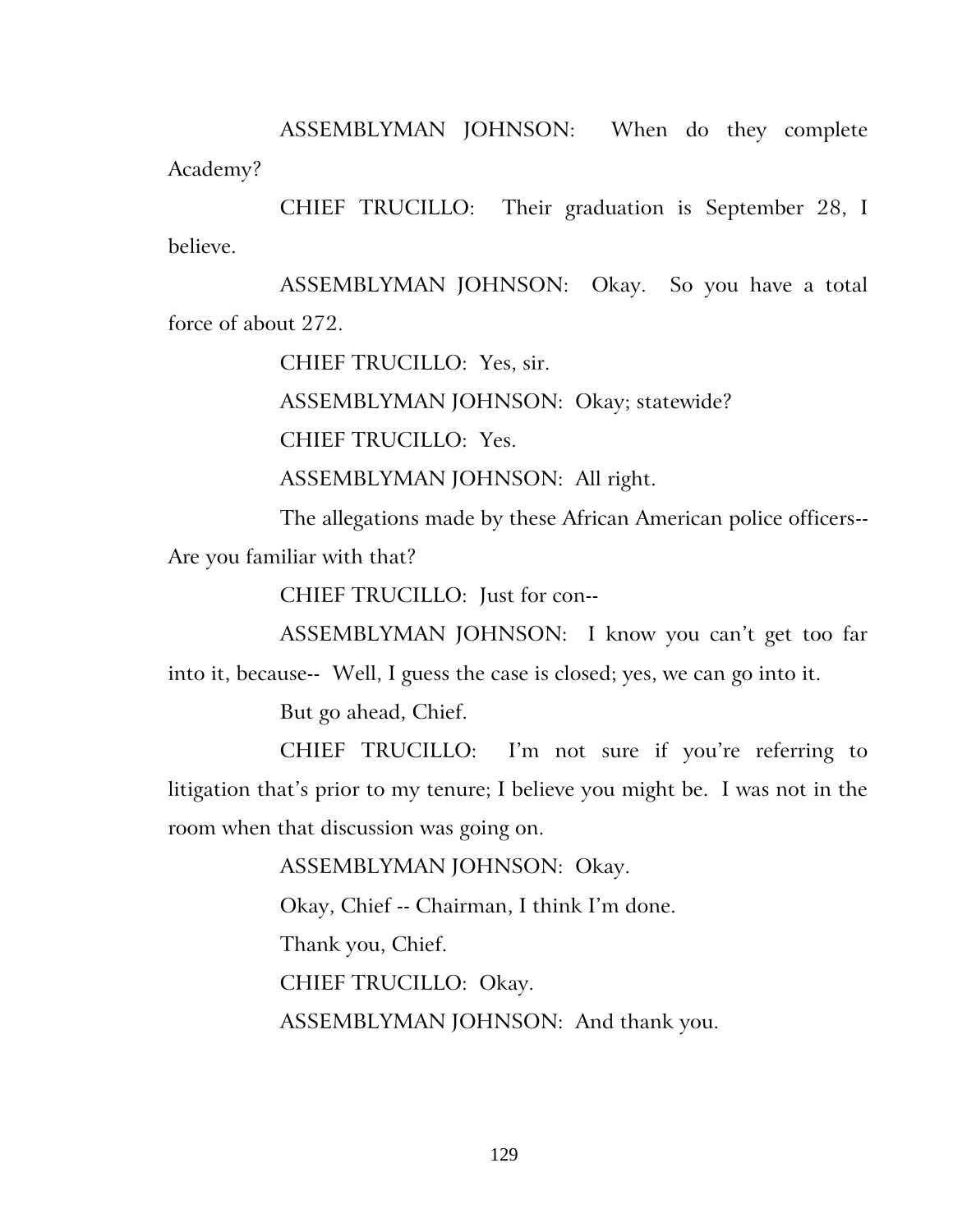ASSEMBLYMAN JOHNSON: When do they complete Academy?

CHIEF TRUCILLO: Their graduation is September 28, I believe.

ASSEMBLYMAN JOHNSON: Okay. So you have a total force of about 272.

CHIEF TRUCILLO: Yes, sir.

ASSEMBLYMAN JOHNSON: Okay; statewide?

CHIEF TRUCILLO: Yes.

ASSEMBLYMAN JOHNSON: All right.

The allegations made by these African American police officers-- Are you familiar with that?

CHIEF TRUCILLO: Just for con--

ASSEMBLYMAN JOHNSON: I know you can't get too far into it, because-- Well, I guess the case is closed; yes, we can go into it.

But go ahead, Chief.

CHIEF TRUCILLO: I'm not sure if you're referring to litigation that's prior to my tenure; I believe you might be. I was not in the room when that discussion was going on.

ASSEMBLYMAN JOHNSON: Okay.

Okay, Chief -- Chairman, I think I'm done.

Thank you, Chief.

CHIEF TRUCILLO: Okay.

ASSEMBLYMAN JOHNSON: And thank you.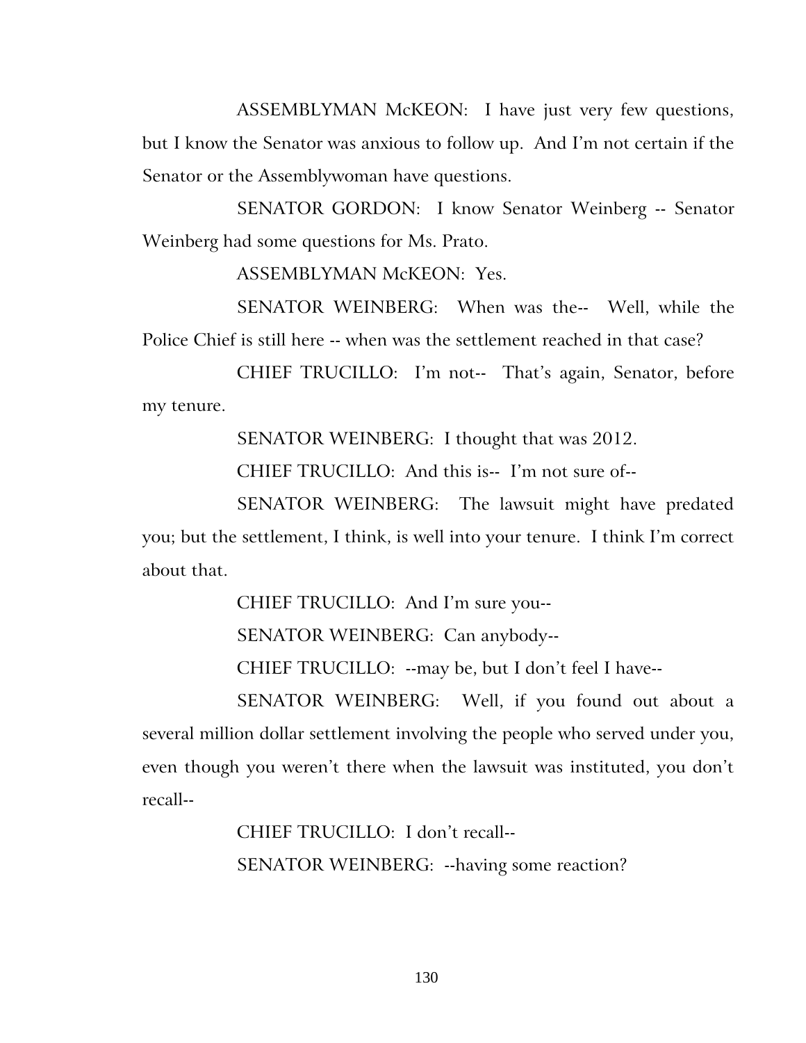ASSEMBLYMAN McKEON: I have just very few questions, but I know the Senator was anxious to follow up. And I'm not certain if the Senator or the Assemblywoman have questions.

SENATOR GORDON: I know Senator Weinberg -- Senator Weinberg had some questions for Ms. Prato.

ASSEMBLYMAN McKEON: Yes.

SENATOR WEINBERG: When was the-- Well, while the Police Chief is still here -- when was the settlement reached in that case?

CHIEF TRUCILLO: I'm not-- That's again, Senator, before my tenure.

SENATOR WEINBERG: I thought that was 2012.

CHIEF TRUCILLO: And this is-- I'm not sure of--

SENATOR WEINBERG: The lawsuit might have predated you; but the settlement, I think, is well into your tenure. I think I'm correct about that.

CHIEF TRUCILLO: And I'm sure you--

SENATOR WEINBERG: Can anybody--

CHIEF TRUCILLO: --may be, but I don't feel I have--

SENATOR WEINBERG: Well, if you found out about a several million dollar settlement involving the people who served under you, even though you weren't there when the lawsuit was instituted, you don't recall--

CHIEF TRUCILLO: I don't recall--

SENATOR WEINBERG: --having some reaction?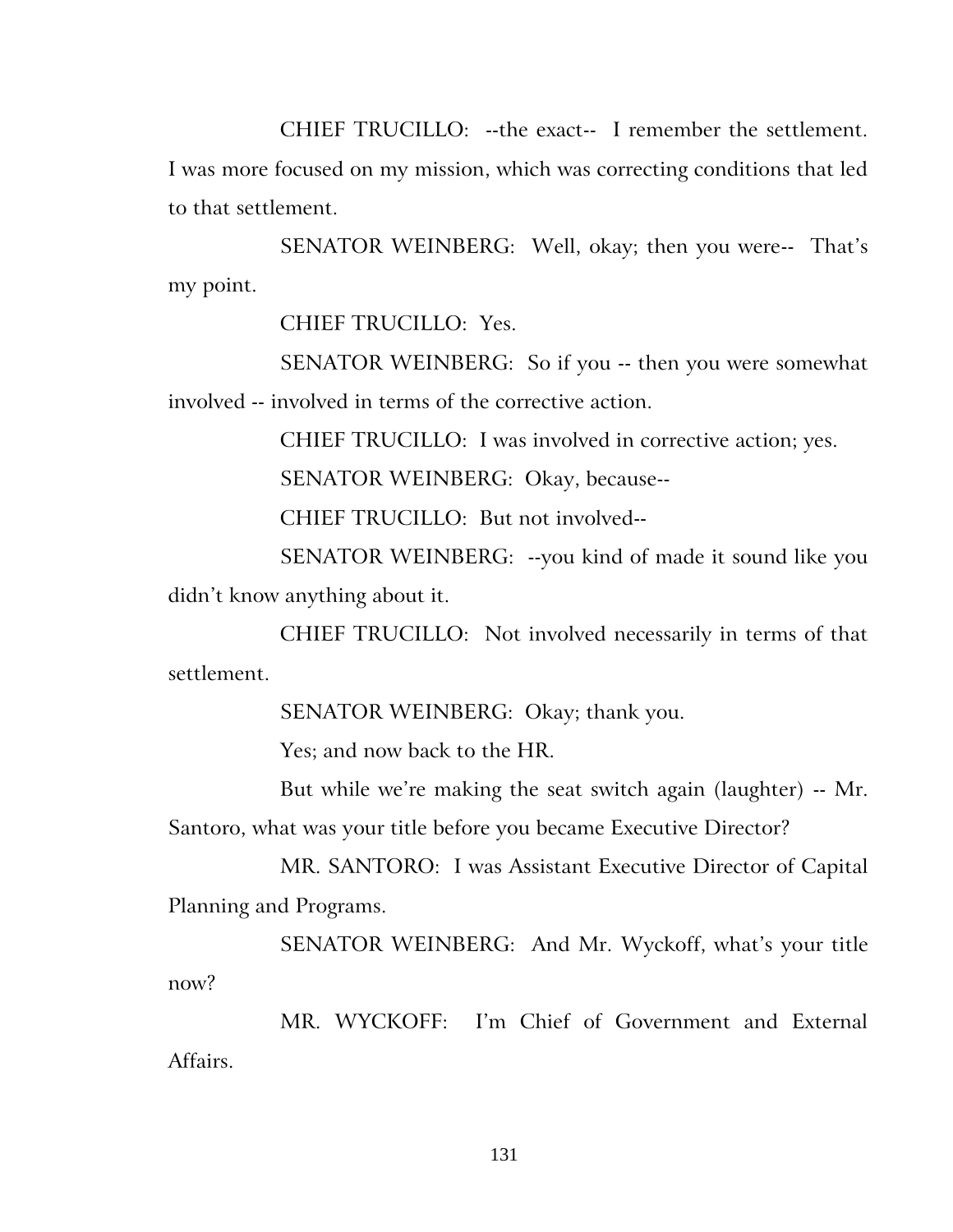CHIEF TRUCILLO: --the exact-- I remember the settlement. I was more focused on my mission, which was correcting conditions that led to that settlement.

SENATOR WEINBERG: Well, okay; then you were-- That's my point.

CHIEF TRUCILLO: Yes.

SENATOR WEINBERG: So if you -- then you were somewhat involved -- involved in terms of the corrective action.

CHIEF TRUCILLO: I was involved in corrective action; yes.

SENATOR WEINBERG: Okay, because--

CHIEF TRUCILLO: But not involved--

SENATOR WEINBERG: --you kind of made it sound like you didn't know anything about it.

CHIEF TRUCILLO: Not involved necessarily in terms of that settlement.

SENATOR WEINBERG: Okay; thank you.

Yes; and now back to the HR.

But while we're making the seat switch again (laughter) -- Mr. Santoro, what was your title before you became Executive Director?

MR. SANTORO: I was Assistant Executive Director of Capital Planning and Programs.

SENATOR WEINBERG: And Mr. Wyckoff, what's your title now?

MR. WYCKOFF: I'm Chief of Government and External Affairs.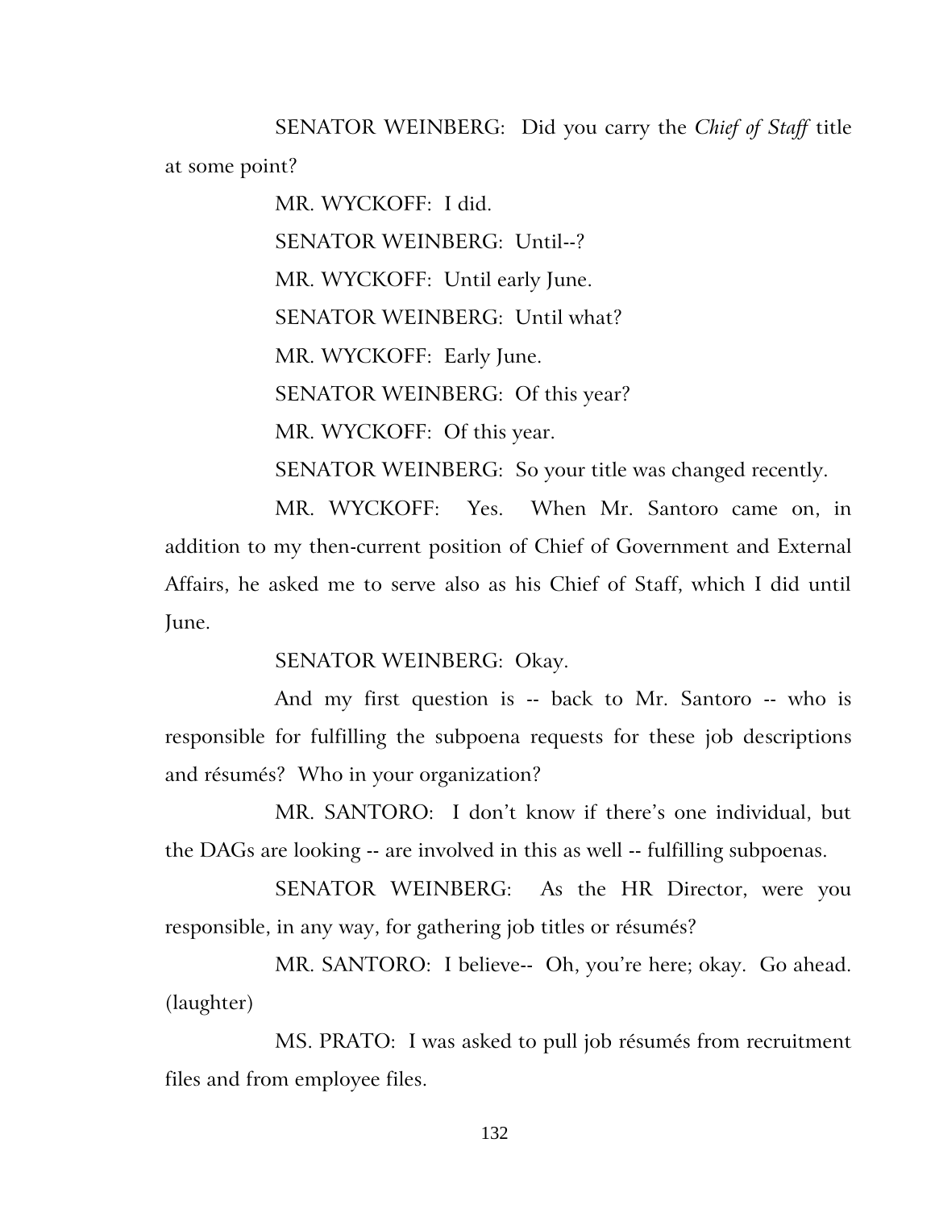SENATOR WEINBERG: Did you carry the *Chief of Staff* title at some point?

MR. WYCKOFF: I did.

SENATOR WEINBERG: Until--?

MR. WYCKOFF: Until early June.

SENATOR WEINBERG: Until what?

MR. WYCKOFF: Early June.

SENATOR WEINBERG: Of this year?

MR. WYCKOFF: Of this year.

SENATOR WEINBERG: So your title was changed recently.

MR. WYCKOFF: Yes. When Mr. Santoro came on, in addition to my then-current position of Chief of Government and External Affairs, he asked me to serve also as his Chief of Staff, which I did until June.

SENATOR WEINBERG: Okay.

And my first question is -- back to Mr. Santoro -- who is responsible for fulfilling the subpoena requests for these job descriptions and résumés? Who in your organization?

MR. SANTORO: I don't know if there's one individual, but the DAGs are looking -- are involved in this as well -- fulfilling subpoenas.

SENATOR WEINBERG: As the HR Director, were you responsible, in any way, for gathering job titles or résumés?

MR. SANTORO: I believe-- Oh, you're here; okay. Go ahead. (laughter)

MS. PRATO: I was asked to pull job résumés from recruitment files and from employee files.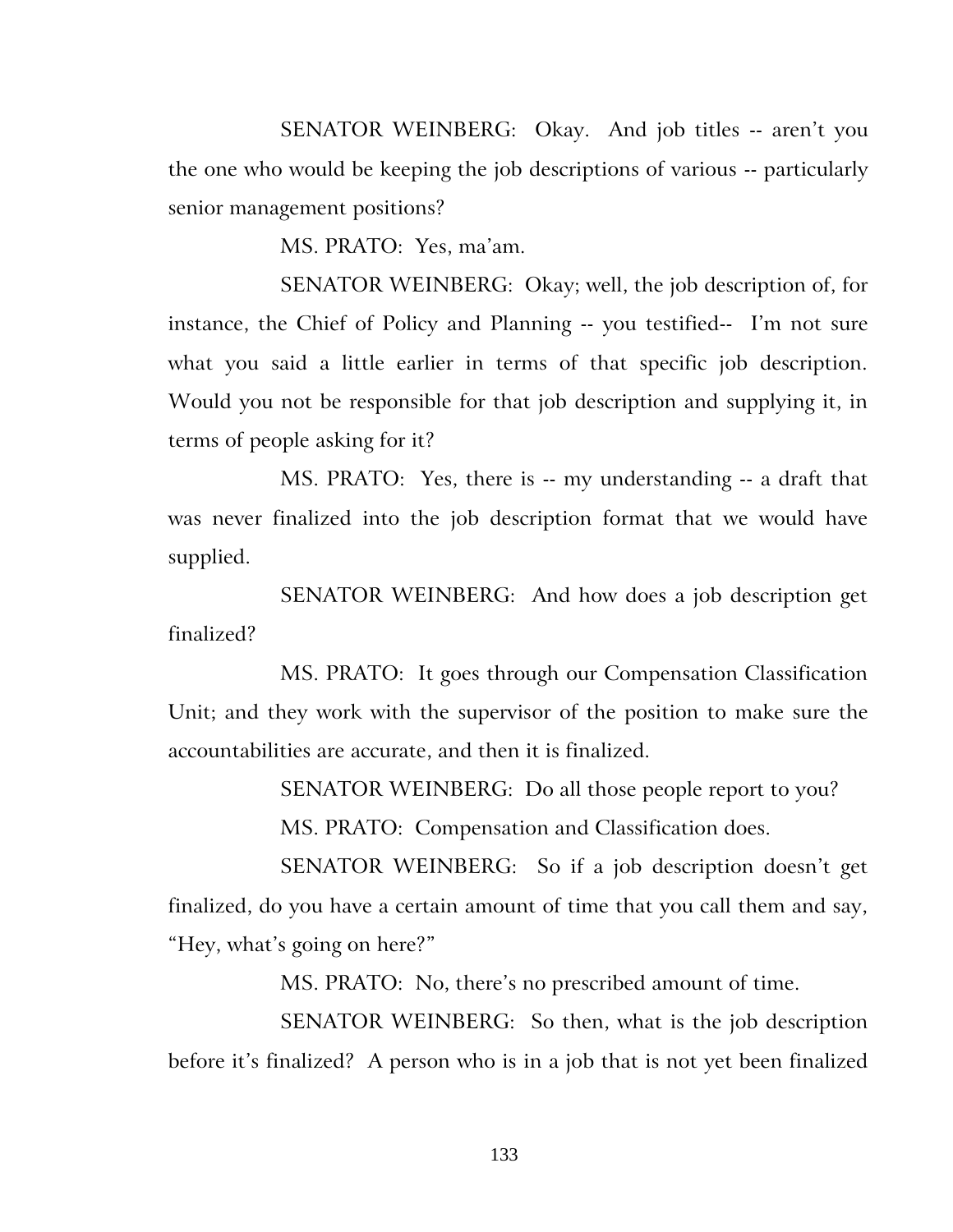SENATOR WEINBERG: Okay. And job titles -- aren't you the one who would be keeping the job descriptions of various -- particularly senior management positions?

MS. PRATO: Yes, ma'am.

SENATOR WEINBERG: Okay; well, the job description of, for instance, the Chief of Policy and Planning -- you testified-- I'm not sure what you said a little earlier in terms of that specific job description. Would you not be responsible for that job description and supplying it, in terms of people asking for it?

MS. PRATO: Yes, there is -- my understanding -- a draft that was never finalized into the job description format that we would have supplied.

SENATOR WEINBERG: And how does a job description get finalized?

MS. PRATO: It goes through our Compensation Classification Unit; and they work with the supervisor of the position to make sure the accountabilities are accurate, and then it is finalized.

SENATOR WEINBERG: Do all those people report to you?

MS. PRATO: Compensation and Classification does.

SENATOR WEINBERG: So if a job description doesn't get finalized, do you have a certain amount of time that you call them and say, "Hey, what's going on here?"

MS. PRATO: No, there's no prescribed amount of time.

SENATOR WEINBERG: So then, what is the job description before it's finalized? A person who is in a job that is not yet been finalized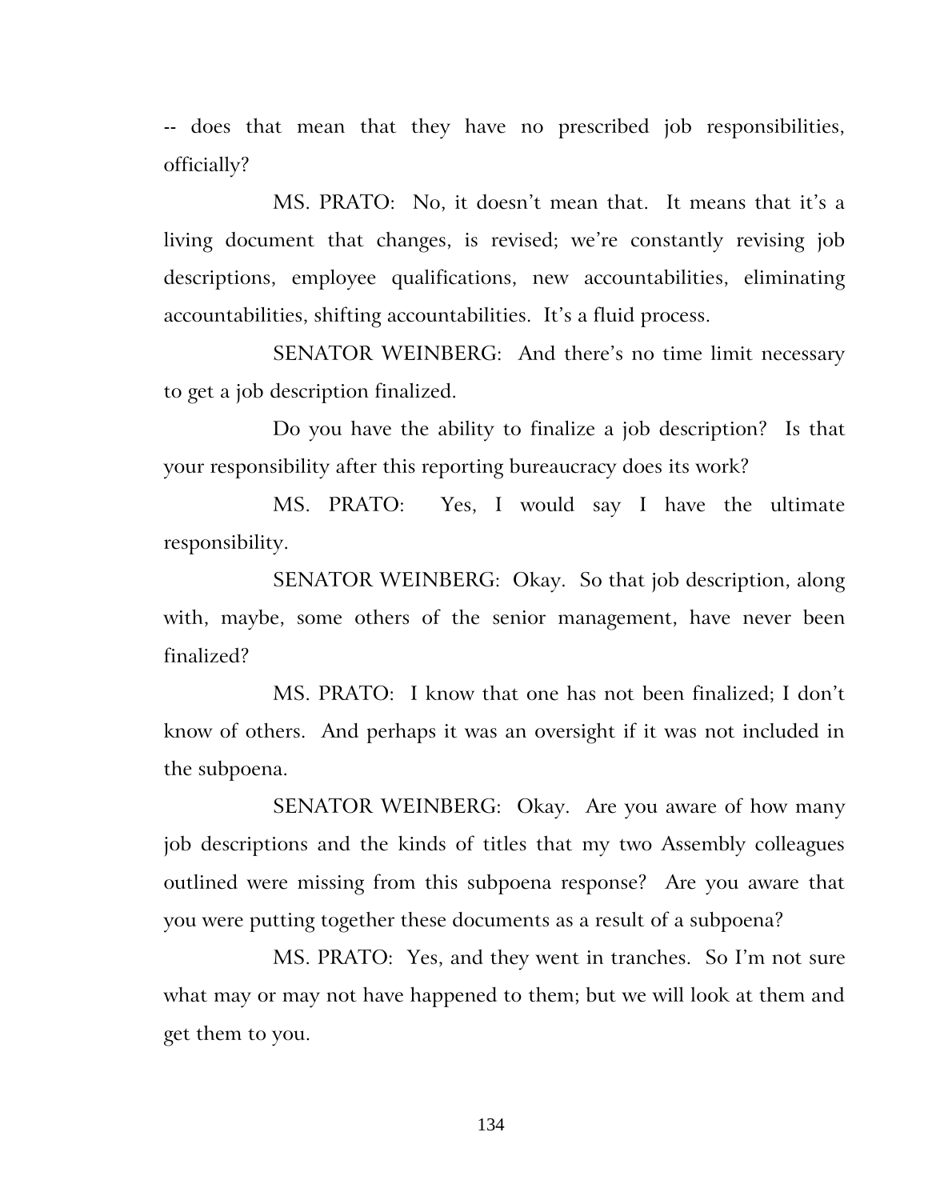-- does that mean that they have no prescribed job responsibilities, officially?

MS. PRATO: No, it doesn't mean that. It means that it's a living document that changes, is revised; we're constantly revising job descriptions, employee qualifications, new accountabilities, eliminating accountabilities, shifting accountabilities. It's a fluid process.

SENATOR WEINBERG: And there's no time limit necessary to get a job description finalized.

Do you have the ability to finalize a job description? Is that your responsibility after this reporting bureaucracy does its work?

MS. PRATO: Yes, I would say I have the ultimate responsibility.

SENATOR WEINBERG: Okay. So that job description, along with, maybe, some others of the senior management, have never been finalized?

MS. PRATO: I know that one has not been finalized; I don't know of others. And perhaps it was an oversight if it was not included in the subpoena.

SENATOR WEINBERG: Okay. Are you aware of how many job descriptions and the kinds of titles that my two Assembly colleagues outlined were missing from this subpoena response? Are you aware that you were putting together these documents as a result of a subpoena?

MS. PRATO: Yes, and they went in tranches. So I'm not sure what may or may not have happened to them; but we will look at them and get them to you.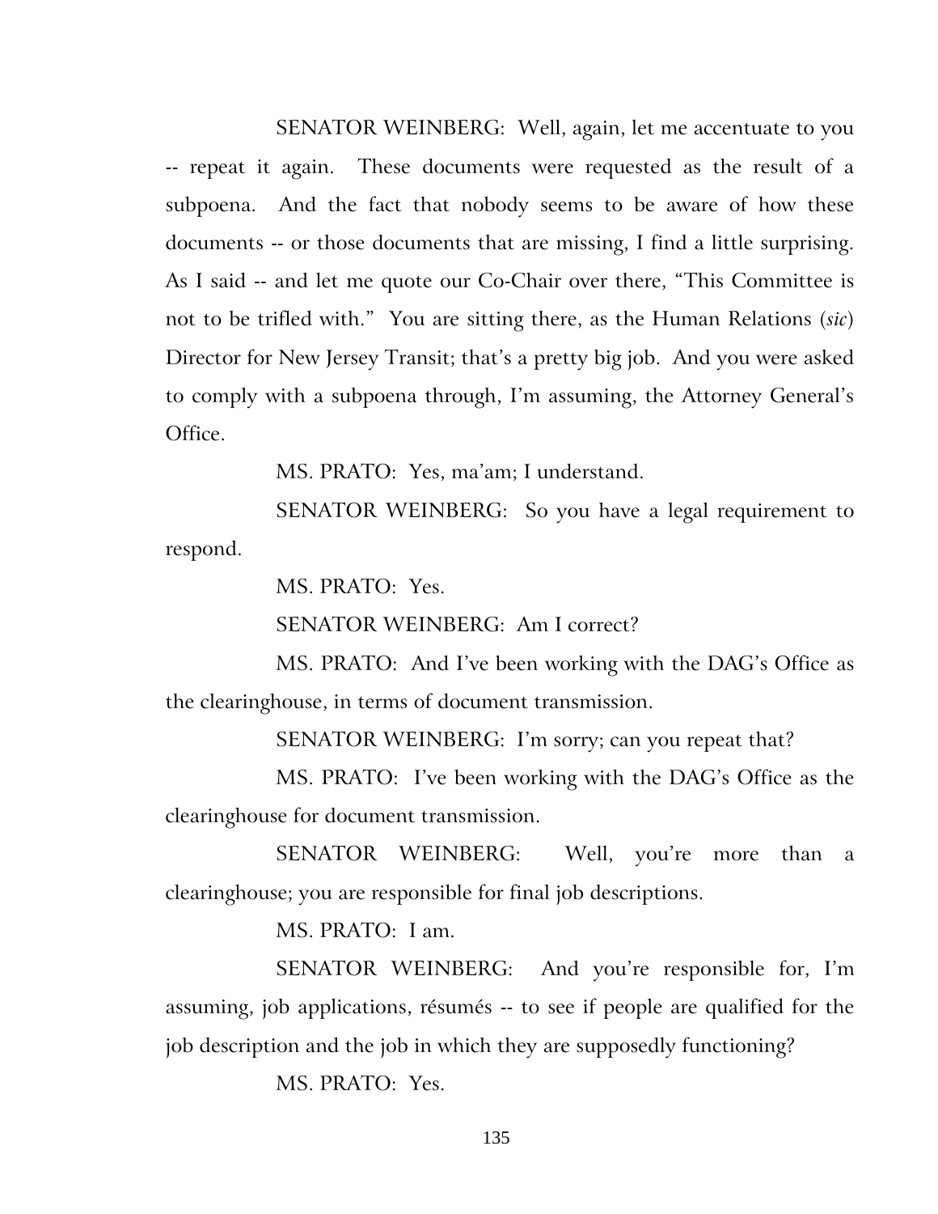SENATOR WEINBERG: Well, again, let me accentuate to you -- repeat it again. These documents were requested as the result of a subpoena. And the fact that nobody seems to be aware of how these documents -- or those documents that are missing, I find a little surprising. As I said -- and let me quote our Co-Chair over there, "This Committee is not to be trifled with." You are sitting there, as the Human Relations (*sic*) Director for New Jersey Transit; that's a pretty big job. And you were asked to comply with a subpoena through, I'm assuming, the Attorney General's Office.

MS. PRATO: Yes, ma'am; I understand.

SENATOR WEINBERG: So you have a legal requirement to respond.

MS. PRATO: Yes.

SENATOR WEINBERG: Am I correct?

MS. PRATO: And I've been working with the DAG's Office as the clearinghouse, in terms of document transmission.

SENATOR WEINBERG: I'm sorry; can you repeat that?

MS. PRATO: I've been working with the DAG's Office as the clearinghouse for document transmission.

SENATOR WEINBERG: Well, you're more than a clearinghouse; you are responsible for final job descriptions.

MS. PRATO: I am.

SENATOR WEINBERG: And you're responsible for, I'm assuming, job applications, résumés -- to see if people are qualified for the job description and the job in which they are supposedly functioning?

MS. PRATO: Yes.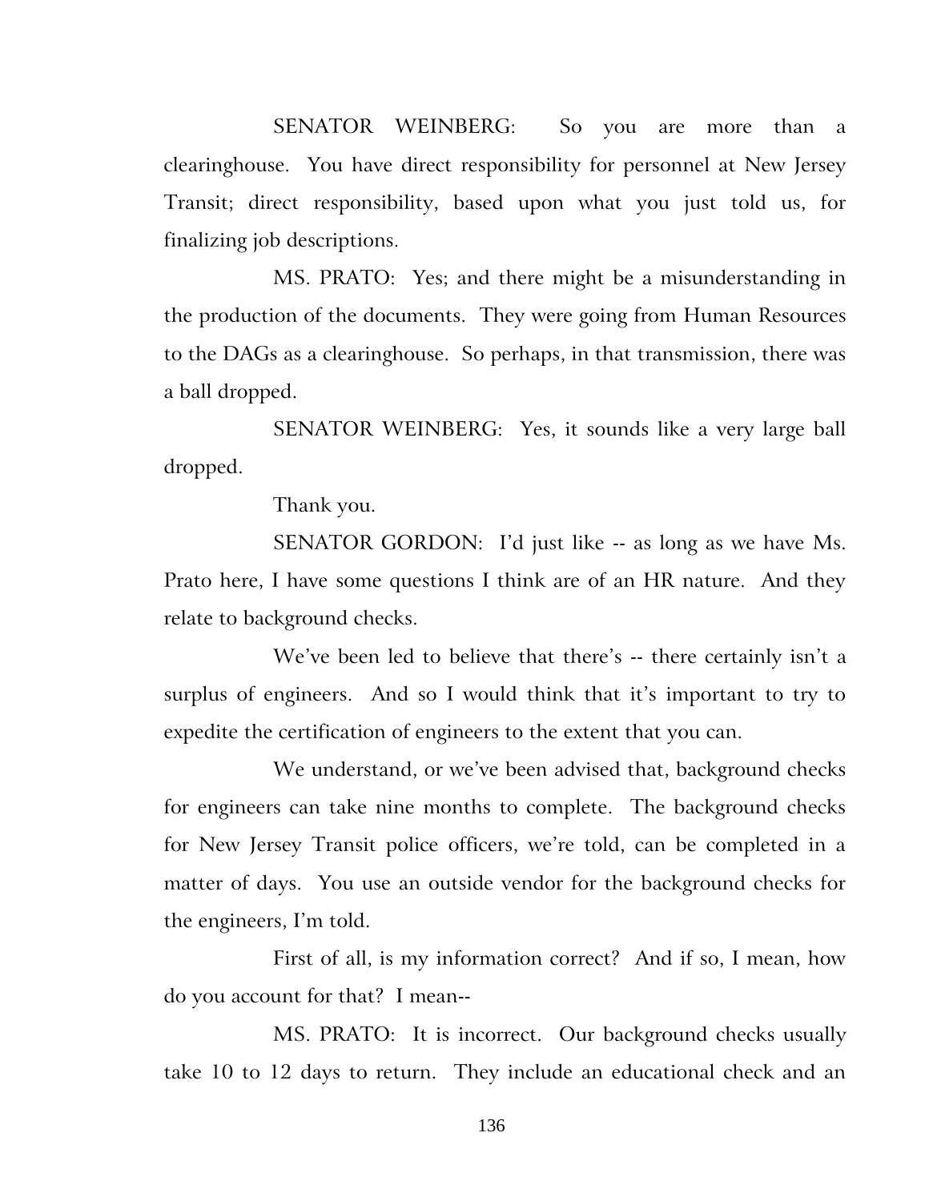SENATOR WEINBERG: So you are more than a clearinghouse. You have direct responsibility for personnel at New Jersey Transit; direct responsibility, based upon what you just told us, for finalizing job descriptions.

MS. PRATO: Yes; and there might be a misunderstanding in the production of the documents. They were going from Human Resources to the DAGs as a clearinghouse. So perhaps, in that transmission, there was a ball dropped.

SENATOR WEINBERG: Yes, it sounds like a very large ball dropped.

Thank you.

SENATOR GORDON: I'd just like -- as long as we have Ms. Prato here, I have some questions I think are of an HR nature. And they relate to background checks.

We've been led to believe that there's -- there certainly isn't a surplus of engineers. And so I would think that it's important to try to expedite the certification of engineers to the extent that you can.

We understand, or we've been advised that, background checks for engineers can take nine months to complete. The background checks for New Jersey Transit police officers, we're told, can be completed in a matter of days. You use an outside vendor for the background checks for the engineers, I'm told.

First of all, is my information correct? And if so, I mean, how do you account for that? I mean--

MS. PRATO: It is incorrect. Our background checks usually take 10 to 12 days to return. They include an educational check and an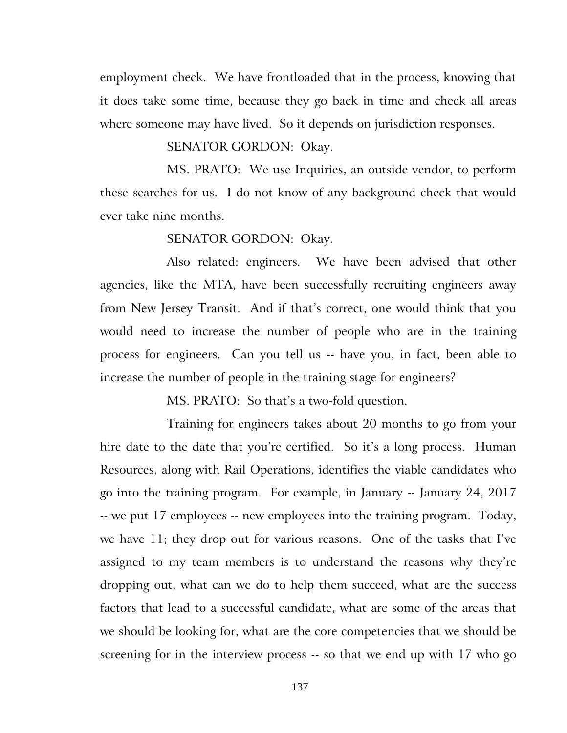employment check. We have frontloaded that in the process, knowing that it does take some time, because they go back in time and check all areas where someone may have lived. So it depends on jurisdiction responses.

SENATOR GORDON: Okay.

MS. PRATO: We use Inquiries, an outside vendor, to perform these searches for us. I do not know of any background check that would ever take nine months.

SENATOR GORDON: Okay.

Also related: engineers. We have been advised that other agencies, like the MTA, have been successfully recruiting engineers away from New Jersey Transit. And if that's correct, one would think that you would need to increase the number of people who are in the training process for engineers. Can you tell us -- have you, in fact, been able to increase the number of people in the training stage for engineers?

MS. PRATO: So that's a two-fold question.

Training for engineers takes about 20 months to go from your hire date to the date that you're certified. So it's a long process. Human Resources, along with Rail Operations, identifies the viable candidates who go into the training program. For example, in January -- January 24, 2017 -- we put 17 employees -- new employees into the training program. Today, we have 11; they drop out for various reasons. One of the tasks that I've assigned to my team members is to understand the reasons why they're dropping out, what can we do to help them succeed, what are the success factors that lead to a successful candidate, what are some of the areas that we should be looking for, what are the core competencies that we should be screening for in the interview process -- so that we end up with 17 who go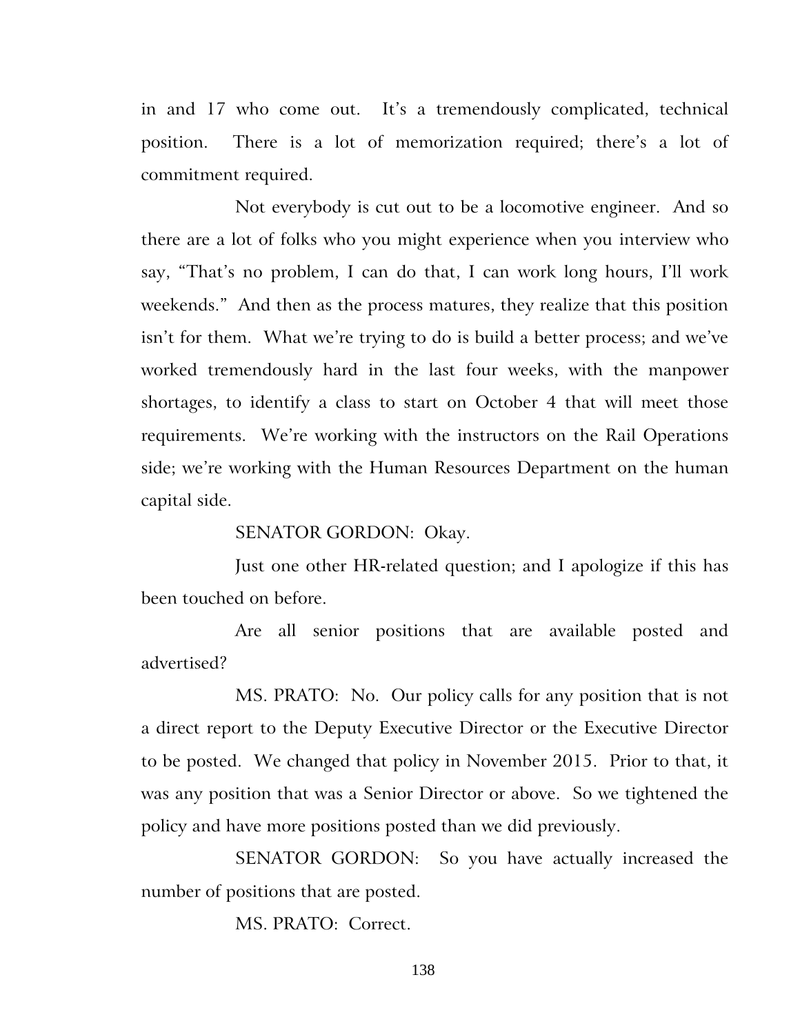in and 17 who come out. It's a tremendously complicated, technical position. There is a lot of memorization required; there's a lot of commitment required.

Not everybody is cut out to be a locomotive engineer. And so there are a lot of folks who you might experience when you interview who say, "That's no problem, I can do that, I can work long hours, I'll work weekends." And then as the process matures, they realize that this position isn't for them. What we're trying to do is build a better process; and we've worked tremendously hard in the last four weeks, with the manpower shortages, to identify a class to start on October 4 that will meet those requirements. We're working with the instructors on the Rail Operations side; we're working with the Human Resources Department on the human capital side.

SENATOR GORDON: Okay.

Just one other HR-related question; and I apologize if this has been touched on before.

Are all senior positions that are available posted and advertised?

MS. PRATO: No. Our policy calls for any position that is not a direct report to the Deputy Executive Director or the Executive Director to be posted. We changed that policy in November 2015. Prior to that, it was any position that was a Senior Director or above. So we tightened the policy and have more positions posted than we did previously.

SENATOR GORDON: So you have actually increased the number of positions that are posted.

MS. PRATO: Correct.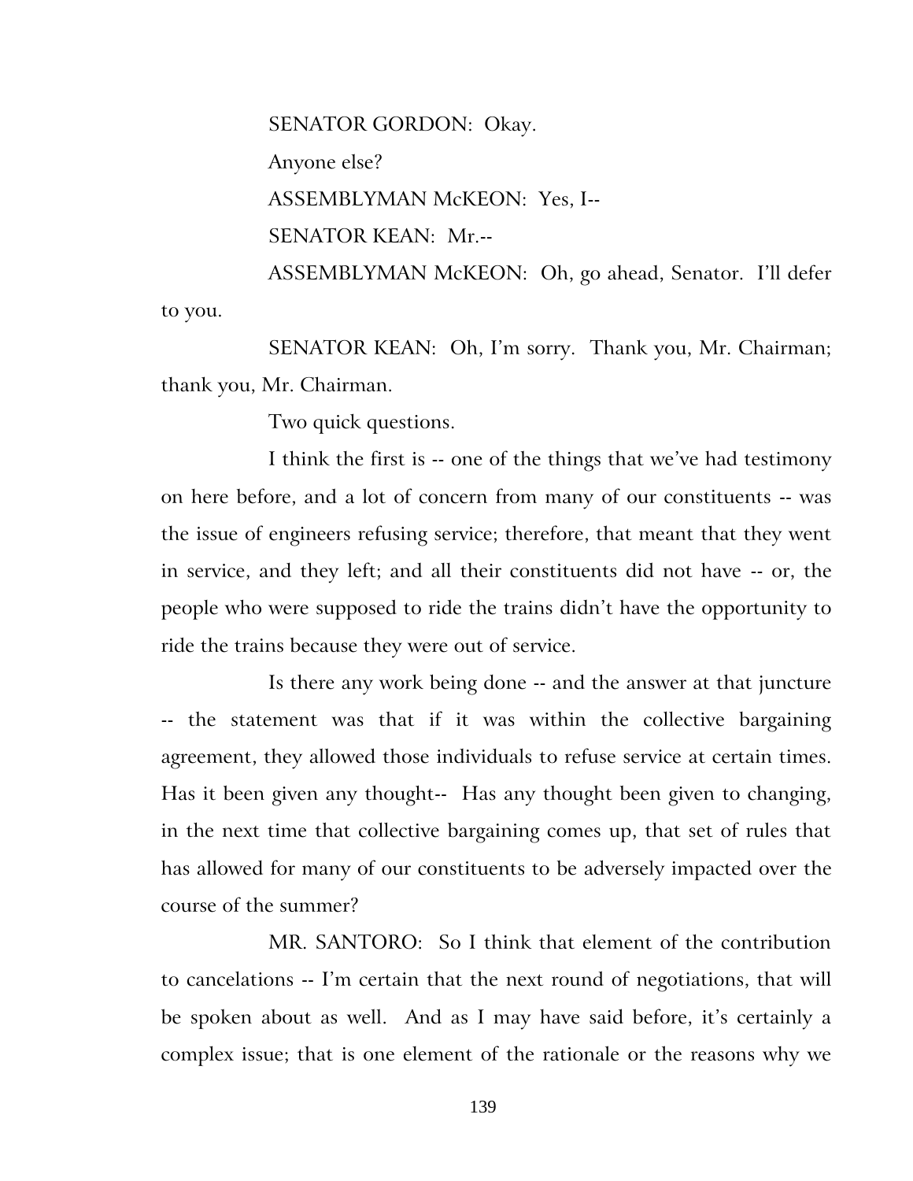SENATOR GORDON: Okay.

Anyone else?

ASSEMBLYMAN McKEON: Yes, I--

SENATOR KEAN: Mr.--

ASSEMBLYMAN McKEON: Oh, go ahead, Senator. I'll defer to you.

SENATOR KEAN: Oh, I'm sorry. Thank you, Mr. Chairman; thank you, Mr. Chairman.

Two quick questions.

I think the first is -- one of the things that we've had testimony on here before, and a lot of concern from many of our constituents -- was the issue of engineers refusing service; therefore, that meant that they went in service, and they left; and all their constituents did not have -- or, the people who were supposed to ride the trains didn't have the opportunity to ride the trains because they were out of service.

Is there any work being done -- and the answer at that juncture -- the statement was that if it was within the collective bargaining agreement, they allowed those individuals to refuse service at certain times. Has it been given any thought-- Has any thought been given to changing, in the next time that collective bargaining comes up, that set of rules that has allowed for many of our constituents to be adversely impacted over the course of the summer?

MR. SANTORO: So I think that element of the contribution to cancelations -- I'm certain that the next round of negotiations, that will be spoken about as well. And as I may have said before, it's certainly a complex issue; that is one element of the rationale or the reasons why we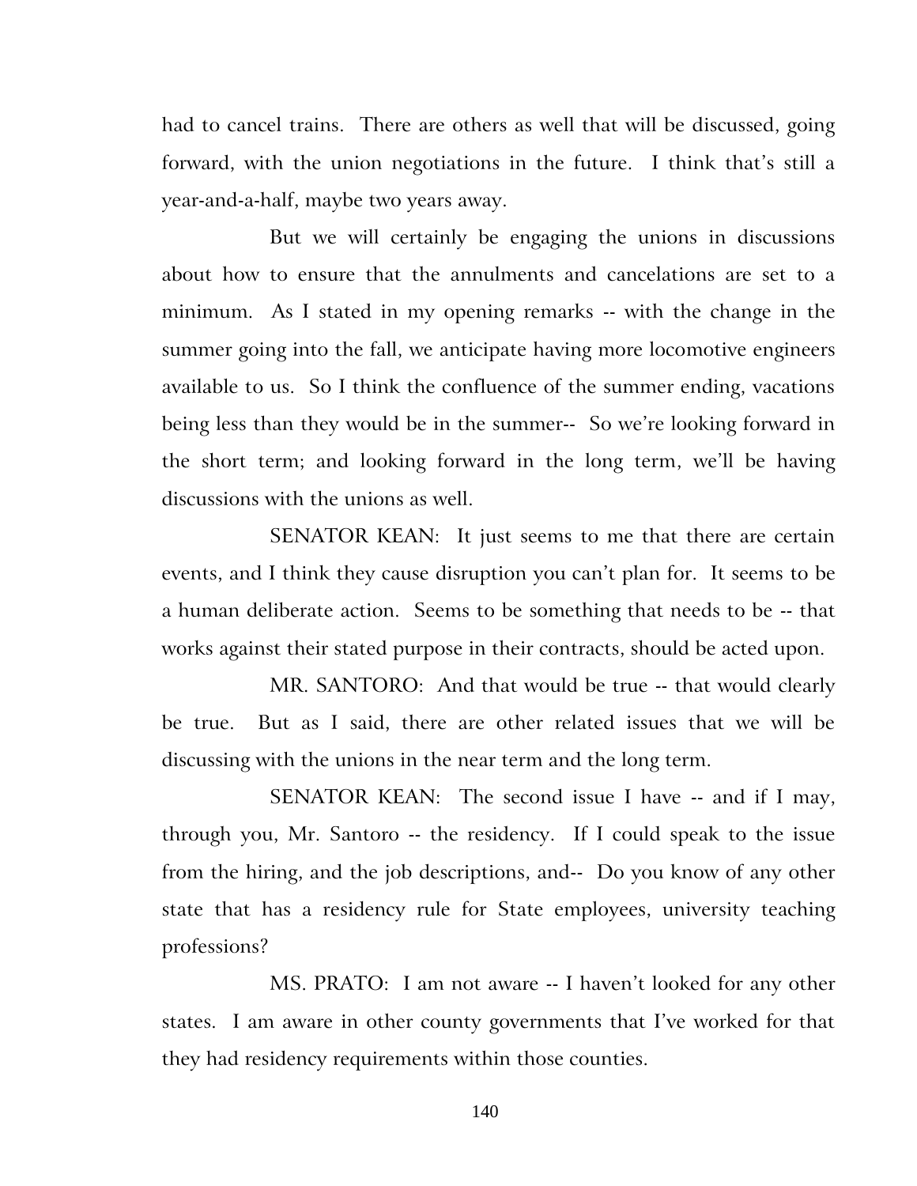had to cancel trains. There are others as well that will be discussed, going forward, with the union negotiations in the future. I think that's still a year-and-a-half, maybe two years away.

But we will certainly be engaging the unions in discussions about how to ensure that the annulments and cancelations are set to a minimum. As I stated in my opening remarks -- with the change in the summer going into the fall, we anticipate having more locomotive engineers available to us. So I think the confluence of the summer ending, vacations being less than they would be in the summer-- So we're looking forward in the short term; and looking forward in the long term, we'll be having discussions with the unions as well.

SENATOR KEAN: It just seems to me that there are certain events, and I think they cause disruption you can't plan for. It seems to be a human deliberate action. Seems to be something that needs to be -- that works against their stated purpose in their contracts, should be acted upon.

MR. SANTORO: And that would be true -- that would clearly be true. But as I said, there are other related issues that we will be discussing with the unions in the near term and the long term.

SENATOR KEAN: The second issue I have -- and if I may, through you, Mr. Santoro -- the residency. If I could speak to the issue from the hiring, and the job descriptions, and-- Do you know of any other state that has a residency rule for State employees, university teaching professions?

MS. PRATO: I am not aware -- I haven't looked for any other states. I am aware in other county governments that I've worked for that they had residency requirements within those counties.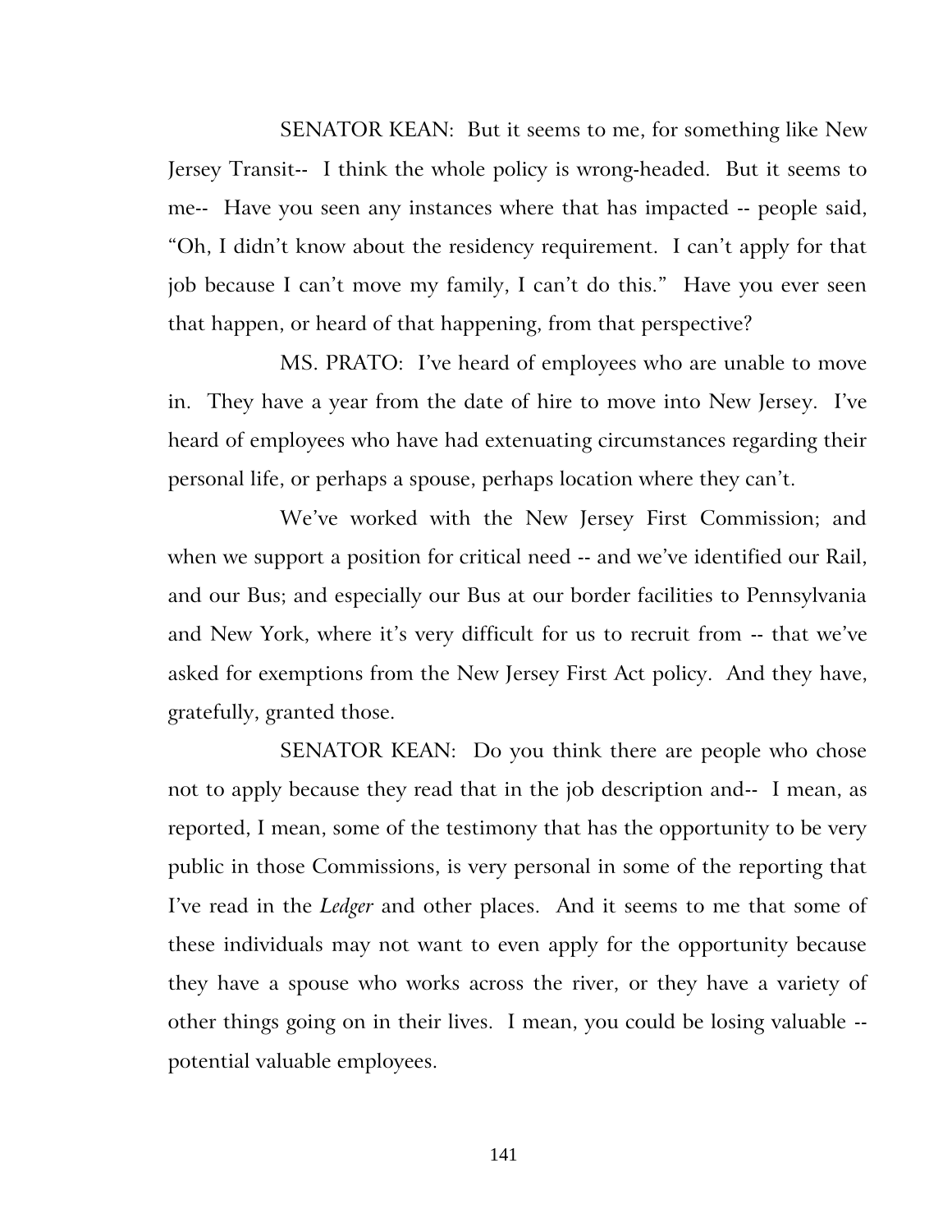SENATOR KEAN: But it seems to me, for something like New Jersey Transit-- I think the whole policy is wrong-headed. But it seems to me-- Have you seen any instances where that has impacted -- people said, "Oh, I didn't know about the residency requirement. I can't apply for that job because I can't move my family, I can't do this." Have you ever seen that happen, or heard of that happening, from that perspective?

MS. PRATO: I've heard of employees who are unable to move in. They have a year from the date of hire to move into New Jersey. I've heard of employees who have had extenuating circumstances regarding their personal life, or perhaps a spouse, perhaps location where they can't.

We've worked with the New Jersey First Commission; and when we support a position for critical need -- and we've identified our Rail, and our Bus; and especially our Bus at our border facilities to Pennsylvania and New York, where it's very difficult for us to recruit from -- that we've asked for exemptions from the New Jersey First Act policy. And they have, gratefully, granted those.

SENATOR KEAN: Do you think there are people who chose not to apply because they read that in the job description and-- I mean, as reported, I mean, some of the testimony that has the opportunity to be very public in those Commissions, is very personal in some of the reporting that I've read in the *Ledger* and other places. And it seems to me that some of these individuals may not want to even apply for the opportunity because they have a spouse who works across the river, or they have a variety of other things going on in their lives. I mean, you could be losing valuable -- potential valuable employees.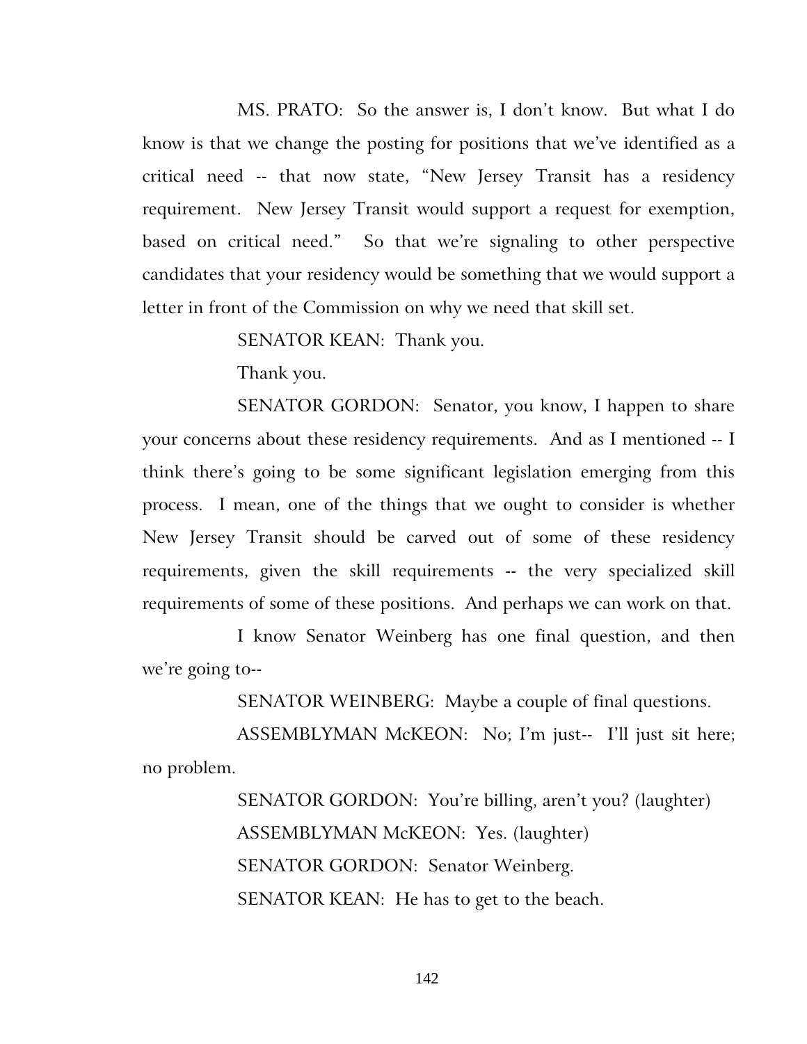MS. PRATO: So the answer is, I don't know. But what I do know is that we change the posting for positions that we've identified as a critical need -- that now state, "New Jersey Transit has a residency requirement. New Jersey Transit would support a request for exemption, based on critical need." So that we're signaling to other perspective candidates that your residency would be something that we would support a letter in front of the Commission on why we need that skill set.

SENATOR KEAN: Thank you.

Thank you.

SENATOR GORDON: Senator, you know, I happen to share your concerns about these residency requirements. And as I mentioned -- I think there's going to be some significant legislation emerging from this process. I mean, one of the things that we ought to consider is whether New Jersey Transit should be carved out of some of these residency requirements, given the skill requirements -- the very specialized skill requirements of some of these positions. And perhaps we can work on that.

I know Senator Weinberg has one final question, and then we're going to--

SENATOR WEINBERG: Maybe a couple of final questions.

ASSEMBLYMAN McKEON: No; I'm just-- I'll just sit here; no problem.

SENATOR GORDON: You're billing, aren't you? (laughter)

ASSEMBLYMAN McKEON: Yes. (laughter)

SENATOR GORDON: Senator Weinberg.

SENATOR KEAN: He has to get to the beach.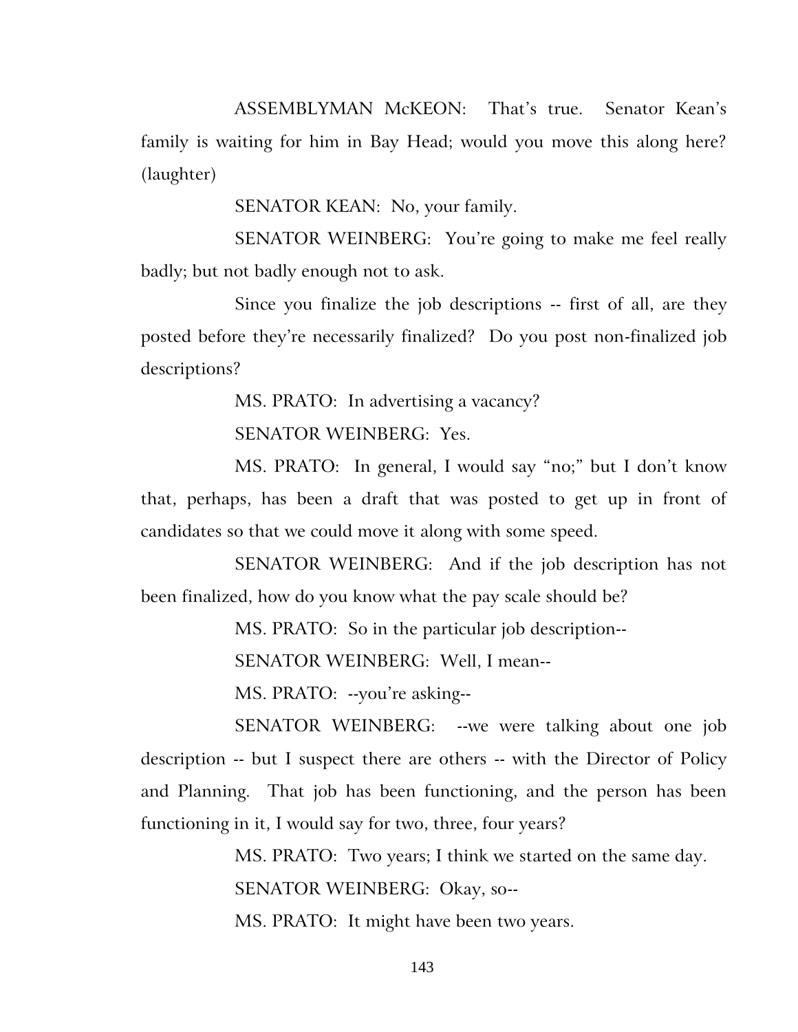ASSEMBLYMAN McKEON: That's true. Senator Kean's family is waiting for him in Bay Head; would you move this along here? (laughter)

SENATOR KEAN: No, your family.

SENATOR WEINBERG: You're going to make me feel really badly; but not badly enough not to ask.

Since you finalize the job descriptions -- first of all, are they posted before they're necessarily finalized? Do you post non-finalized job descriptions?

MS. PRATO: In advertising a vacancy?

SENATOR WEINBERG: Yes.

MS. PRATO: In general, I would say "no;" but I don't know that, perhaps, has been a draft that was posted to get up in front of candidates so that we could move it along with some speed.

SENATOR WEINBERG: And if the job description has not been finalized, how do you know what the pay scale should be?

MS. PRATO: So in the particular job description--

SENATOR WEINBERG: Well, I mean--

MS. PRATO: --you're asking--

SENATOR WEINBERG: --we were talking about one job description -- but I suspect there are others -- with the Director of Policy and Planning. That job has been functioning, and the person has been functioning in it, I would say for two, three, four years?

MS. PRATO: Two years; I think we started on the same day.

SENATOR WEINBERG: Okay, so--

MS. PRATO: It might have been two years.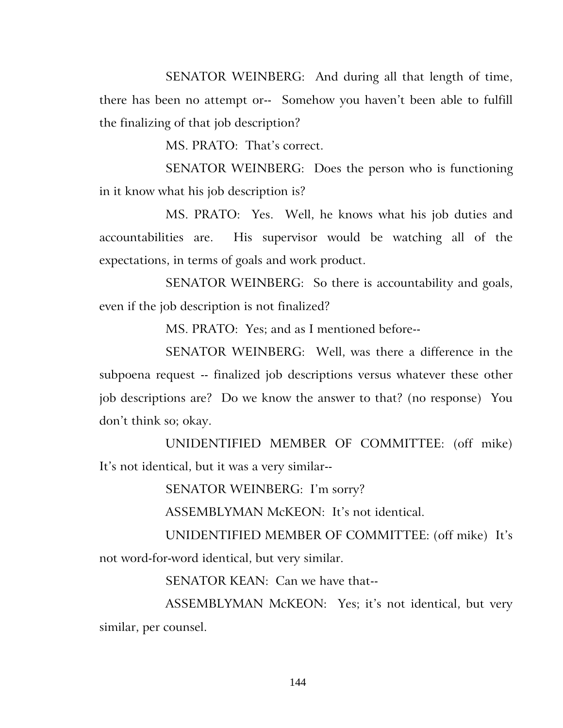SENATOR WEINBERG: And during all that length of time, there has been no attempt or-- Somehow you haven't been able to fulfill the finalizing of that job description?

MS. PRATO: That's correct.

SENATOR WEINBERG: Does the person who is functioning in it know what his job description is?

MS. PRATO: Yes. Well, he knows what his job duties and accountabilities are. His supervisor would be watching all of the expectations, in terms of goals and work product.

SENATOR WEINBERG: So there is accountability and goals, even if the job description is not finalized?

MS. PRATO: Yes; and as I mentioned before--

SENATOR WEINBERG: Well, was there a difference in the subpoena request -- finalized job descriptions versus whatever these other job descriptions are? Do we know the answer to that? (no response) You don't think so; okay.

UNIDENTIFIED MEMBER OF COMMITTEE: (off mike) It's not identical, but it was a very similar--

SENATOR WEINBERG: I'm sorry?

ASSEMBLYMAN McKEON: It's not identical.

UNIDENTIFIED MEMBER OF COMMITTEE: (off mike) It's not word-for-word identical, but very similar.

SENATOR KEAN: Can we have that--

ASSEMBLYMAN McKEON: Yes; it's not identical, but very similar, per counsel.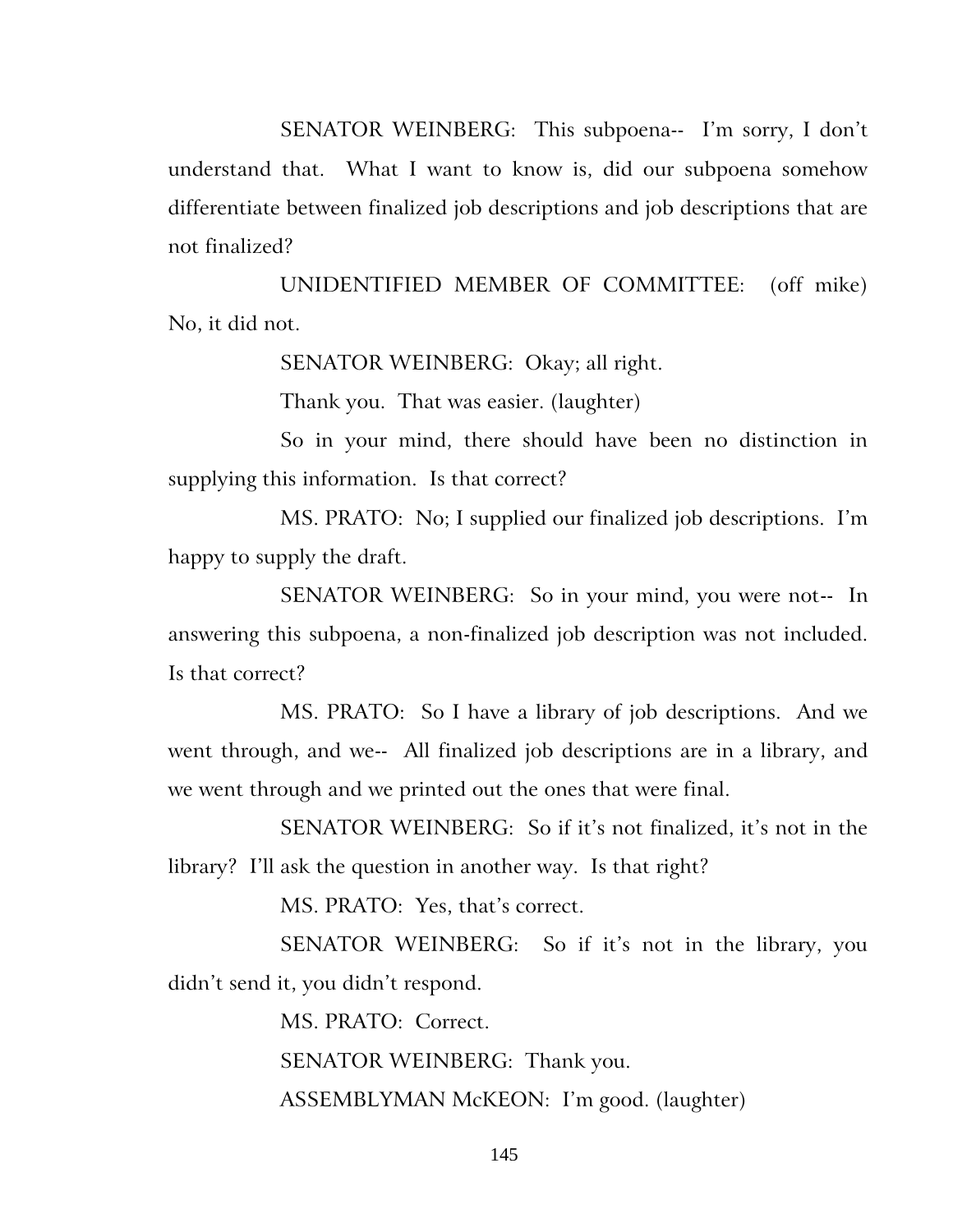SENATOR WEINBERG: This subpoena-- I'm sorry, I don't understand that. What I want to know is, did our subpoena somehow differentiate between finalized job descriptions and job descriptions that are not finalized?

UNIDENTIFIED MEMBER OF COMMITTEE: (off mike) No, it did not.

SENATOR WEINBERG: Okay; all right.

Thank you. That was easier. (laughter)

So in your mind, there should have been no distinction in supplying this information. Is that correct?

MS. PRATO: No; I supplied our finalized job descriptions. I'm happy to supply the draft.

SENATOR WEINBERG: So in your mind, you were not-- In answering this subpoena, a non-finalized job description was not included. Is that correct?

MS. PRATO: So I have a library of job descriptions. And we went through, and we-- All finalized job descriptions are in a library, and we went through and we printed out the ones that were final.

SENATOR WEINBERG: So if it's not finalized, it's not in the library? I'll ask the question in another way. Is that right?

MS. PRATO: Yes, that's correct.

SENATOR WEINBERG: So if it's not in the library, you didn't send it, you didn't respond.

MS. PRATO: Correct.

SENATOR WEINBERG: Thank you.

ASSEMBLYMAN McKEON: I'm good. (laughter)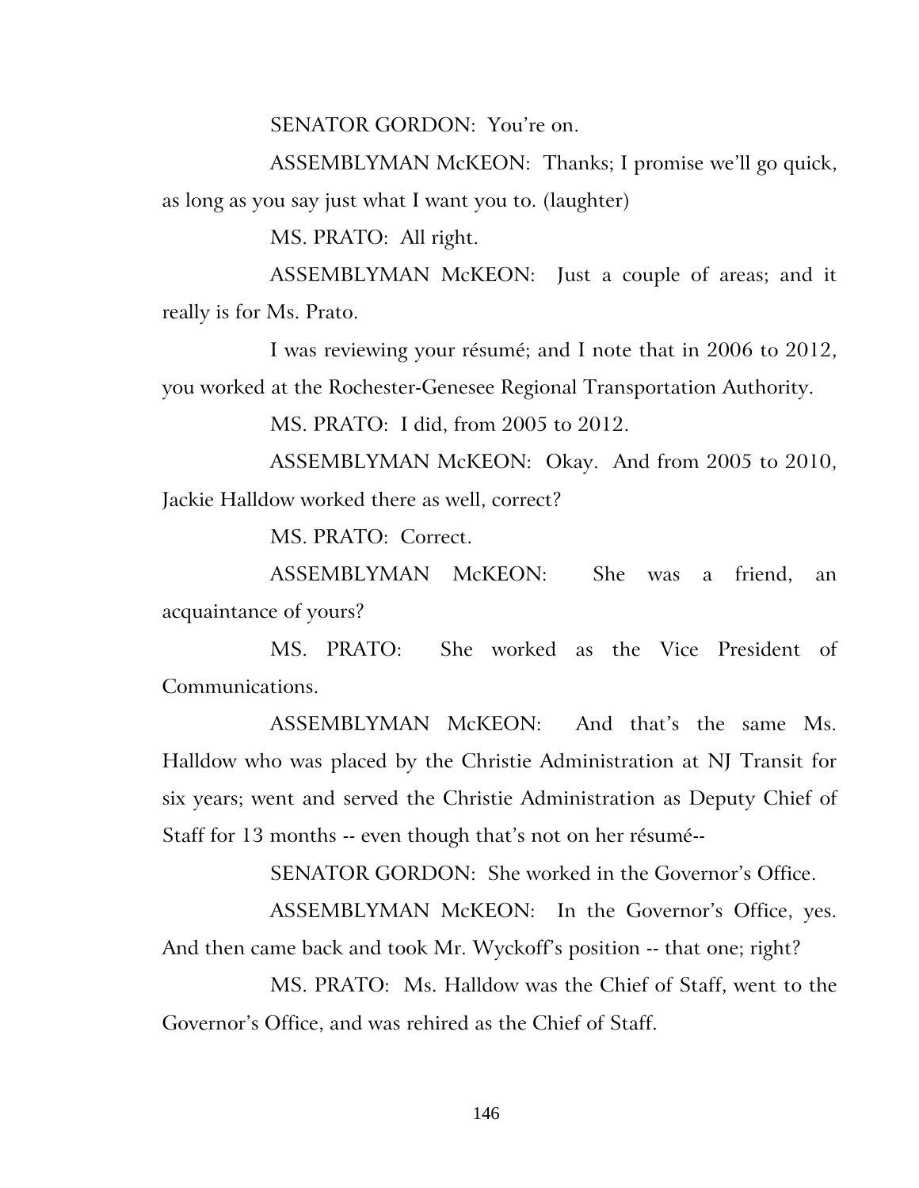SENATOR GORDON: You're on.

ASSEMBLYMAN McKEON: Thanks; I promise we'll go quick, as long as you say just what I want you to. (laughter)

MS. PRATO: All right.

ASSEMBLYMAN McKEON: Just a couple of areas; and it really is for Ms. Prato.

I was reviewing your résumé; and I note that in 2006 to 2012, you worked at the Rochester-Genesee Regional Transportation Authority.

MS. PRATO: I did, from 2005 to 2012.

ASSEMBLYMAN McKEON: Okay. And from 2005 to 2010, Jackie Halldow worked there as well, correct?

MS. PRATO: Correct.

ASSEMBLYMAN McKEON: She was a friend, an acquaintance of yours?

MS. PRATO: She worked as the Vice President of Communications.

ASSEMBLYMAN McKEON: And that's the same Ms. Halldow who was placed by the Christie Administration at NJ Transit for six years; went and served the Christie Administration as Deputy Chief of Staff for 13 months -- even though that's not on her résumé--

SENATOR GORDON: She worked in the Governor's Office.

ASSEMBLYMAN McKEON: In the Governor's Office, yes. And then came back and took Mr. Wyckoff's position -- that one; right?

MS. PRATO: Ms. Halldow was the Chief of Staff, went to the Governor's Office, and was rehired as the Chief of Staff.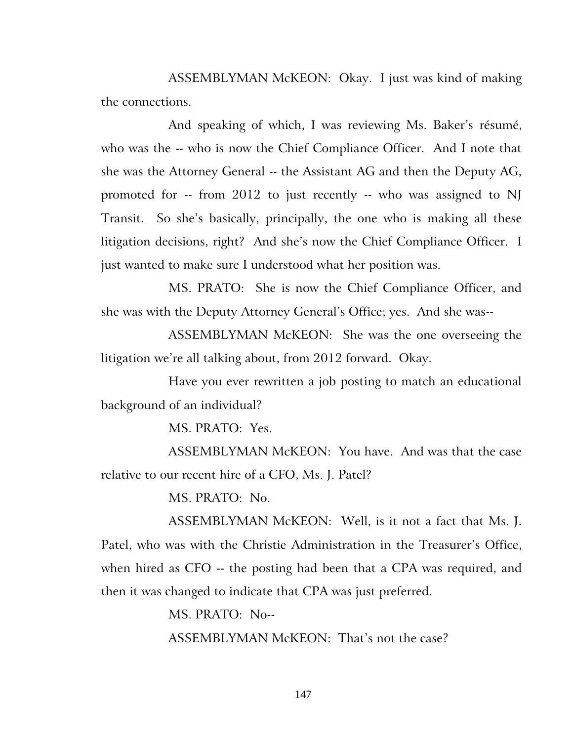ASSEMBLYMAN McKEON: Okay. I just was kind of making the connections.

And speaking of which, I was reviewing Ms. Baker's résumé, who was the -- who is now the Chief Compliance Officer. And I note that she was the Attorney General -- the Assistant AG and then the Deputy AG, promoted for -- from 2012 to just recently -- who was assigned to NJ Transit. So she's basically, principally, the one who is making all these litigation decisions, right? And she's now the Chief Compliance Officer. I just wanted to make sure I understood what her position was.

MS. PRATO: She is now the Chief Compliance Officer, and she was with the Deputy Attorney General's Office; yes. And she was--

ASSEMBLYMAN McKEON: She was the one overseeing the litigation we're all talking about, from 2012 forward. Okay.

Have you ever rewritten a job posting to match an educational background of an individual?

MS. PRATO: Yes.

ASSEMBLYMAN McKEON: You have. And was that the case relative to our recent hire of a CFO, Ms. J. Patel?

MS. PRATO: No.

ASSEMBLYMAN McKEON: Well, is it not a fact that Ms. J. Patel, who was with the Christie Administration in the Treasurer's Office, when hired as CFO -- the posting had been that a CPA was required, and then it was changed to indicate that CPA was just preferred.

MS. PRATO: No--

ASSEMBLYMAN McKEON: That's not the case?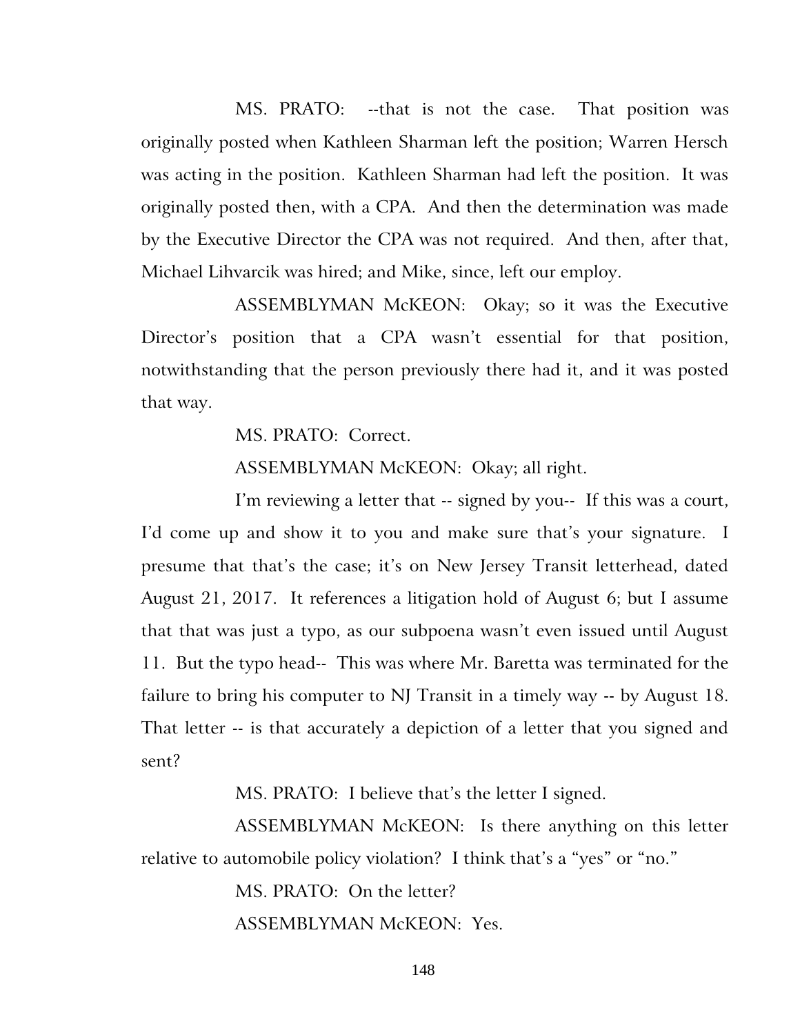MS. PRATO: --that is not the case. That position was originally posted when Kathleen Sharman left the position; Warren Hersch was acting in the position. Kathleen Sharman had left the position. It was originally posted then, with a CPA. And then the determination was made by the Executive Director the CPA was not required. And then, after that, Michael Lihvarcik was hired; and Mike, since, left our employ.

ASSEMBLYMAN McKEON: Okay; so it was the Executive Director's position that a CPA wasn't essential for that position, notwithstanding that the person previously there had it, and it was posted that way.

MS. PRATO: Correct.

ASSEMBLYMAN McKEON: Okay; all right.

I'm reviewing a letter that -- signed by you-- If this was a court, I'd come up and show it to you and make sure that's your signature. I presume that that's the case; it's on New Jersey Transit letterhead, dated August 21, 2017. It references a litigation hold of August 6; but I assume that that was just a typo, as our subpoena wasn't even issued until August 11. But the typo head-- This was where Mr. Baretta was terminated for the failure to bring his computer to NJ Transit in a timely way -- by August 18. That letter -- is that accurately a depiction of a letter that you signed and sent?

MS. PRATO: I believe that's the letter I signed.

ASSEMBLYMAN McKEON: Is there anything on this letter relative to automobile policy violation? I think that's a "yes" or "no."

MS. PRATO: On the letter?

ASSEMBLYMAN McKEON: Yes.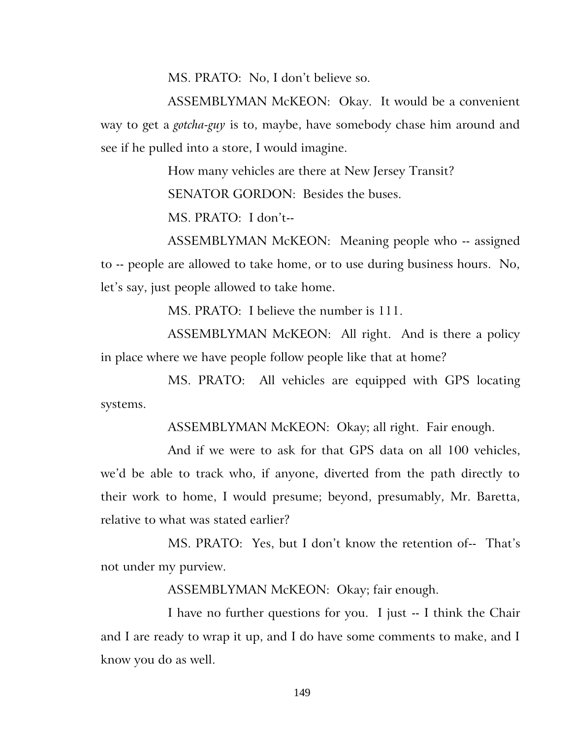MS. PRATO: No, I don't believe so.

ASSEMBLYMAN McKEON: Okay. It would be a convenient way to get a *gotcha-guy* is to, maybe, have somebody chase him around and see if he pulled into a store, I would imagine.

How many vehicles are there at New Jersey Transit?

SENATOR GORDON: Besides the buses.

MS. PRATO: I don't--

ASSEMBLYMAN McKEON: Meaning people who -- assigned to -- people are allowed to take home, or to use during business hours. No, let's say, just people allowed to take home.

MS. PRATO: I believe the number is 111.

ASSEMBLYMAN McKEON: All right. And is there a policy in place where we have people follow people like that at home?

MS. PRATO: All vehicles are equipped with GPS locating systems.

ASSEMBLYMAN McKEON: Okay; all right. Fair enough.

And if we were to ask for that GPS data on all 100 vehicles, we'd be able to track who, if anyone, diverted from the path directly to their work to home, I would presume; beyond, presumably, Mr. Baretta, relative to what was stated earlier?

MS. PRATO: Yes, but I don't know the retention of-- That's not under my purview.

ASSEMBLYMAN McKEON: Okay; fair enough.

I have no further questions for you. I just -- I think the Chair and I are ready to wrap it up, and I do have some comments to make, and I know you do as well.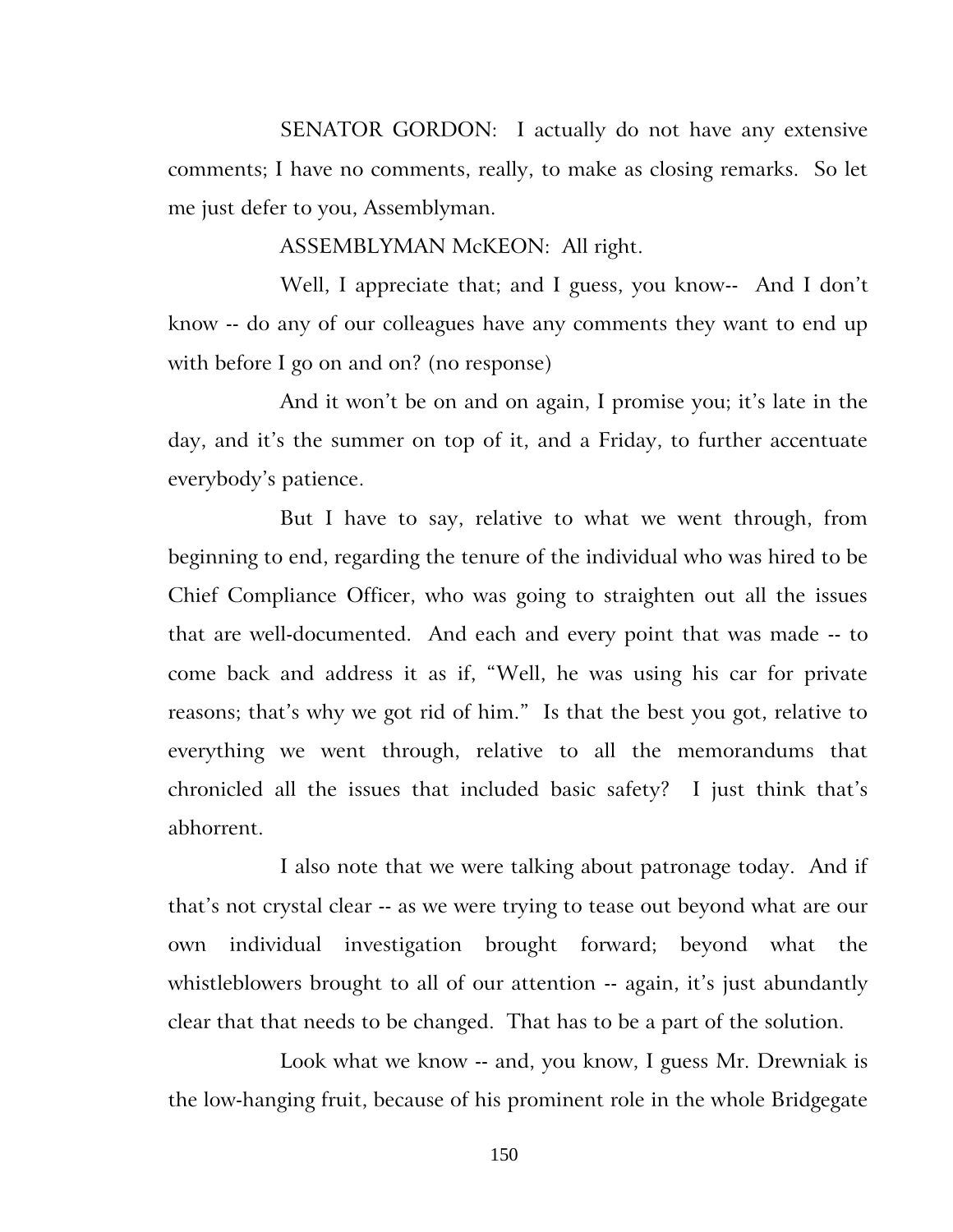SENATOR GORDON: I actually do not have any extensive comments; I have no comments, really, to make as closing remarks. So let me just defer to you, Assemblyman.

ASSEMBLYMAN McKEON: All right.

Well, I appreciate that; and I guess, you know-- And I don't know -- do any of our colleagues have any comments they want to end up with before I go on and on? (no response)

And it won't be on and on again, I promise you; it's late in the day, and it's the summer on top of it, and a Friday, to further accentuate everybody's patience.

But I have to say, relative to what we went through, from beginning to end, regarding the tenure of the individual who was hired to be Chief Compliance Officer, who was going to straighten out all the issues that are well-documented. And each and every point that was made -- to come back and address it as if, "Well, he was using his car for private reasons; that's why we got rid of him." Is that the best you got, relative to everything we went through, relative to all the memorandums that chronicled all the issues that included basic safety? I just think that's abhorrent.

I also note that we were talking about patronage today. And if that's not crystal clear -- as we were trying to tease out beyond what are our own individual investigation brought forward; beyond what the whistleblowers brought to all of our attention -- again, it's just abundantly clear that that needs to be changed. That has to be a part of the solution.

Look what we know -- and, you know, I guess Mr. Drewniak is the low-hanging fruit, because of his prominent role in the whole Bridgegate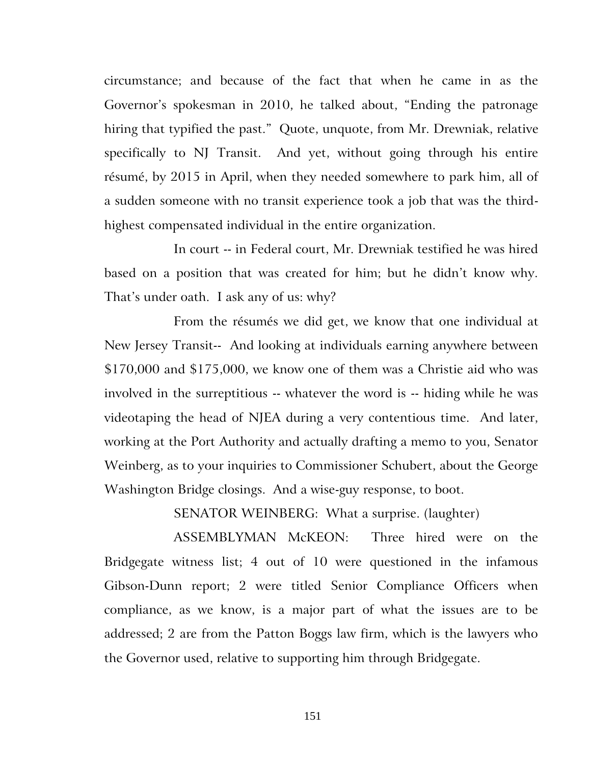circumstance; and because of the fact that when he came in as the Governor's spokesman in 2010, he talked about, "Ending the patronage hiring that typified the past." Quote, unquote, from Mr. Drewniak, relative specifically to NJ Transit. And yet, without going through his entire résumé, by 2015 in April, when they needed somewhere to park him, all of a sudden someone with no transit experience took a job that was the third-highest compensated individual in the entire organization.

In court -- in Federal court, Mr. Drewniak testified he was hired based on a position that was created for him; but he didn't know why. That's under oath. I ask any of us: why?

From the résumés we did get, we know that one individual at New Jersey Transit-- And looking at individuals earning anywhere between $170,000 and $175,000, we know one of them was a Christie aid who was involved in the surreptitious -- whatever the word is -- hiding while he was videotaping the head of NJEA during a very contentious time. And later, working at the Port Authority and actually drafting a memo to you, Senator Weinberg, as to your inquiries to Commissioner Schubert, about the George Washington Bridge closings. And a wise-guy response, to boot.

SENATOR WEINBERG: What a surprise. (laughter)

ASSEMBLYMAN McKEON: Three hired were on the Bridgegate witness list; 4 out of 10 were questioned in the infamous Gibson-Dunn report; 2 were titled Senior Compliance Officers when compliance, as we know, is a major part of what the issues are to be addressed; 2 are from the Patton Boggs law firm, which is the lawyers who the Governor used, relative to supporting him through Bridgegate.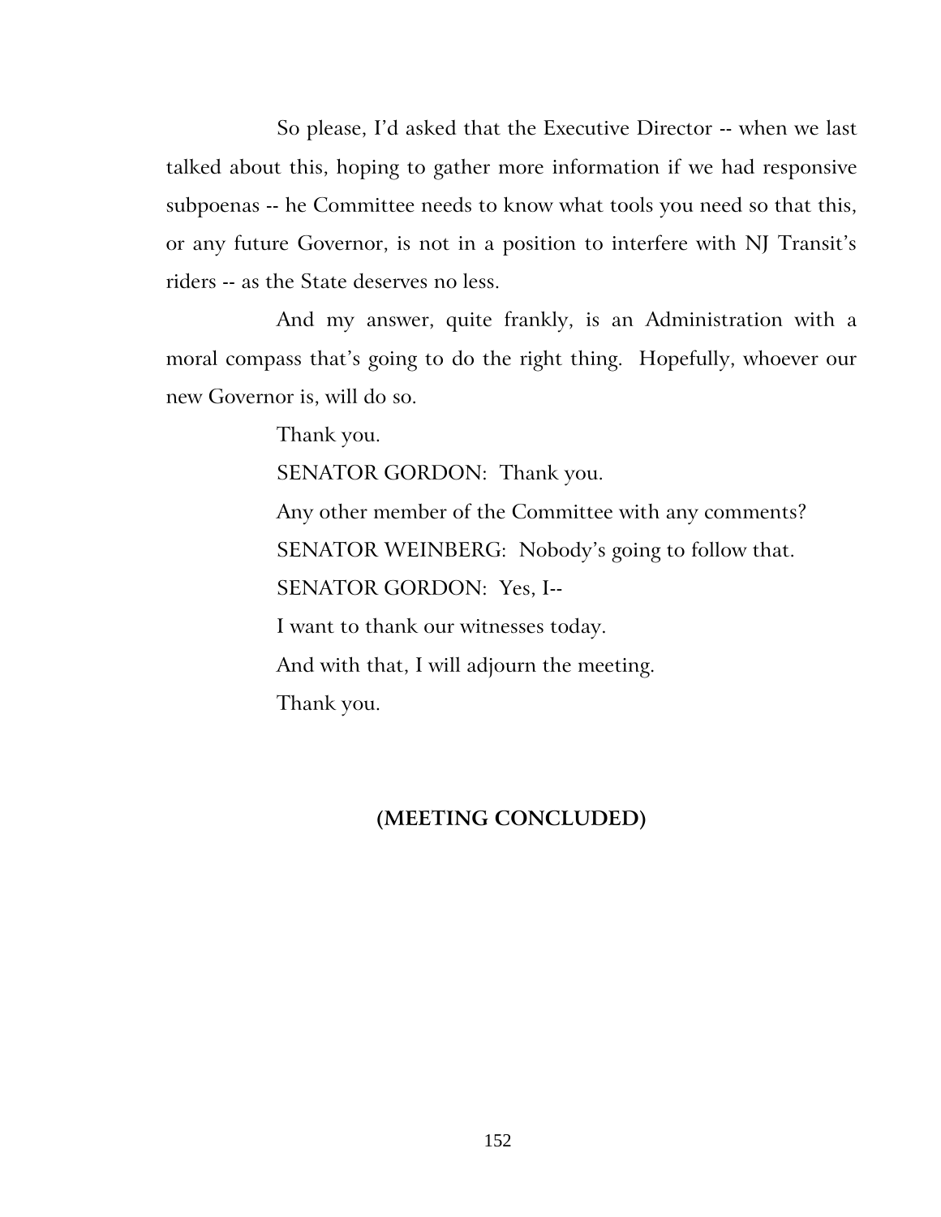So please, I'd asked that the Executive Director -- when we last talked about this, hoping to gather more information if we had responsive subpoenas -- he Committee needs to know what tools you need so that this, or any future Governor, is not in a position to interfere with NJ Transit's riders -- as the State deserves no less.

And my answer, quite frankly, is an Administration with a moral compass that's going to do the right thing. Hopefully, whoever our new Governor is, will do so.

Thank you.

SENATOR GORDON: Thank you.

Any other member of the Committee with any comments?

SENATOR WEINBERG: Nobody's going to follow that.

SENATOR GORDON: Yes, I--

I want to thank our witnesses today.

And with that, I will adjourn the meeting.

Thank you.

**(MEETING CONCLUDED)**